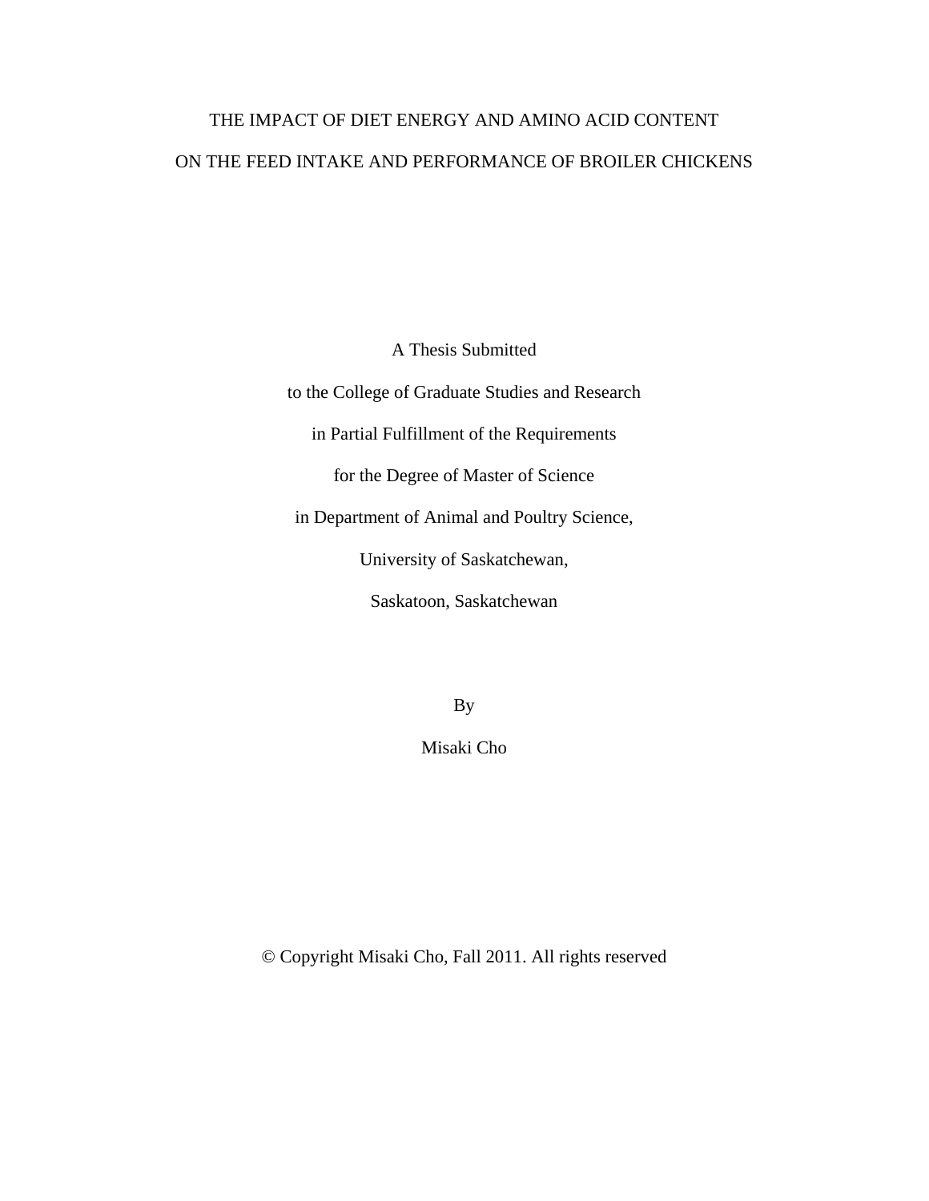# THE IMPACT OF DIET ENERGY AND AMINO ACID CONTENT ON THE FEED INTAKE AND PERFORMANCE OF BROILER CHICKENS

A Thesis Submitted

to the College of Graduate Studies and Research

in Partial Fulfillment of the Requirements

for the Degree of Master of Science

in Department of Animal and Poultry Science,

University of Saskatchewan,

Saskatoon, Saskatchewan

By

Misaki Cho

© Copyright Misaki Cho, Fall 2011. All rights reserved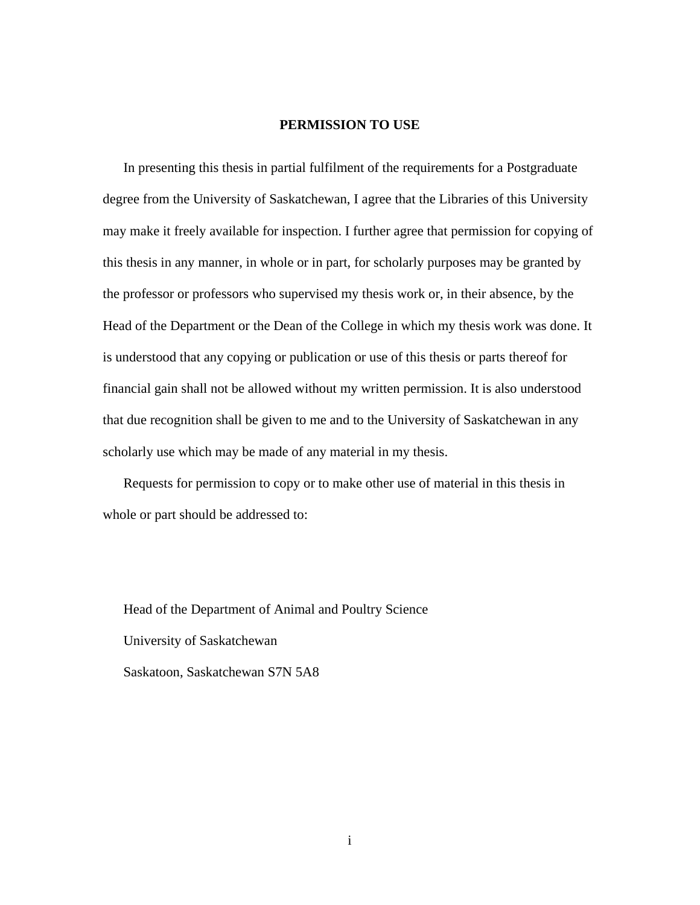## PERMISSION TO USE

In presenting this thesis in partial fulfilment of the requirements for a Postgraduate degree from the University of Saskatchewan, I agree that the Libraries of this University may make it freely available for inspection. I further agree that permission for copying of this thesis in any manner, in whole or in part, for scholarly purposes may be granted by the professor or professors who supervised my thesis work or, in their absence, by the Head of the Department or the Dean of the College in which my thesis work was done. It is understood that any copying or publication or use of this thesis or parts thereof for financial gain shall not be allowed without my written permission. It is also understood that due recognition shall be given to me and to the University of Saskatchewan in any scholarly use which may be made of any material in my thesis.

Requests for permission to copy or to make other use of material in this thesis in whole or part should be addressed to:

Head of the Department of Animal and Poultry Science

University of Saskatchewan

Saskatoon, Saskatchewan S7N 5A8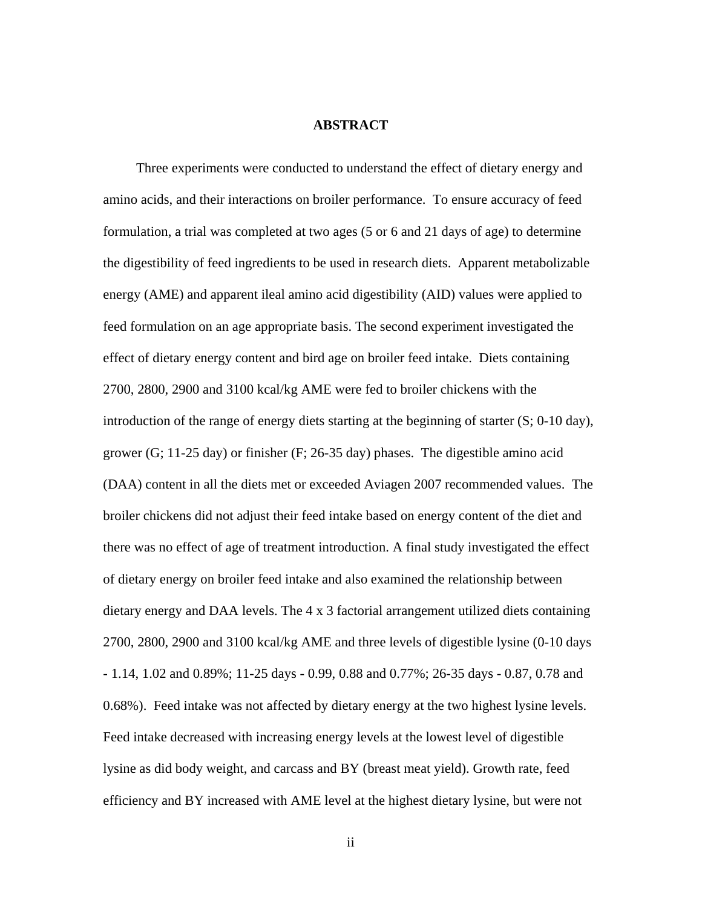# ABSTRACT

Three experiments were conducted to understand the effect of dietary energy and amino acids, and their interactions on broiler performance. To ensure accuracy of feed formulation, a trial was completed at two ages (5 or 6 and 21 days of age) to determine the digestibility of feed ingredients to be used in research diets. Apparent metabolizable energy (AME) and apparent ileal amino acid digestibility (AID) values were applied to feed formulation on an age appropriate basis. The second experiment investigated the effect of dietary energy content and bird age on broiler feed intake. Diets containing 2700, 2800, 2900 and 3100 kcal/kg AME were fed to broiler chickens with the introduction of the range of energy diets starting at the beginning of starter (S; 0-10 day), grower (G; 11-25 day) or finisher (F; 26-35 day) phases. The digestible amino acid (DAA) content in all the diets met or exceeded Aviagen 2007 recommended values. The broiler chickens did not adjust their feed intake based on energy content of the diet and there was no effect of age of treatment introduction. A final study investigated the effect of dietary energy on broiler feed intake and also examined the relationship between dietary energy and DAA levels. The 4 x 3 factorial arrangement utilized diets containing 2700, 2800, 2900 and 3100 kcal/kg AME and three levels of digestible lysine (0-10 days - 1.14, 1.02 and 0.89%; 11-25 days - 0.99, 0.88 and 0.77%; 26-35 days - 0.87, 0.78 and 0.68%). Feed intake was not affected by dietary energy at the two highest lysine levels. Feed intake decreased with increasing energy levels at the lowest level of digestible lysine as did body weight, and carcass and BY (breast meat yield). Growth rate, feed efficiency and BY increased with AME level at the highest dietary lysine, but were not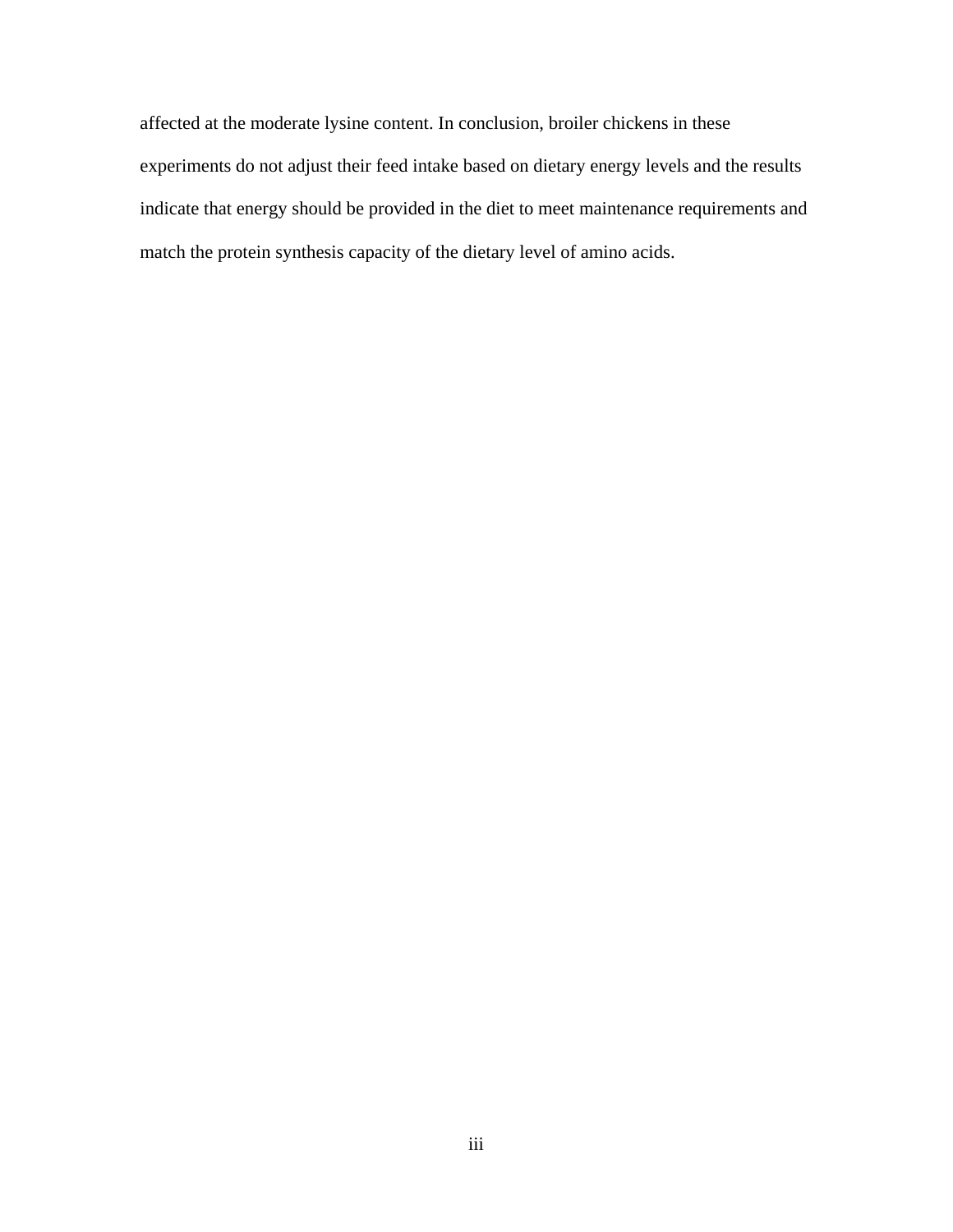affected at the moderate lysine content. In conclusion, broiler chickens in these experiments do not adjust their feed intake based on dietary energy levels and the results indicate that energy should be provided in the diet to meet maintenance requirements and match the protein synthesis capacity of the dietary level of amino acids.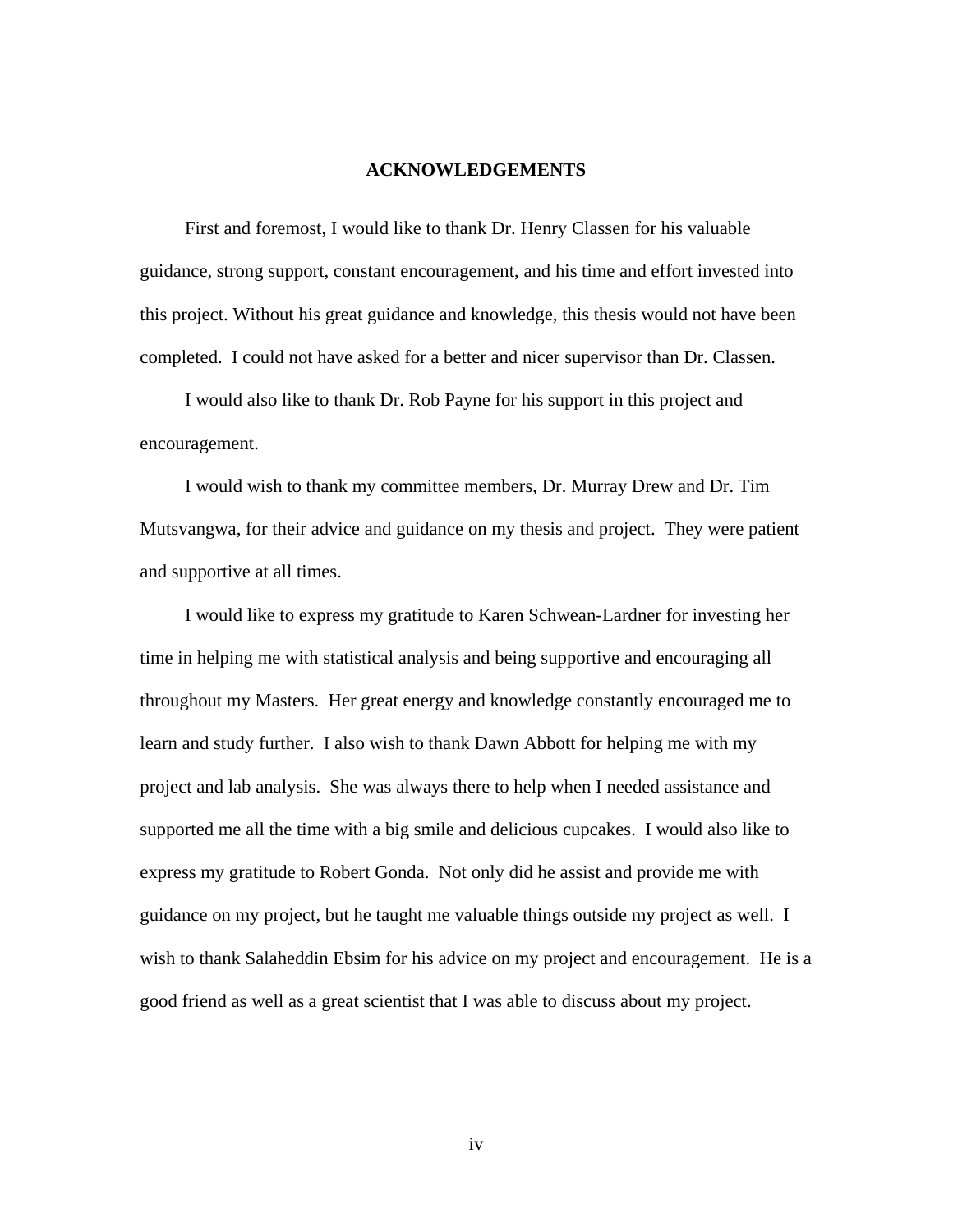# ACKNOWLEDGEMENTS

First and foremost, I would like to thank Dr. Henry Classen for his valuable guidance, strong support, constant encouragement, and his time and effort invested into this project. Without his great guidance and knowledge, this thesis would not have been completed. I could not have asked for a better and nicer supervisor than Dr. Classen.

I would also like to thank Dr. Rob Payne for his support in this project and encouragement.

I would wish to thank my committee members, Dr. Murray Drew and Dr. Tim Mutsvangwa, for their advice and guidance on my thesis and project. They were patient and supportive at all times.

I would like to express my gratitude to Karen Schwean-Lardner for investing her time in helping me with statistical analysis and being supportive and encouraging all throughout my Masters. Her great energy and knowledge constantly encouraged me to learn and study further. I also wish to thank Dawn Abbott for helping me with my project and lab analysis. She was always there to help when I needed assistance and supported me all the time with a big smile and delicious cupcakes. I would also like to express my gratitude to Robert Gonda. Not only did he assist and provide me with guidance on my project, but he taught me valuable things outside my project as well. I wish to thank Salaheddin Ebsim for his advice on my project and encouragement. He is a good friend as well as a great scientist that I was able to discuss about my project.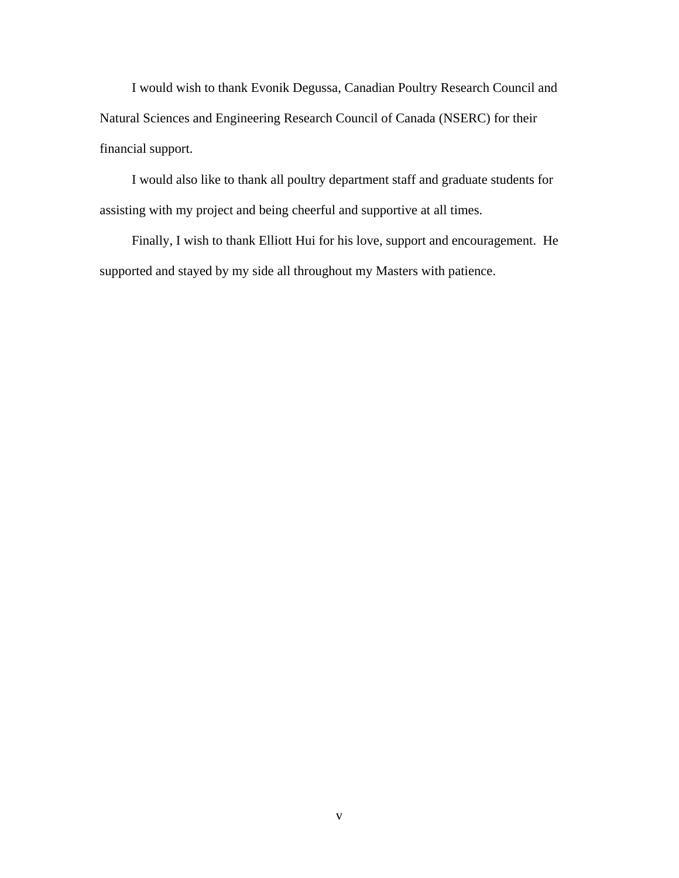I would wish to thank Evonik Degussa, Canadian Poultry Research Council and Natural Sciences and Engineering Research Council of Canada (NSERC) for their financial support.

I would also like to thank all poultry department staff and graduate students for assisting with my project and being cheerful and supportive at all times.

Finally, I wish to thank Elliott Hui for his love, support and encouragement. He supported and stayed by my side all throughout my Masters with patience.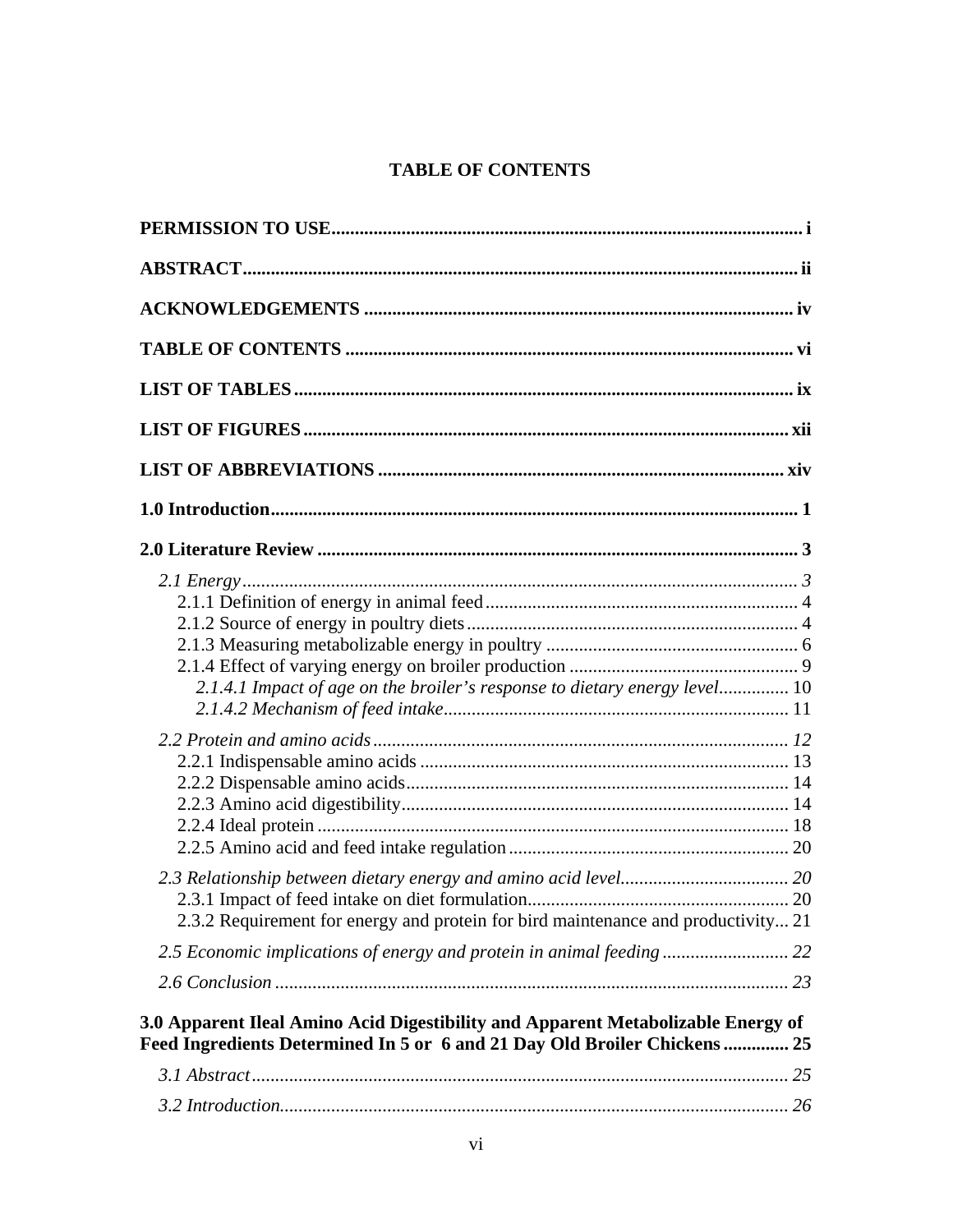# TABLE OF CONTENTS

**PERMISSION TO USE** ..................................................................................................... i

**ABSTRACT** ..................................................................................................................... ii

**ACKNOWLEDGEMENTS** ............................................................................................ iv

**TABLE OF CONTENTS** ................................................................................................ vi

**LIST OF TABLES** .......................................................................................................... ix

**LIST OF FIGURES** ........................................................................................................ xii

**LIST OF ABBREVIATIONS** ....................................................................................... xiv

**1.0 Introduction** ................................................................................................................ 1

**2.0 Literature Review** ...................................................................................................... 3

*2.1 Energy* ........................................................................................................................ *3*
2.1.1 Definition of energy in animal feed ................................................................... 4
2.1.2 Source of energy in poultry diets ....................................................................... 4
2.1.3 Measuring metabolizable energy in poultry ...................................................... 6
2.1.4 Effect of varying energy on broiler production ................................................. 9
*2.1.4.1 Impact of age on the broiler's response to dietary energy level* ............... 10
*2.1.4.2 Mechanism of feed intake* .......................................................................... 11

*2.2 Protein and amino acids* ......................................................................................... *12*
2.2.1 Indispensable amino acids ............................................................................... 13
2.2.2 Dispensable amino acids .................................................................................. 14
2.2.3 Amino acid digestibility ................................................................................... 14
2.2.4 Ideal protein ..................................................................................................... 18
2.2.5 Amino acid and feed intake regulation ............................................................ 20

*2.3 Relationship between dietary energy and amino acid level* .................................... *20*
2.3.1 Impact of feed intake on diet formulation ........................................................ 20
2.3.2 Requirement for energy and protein for bird maintenance and productivity ... 21

*2.5 Economic implications of energy and protein in animal feeding* ........................... *22*

*2.6 Conclusion* ............................................................................................................... *23*

**3.0 Apparent Ileal Amino Acid Digestibility and Apparent Metabolizable Energy of Feed Ingredients Determined In 5 or 6 and 21 Day Old Broiler Chickens** .............. **25**

*3.1 Abstract* .................................................................................................................... *25*

*3.2 Introduction* ............................................................................................................. *26*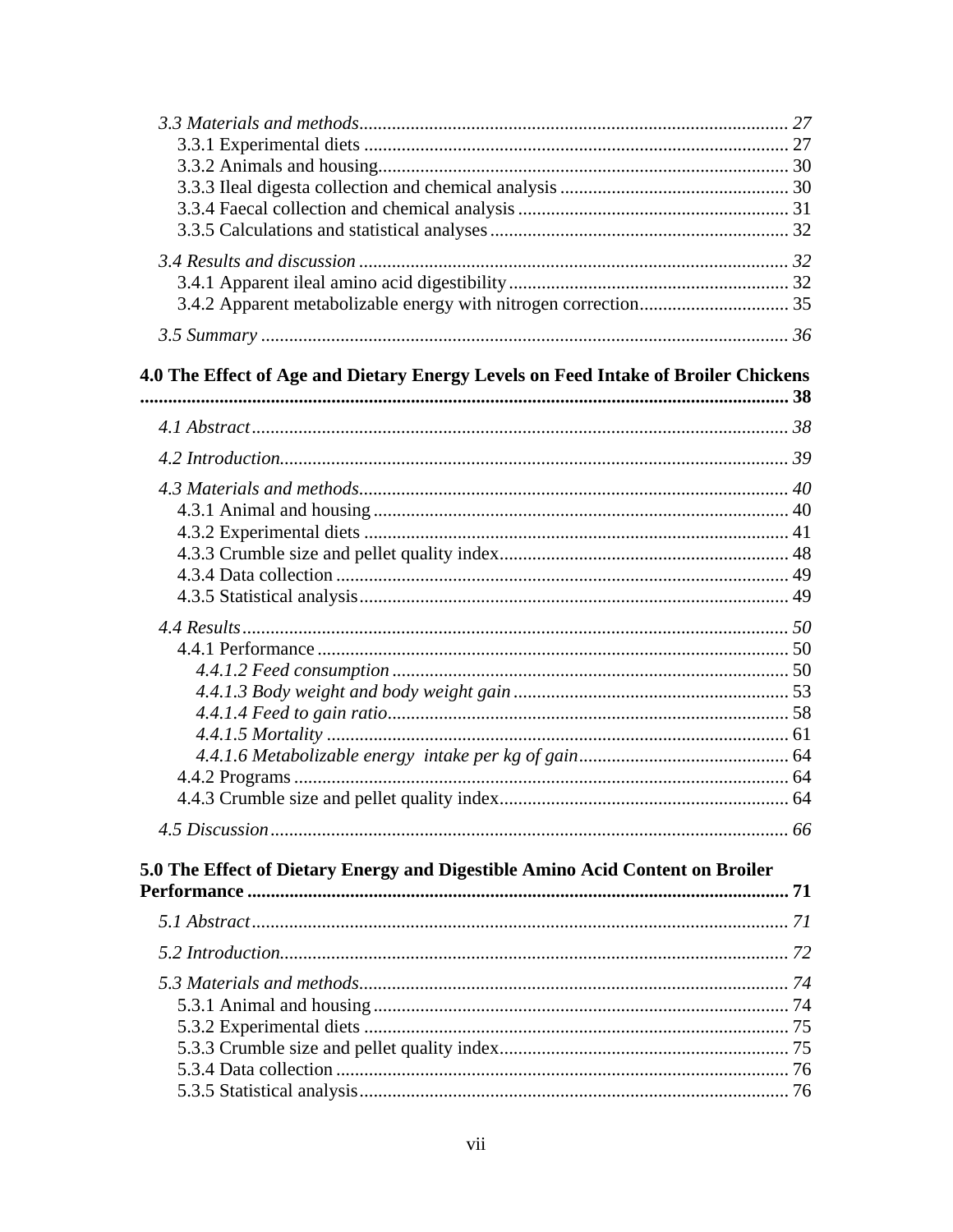*3.3 Materials and methods* ........................................................................................... *27*
3.3.1 Experimental diets .......................................................................................... 27
3.3.2 Animals and housing....................................................................................... 30
3.3.3 Ileal digesta collection and chemical analysis ................................................ 30
3.3.4 Faecal collection and chemical analysis ......................................................... 31
3.3.5 Calculations and statistical analyses ............................................................... 32

*3.4 Results and discussion* ........................................................................................... *32*
3.4.1 Apparent ileal amino acid digestibility ........................................................... 32
3.4.2 Apparent metabolizable energy with nitrogen correction................................ 35

*3.5 Summary* ................................................................................................................ *36*

**4.0 The Effect of Age and Dietary Energy Levels on Feed Intake of Broiler Chickens ........................................................................................................................... 38**

*4.1 Abstract* .................................................................................................................. *38*

*4.2 Introduction*............................................................................................................ *39*

*4.3 Materials and methods*........................................................................................... *40*
4.3.1 Animal and housing ........................................................................................ 40
4.3.2 Experimental diets .......................................................................................... 41
4.3.3 Crumble size and pellet quality index............................................................. 48
4.3.4 Data collection ................................................................................................ 49
4.3.5 Statistical analysis........................................................................................... 49

*4.4 Results*.................................................................................................................... *50*
4.4.1 Performance .................................................................................................... 50
*4.4.1.2 Feed consumption* ...................................................................................... 50
*4.4.1.3 Body weight and body weight gain* ........................................................... 53
*4.4.1.4 Feed to gain ratio*....................................................................................... 58
*4.4.1.5 Mortality* ................................................................................................... 61
*4.4.1.6 Metabolizable energy intake per kg of gain*............................................... 64
4.4.2 Programs ......................................................................................................... 64
4.4.3 Crumble size and pellet quality index............................................................. 64

*4.5 Discussion*.............................................................................................................. *66*

**5.0 The Effect of Dietary Energy and Digestible Amino Acid Content on Broiler Performance ................................................................................................................... 71**

*5.1 Abstract* .................................................................................................................. *71*

*5.2 Introduction*............................................................................................................ *72*

*5.3 Materials and methods*........................................................................................... *74*
5.3.1 Animal and housing ........................................................................................ 74
5.3.2 Experimental diets .......................................................................................... 75
5.3.3 Crumble size and pellet quality index............................................................. 75
5.3.4 Data collection ................................................................................................ 76
5.3.5 Statistical analysis........................................................................................... 76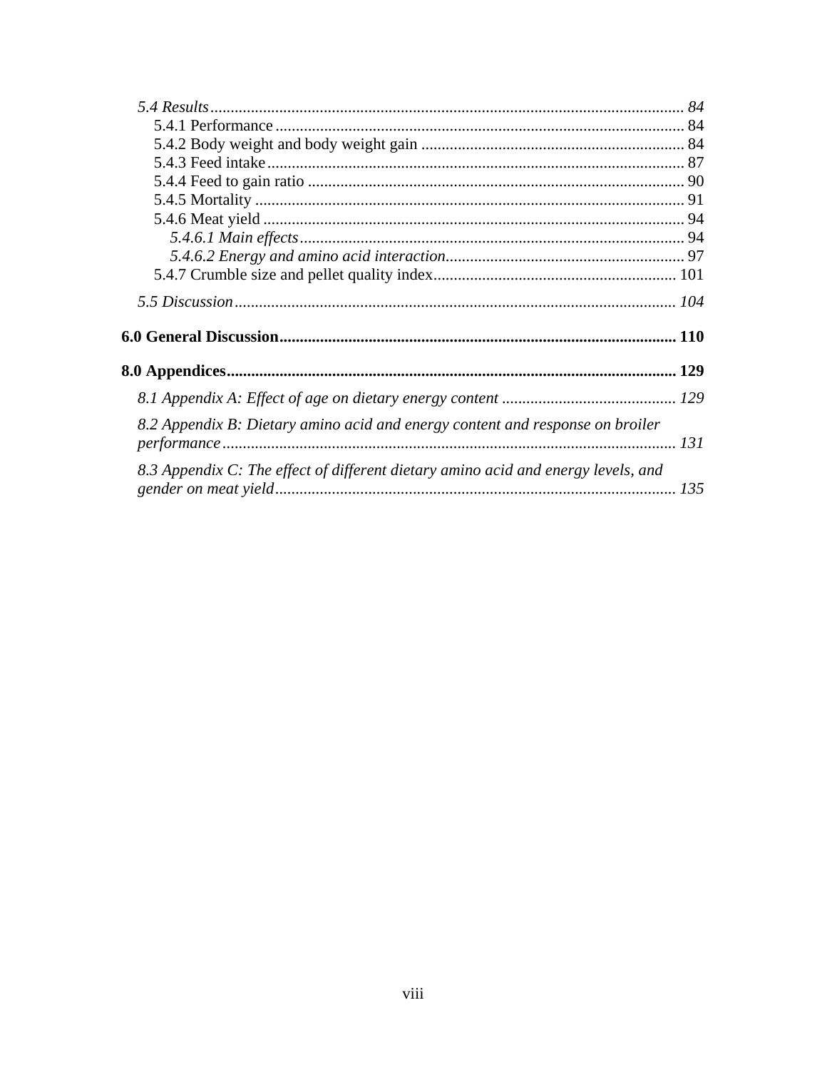*5.4 Results* .................................................................................................................... *84*

5.4.1 Performance ...................................................................................................... 84

5.4.2 Body weight and body weight gain ................................................................. 84

5.4.3 Feed intake ........................................................................................................ 87

5.4.4 Feed to gain ratio .............................................................................................. 90

5.4.5 Mortality ............................................................................................................ 91

5.4.6 Meat yield .......................................................................................................... 94

*5.4.6.1 Main effects* ................................................................................................ 94

*5.4.6.2 Energy and amino acid interaction* ........................................................... 97

5.4.7 Crumble size and pellet quality index ............................................................ 101

*5.5 Discussion* ............................................................................................................. *104*

**6.0 General Discussion** ................................................................................................. **110**

**8.0 Appendices** ............................................................................................................... **129**

*8.1 Appendix A: Effect of age on dietary energy content* ........................................... *129*

*8.2 Appendix B: Dietary amino acid and energy content and response on broiler performance* ................................................................................................................ *131*

*8.3 Appendix C: The effect of different dietary amino acid and energy levels, and gender on meat yield* .................................................................................................. *135*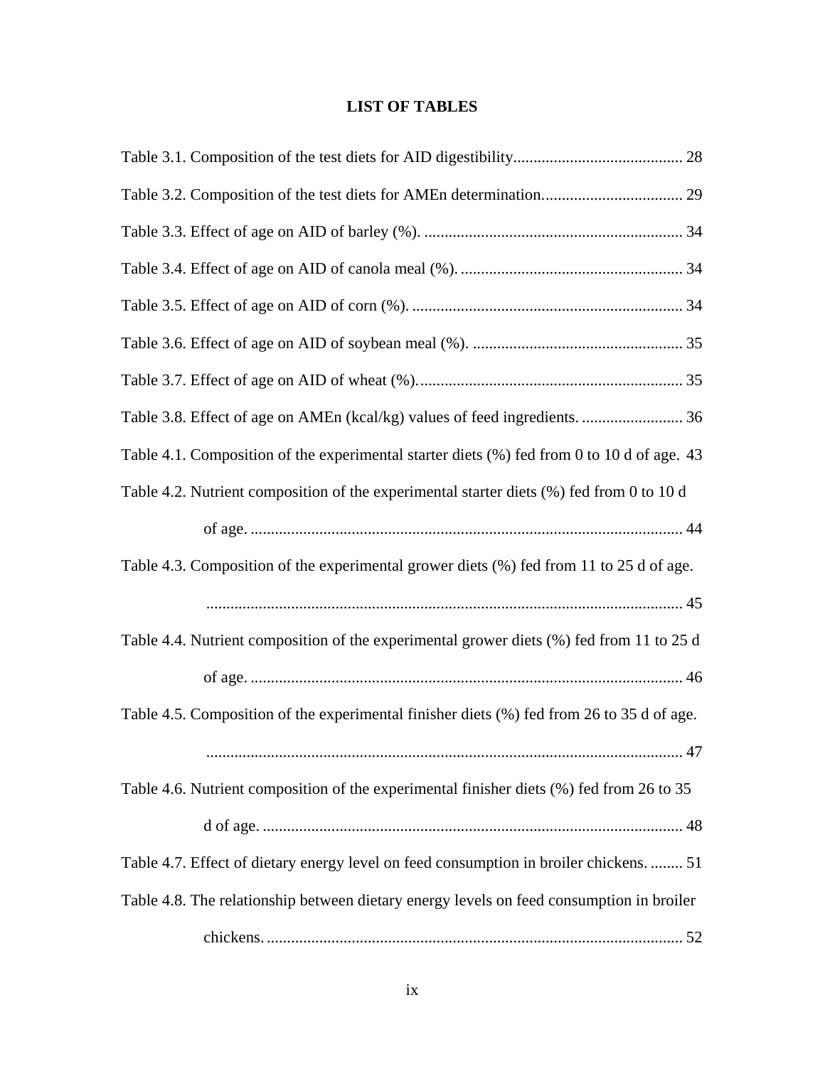# LIST OF TABLES

Table 3.1. Composition of the test diets for AID digestibility.......................................... 28

Table 3.2. Composition of the test diets for AMEn determination.................................. 29

Table 3.3. Effect of age on AID of barley (%). ................................................................ 34

Table 3.4. Effect of age on AID of canola meal (%). ....................................................... 34

Table 3.5. Effect of age on AID of corn (%). .................................................................. 34

Table 3.6. Effect of age on AID of soybean meal (%). .................................................... 35

Table 3.7. Effect of age on AID of wheat (%)................................................................. 35

Table 3.8. Effect of age on AMEn (kcal/kg) values of feed ingredients. ......................... 36

Table 4.1. Composition of the experimental starter diets (%) fed from 0 to 10 d of age. 43

Table 4.2. Nutrient composition of the experimental starter diets (%) fed from 0 to 10 d of age. ......................................................................................................... 44

Table 4.3. Composition of the experimental grower diets (%) fed from 11 to 25 d of age. ..................................................................................................................... 45

Table 4.4. Nutrient composition of the experimental grower diets (%) fed from 11 to 25 d of age. ......................................................................................................... 46

Table 4.5. Composition of the experimental finisher diets (%) fed from 26 to 35 d of age. ..................................................................................................................... 47

Table 4.6. Nutrient composition of the experimental finisher diets (%) fed from 26 to 35 d of age. ....................................................................................................... 48

Table 4.7. Effect of dietary energy level on feed consumption in broiler chickens. ........ 51

Table 4.8. The relationship between dietary energy levels on feed consumption in broiler chickens. ...................................................................................................... 52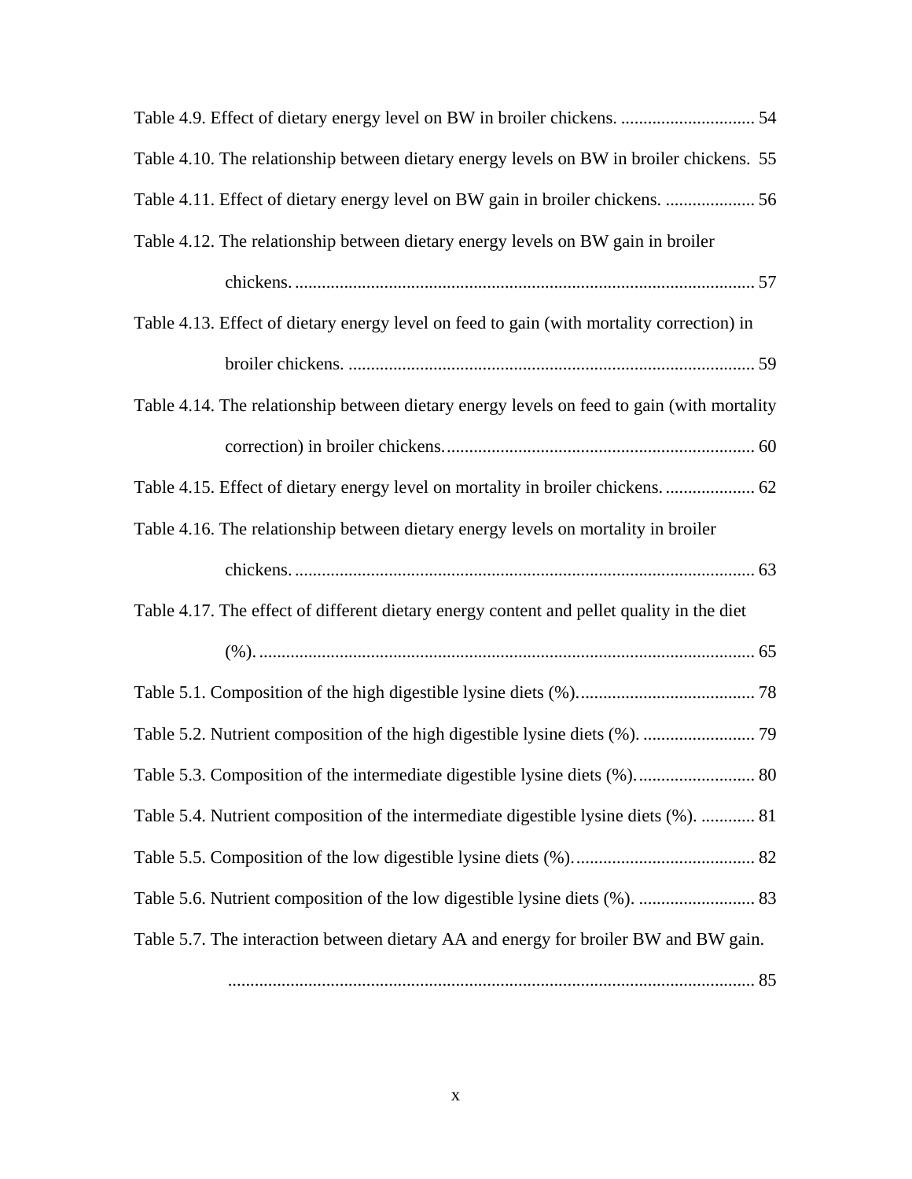Table 4.9. Effect of dietary energy level on BW in broiler chickens. .............................. 54

Table 4.10. The relationship between dietary energy levels on BW in broiler chickens. 55

Table 4.11. Effect of dietary energy level on BW gain in broiler chickens. .................... 56

Table 4.12. The relationship between dietary energy levels on BW gain in broiler chickens. ....................................................................................................... 57

Table 4.13. Effect of dietary energy level on feed to gain (with mortality correction) in broiler chickens. ........................................................................................... 59

Table 4.14. The relationship between dietary energy levels on feed to gain (with mortality correction) in broiler chickens. ..................................................................... 60

Table 4.15. Effect of dietary energy level on mortality in broiler chickens. .................... 62

Table 4.16. The relationship between dietary energy levels on mortality in broiler chickens. ....................................................................................................... 63

Table 4.17. The effect of different dietary energy content and pellet quality in the diet (%). .............................................................................................................. 65

Table 5.1. Composition of the high digestible lysine diets (%). ....................................... 78

Table 5.2. Nutrient composition of the high digestible lysine diets (%). ......................... 79

Table 5.3. Composition of the intermediate digestible lysine diets (%). .......................... 80

Table 5.4. Nutrient composition of the intermediate digestible lysine diets (%). ............ 81

Table 5.5. Composition of the low digestible lysine diets (%). ........................................ 82

Table 5.6. Nutrient composition of the low digestible lysine diets (%). .......................... 83

Table 5.7. The interaction between dietary AA and energy for broiler BW and BW gain. ..................................................................................................................... 85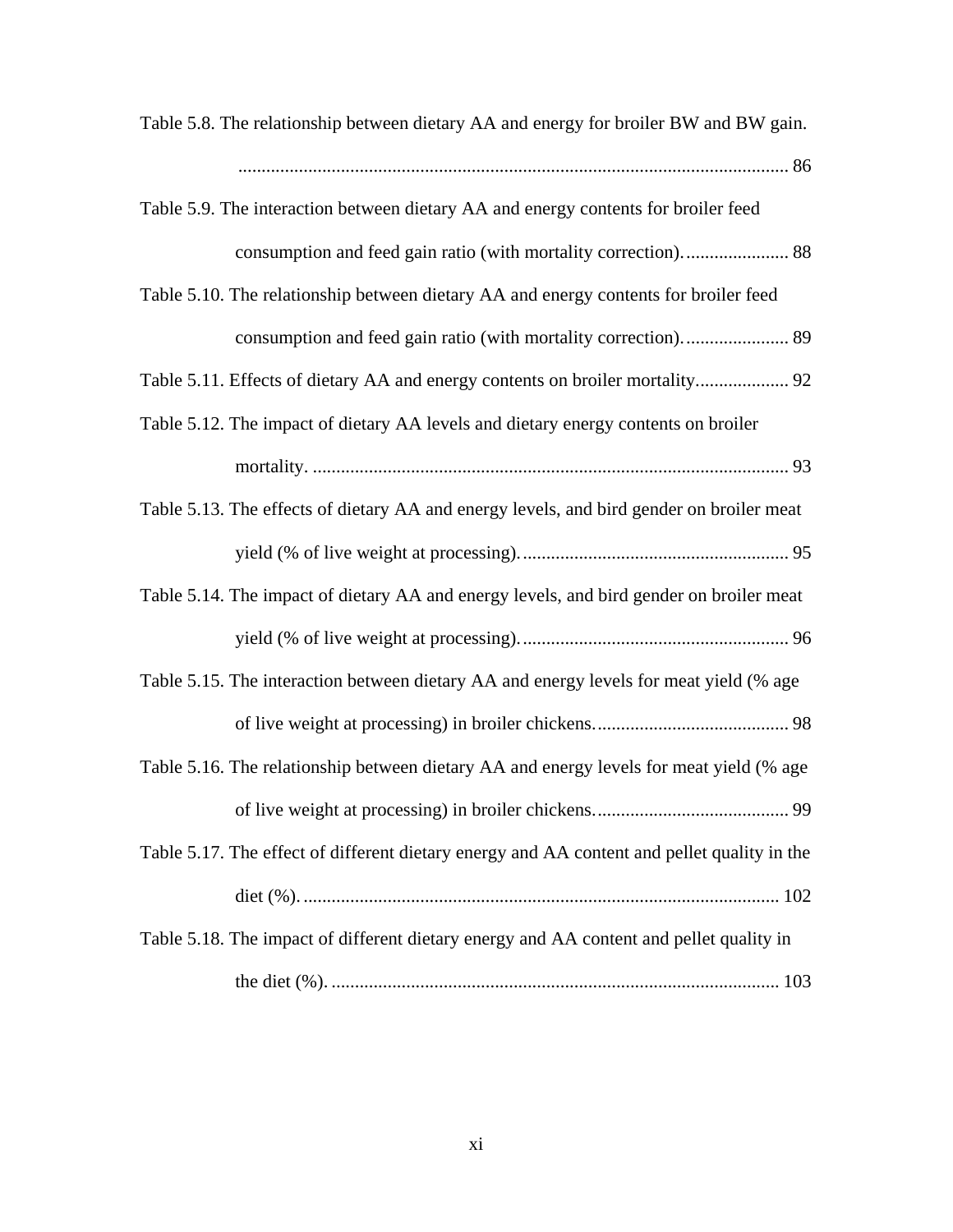Table 5.8. The relationship between dietary AA and energy for broiler BW and BW gain. ..................................................................................................................... 86

Table 5.9. The interaction between dietary AA and energy contents for broiler feed consumption and feed gain ratio (with mortality correction). ...................... 88

Table 5.10. The relationship between dietary AA and energy contents for broiler feed consumption and feed gain ratio (with mortality correction). ...................... 89

Table 5.11. Effects of dietary AA and energy contents on broiler mortality.................... 92

Table 5.12. The impact of dietary AA levels and dietary energy contents on broiler mortality. ...................................................................................................... 93

Table 5.13. The effects of dietary AA and energy levels, and bird gender on broiler meat yield (% of live weight at processing). ......................................................... 95

Table 5.14. The impact of dietary AA and energy levels, and bird gender on broiler meat yield (% of live weight at processing). ......................................................... 96

Table 5.15. The interaction between dietary AA and energy levels for meat yield (% age of live weight at processing) in broiler chickens. ......................................... 98

Table 5.16. The relationship between dietary AA and energy levels for meat yield (% age of live weight at processing) in broiler chickens. ......................................... 99

Table 5.17. The effect of different dietary energy and AA content and pellet quality in the diet (%). ...................................................................................................... 102

Table 5.18. The impact of different dietary energy and AA content and pellet quality in the diet (%). ................................................................................................ 103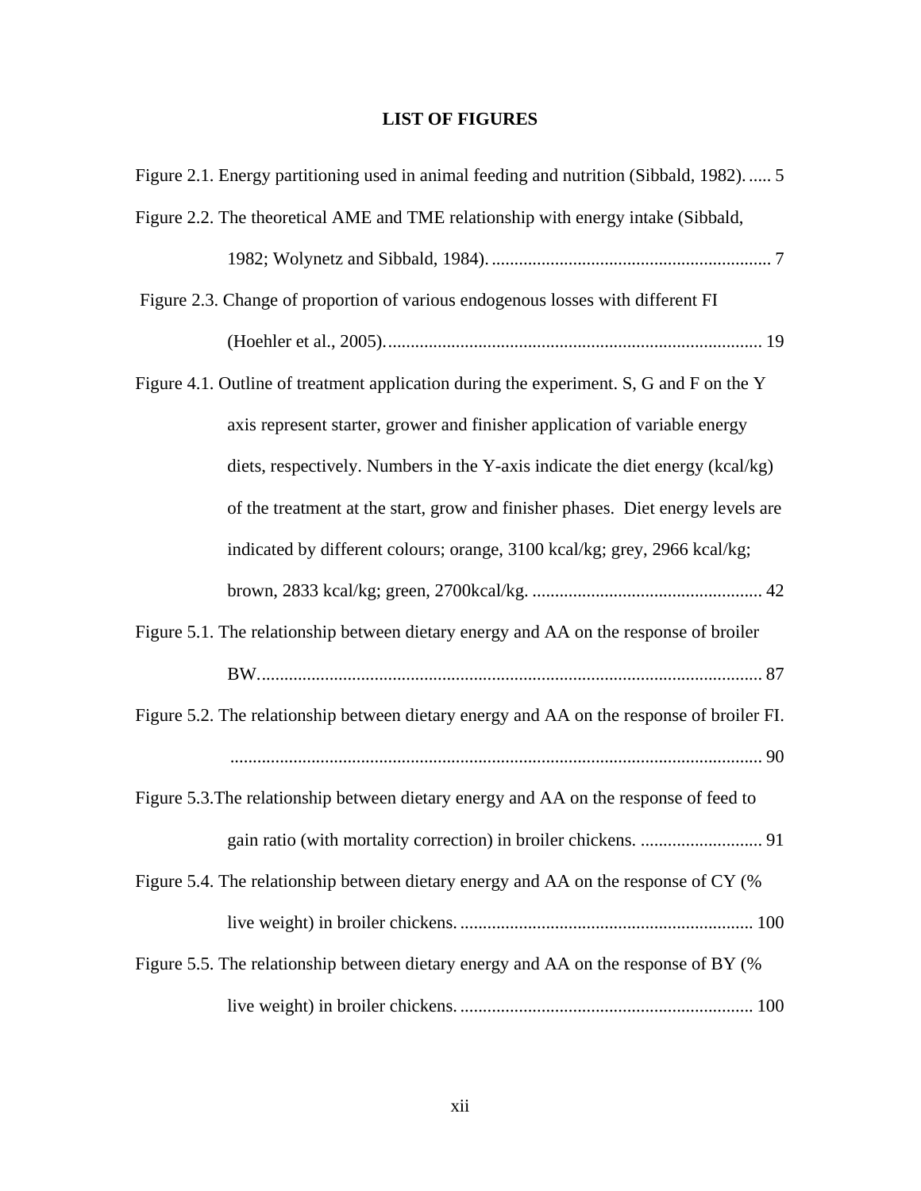**LIST OF FIGURES**

Figure 2.1. Energy partitioning used in animal feeding and nutrition (Sibbald, 1982). ..... 5

Figure 2.2. The theoretical AME and TME relationship with energy intake (Sibbald, 1982; Wolynetz and Sibbald, 1984). .............................................................. 7

Figure 2.3. Change of proportion of various endogenous losses with different FI (Hoehler et al., 2005). .................................................................................. 19

Figure 4.1. Outline of treatment application during the experiment. S, G and F on the Y axis represent starter, grower and finisher application of variable energy diets, respectively. Numbers in the Y-axis indicate the diet energy (kcal/kg) of the treatment at the start, grow and finisher phases. Diet energy levels are indicated by different colours; orange, 3100 kcal/kg; grey, 2966 kcal/kg; brown, 2833 kcal/kg; green, 2700kcal/kg. ................................................... 42

Figure 5.1. The relationship between dietary energy and AA on the response of broiler BW. ............................................................................................................... 87

Figure 5.2. The relationship between dietary energy and AA on the response of broiler FI. ..................................................................................................................... 90

Figure 5.3.The relationship between dietary energy and AA on the response of feed to gain ratio (with mortality correction) in broiler chickens. ........................... 91

Figure 5.4. The relationship between dietary energy and AA on the response of CY (% live weight) in broiler chickens. ................................................................. 100

Figure 5.5. The relationship between dietary energy and AA on the response of BY (% live weight) in broiler chickens. ................................................................. 100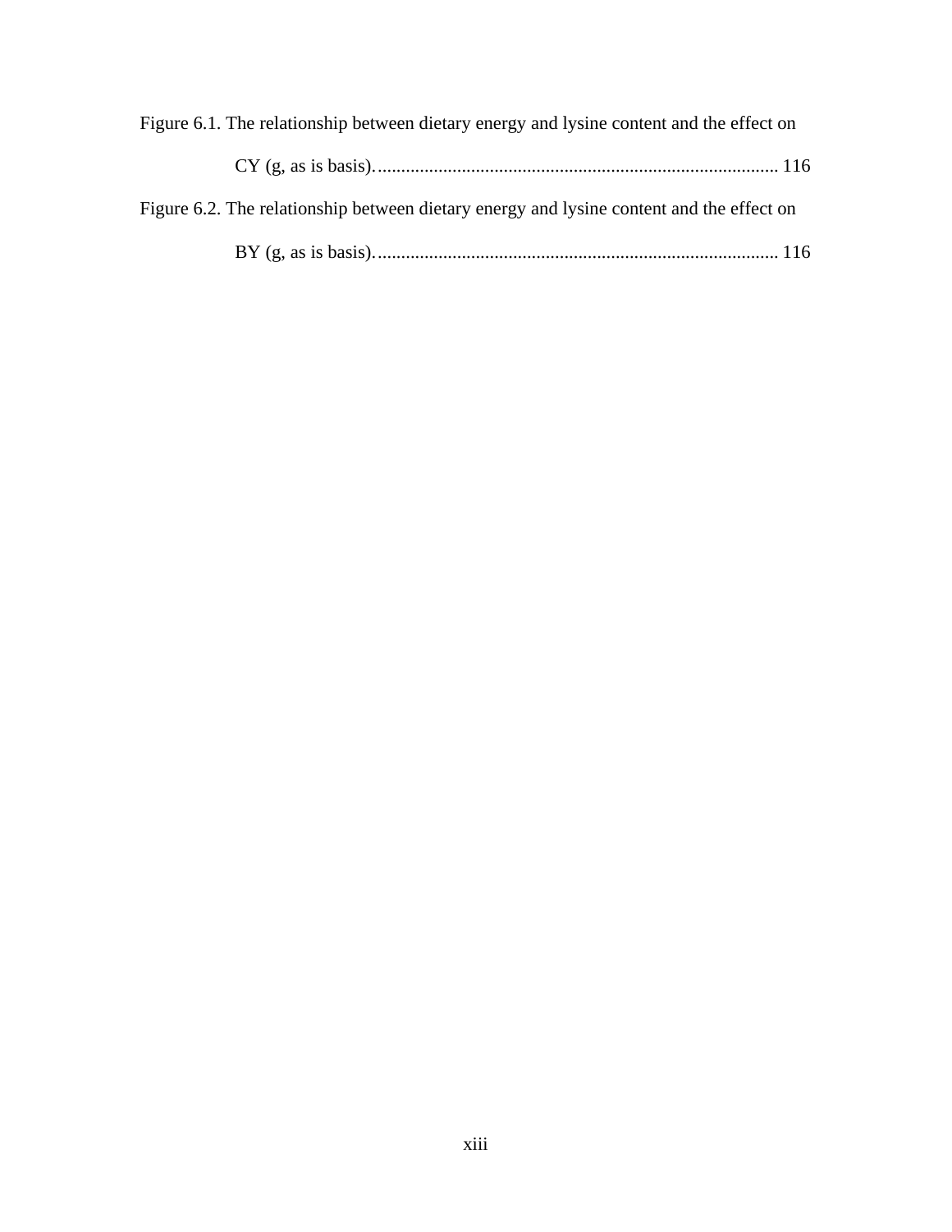Figure 6.1. The relationship between dietary energy and lysine content and the effect on CY (g, as is basis)...................................................................................... 116

Figure 6.2. The relationship between dietary energy and lysine content and the effect on BY (g, as is basis)...................................................................................... 116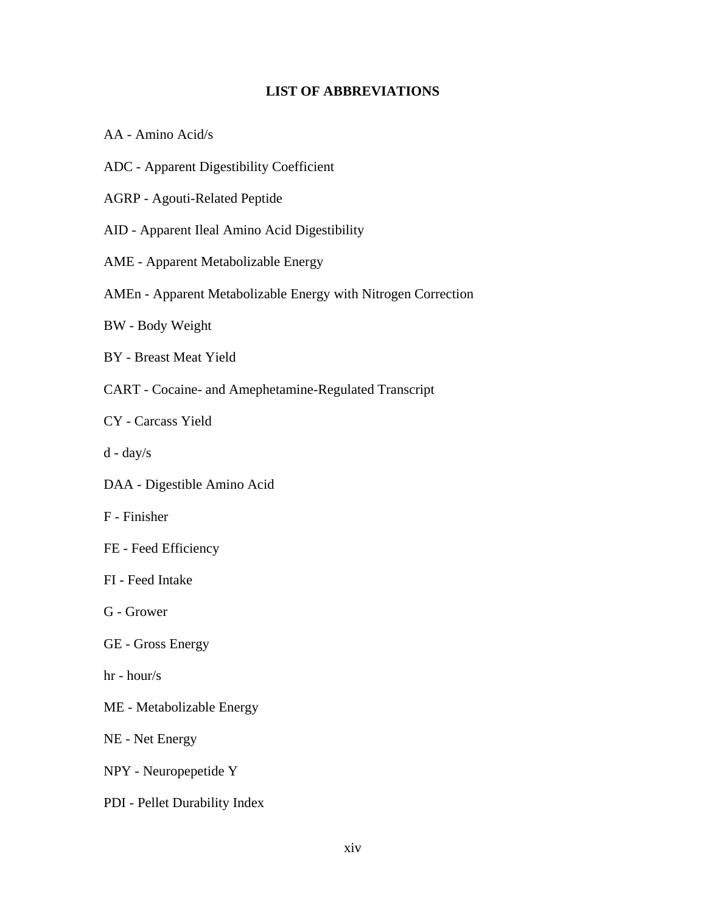## LIST OF ABBREVIATIONS

AA - Amino Acid/s

ADC - Apparent Digestibility Coefficient

AGRP - Agouti-Related Peptide

AID - Apparent Ileal Amino Acid Digestibility

AME - Apparent Metabolizable Energy

AMEn - Apparent Metabolizable Energy with Nitrogen Correction

BW - Body Weight

BY - Breast Meat Yield

CART - Cocaine- and Amephetamine-Regulated Transcript

CY - Carcass Yield

d - day/s

DAA - Digestible Amino Acid

F - Finisher

FE - Feed Efficiency

FI - Feed Intake

G - Grower

GE - Gross Energy

hr - hour/s

ME - Metabolizable Energy

NE - Net Energy

NPY - Neuropepetide Y

PDI - Pellet Durability Index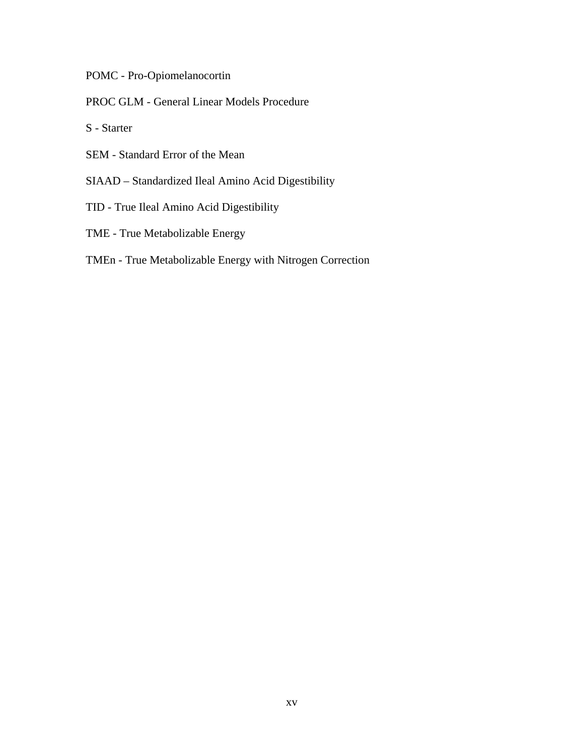POMC - Pro-Opiomelanocortin

PROC GLM - General Linear Models Procedure

S - Starter

SEM - Standard Error of the Mean

SIAAD – Standardized Ileal Amino Acid Digestibility

TID - True Ileal Amino Acid Digestibility

TME - True Metabolizable Energy

TMEn - True Metabolizable Energy with Nitrogen Correction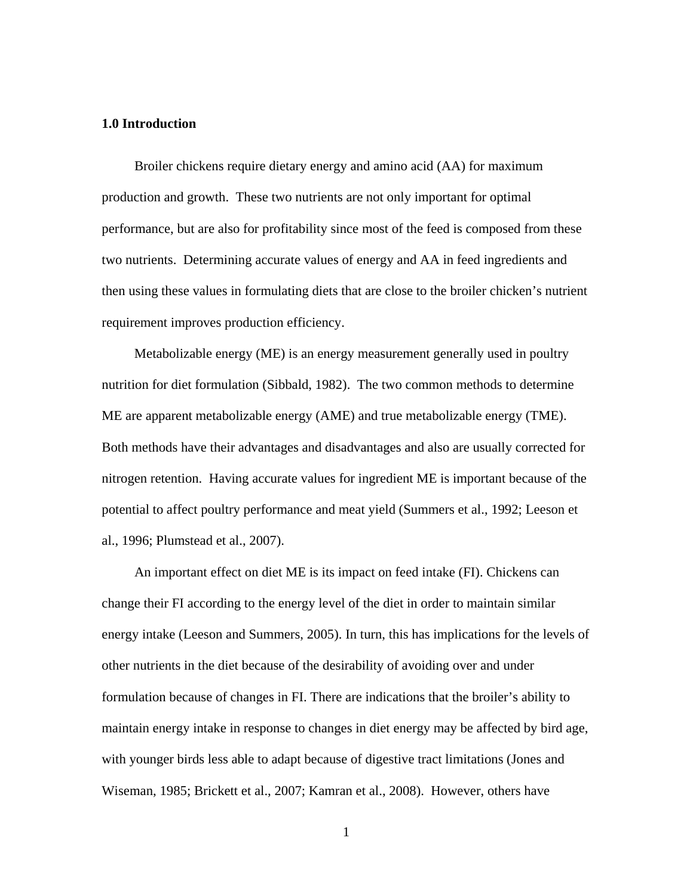### 1.0 Introduction

Broiler chickens require dietary energy and amino acid (AA) for maximum production and growth. These two nutrients are not only important for optimal performance, but are also for profitability since most of the feed is composed from these two nutrients. Determining accurate values of energy and AA in feed ingredients and then using these values in formulating diets that are close to the broiler chicken's nutrient requirement improves production efficiency.

Metabolizable energy (ME) is an energy measurement generally used in poultry nutrition for diet formulation (Sibbald, 1982). The two common methods to determine ME are apparent metabolizable energy (AME) and true metabolizable energy (TME). Both methods have their advantages and disadvantages and also are usually corrected for nitrogen retention. Having accurate values for ingredient ME is important because of the potential to affect poultry performance and meat yield (Summers et al., 1992; Leeson et al., 1996; Plumstead et al., 2007).

An important effect on diet ME is its impact on feed intake (FI). Chickens can change their FI according to the energy level of the diet in order to maintain similar energy intake (Leeson and Summers, 2005). In turn, this has implications for the levels of other nutrients in the diet because of the desirability of avoiding over and under formulation because of changes in FI. There are indications that the broiler's ability to maintain energy intake in response to changes in diet energy may be affected by bird age, with younger birds less able to adapt because of digestive tract limitations (Jones and Wiseman, 1985; Brickett et al., 2007; Kamran et al., 2008). However, others have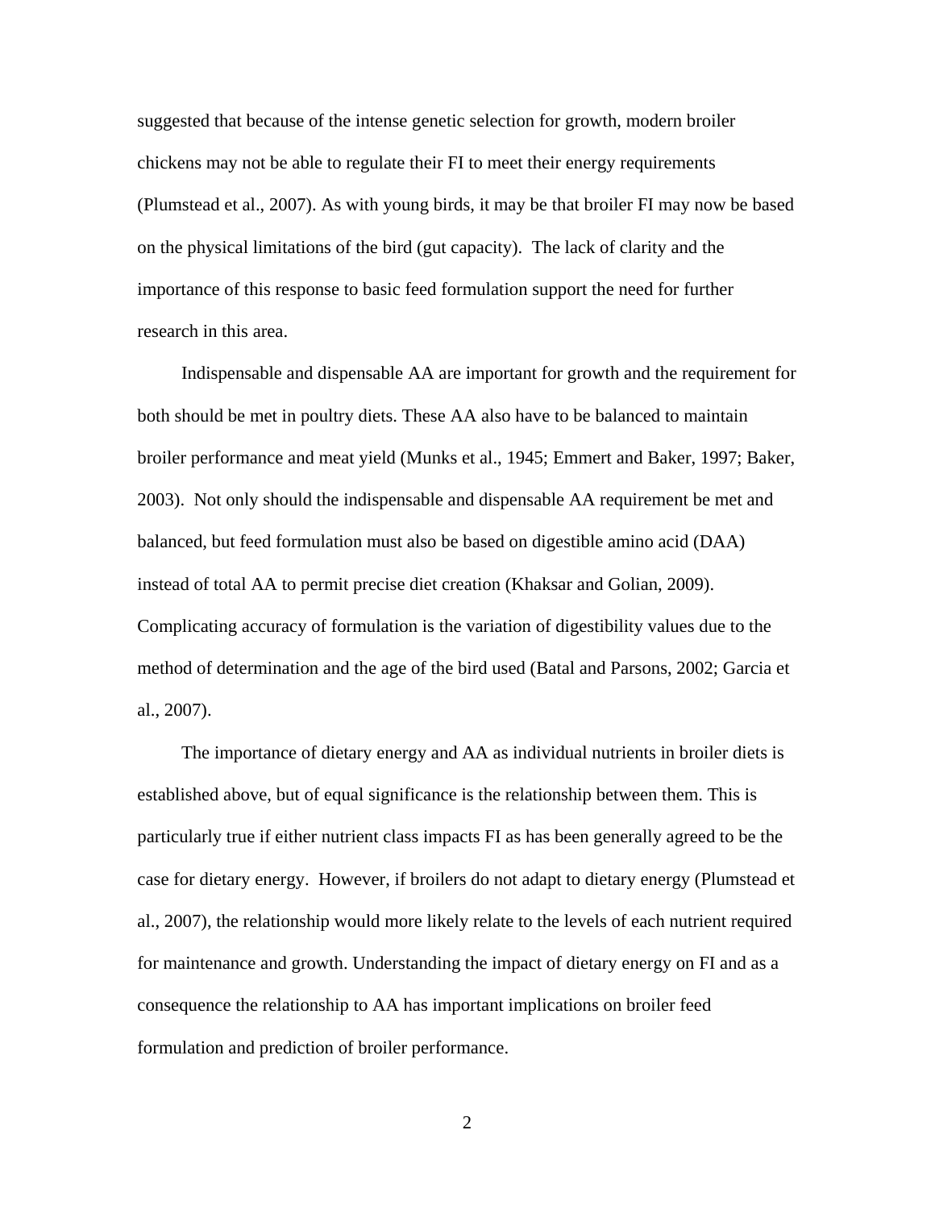suggested that because of the intense genetic selection for growth, modern broiler chickens may not be able to regulate their FI to meet their energy requirements (Plumstead et al., 2007). As with young birds, it may be that broiler FI may now be based on the physical limitations of the bird (gut capacity). The lack of clarity and the importance of this response to basic feed formulation support the need for further research in this area.

Indispensable and dispensable AA are important for growth and the requirement for both should be met in poultry diets. These AA also have to be balanced to maintain broiler performance and meat yield (Munks et al., 1945; Emmert and Baker, 1997; Baker, 2003). Not only should the indispensable and dispensable AA requirement be met and balanced, but feed formulation must also be based on digestible amino acid (DAA) instead of total AA to permit precise diet creation (Khaksar and Golian, 2009). Complicating accuracy of formulation is the variation of digestibility values due to the method of determination and the age of the bird used (Batal and Parsons, 2002; Garcia et al., 2007).

The importance of dietary energy and AA as individual nutrients in broiler diets is established above, but of equal significance is the relationship between them. This is particularly true if either nutrient class impacts FI as has been generally agreed to be the case for dietary energy. However, if broilers do not adapt to dietary energy (Plumstead et al., 2007), the relationship would more likely relate to the levels of each nutrient required for maintenance and growth. Understanding the impact of dietary energy on FI and as a consequence the relationship to AA has important implications on broiler feed formulation and prediction of broiler performance.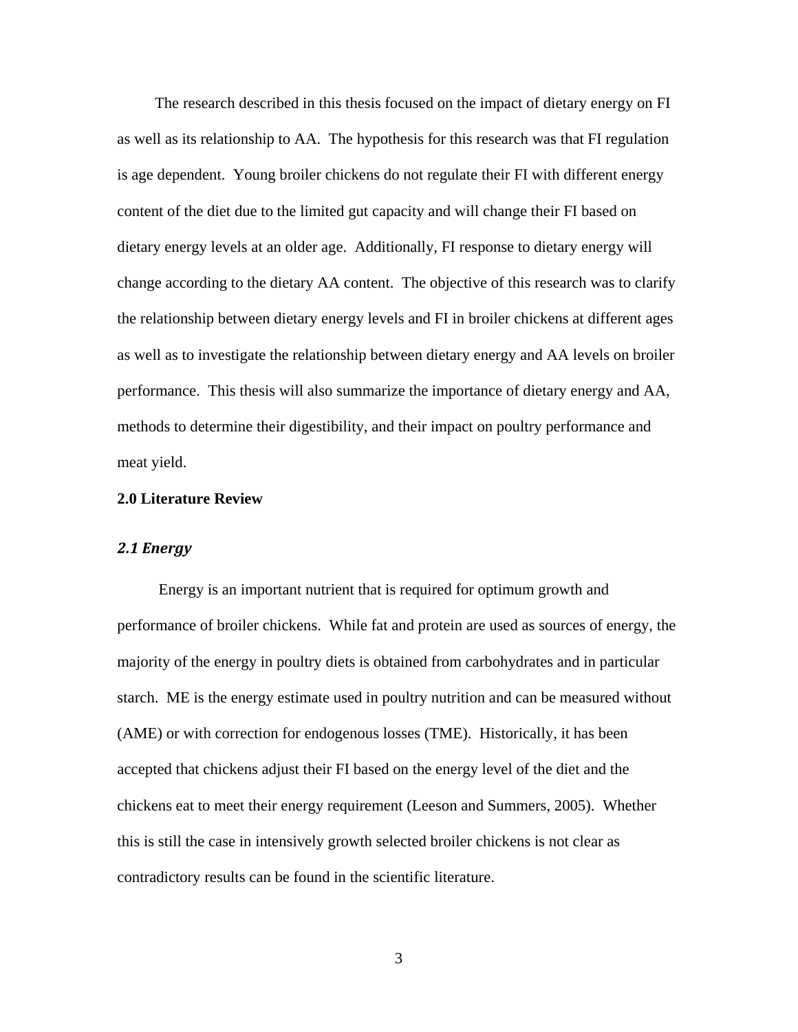The research described in this thesis focused on the impact of dietary energy on FI as well as its relationship to AA. The hypothesis for this research was that FI regulation is age dependent. Young broiler chickens do not regulate their FI with different energy content of the diet due to the limited gut capacity and will change their FI based on dietary energy levels at an older age. Additionally, FI response to dietary energy will change according to the dietary AA content. The objective of this research was to clarify the relationship between dietary energy levels and FI in broiler chickens at different ages as well as to investigate the relationship between dietary energy and AA levels on broiler performance. This thesis will also summarize the importance of dietary energy and AA, methods to determine their digestibility, and their impact on poultry performance and meat yield.

## 2.0 Literature Review

### *2.1 Energy*

Energy is an important nutrient that is required for optimum growth and performance of broiler chickens. While fat and protein are used as sources of energy, the majority of the energy in poultry diets is obtained from carbohydrates and in particular starch. ME is the energy estimate used in poultry nutrition and can be measured without (AME) or with correction for endogenous losses (TME). Historically, it has been accepted that chickens adjust their FI based on the energy level of the diet and the chickens eat to meet their energy requirement (Leeson and Summers, 2005). Whether this is still the case in intensively growth selected broiler chickens is not clear as contradictory results can be found in the scientific literature.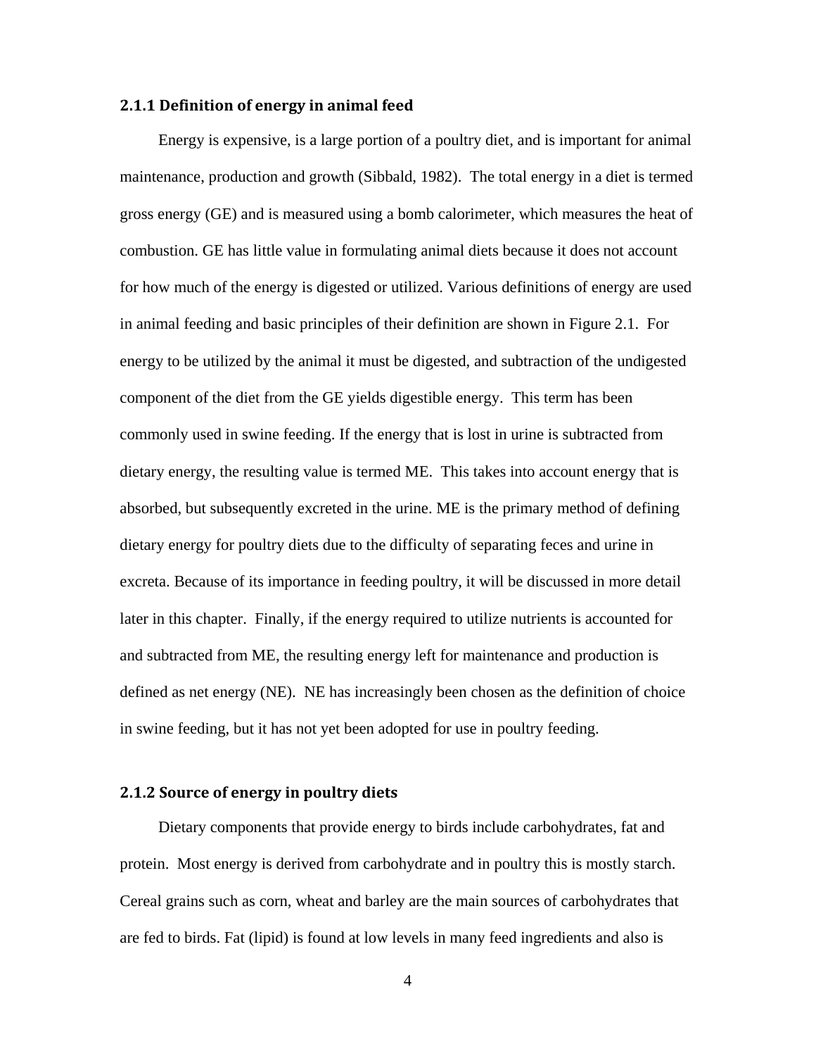### 2.1.1 Definition of energy in animal feed

Energy is expensive, is a large portion of a poultry diet, and is important for animal maintenance, production and growth (Sibbald, 1982). The total energy in a diet is termed gross energy (GE) and is measured using a bomb calorimeter, which measures the heat of combustion. GE has little value in formulating animal diets because it does not account for how much of the energy is digested or utilized. Various definitions of energy are used in animal feeding and basic principles of their definition are shown in Figure 2.1. For energy to be utilized by the animal it must be digested, and subtraction of the undigested component of the diet from the GE yields digestible energy. This term has been commonly used in swine feeding. If the energy that is lost in urine is subtracted from dietary energy, the resulting value is termed ME. This takes into account energy that is absorbed, but subsequently excreted in the urine. ME is the primary method of defining dietary energy for poultry diets due to the difficulty of separating feces and urine in excreta. Because of its importance in feeding poultry, it will be discussed in more detail later in this chapter. Finally, if the energy required to utilize nutrients is accounted for and subtracted from ME, the resulting energy left for maintenance and production is defined as net energy (NE). NE has increasingly been chosen as the definition of choice in swine feeding, but it has not yet been adopted for use in poultry feeding.

### 2.1.2 Source of energy in poultry diets

Dietary components that provide energy to birds include carbohydrates, fat and protein. Most energy is derived from carbohydrate and in poultry this is mostly starch. Cereal grains such as corn, wheat and barley are the main sources of carbohydrates that are fed to birds. Fat (lipid) is found at low levels in many feed ingredients and also is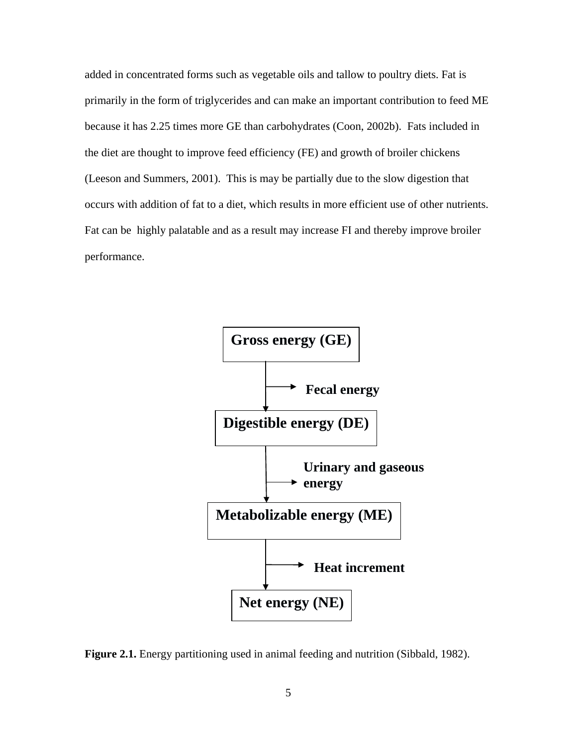added in concentrated forms such as vegetable oils and tallow to poultry diets. Fat is primarily in the form of triglycerides and can make an important contribution to feed ME because it has 2.25 times more GE than carbohydrates (Coon, 2002b). Fats included in the diet are thought to improve feed efficiency (FE) and growth of broiler chickens (Leeson and Summers, 2001). This is may be partially due to the slow digestion that occurs with addition of fat to a diet, which results in more efficient use of other nutrients. Fat can be highly palatable and as a result may increase FI and thereby improve broiler performance.

**Gross energy (GE)**

↓ → **Fecal energy**

**Digestible energy (DE)**

↓ → **Urinary and gaseous energy**

**Metabolizable energy (ME)**

↓ → **Heat increment**

**Net energy (NE)**

**Figure 2.1.** Energy partitioning used in animal feeding and nutrition (Sibbald, 1982).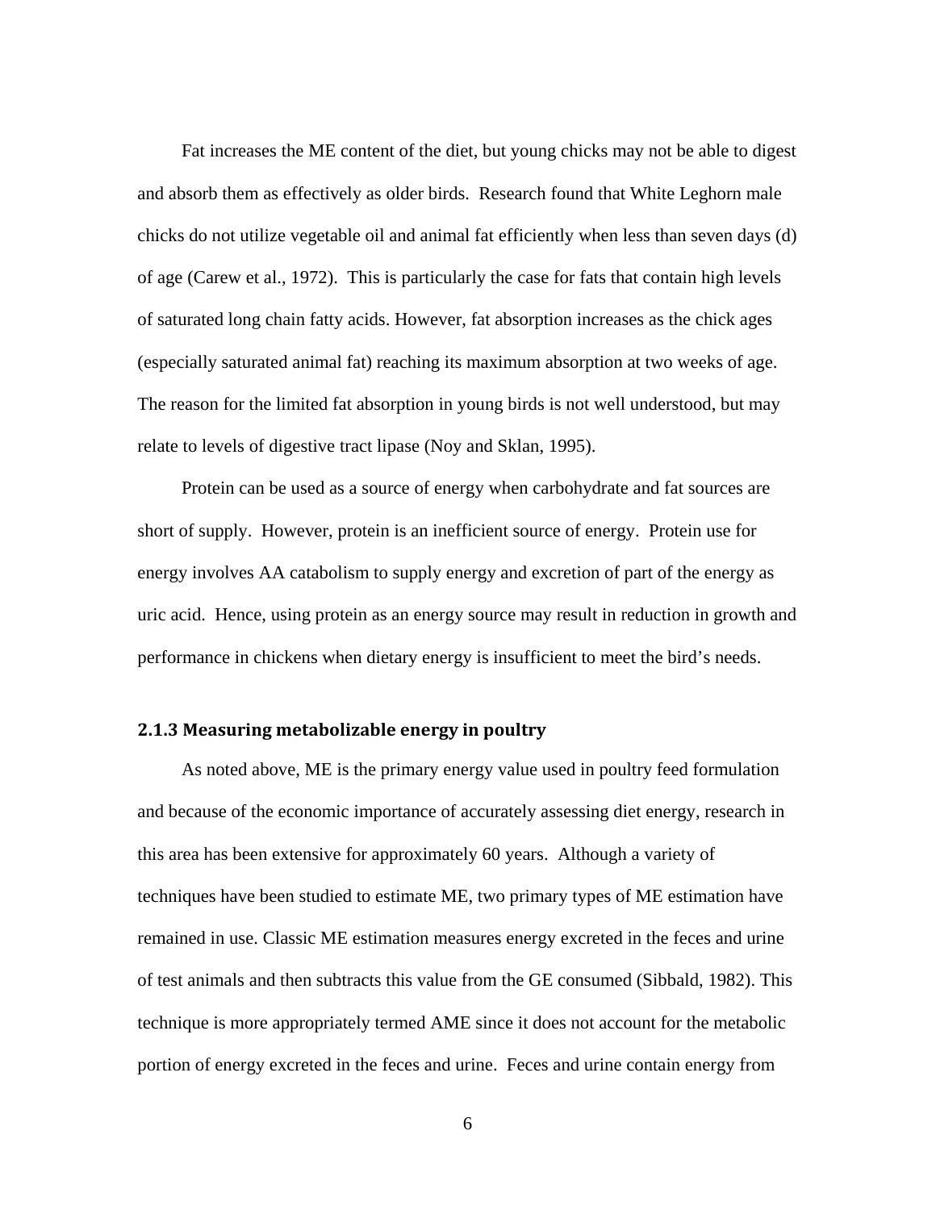Fat increases the ME content of the diet, but young chicks may not be able to digest and absorb them as effectively as older birds. Research found that White Leghorn male chicks do not utilize vegetable oil and animal fat efficiently when less than seven days (d) of age (Carew et al., 1972). This is particularly the case for fats that contain high levels of saturated long chain fatty acids. However, fat absorption increases as the chick ages (especially saturated animal fat) reaching its maximum absorption at two weeks of age. The reason for the limited fat absorption in young birds is not well understood, but may relate to levels of digestive tract lipase (Noy and Sklan, 1995).

Protein can be used as a source of energy when carbohydrate and fat sources are short of supply. However, protein is an inefficient source of energy. Protein use for energy involves AA catabolism to supply energy and excretion of part of the energy as uric acid. Hence, using protein as an energy source may result in reduction in growth and performance in chickens when dietary energy is insufficient to meet the bird's needs.

### 2.1.3 Measuring metabolizable energy in poultry

As noted above, ME is the primary energy value used in poultry feed formulation and because of the economic importance of accurately assessing diet energy, research in this area has been extensive for approximately 60 years. Although a variety of techniques have been studied to estimate ME, two primary types of ME estimation have remained in use. Classic ME estimation measures energy excreted in the feces and urine of test animals and then subtracts this value from the GE consumed (Sibbald, 1982). This technique is more appropriately termed AME since it does not account for the metabolic portion of energy excreted in the feces and urine. Feces and urine contain energy from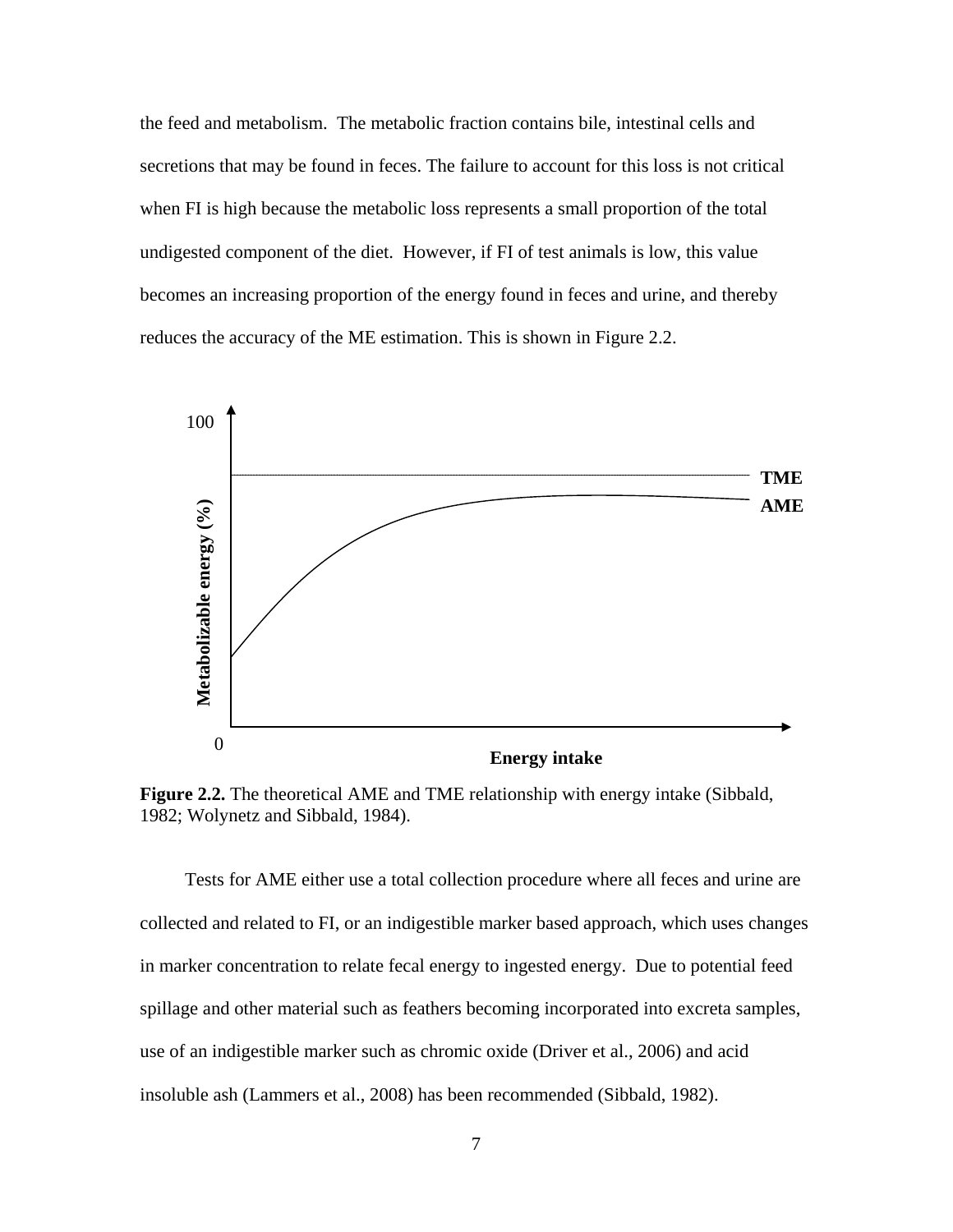the feed and metabolism. The metabolic fraction contains bile, intestinal cells and secretions that may be found in feces. The failure to account for this loss is not critical when FI is high because the metabolic loss represents a small proportion of the total undigested component of the diet. However, if FI of test animals is low, this value becomes an increasing proportion of the energy found in feces and urine, and thereby reduces the accuracy of the ME estimation. This is shown in Figure 2.2.

**Figure 2.2.** The theoretical AME and TME relationship with energy intake (Sibbald, 1982; Wolynetz and Sibbald, 1984).

Tests for AME either use a total collection procedure where all feces and urine are collected and related to FI, or an indigestible marker based approach, which uses changes in marker concentration to relate fecal energy to ingested energy. Due to potential feed spillage and other material such as feathers becoming incorporated into excreta samples, use of an indigestible marker such as chromic oxide (Driver et al., 2006) and acid insoluble ash (Lammers et al., 2008) has been recommended (Sibbald, 1982).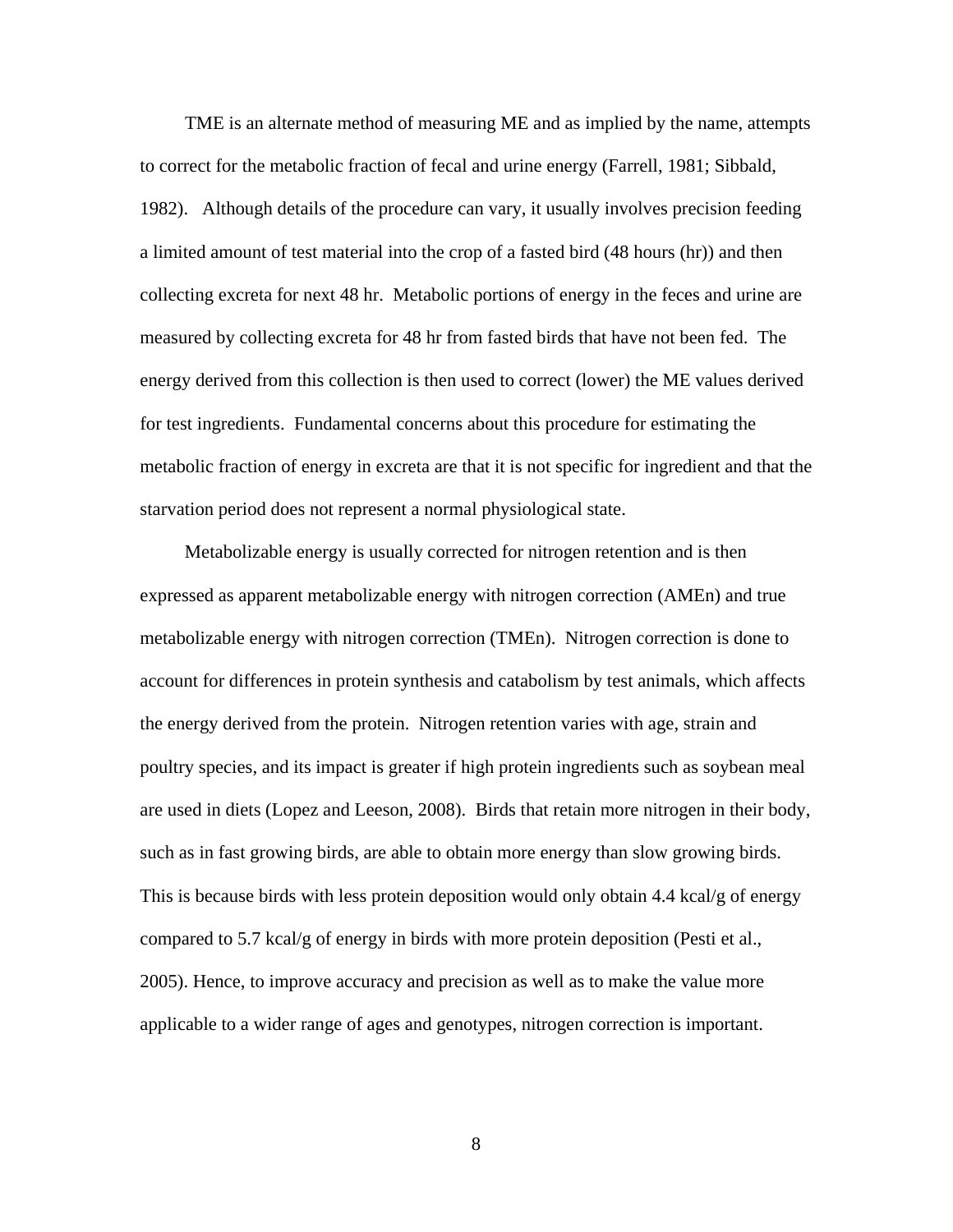TME is an alternate method of measuring ME and as implied by the name, attempts to correct for the metabolic fraction of fecal and urine energy (Farrell, 1981; Sibbald, 1982). Although details of the procedure can vary, it usually involves precision feeding a limited amount of test material into the crop of a fasted bird (48 hours (hr)) and then collecting excreta for next 48 hr. Metabolic portions of energy in the feces and urine are measured by collecting excreta for 48 hr from fasted birds that have not been fed. The energy derived from this collection is then used to correct (lower) the ME values derived for test ingredients. Fundamental concerns about this procedure for estimating the metabolic fraction of energy in excreta are that it is not specific for ingredient and that the starvation period does not represent a normal physiological state.

Metabolizable energy is usually corrected for nitrogen retention and is then expressed as apparent metabolizable energy with nitrogen correction (AMEn) and true metabolizable energy with nitrogen correction (TMEn). Nitrogen correction is done to account for differences in protein synthesis and catabolism by test animals, which affects the energy derived from the protein. Nitrogen retention varies with age, strain and poultry species, and its impact is greater if high protein ingredients such as soybean meal are used in diets (Lopez and Leeson, 2008). Birds that retain more nitrogen in their body, such as in fast growing birds, are able to obtain more energy than slow growing birds. This is because birds with less protein deposition would only obtain 4.4 kcal/g of energy compared to 5.7 kcal/g of energy in birds with more protein deposition (Pesti et al., 2005). Hence, to improve accuracy and precision as well as to make the value more applicable to a wider range of ages and genotypes, nitrogen correction is important.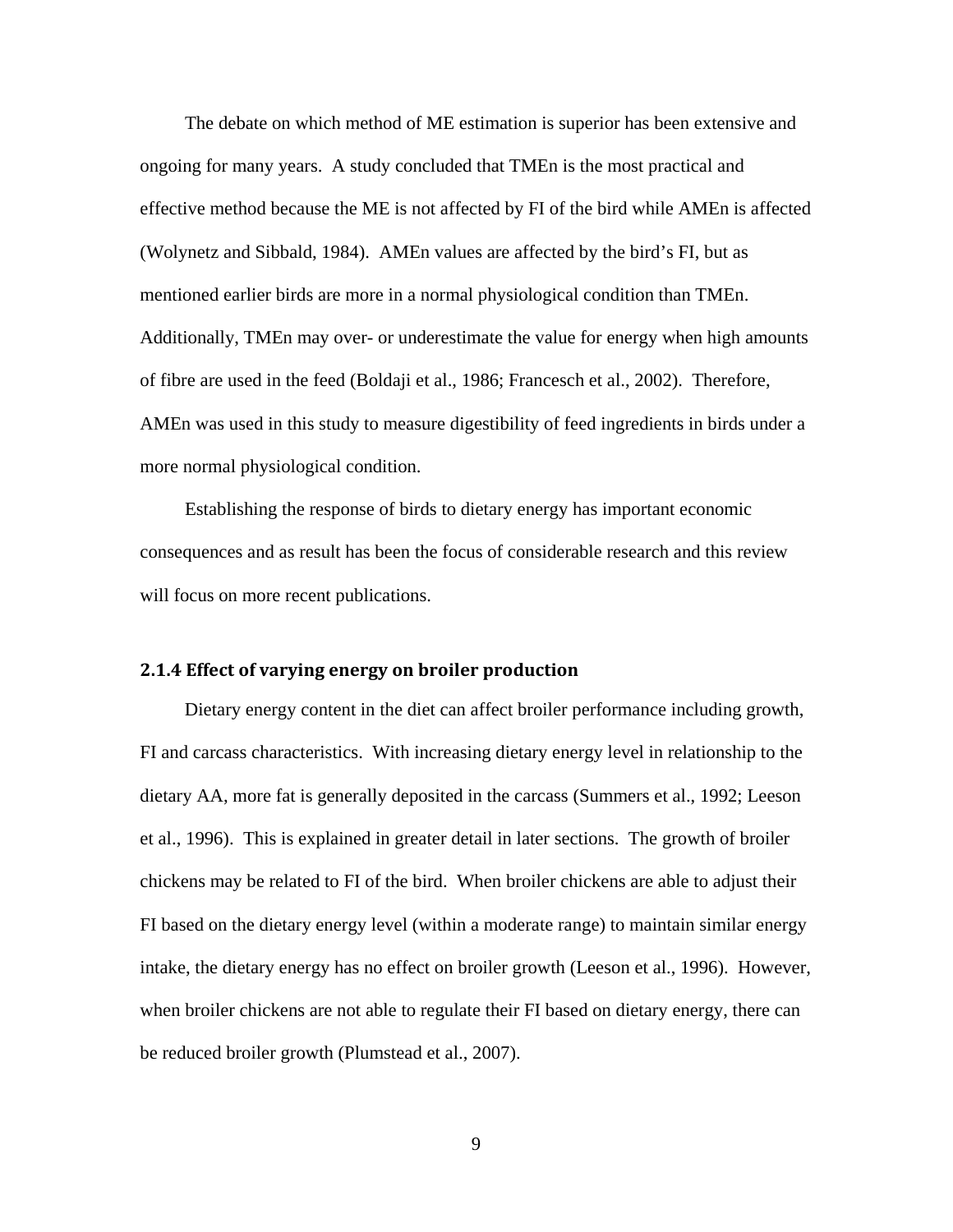The debate on which method of ME estimation is superior has been extensive and ongoing for many years. A study concluded that TMEn is the most practical and effective method because the ME is not affected by FI of the bird while AMEn is affected (Wolynetz and Sibbald, 1984). AMEn values are affected by the bird's FI, but as mentioned earlier birds are more in a normal physiological condition than TMEn. Additionally, TMEn may over- or underestimate the value for energy when high amounts of fibre are used in the feed (Boldaji et al., 1986; Francesch et al., 2002). Therefore, AMEn was used in this study to measure digestibility of feed ingredients in birds under a more normal physiological condition.

Establishing the response of birds to dietary energy has important economic consequences and as result has been the focus of considerable research and this review will focus on more recent publications.

### 2.1.4 Effect of varying energy on broiler production

Dietary energy content in the diet can affect broiler performance including growth, FI and carcass characteristics. With increasing dietary energy level in relationship to the dietary AA, more fat is generally deposited in the carcass (Summers et al., 1992; Leeson et al., 1996). This is explained in greater detail in later sections. The growth of broiler chickens may be related to FI of the bird. When broiler chickens are able to adjust their FI based on the dietary energy level (within a moderate range) to maintain similar energy intake, the dietary energy has no effect on broiler growth (Leeson et al., 1996). However, when broiler chickens are not able to regulate their FI based on dietary energy, there can be reduced broiler growth (Plumstead et al., 2007).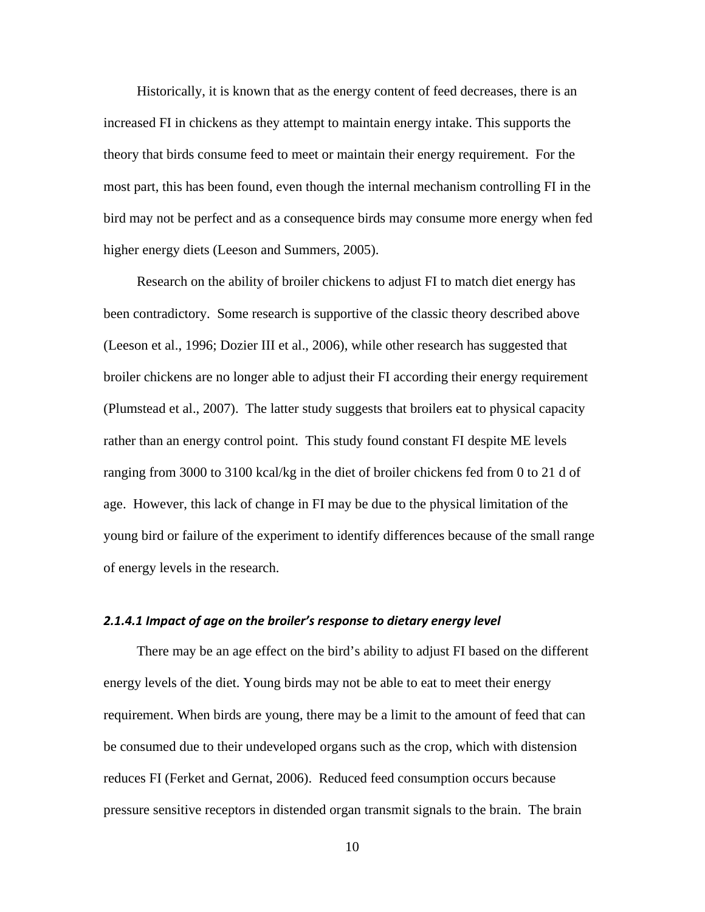Historically, it is known that as the energy content of feed decreases, there is an increased FI in chickens as they attempt to maintain energy intake. This supports the theory that birds consume feed to meet or maintain their energy requirement. For the most part, this has been found, even though the internal mechanism controlling FI in the bird may not be perfect and as a consequence birds may consume more energy when fed higher energy diets (Leeson and Summers, 2005).

Research on the ability of broiler chickens to adjust FI to match diet energy has been contradictory. Some research is supportive of the classic theory described above (Leeson et al., 1996; Dozier III et al., 2006), while other research has suggested that broiler chickens are no longer able to adjust their FI according their energy requirement (Plumstead et al., 2007). The latter study suggests that broilers eat to physical capacity rather than an energy control point. This study found constant FI despite ME levels ranging from 3000 to 3100 kcal/kg in the diet of broiler chickens fed from 0 to 21 d of age. However, this lack of change in FI may be due to the physical limitation of the young bird or failure of the experiment to identify differences because of the small range of energy levels in the research.

#### *2.1.4.1 Impact of age on the broiler's response to dietary energy level*

There may be an age effect on the bird's ability to adjust FI based on the different energy levels of the diet. Young birds may not be able to eat to meet their energy requirement. When birds are young, there may be a limit to the amount of feed that can be consumed due to their undeveloped organs such as the crop, which with distension reduces FI (Ferket and Gernat, 2006). Reduced feed consumption occurs because pressure sensitive receptors in distended organ transmit signals to the brain. The brain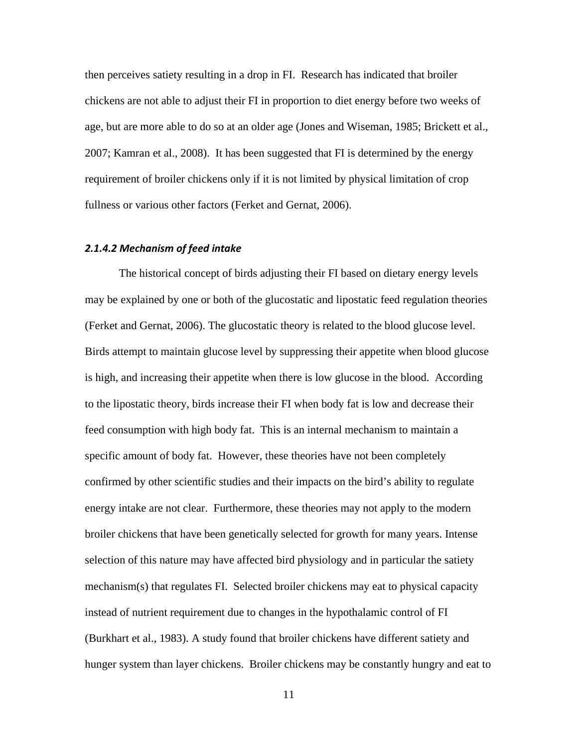then perceives satiety resulting in a drop in FI. Research has indicated that broiler chickens are not able to adjust their FI in proportion to diet energy before two weeks of age, but are more able to do so at an older age (Jones and Wiseman, 1985; Brickett et al., 2007; Kamran et al., 2008). It has been suggested that FI is determined by the energy requirement of broiler chickens only if it is not limited by physical limitation of crop fullness or various other factors (Ferket and Gernat, 2006).

#### *2.1.4.2 Mechanism of feed intake*

The historical concept of birds adjusting their FI based on dietary energy levels may be explained by one or both of the glucostatic and lipostatic feed regulation theories (Ferket and Gernat, 2006). The glucostatic theory is related to the blood glucose level. Birds attempt to maintain glucose level by suppressing their appetite when blood glucose is high, and increasing their appetite when there is low glucose in the blood. According to the lipostatic theory, birds increase their FI when body fat is low and decrease their feed consumption with high body fat. This is an internal mechanism to maintain a specific amount of body fat. However, these theories have not been completely confirmed by other scientific studies and their impacts on the bird's ability to regulate energy intake are not clear. Furthermore, these theories may not apply to the modern broiler chickens that have been genetically selected for growth for many years. Intense selection of this nature may have affected bird physiology and in particular the satiety mechanism(s) that regulates FI. Selected broiler chickens may eat to physical capacity instead of nutrient requirement due to changes in the hypothalamic control of FI (Burkhart et al., 1983). A study found that broiler chickens have different satiety and hunger system than layer chickens. Broiler chickens may be constantly hungry and eat to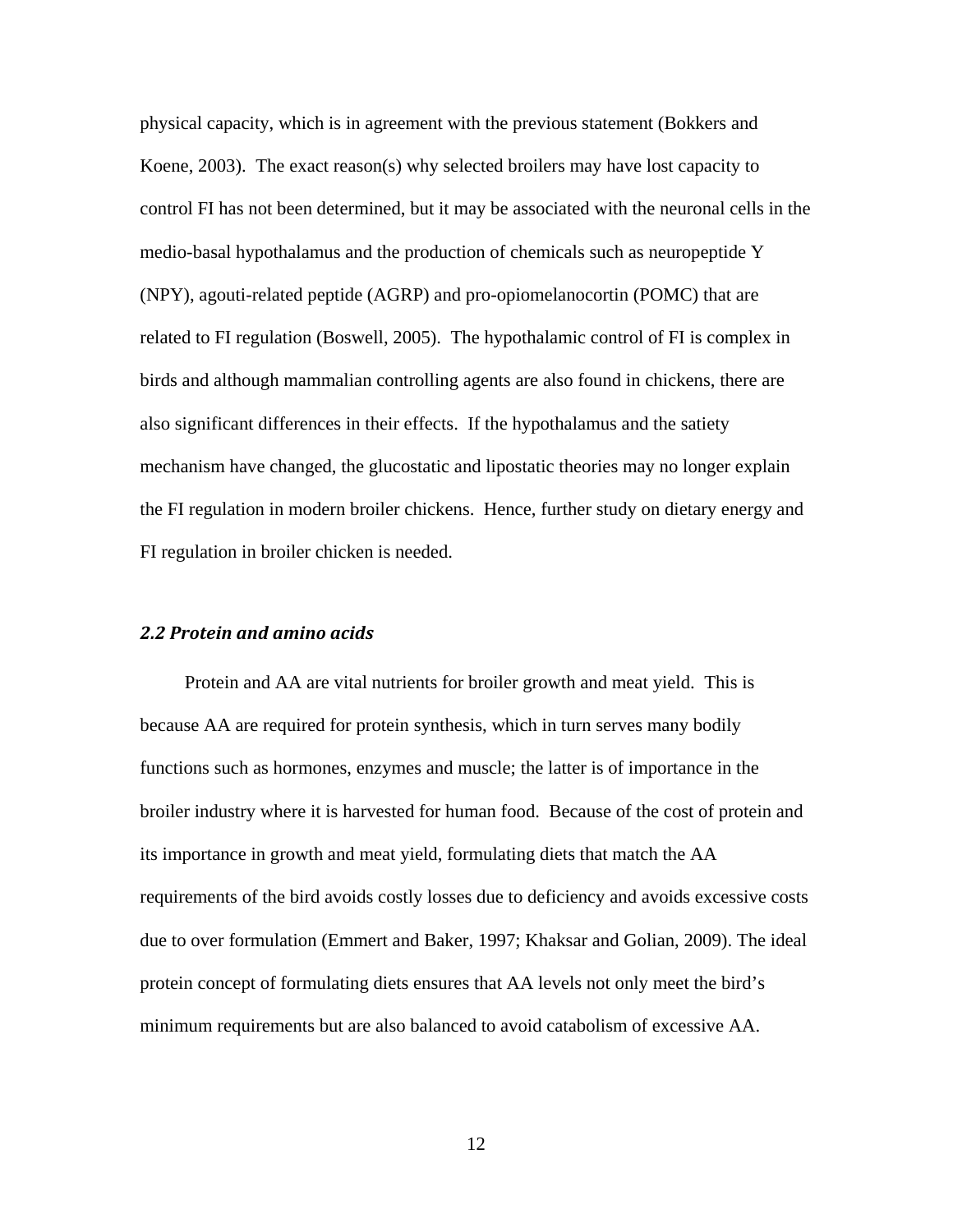physical capacity, which is in agreement with the previous statement (Bokkers and Koene, 2003). The exact reason(s) why selected broilers may have lost capacity to control FI has not been determined, but it may be associated with the neuronal cells in the medio-basal hypothalamus and the production of chemicals such as neuropeptide Y (NPY), agouti-related peptide (AGRP) and pro-opiomelanocortin (POMC) that are related to FI regulation (Boswell, 2005). The hypothalamic control of FI is complex in birds and although mammalian controlling agents are also found in chickens, there are also significant differences in their effects. If the hypothalamus and the satiety mechanism have changed, the glucostatic and lipostatic theories may no longer explain the FI regulation in modern broiler chickens. Hence, further study on dietary energy and FI regulation in broiler chicken is needed.

### *2.2 Protein and amino acids*

Protein and AA are vital nutrients for broiler growth and meat yield. This is because AA are required for protein synthesis, which in turn serves many bodily functions such as hormones, enzymes and muscle; the latter is of importance in the broiler industry where it is harvested for human food. Because of the cost of protein and its importance in growth and meat yield, formulating diets that match the AA requirements of the bird avoids costly losses due to deficiency and avoids excessive costs due to over formulation (Emmert and Baker, 1997; Khaksar and Golian, 2009). The ideal protein concept of formulating diets ensures that AA levels not only meet the bird's minimum requirements but are also balanced to avoid catabolism of excessive AA.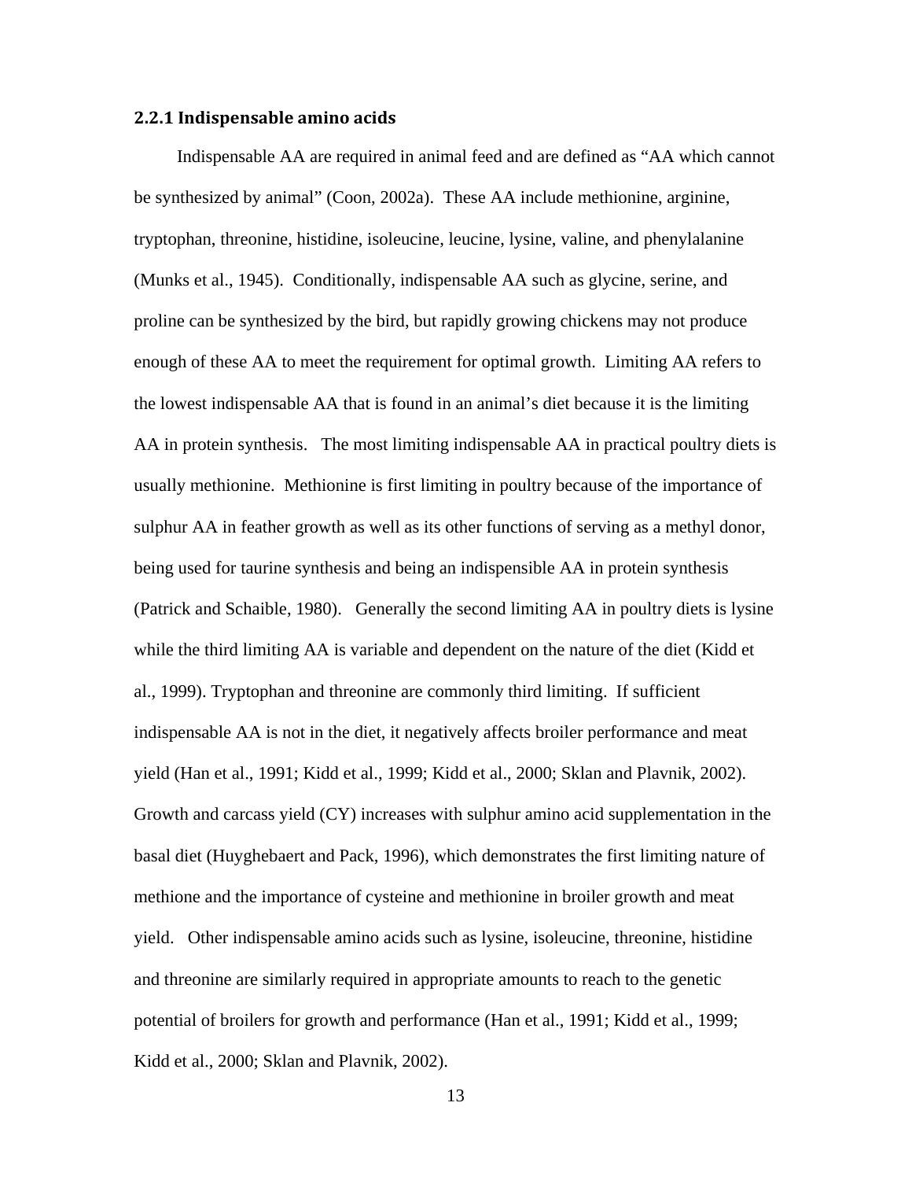### 2.2.1 Indispensable amino acids

Indispensable AA are required in animal feed and are defined as "AA which cannot be synthesized by animal" (Coon, 2002a). These AA include methionine, arginine, tryptophan, threonine, histidine, isoleucine, leucine, lysine, valine, and phenylalanine (Munks et al., 1945). Conditionally, indispensable AA such as glycine, serine, and proline can be synthesized by the bird, but rapidly growing chickens may not produce enough of these AA to meet the requirement for optimal growth. Limiting AA refers to the lowest indispensable AA that is found in an animal's diet because it is the limiting AA in protein synthesis. The most limiting indispensable AA in practical poultry diets is usually methionine. Methionine is first limiting in poultry because of the importance of sulphur AA in feather growth as well as its other functions of serving as a methyl donor, being used for taurine synthesis and being an indispensible AA in protein synthesis (Patrick and Schaible, 1980). Generally the second limiting AA in poultry diets is lysine while the third limiting AA is variable and dependent on the nature of the diet (Kidd et al., 1999). Tryptophan and threonine are commonly third limiting. If sufficient indispensable AA is not in the diet, it negatively affects broiler performance and meat yield (Han et al., 1991; Kidd et al., 1999; Kidd et al., 2000; Sklan and Plavnik, 2002). Growth and carcass yield (CY) increases with sulphur amino acid supplementation in the basal diet (Huyghebaert and Pack, 1996), which demonstrates the first limiting nature of methione and the importance of cysteine and methionine in broiler growth and meat yield. Other indispensable amino acids such as lysine, isoleucine, threonine, histidine and threonine are similarly required in appropriate amounts to reach to the genetic potential of broilers for growth and performance (Han et al., 1991; Kidd et al., 1999; Kidd et al., 2000; Sklan and Plavnik, 2002).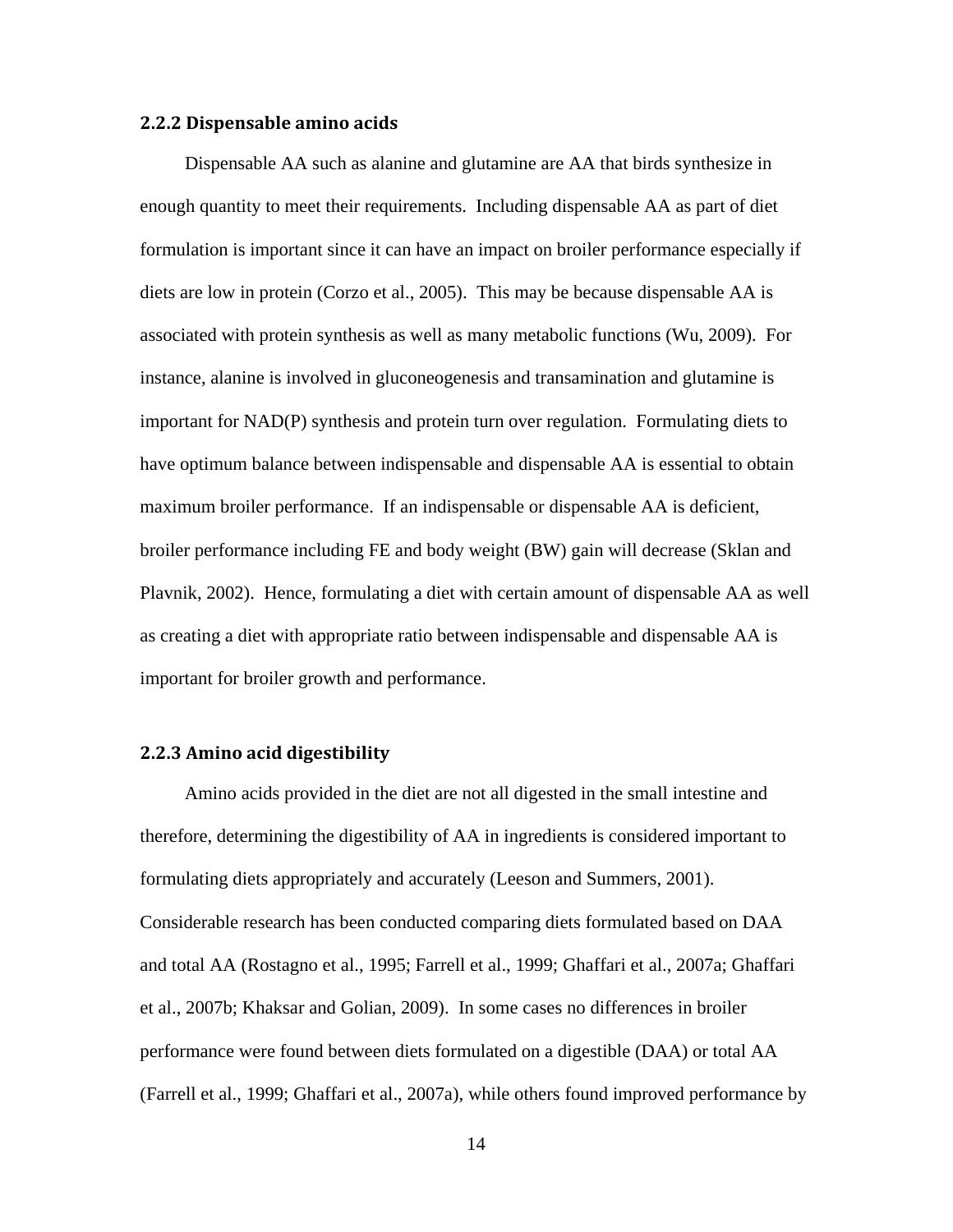### 2.2.2 Dispensable amino acids

Dispensable AA such as alanine and glutamine are AA that birds synthesize in enough quantity to meet their requirements. Including dispensable AA as part of diet formulation is important since it can have an impact on broiler performance especially if diets are low in protein (Corzo et al., 2005). This may be because dispensable AA is associated with protein synthesis as well as many metabolic functions (Wu, 2009). For instance, alanine is involved in gluconeogenesis and transamination and glutamine is important for NAD(P) synthesis and protein turn over regulation. Formulating diets to have optimum balance between indispensable and dispensable AA is essential to obtain maximum broiler performance. If an indispensable or dispensable AA is deficient, broiler performance including FE and body weight (BW) gain will decrease (Sklan and Plavnik, 2002). Hence, formulating a diet with certain amount of dispensable AA as well as creating a diet with appropriate ratio between indispensable and dispensable AA is important for broiler growth and performance.

### 2.2.3 Amino acid digestibility

Amino acids provided in the diet are not all digested in the small intestine and therefore, determining the digestibility of AA in ingredients is considered important to formulating diets appropriately and accurately (Leeson and Summers, 2001). Considerable research has been conducted comparing diets formulated based on DAA and total AA (Rostagno et al., 1995; Farrell et al., 1999; Ghaffari et al., 2007a; Ghaffari et al., 2007b; Khaksar and Golian, 2009). In some cases no differences in broiler performance were found between diets formulated on a digestible (DAA) or total AA (Farrell et al., 1999; Ghaffari et al., 2007a), while others found improved performance by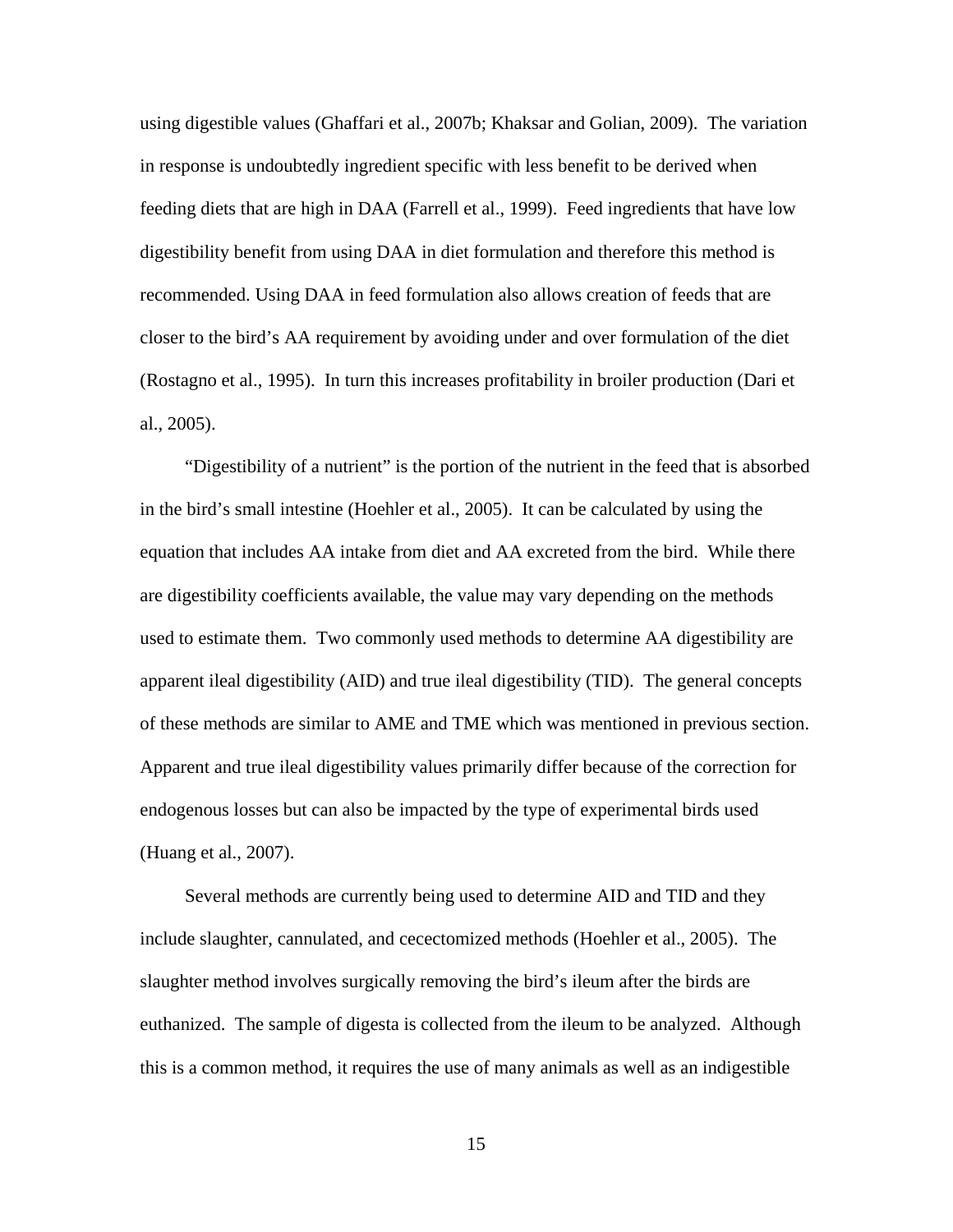using digestible values (Ghaffari et al., 2007b; Khaksar and Golian, 2009). The variation in response is undoubtedly ingredient specific with less benefit to be derived when feeding diets that are high in DAA (Farrell et al., 1999). Feed ingredients that have low digestibility benefit from using DAA in diet formulation and therefore this method is recommended. Using DAA in feed formulation also allows creation of feeds that are closer to the bird's AA requirement by avoiding under and over formulation of the diet (Rostagno et al., 1995). In turn this increases profitability in broiler production (Dari et al., 2005).

"Digestibility of a nutrient" is the portion of the nutrient in the feed that is absorbed in the bird's small intestine (Hoehler et al., 2005). It can be calculated by using the equation that includes AA intake from diet and AA excreted from the bird. While there are digestibility coefficients available, the value may vary depending on the methods used to estimate them. Two commonly used methods to determine AA digestibility are apparent ileal digestibility (AID) and true ileal digestibility (TID). The general concepts of these methods are similar to AME and TME which was mentioned in previous section. Apparent and true ileal digestibility values primarily differ because of the correction for endogenous losses but can also be impacted by the type of experimental birds used (Huang et al., 2007).

Several methods are currently being used to determine AID and TID and they include slaughter, cannulated, and cecectomized methods (Hoehler et al., 2005). The slaughter method involves surgically removing the bird's ileum after the birds are euthanized. The sample of digesta is collected from the ileum to be analyzed. Although this is a common method, it requires the use of many animals as well as an indigestible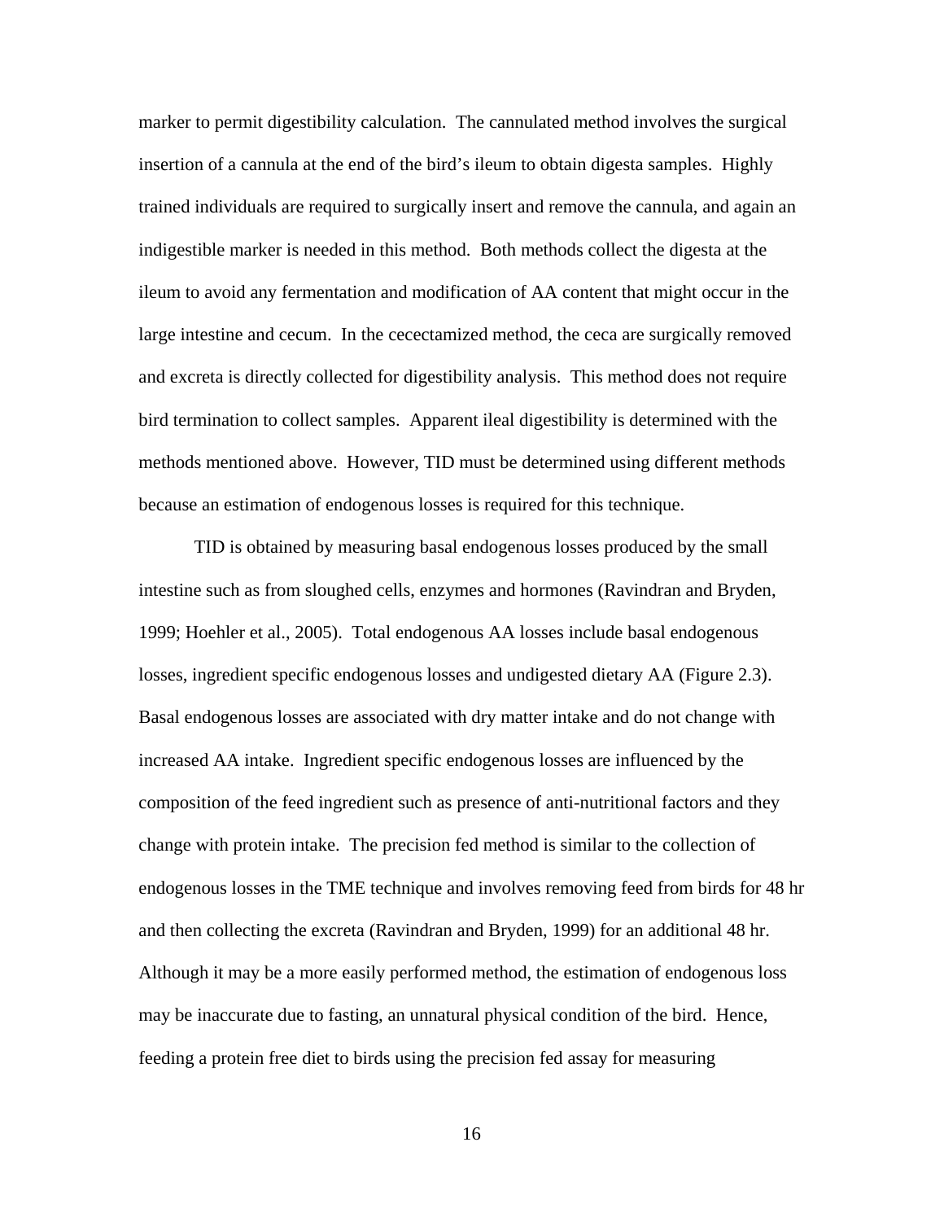marker to permit digestibility calculation. The cannulated method involves the surgical insertion of a cannula at the end of the bird's ileum to obtain digesta samples. Highly trained individuals are required to surgically insert and remove the cannula, and again an indigestible marker is needed in this method. Both methods collect the digesta at the ileum to avoid any fermentation and modification of AA content that might occur in the large intestine and cecum. In the cecectamized method, the ceca are surgically removed and excreta is directly collected for digestibility analysis. This method does not require bird termination to collect samples. Apparent ileal digestibility is determined with the methods mentioned above. However, TID must be determined using different methods because an estimation of endogenous losses is required for this technique.

TID is obtained by measuring basal endogenous losses produced by the small intestine such as from sloughed cells, enzymes and hormones (Ravindran and Bryden, 1999; Hoehler et al., 2005). Total endogenous AA losses include basal endogenous losses, ingredient specific endogenous losses and undigested dietary AA (Figure 2.3). Basal endogenous losses are associated with dry matter intake and do not change with increased AA intake. Ingredient specific endogenous losses are influenced by the composition of the feed ingredient such as presence of anti-nutritional factors and they change with protein intake. The precision fed method is similar to the collection of endogenous losses in the TME technique and involves removing feed from birds for 48 hr and then collecting the excreta (Ravindran and Bryden, 1999) for an additional 48 hr. Although it may be a more easily performed method, the estimation of endogenous loss may be inaccurate due to fasting, an unnatural physical condition of the bird. Hence, feeding a protein free diet to birds using the precision fed assay for measuring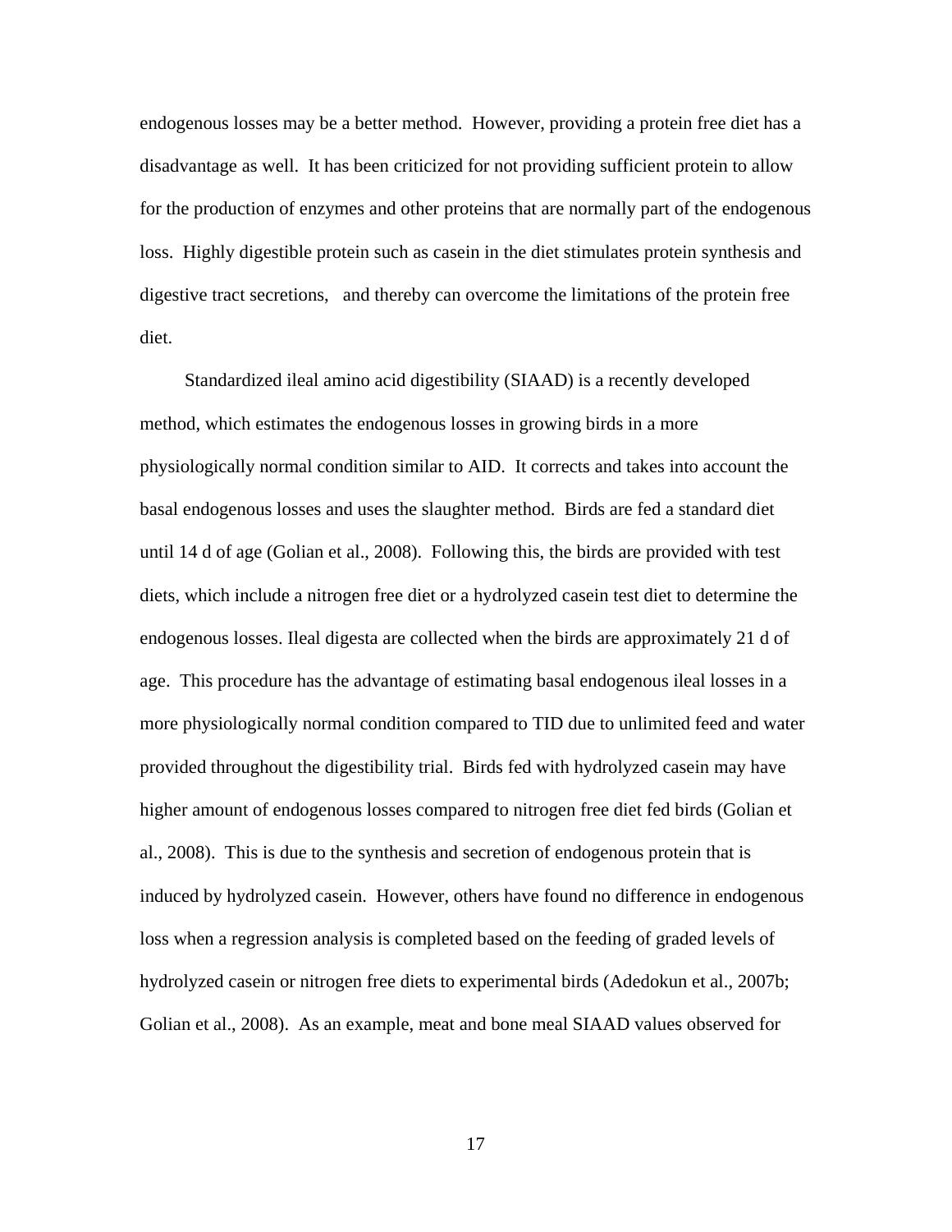endogenous losses may be a better method. However, providing a protein free diet has a disadvantage as well. It has been criticized for not providing sufficient protein to allow for the production of enzymes and other proteins that are normally part of the endogenous loss. Highly digestible protein such as casein in the diet stimulates protein synthesis and digestive tract secretions, and thereby can overcome the limitations of the protein free diet.

Standardized ileal amino acid digestibility (SIAAD) is a recently developed method, which estimates the endogenous losses in growing birds in a more physiologically normal condition similar to AID. It corrects and takes into account the basal endogenous losses and uses the slaughter method. Birds are fed a standard diet until 14 d of age (Golian et al., 2008). Following this, the birds are provided with test diets, which include a nitrogen free diet or a hydrolyzed casein test diet to determine the endogenous losses. Ileal digesta are collected when the birds are approximately 21 d of age. This procedure has the advantage of estimating basal endogenous ileal losses in a more physiologically normal condition compared to TID due to unlimited feed and water provided throughout the digestibility trial. Birds fed with hydrolyzed casein may have higher amount of endogenous losses compared to nitrogen free diet fed birds (Golian et al., 2008). This is due to the synthesis and secretion of endogenous protein that is induced by hydrolyzed casein. However, others have found no difference in endogenous loss when a regression analysis is completed based on the feeding of graded levels of hydrolyzed casein or nitrogen free diets to experimental birds (Adedokun et al., 2007b; Golian et al., 2008). As an example, meat and bone meal SIAAD values observed for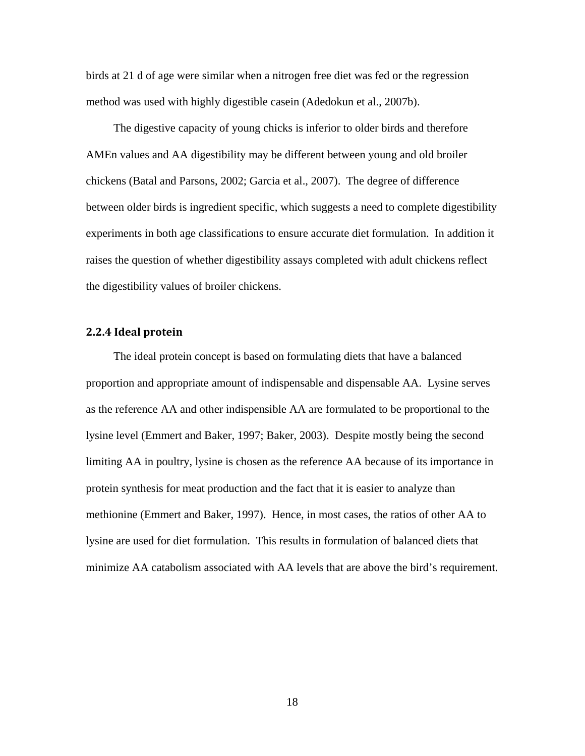birds at 21 d of age were similar when a nitrogen free diet was fed or the regression method was used with highly digestible casein (Adedokun et al., 2007b).

The digestive capacity of young chicks is inferior to older birds and therefore AMEn values and AA digestibility may be different between young and old broiler chickens (Batal and Parsons, 2002; Garcia et al., 2007). The degree of difference between older birds is ingredient specific, which suggests a need to complete digestibility experiments in both age classifications to ensure accurate diet formulation. In addition it raises the question of whether digestibility assays completed with adult chickens reflect the digestibility values of broiler chickens.

### 2.2.4 Ideal protein

The ideal protein concept is based on formulating diets that have a balanced proportion and appropriate amount of indispensable and dispensable AA. Lysine serves as the reference AA and other indispensible AA are formulated to be proportional to the lysine level (Emmert and Baker, 1997; Baker, 2003). Despite mostly being the second limiting AA in poultry, lysine is chosen as the reference AA because of its importance in protein synthesis for meat production and the fact that it is easier to analyze than methionine (Emmert and Baker, 1997). Hence, in most cases, the ratios of other AA to lysine are used for diet formulation. This results in formulation of balanced diets that minimize AA catabolism associated with AA levels that are above the bird's requirement.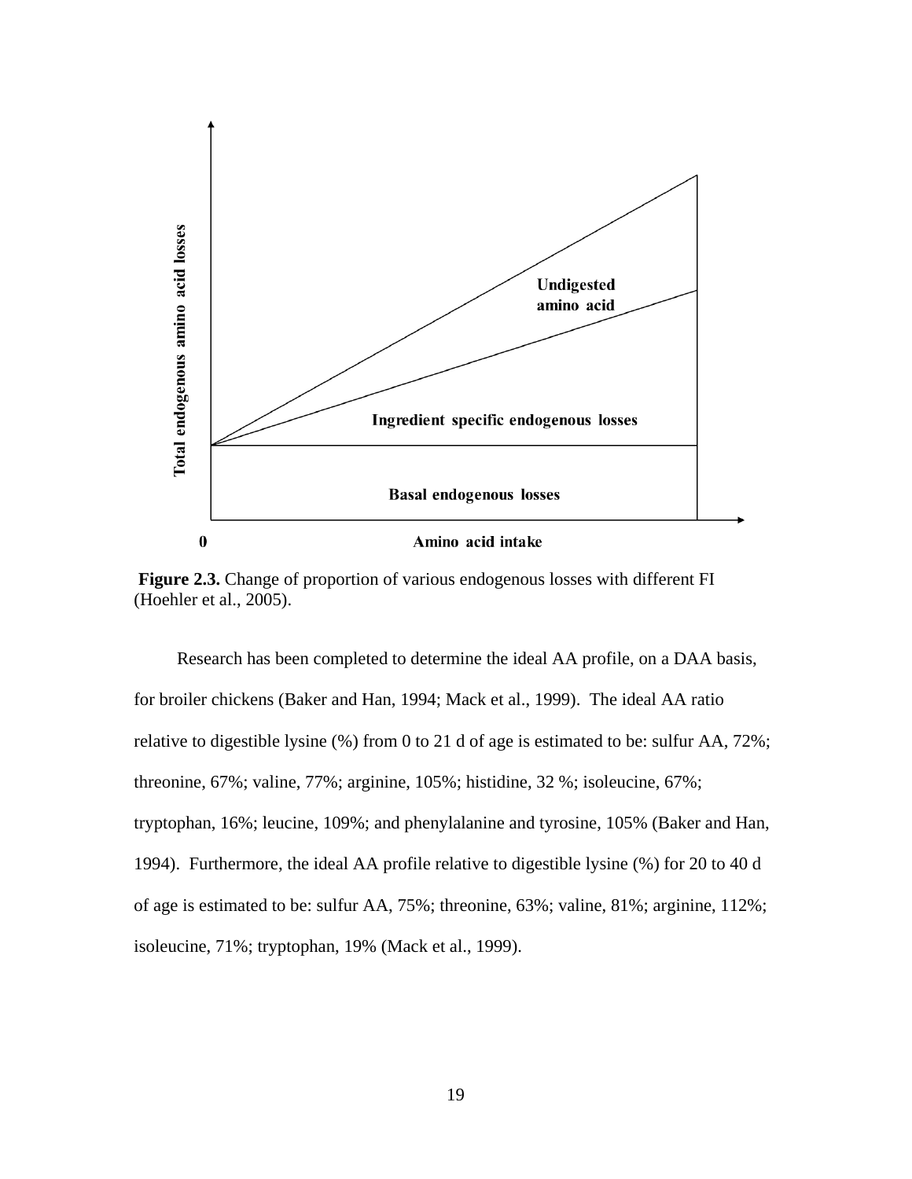**Figure 2.3.** Change of proportion of various endogenous losses with different FI (Hoehler et al., 2005).

Research has been completed to determine the ideal AA profile, on a DAA basis, for broiler chickens (Baker and Han, 1994; Mack et al., 1999). The ideal AA ratio relative to digestible lysine (%) from 0 to 21 d of age is estimated to be: sulfur AA, 72%; threonine, 67%; valine, 77%; arginine, 105%; histidine, 32 %; isoleucine, 67%; tryptophan, 16%; leucine, 109%; and phenylalanine and tyrosine, 105% (Baker and Han, 1994). Furthermore, the ideal AA profile relative to digestible lysine (%) for 20 to 40 d of age is estimated to be: sulfur AA, 75%; threonine, 63%; valine, 81%; arginine, 112%; isoleucine, 71%; tryptophan, 19% (Mack et al., 1999).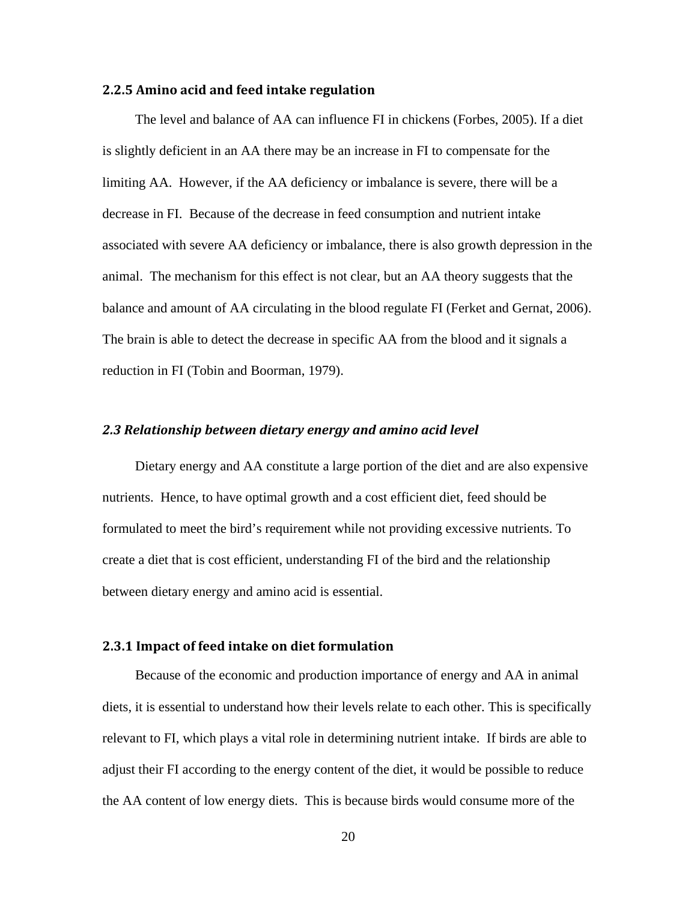### 2.2.5 Amino acid and feed intake regulation

The level and balance of AA can influence FI in chickens (Forbes, 2005). If a diet is slightly deficient in an AA there may be an increase in FI to compensate for the limiting AA. However, if the AA deficiency or imbalance is severe, there will be a decrease in FI. Because of the decrease in feed consumption and nutrient intake associated with severe AA deficiency or imbalance, there is also growth depression in the animal. The mechanism for this effect is not clear, but an AA theory suggests that the balance and amount of AA circulating in the blood regulate FI (Ferket and Gernat, 2006). The brain is able to detect the decrease in specific AA from the blood and it signals a reduction in FI (Tobin and Boorman, 1979).

## *2.3 Relationship between dietary energy and amino acid level*

Dietary energy and AA constitute a large portion of the diet and are also expensive nutrients. Hence, to have optimal growth and a cost efficient diet, feed should be formulated to meet the bird's requirement while not providing excessive nutrients. To create a diet that is cost efficient, understanding FI of the bird and the relationship between dietary energy and amino acid is essential.

### 2.3.1 Impact of feed intake on diet formulation

Because of the economic and production importance of energy and AA in animal diets, it is essential to understand how their levels relate to each other. This is specifically relevant to FI, which plays a vital role in determining nutrient intake. If birds are able to adjust their FI according to the energy content of the diet, it would be possible to reduce the AA content of low energy diets. This is because birds would consume more of the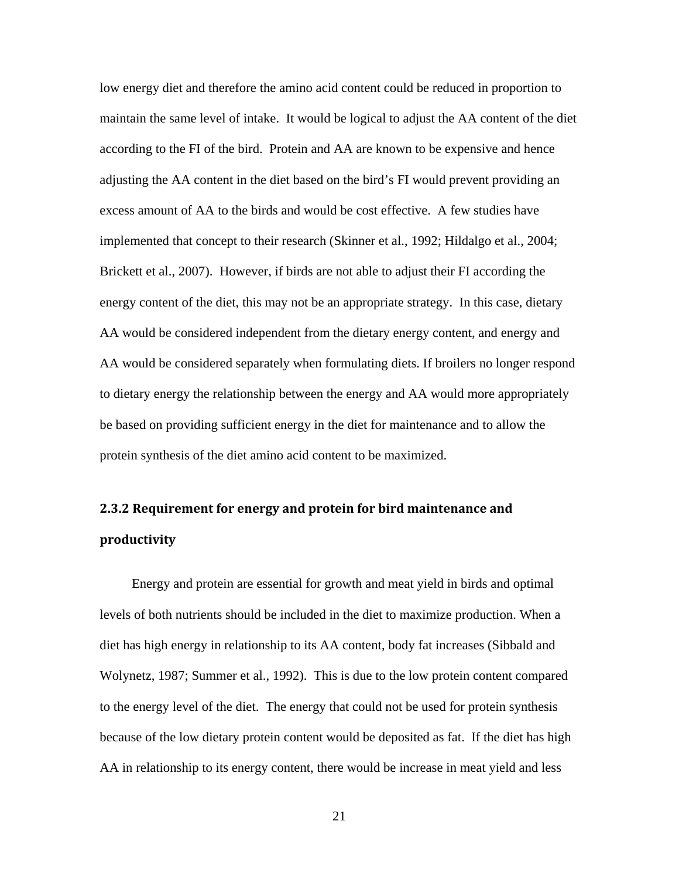low energy diet and therefore the amino acid content could be reduced in proportion to maintain the same level of intake. It would be logical to adjust the AA content of the diet according to the FI of the bird. Protein and AA are known to be expensive and hence adjusting the AA content in the diet based on the bird's FI would prevent providing an excess amount of AA to the birds and would be cost effective. A few studies have implemented that concept to their research (Skinner et al., 1992; Hildalgo et al., 2004; Brickett et al., 2007). However, if birds are not able to adjust their FI according the energy content of the diet, this may not be an appropriate strategy. In this case, dietary AA would be considered independent from the dietary energy content, and energy and AA would be considered separately when formulating diets. If broilers no longer respond to dietary energy the relationship between the energy and AA would more appropriately be based on providing sufficient energy in the diet for maintenance and to allow the protein synthesis of the diet amino acid content to be maximized.

### 2.3.2 Requirement for energy and protein for bird maintenance and productivity

Energy and protein are essential for growth and meat yield in birds and optimal levels of both nutrients should be included in the diet to maximize production. When a diet has high energy in relationship to its AA content, body fat increases (Sibbald and Wolynetz, 1987; Summer et al., 1992). This is due to the low protein content compared to the energy level of the diet. The energy that could not be used for protein synthesis because of the low dietary protein content would be deposited as fat. If the diet has high AA in relationship to its energy content, there would be increase in meat yield and less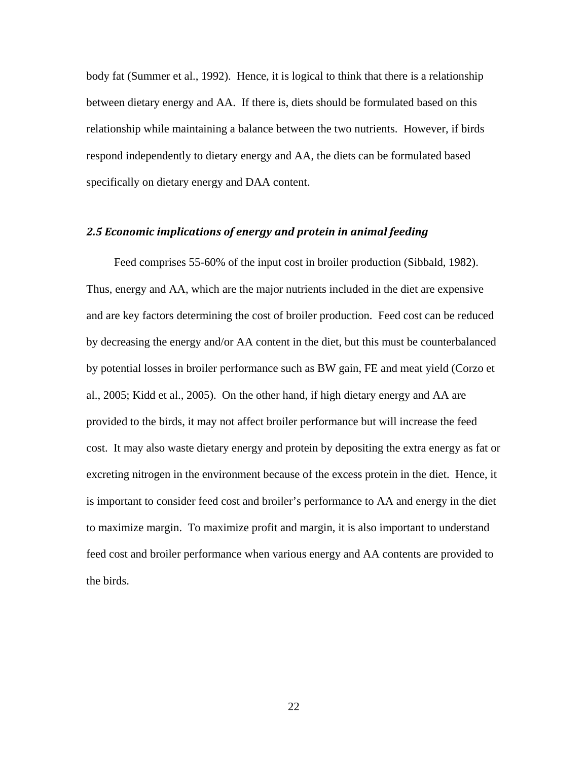body fat (Summer et al., 1992). Hence, it is logical to think that there is a relationship between dietary energy and AA. If there is, diets should be formulated based on this relationship while maintaining a balance between the two nutrients. However, if birds respond independently to dietary energy and AA, the diets can be formulated based specifically on dietary energy and DAA content.

### *2.5 Economic implications of energy and protein in animal feeding*

Feed comprises 55-60% of the input cost in broiler production (Sibbald, 1982). Thus, energy and AA, which are the major nutrients included in the diet are expensive and are key factors determining the cost of broiler production. Feed cost can be reduced by decreasing the energy and/or AA content in the diet, but this must be counterbalanced by potential losses in broiler performance such as BW gain, FE and meat yield (Corzo et al., 2005; Kidd et al., 2005). On the other hand, if high dietary energy and AA are provided to the birds, it may not affect broiler performance but will increase the feed cost. It may also waste dietary energy and protein by depositing the extra energy as fat or excreting nitrogen in the environment because of the excess protein in the diet. Hence, it is important to consider feed cost and broiler's performance to AA and energy in the diet to maximize margin. To maximize profit and margin, it is also important to understand feed cost and broiler performance when various energy and AA contents are provided to the birds.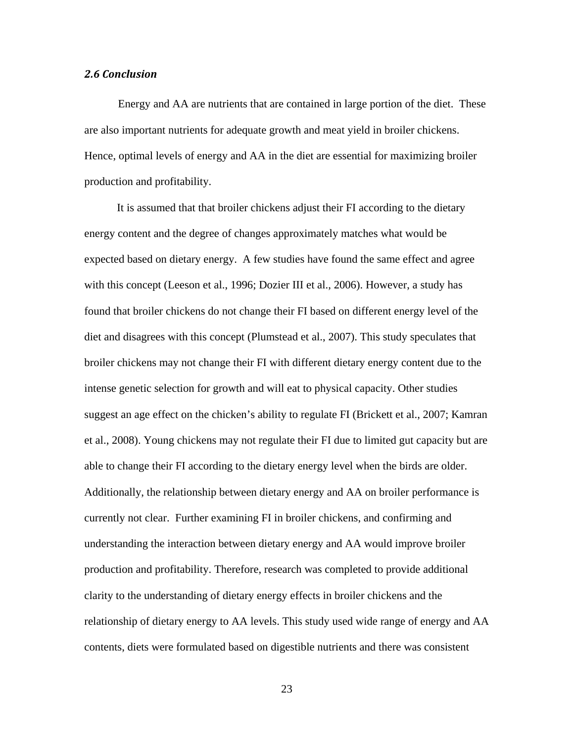### *2.6 Conclusion*

Energy and AA are nutrients that are contained in large portion of the diet. These are also important nutrients for adequate growth and meat yield in broiler chickens. Hence, optimal levels of energy and AA in the diet are essential for maximizing broiler production and profitability.

It is assumed that that broiler chickens adjust their FI according to the dietary energy content and the degree of changes approximately matches what would be expected based on dietary energy. A few studies have found the same effect and agree with this concept (Leeson et al., 1996; Dozier III et al., 2006). However, a study has found that broiler chickens do not change their FI based on different energy level of the diet and disagrees with this concept (Plumstead et al., 2007). This study speculates that broiler chickens may not change their FI with different dietary energy content due to the intense genetic selection for growth and will eat to physical capacity. Other studies suggest an age effect on the chicken's ability to regulate FI (Brickett et al., 2007; Kamran et al., 2008). Young chickens may not regulate their FI due to limited gut capacity but are able to change their FI according to the dietary energy level when the birds are older. Additionally, the relationship between dietary energy and AA on broiler performance is currently not clear. Further examining FI in broiler chickens, and confirming and understanding the interaction between dietary energy and AA would improve broiler production and profitability. Therefore, research was completed to provide additional clarity to the understanding of dietary energy effects in broiler chickens and the relationship of dietary energy to AA levels. This study used wide range of energy and AA contents, diets were formulated based on digestible nutrients and there was consistent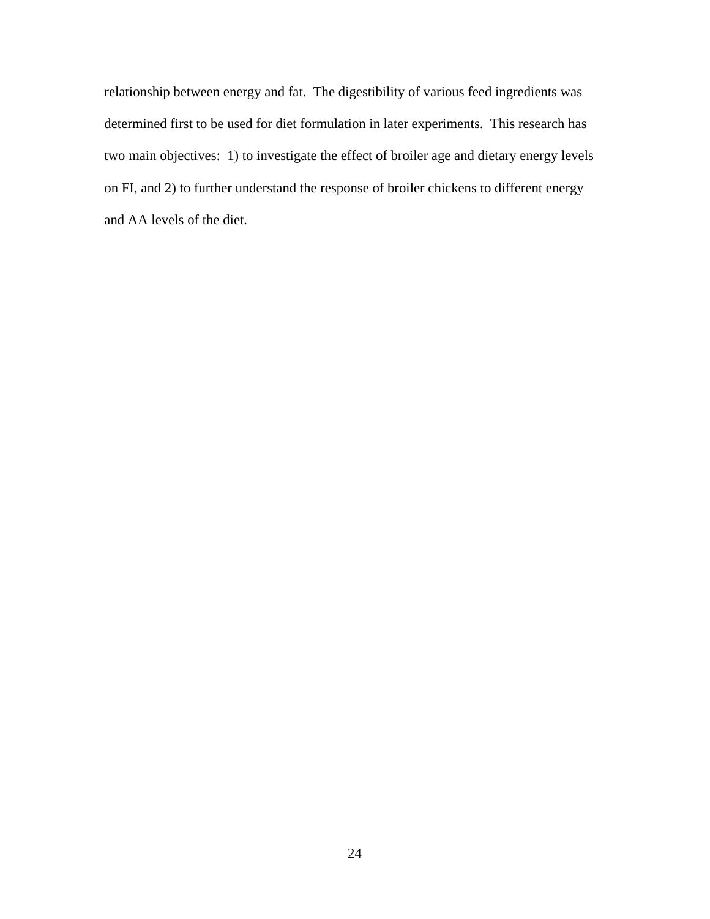relationship between energy and fat. The digestibility of various feed ingredients was determined first to be used for diet formulation in later experiments. This research has two main objectives: 1) to investigate the effect of broiler age and dietary energy levels on FI, and 2) to further understand the response of broiler chickens to different energy and AA levels of the diet.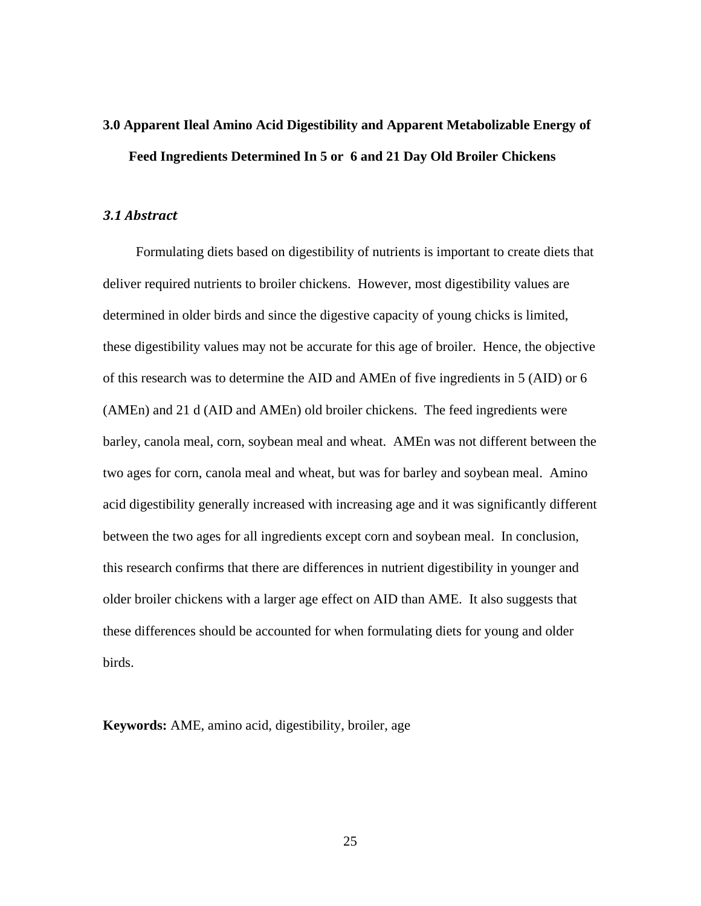# 3.0 Apparent Ileal Amino Acid Digestibility and Apparent Metabolizable Energy of Feed Ingredients Determined In 5 or 6 and 21 Day Old Broiler Chickens

## *3.1 Abstract*

Formulating diets based on digestibility of nutrients is important to create diets that deliver required nutrients to broiler chickens. However, most digestibility values are determined in older birds and since the digestive capacity of young chicks is limited, these digestibility values may not be accurate for this age of broiler. Hence, the objective of this research was to determine the AID and AMEn of five ingredients in 5 (AID) or 6 (AMEn) and 21 d (AID and AMEn) old broiler chickens. The feed ingredients were barley, canola meal, corn, soybean meal and wheat. AMEn was not different between the two ages for corn, canola meal and wheat, but was for barley and soybean meal. Amino acid digestibility generally increased with increasing age and it was significantly different between the two ages for all ingredients except corn and soybean meal. In conclusion, this research confirms that there are differences in nutrient digestibility in younger and older broiler chickens with a larger age effect on AID than AME. It also suggests that these differences should be accounted for when formulating diets for young and older birds.

**Keywords:** AME, amino acid, digestibility, broiler, age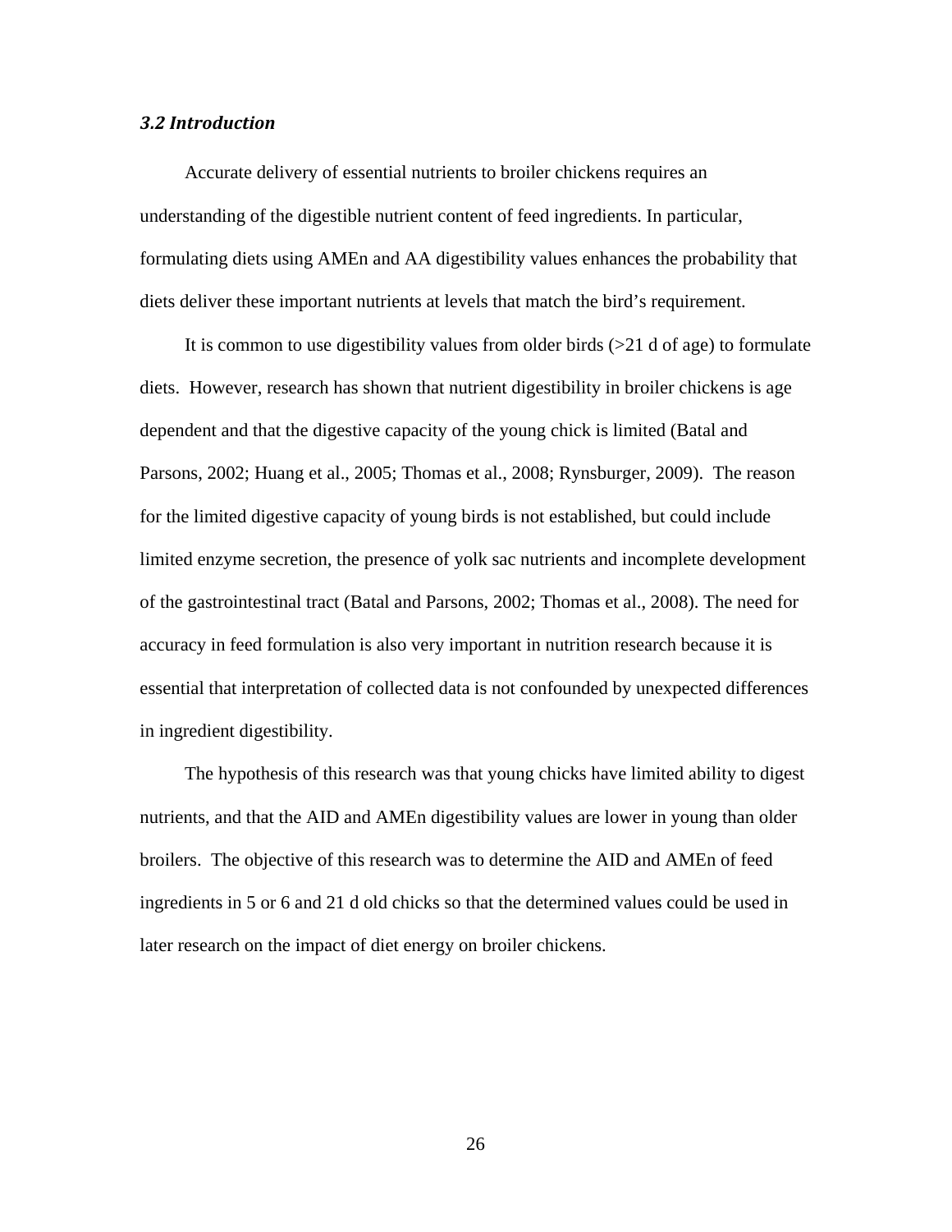### *3.2 Introduction*

Accurate delivery of essential nutrients to broiler chickens requires an understanding of the digestible nutrient content of feed ingredients. In particular, formulating diets using AMEn and AA digestibility values enhances the probability that diets deliver these important nutrients at levels that match the bird's requirement.

It is common to use digestibility values from older birds (>21 d of age) to formulate diets. However, research has shown that nutrient digestibility in broiler chickens is age dependent and that the digestive capacity of the young chick is limited (Batal and Parsons, 2002; Huang et al., 2005; Thomas et al., 2008; Rynsburger, 2009). The reason for the limited digestive capacity of young birds is not established, but could include limited enzyme secretion, the presence of yolk sac nutrients and incomplete development of the gastrointestinal tract (Batal and Parsons, 2002; Thomas et al., 2008). The need for accuracy in feed formulation is also very important in nutrition research because it is essential that interpretation of collected data is not confounded by unexpected differences in ingredient digestibility.

The hypothesis of this research was that young chicks have limited ability to digest nutrients, and that the AID and AMEn digestibility values are lower in young than older broilers. The objective of this research was to determine the AID and AMEn of feed ingredients in 5 or 6 and 21 d old chicks so that the determined values could be used in later research on the impact of diet energy on broiler chickens.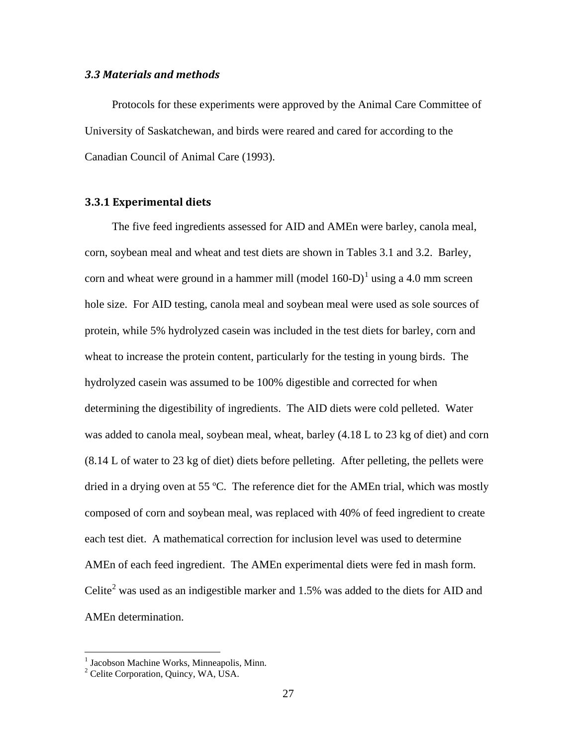### *3.3 Materials and methods*

Protocols for these experiments were approved by the Animal Care Committee of University of Saskatchewan, and birds were reared and cared for according to the Canadian Council of Animal Care (1993).

#### 3.3.1 Experimental diets

The five feed ingredients assessed for AID and AMEn were barley, canola meal, corn, soybean meal and wheat and test diets are shown in Tables 3.1 and 3.2. Barley, corn and wheat were ground in a hammer mill (model 160-D)[1] using a 4.0 mm screen hole size. For AID testing, canola meal and soybean meal were used as sole sources of protein, while 5% hydrolyzed casein was included in the test diets for barley, corn and wheat to increase the protein content, particularly for the testing in young birds. The hydrolyzed casein was assumed to be 100% digestible and corrected for when determining the digestibility of ingredients. The AID diets were cold pelleted. Water was added to canola meal, soybean meal, wheat, barley (4.18 L to 23 kg of diet) and corn (8.14 L of water to 23 kg of diet) diets before pelleting. After pelleting, the pellets were dried in a drying oven at 55 ºC. The reference diet for the AMEn trial, which was mostly composed of corn and soybean meal, was replaced with 40% of feed ingredient to create each test diet. A mathematical correction for inclusion level was used to determine AMEn of each feed ingredient. The AMEn experimental diets were fed in mash form. Celite[2] was used as an indigestible marker and 1.5% was added to the diets for AID and AMEn determination.

---

[1] Jacobson Machine Works, Minneapolis, Minn.
[2] Celite Corporation, Quincy, WA, USA.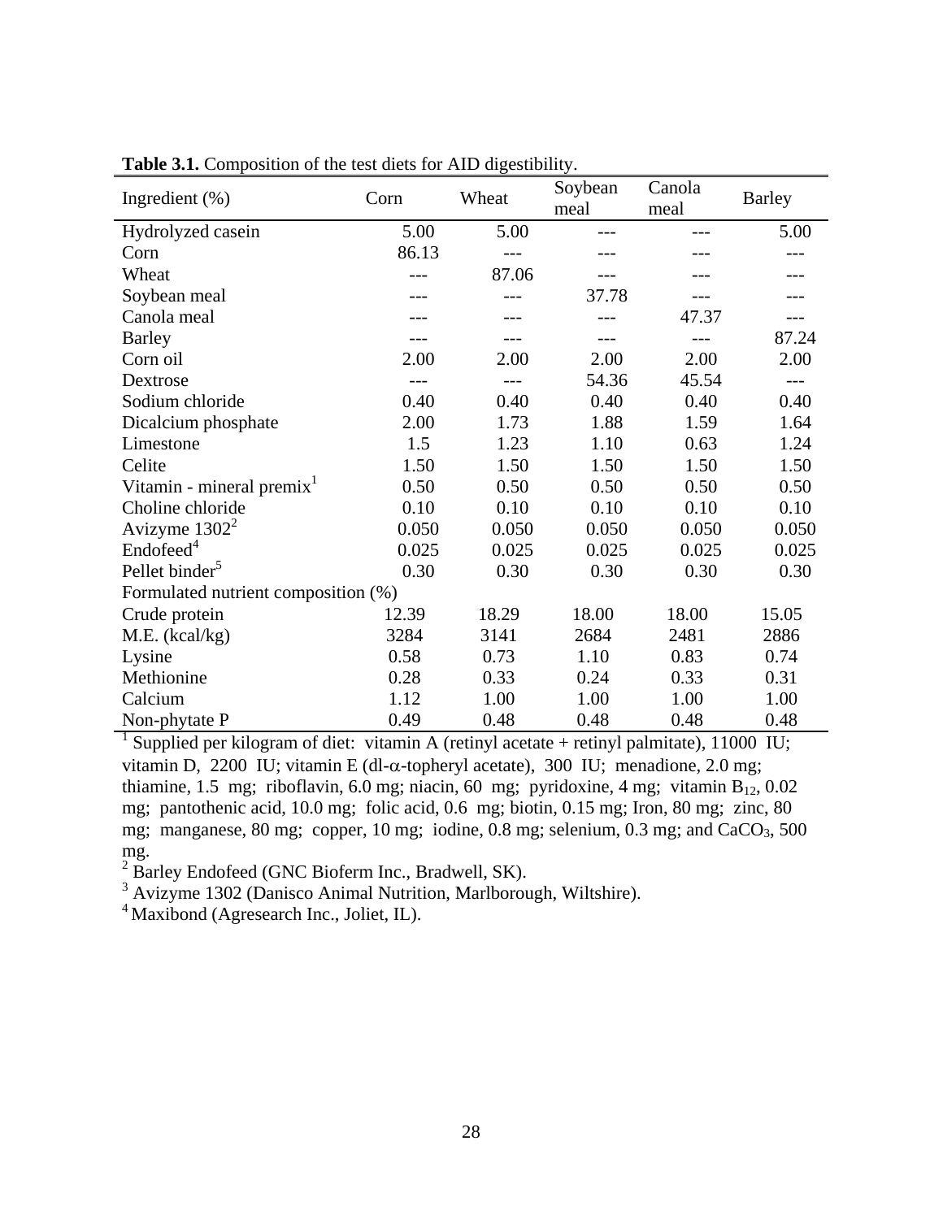**Table 3.1.** Composition of the test diets for AID digestibility.

| Ingredient (%) | Corn | Wheat | Soybean meal | Canola meal | Barley |
|---|---|---|---|---|---|
| Hydrolyzed casein | 5.00 | 5.00 | --- | --- | 5.00 |
| Corn | 86.13 | --- | --- | --- | --- |
| Wheat | --- | 87.06 | --- | --- | --- |
| Soybean meal | --- | --- | 37.78 | --- | --- |
| Canola meal | --- | --- | --- | 47.37 | --- |
| Barley | --- | --- | --- | --- | 87.24 |
| Corn oil | 2.00 | 2.00 | 2.00 | 2.00 | 2.00 |
| Dextrose | --- | --- | 54.36 | 45.54 | --- |
| Sodium chloride | 0.40 | 0.40 | 0.40 | 0.40 | 0.40 |
| Dicalcium phosphate | 2.00 | 1.73 | 1.88 | 1.59 | 1.64 |
| Limestone | 1.5 | 1.23 | 1.10 | 0.63 | 1.24 |
| Celite | 1.50 | 1.50 | 1.50 | 1.50 | 1.50 |
| Vitamin - mineral premix[1] | 0.50 | 0.50 | 0.50 | 0.50 | 0.50 |
| Choline chloride | 0.10 | 0.10 | 0.10 | 0.10 | 0.10 |
| Avizyme 1302[2] | 0.050 | 0.050 | 0.050 | 0.050 | 0.050 |
| Endofeed[4] | 0.025 | 0.025 | 0.025 | 0.025 | 0.025 |
| Pellet binder[5] | 0.30 | 0.30 | 0.30 | 0.30 | 0.30 |
| Formulated nutrient composition (%) | | | | | |
| Crude protein | 12.39 | 18.29 | 18.00 | 18.00 | 15.05 |
| M.E. (kcal/kg) | 3284 | 3141 | 2684 | 2481 | 2886 |
| Lysine | 0.58 | 0.73 | 1.10 | 0.83 | 0.74 |
| Methionine | 0.28 | 0.33 | 0.24 | 0.33 | 0.31 |
| Calcium | 1.12 | 1.00 | 1.00 | 1.00 | 1.00 |
| Non-phytate P | 0.49 | 0.48 | 0.48 | 0.48 | 0.48 |

[1] Supplied per kilogram of diet: vitamin A (retinyl acetate + retinyl palmitate), 11000 IU; vitamin D, 2200 IU; vitamin E (dl-$\alpha$-topheryl acetate), 300 IU; menadione, 2.0 mg; thiamine, 1.5 mg; riboflavin, 6.0 mg; niacin, 60 mg; pyridoxine, 4 mg; vitamin $B_{12}$, 0.02 mg; pantothenic acid, 10.0 mg; folic acid, 0.6 mg; biotin, 0.15 mg; Iron, 80 mg; zinc, 80 mg; manganese, 80 mg; copper, 10 mg; iodine, 0.8 mg; selenium, 0.3 mg; and $CaCO_3$, 500 mg.

[2] Barley Endofeed (GNC Bioferm Inc., Bradwell, SK).

[3] Avizyme 1302 (Danisco Animal Nutrition, Marlborough, Wiltshire).

[4] Maxibond (Agresearch Inc., Joliet, IL).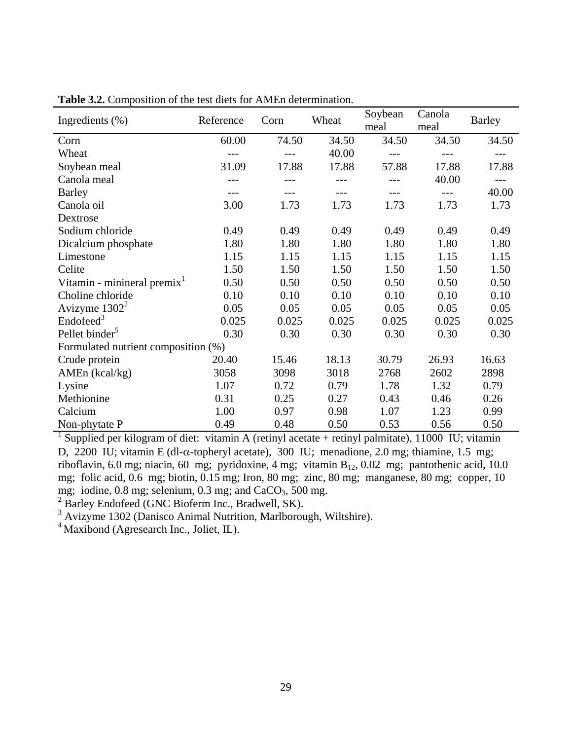**Table 3.2.** Composition of the test diets for AMEn determination.

| Ingredients (%) | Reference | Corn | Wheat | Soybean meal | Canola meal | Barley |
|---|---|---|---|---|---|---|
| Corn | 60.00 | 74.50 | 34.50 | 34.50 | 34.50 | 34.50 |
| Wheat | --- | --- | 40.00 | --- | --- | --- |
| Soybean meal | 31.09 | 17.88 | 17.88 | 57.88 | 17.88 | 17.88 |
| Canola meal | --- | --- | --- | --- | 40.00 | --- |
| Barley | --- | --- | --- | --- | --- | 40.00 |
| Canola oil | 3.00 | 1.73 | 1.73 | 1.73 | 1.73 | 1.73 |
| Dextrose | | | | | | |
| Sodium chloride | 0.49 | 0.49 | 0.49 | 0.49 | 0.49 | 0.49 |
| Dicalcium phosphate | 1.80 | 1.80 | 1.80 | 1.80 | 1.80 | 1.80 |
| Limestone | 1.15 | 1.15 | 1.15 | 1.15 | 1.15 | 1.15 |
| Celite | 1.50 | 1.50 | 1.50 | 1.50 | 1.50 | 1.50 |
| Vitamin - minineral premix[1] | 0.50 | 0.50 | 0.50 | 0.50 | 0.50 | 0.50 |
| Choline chloride | 0.10 | 0.10 | 0.10 | 0.10 | 0.10 | 0.10 |
| Avizyme 1302[2] | 0.05 | 0.05 | 0.05 | 0.05 | 0.05 | 0.05 |
| Endofeed[3] | 0.025 | 0.025 | 0.025 | 0.025 | 0.025 | 0.025 |
| Pellet binder[5] | 0.30 | 0.30 | 0.30 | 0.30 | 0.30 | 0.30 |
| Formulated nutrient composition (%) | | | | | | |
| Crude protein | 20.40 | 15.46 | 18.13 | 30.79 | 26.93 | 16.63 |
| AMEn (kcal/kg) | 3058 | 3098 | 3018 | 2768 | 2602 | 2898 |
| Lysine | 1.07 | 0.72 | 0.79 | 1.78 | 1.32 | 0.79 |
| Methionine | 0.31 | 0.25 | 0.27 | 0.43 | 0.46 | 0.26 |
| Calcium | 1.00 | 0.97 | 0.98 | 1.07 | 1.23 | 0.99 |
| Non-phytate P | 0.49 | 0.48 | 0.50 | 0.53 | 0.56 | 0.50 |

[1] Supplied per kilogram of diet: vitamin A (retinyl acetate + retinyl palmitate), 11000 IU; vitamin D, 2200 IU; vitamin E (dl-α-topheryl acetate), 300 IU; menadione, 2.0 mg; thiamine, 1.5 mg; riboflavin, 6.0 mg; niacin, 60 mg; pyridoxine, 4 mg; vitamin $B_{12}$, 0.02 mg; pantothenic acid, 10.0 mg; folic acid, 0.6 mg; biotin, 0.15 mg; Iron, 80 mg; zinc, 80 mg; manganese, 80 mg; copper, 10 mg; iodine, 0.8 mg; selenium, 0.3 mg; and $CaCO_3$, 500 mg.

[2] Barley Endofeed (GNC Bioferm Inc., Bradwell, SK).

[3] Avizyme 1302 (Danisco Animal Nutrition, Marlborough, Wiltshire).

[4] Maxibond (Agresearch Inc., Joliet, IL).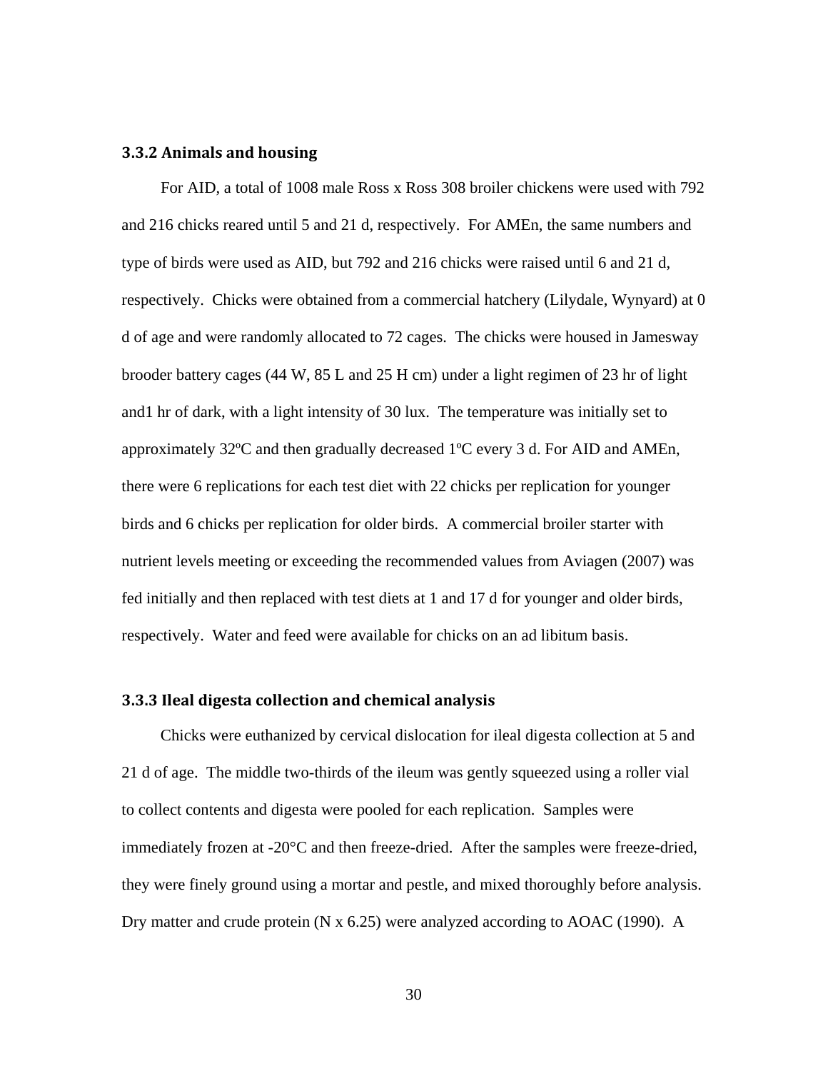### 3.3.2 Animals and housing

For AID, a total of 1008 male Ross x Ross 308 broiler chickens were used with 792 and 216 chicks reared until 5 and 21 d, respectively. For AMEn, the same numbers and type of birds were used as AID, but 792 and 216 chicks were raised until 6 and 21 d, respectively. Chicks were obtained from a commercial hatchery (Lilydale, Wynyard) at 0 d of age and were randomly allocated to 72 cages. The chicks were housed in Jamesway brooder battery cages (44 W, 85 L and 25 H cm) under a light regimen of 23 hr of light and1 hr of dark, with a light intensity of 30 lux. The temperature was initially set to approximately 32ºC and then gradually decreased 1ºC every 3 d. For AID and AMEn, there were 6 replications for each test diet with 22 chicks per replication for younger birds and 6 chicks per replication for older birds. A commercial broiler starter with nutrient levels meeting or exceeding the recommended values from Aviagen (2007) was fed initially and then replaced with test diets at 1 and 17 d for younger and older birds, respectively. Water and feed were available for chicks on an ad libitum basis.

### 3.3.3 Ileal digesta collection and chemical analysis

Chicks were euthanized by cervical dislocation for ileal digesta collection at 5 and 21 d of age. The middle two-thirds of the ileum was gently squeezed using a roller vial to collect contents and digesta were pooled for each replication. Samples were immediately frozen at -20°C and then freeze-dried. After the samples were freeze-dried, they were finely ground using a mortar and pestle, and mixed thoroughly before analysis. Dry matter and crude protein (N x 6.25) were analyzed according to AOAC (1990). A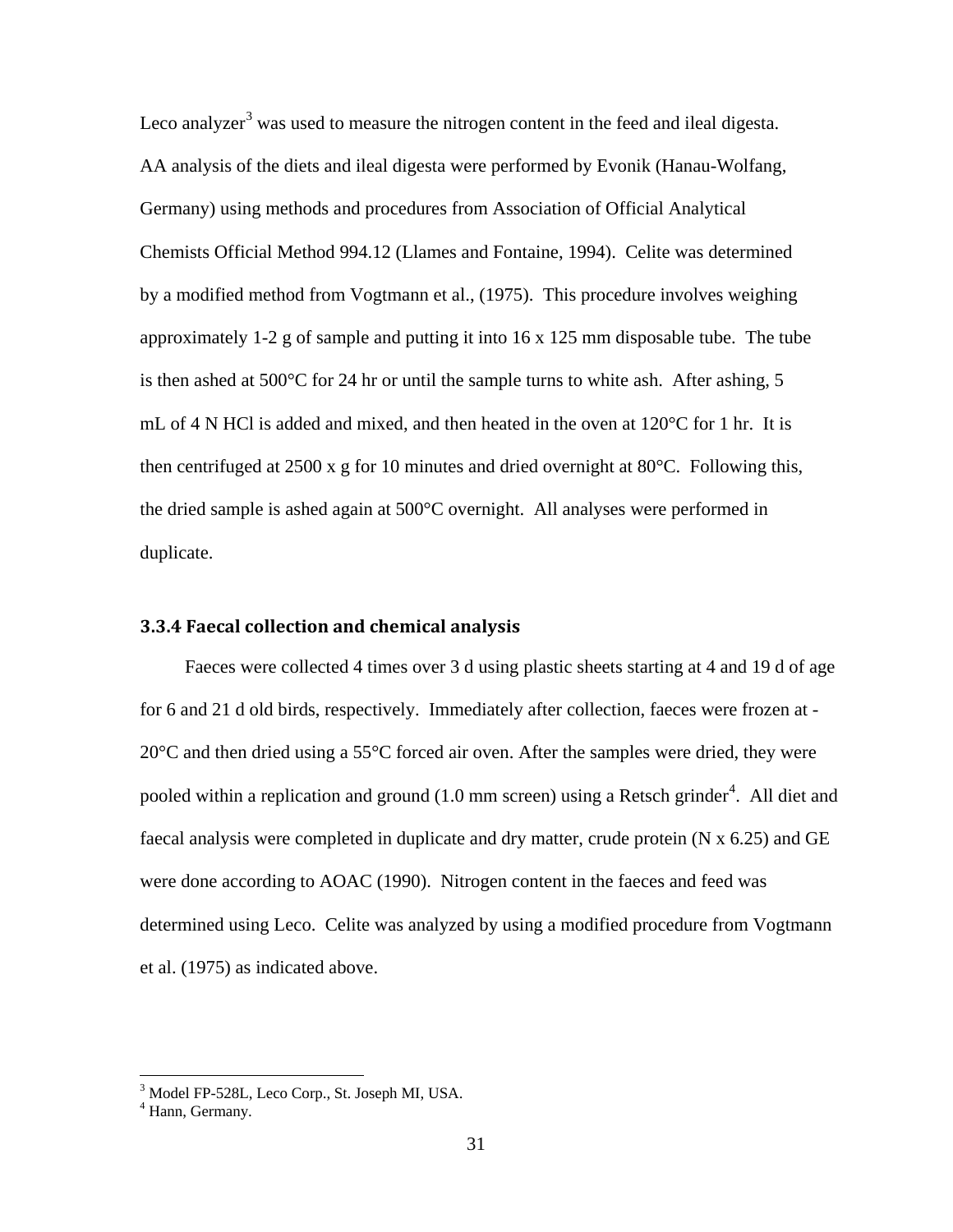Leco analyzer[3] was used to measure the nitrogen content in the feed and ileal digesta. AA analysis of the diets and ileal digesta were performed by Evonik (Hanau-Wolfang, Germany) using methods and procedures from Association of Official Analytical Chemists Official Method 994.12 (Llames and Fontaine, 1994). Celite was determined by a modified method from Vogtmann et al., (1975). This procedure involves weighing approximately 1-2 g of sample and putting it into 16 x 125 mm disposable tube. The tube is then ashed at 500°C for 24 hr or until the sample turns to white ash. After ashing, 5 mL of 4 N HCl is added and mixed, and then heated in the oven at 120°C for 1 hr. It is then centrifuged at 2500 x g for 10 minutes and dried overnight at 80°C. Following this, the dried sample is ashed again at 500°C overnight. All analyses were performed in duplicate.

### 3.3.4 Faecal collection and chemical analysis

Faeces were collected 4 times over 3 d using plastic sheets starting at 4 and 19 d of age for 6 and 21 d old birds, respectively. Immediately after collection, faeces were frozen at -20°C and then dried using a 55°C forced air oven. After the samples were dried, they were pooled within a replication and ground (1.0 mm screen) using a Retsch grinder[4]. All diet and faecal analysis were completed in duplicate and dry matter, crude protein (N x 6.25) and GE were done according to AOAC (1990). Nitrogen content in the faeces and feed was determined using Leco. Celite was analyzed by using a modified procedure from Vogtmann et al. (1975) as indicated above.

---

[3] Model FP-528L, Leco Corp., St. Joseph MI, USA.
[4] Hann, Germany.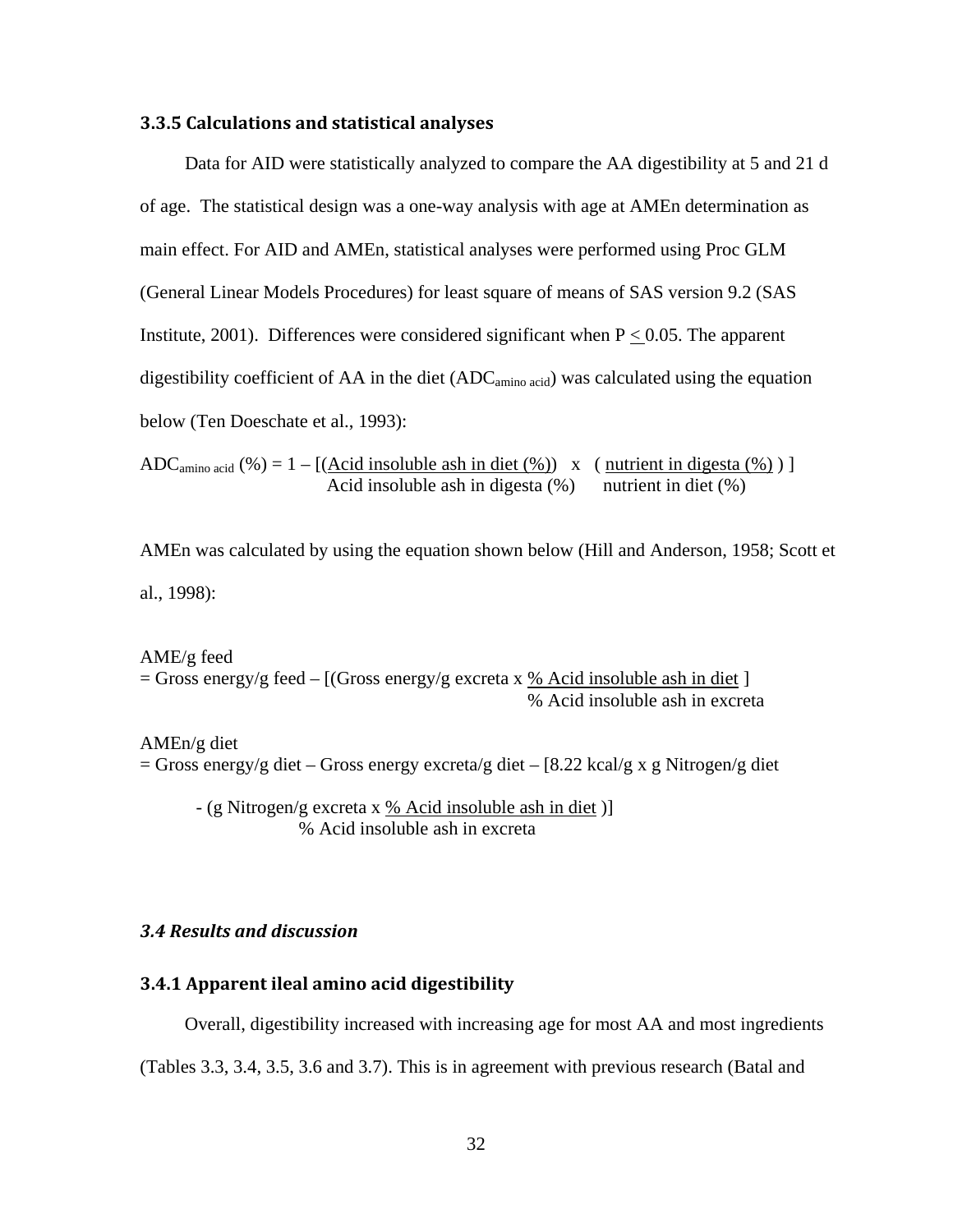### 3.3.5 Calculations and statistical analyses

Data for AID were statistically analyzed to compare the AA digestibility at 5 and 21 d of age. The statistical design was a one-way analysis with age at AMEn determination as main effect. For AID and AMEn, statistical analyses were performed using Proc GLM (General Linear Models Procedures) for least square of means of SAS version 9.2 (SAS Institute, 2001). Differences were considered significant when $P \leq 0.05$. The apparent digestibility coefficient of AA in the diet ($ADC_{amino\ acid}$) was calculated using the equation below (Ten Doeschate et al., 1993):

$$ADC_{amino\ acid}\ (\%) = 1 - \left[\left(\frac{\text{Acid insoluble ash in diet (\%)}}{\text{Acid insoluble ash in digesta (\%)}}\right) \times \left(\frac{\text{nutrient in digesta (\%)}}{\text{nutrient in diet (\%)}}\right)\right]$$

AMEn was calculated by using the equation shown below (Hill and Anderson, 1958; Scott et al., 1998):

$$\text{AME/g feed} = \text{Gross energy/g feed} - \left[\left(\text{Gross energy/g excreta} \times \frac{\text{\% Acid insoluble ash in diet}}{\text{\% Acid insoluble ash in excreta}}\right]\right.$$

$$\text{AMEn/g diet} = \text{Gross energy/g diet} - \text{Gross energy excreta/g diet} - \left[8.22\ \text{kcal/g} \times \text{g Nitrogen/g diet} - \left(\text{g Nitrogen/g excreta} \times \frac{\text{\% Acid insoluble ash in diet}}{\text{\% Acid insoluble ash in excreta}}\right)\right]$$

## *3.4 Results and discussion*

### 3.4.1 Apparent ileal amino acid digestibility

Overall, digestibility increased with increasing age for most AA and most ingredients (Tables 3.3, 3.4, 3.5, 3.6 and 3.7). This is in agreement with previous research (Batal and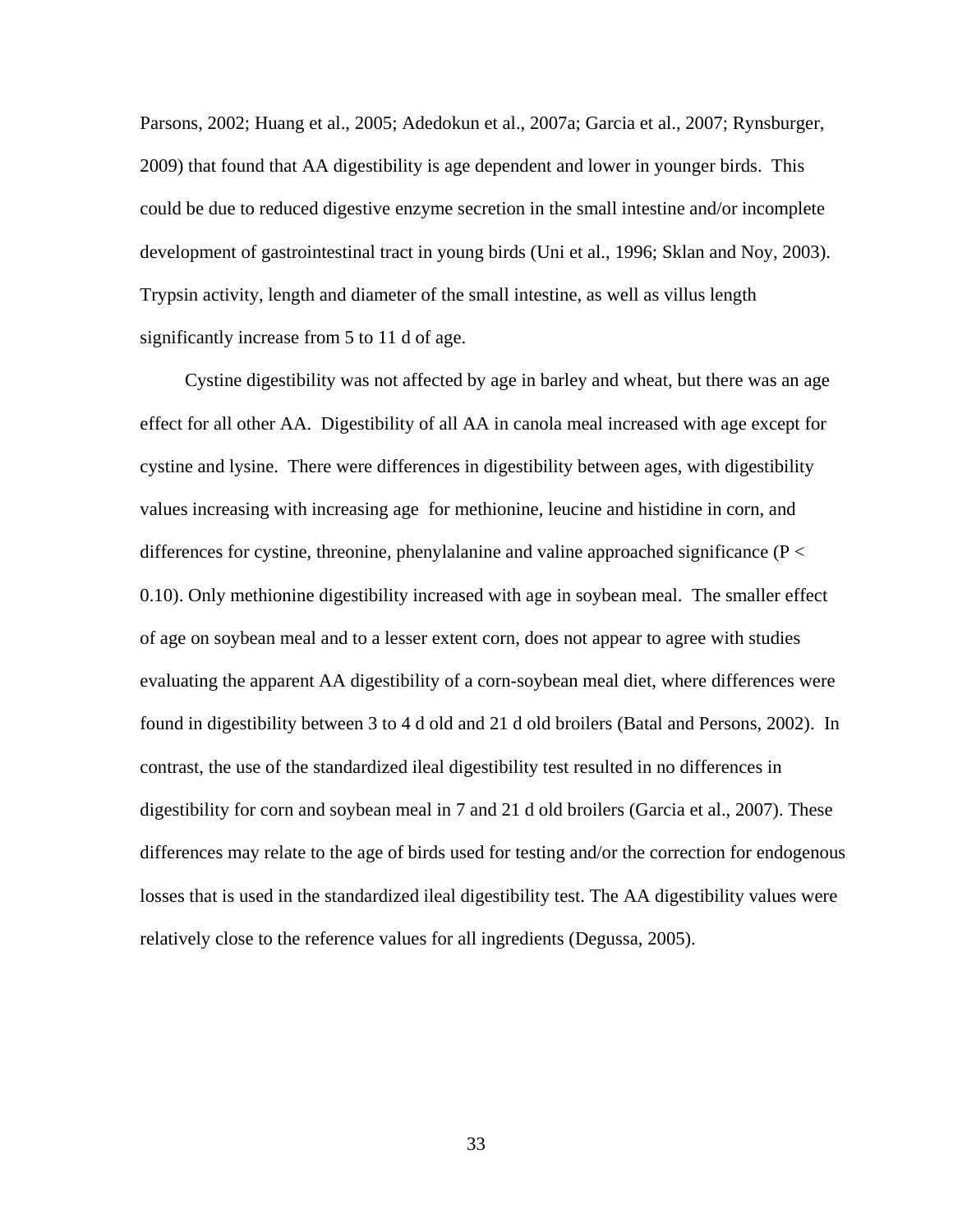Parsons, 2002; Huang et al., 2005; Adedokun et al., 2007a; Garcia et al., 2007; Rynsburger, 2009) that found that AA digestibility is age dependent and lower in younger birds. This could be due to reduced digestive enzyme secretion in the small intestine and/or incomplete development of gastrointestinal tract in young birds (Uni et al., 1996; Sklan and Noy, 2003). Trypsin activity, length and diameter of the small intestine, as well as villus length significantly increase from 5 to 11 d of age.

Cystine digestibility was not affected by age in barley and wheat, but there was an age effect for all other AA. Digestibility of all AA in canola meal increased with age except for cystine and lysine. There were differences in digestibility between ages, with digestibility values increasing with increasing age for methionine, leucine and histidine in corn, and differences for cystine, threonine, phenylalanine and valine approached significance ($P < 0.10$). Only methionine digestibility increased with age in soybean meal. The smaller effect of age on soybean meal and to a lesser extent corn, does not appear to agree with studies evaluating the apparent AA digestibility of a corn-soybean meal diet, where differences were found in digestibility between 3 to 4 d old and 21 d old broilers (Batal and Persons, 2002). In contrast, the use of the standardized ileal digestibility test resulted in no differences in digestibility for corn and soybean meal in 7 and 21 d old broilers (Garcia et al., 2007). These differences may relate to the age of birds used for testing and/or the correction for endogenous losses that is used in the standardized ileal digestibility test. The AA digestibility values were relatively close to the reference values for all ingredients (Degussa, 2005).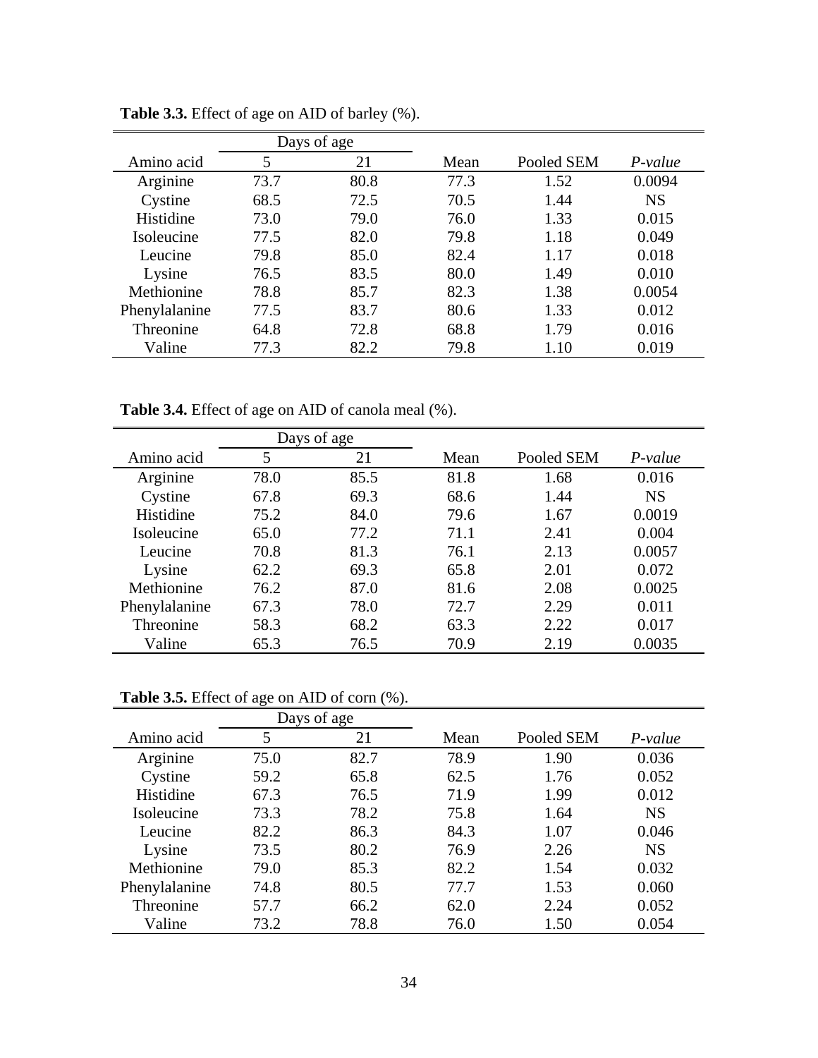**Table 3.3.** Effect of age on AID of barley (%).

| Amino acid | Days of age | | Mean | Pooled SEM | *P-value* |
|---|---|---|---|---|---|
| | 5 | 21 | | | |
| Arginine | 73.7 | 80.8 | 77.3 | 1.52 | 0.0094 |
| Cystine | 68.5 | 72.5 | 70.5 | 1.44 | NS |
| Histidine | 73.0 | 79.0 | 76.0 | 1.33 | 0.015 |
| Isoleucine | 77.5 | 82.0 | 79.8 | 1.18 | 0.049 |
| Leucine | 79.8 | 85.0 | 82.4 | 1.17 | 0.018 |
| Lysine | 76.5 | 83.5 | 80.0 | 1.49 | 0.010 |
| Methionine | 78.8 | 85.7 | 82.3 | 1.38 | 0.0054 |
| Phenylalanine | 77.5 | 83.7 | 80.6 | 1.33 | 0.012 |
| Threonine | 64.8 | 72.8 | 68.8 | 1.79 | 0.016 |
| Valine | 77.3 | 82.2 | 79.8 | 1.10 | 0.019 |

**Table 3.4.** Effect of age on AID of canola meal (%).

| Amino acid | Days of age | | Mean | Pooled SEM | *P-value* |
|---|---|---|---|---|---|
| | 5 | 21 | | | |
| Arginine | 78.0 | 85.5 | 81.8 | 1.68 | 0.016 |
| Cystine | 67.8 | 69.3 | 68.6 | 1.44 | NS |
| Histidine | 75.2 | 84.0 | 79.6 | 1.67 | 0.0019 |
| Isoleucine | 65.0 | 77.2 | 71.1 | 2.41 | 0.004 |
| Leucine | 70.8 | 81.3 | 76.1 | 2.13 | 0.0057 |
| Lysine | 62.2 | 69.3 | 65.8 | 2.01 | 0.072 |
| Methionine | 76.2 | 87.0 | 81.6 | 2.08 | 0.0025 |
| Phenylalanine | 67.3 | 78.0 | 72.7 | 2.29 | 0.011 |
| Threonine | 58.3 | 68.2 | 63.3 | 2.22 | 0.017 |
| Valine | 65.3 | 76.5 | 70.9 | 2.19 | 0.0035 |

**Table 3.5.** Effect of age on AID of corn (%).

| Amino acid | Days of age | | Mean | Pooled SEM | *P-value* |
|---|---|---|---|---|---|
| | 5 | 21 | | | |
| Arginine | 75.0 | 82.7 | 78.9 | 1.90 | 0.036 |
| Cystine | 59.2 | 65.8 | 62.5 | 1.76 | 0.052 |
| Histidine | 67.3 | 76.5 | 71.9 | 1.99 | 0.012 |
| Isoleucine | 73.3 | 78.2 | 75.8 | 1.64 | NS |
| Leucine | 82.2 | 86.3 | 84.3 | 1.07 | 0.046 |
| Lysine | 73.5 | 80.2 | 76.9 | 2.26 | NS |
| Methionine | 79.0 | 85.3 | 82.2 | 1.54 | 0.032 |
| Phenylalanine | 74.8 | 80.5 | 77.7 | 1.53 | 0.060 |
| Threonine | 57.7 | 66.2 | 62.0 | 2.24 | 0.052 |
| Valine | 73.2 | 78.8 | 76.0 | 1.50 | 0.054 |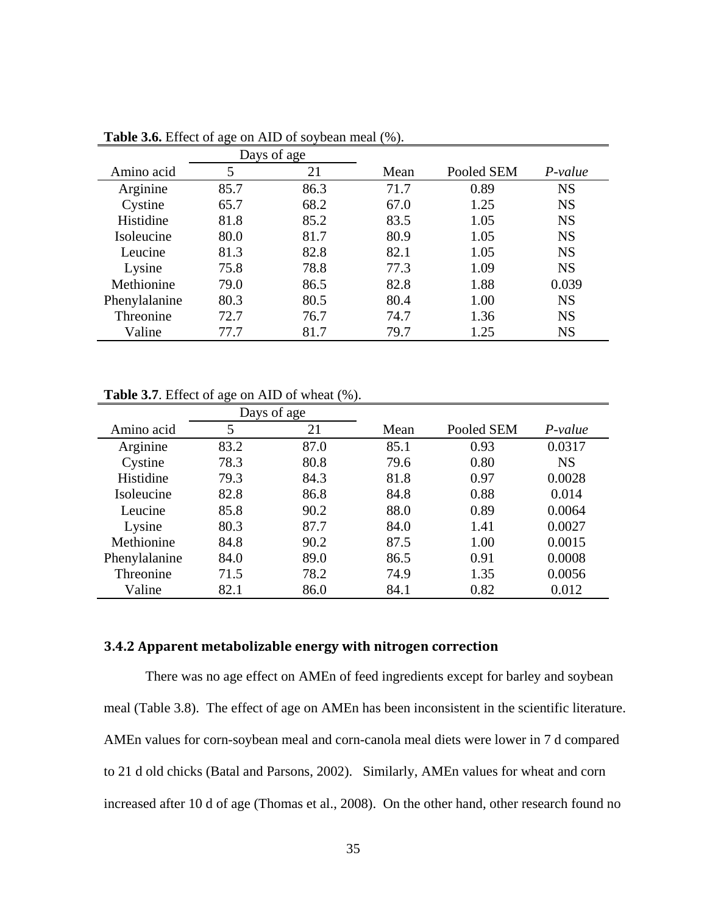**Table 3.6.** Effect of age on AID of soybean meal (%).

| Amino acid | Days of age | | Mean | Pooled SEM | *P-value* |
|---|---|---|---|---|---|
| | 5 | 21 | | | |
| Arginine | 85.7 | 86.3 | 71.7 | 0.89 | NS |
| Cystine | 65.7 | 68.2 | 67.0 | 1.25 | NS |
| Histidine | 81.8 | 85.2 | 83.5 | 1.05 | NS |
| Isoleucine | 80.0 | 81.7 | 80.9 | 1.05 | NS |
| Leucine | 81.3 | 82.8 | 82.1 | 1.05 | NS |
| Lysine | 75.8 | 78.8 | 77.3 | 1.09 | NS |
| Methionine | 79.0 | 86.5 | 82.8 | 1.88 | 0.039 |
| Phenylalanine | 80.3 | 80.5 | 80.4 | 1.00 | NS |
| Threonine | 72.7 | 76.7 | 74.7 | 1.36 | NS |
| Valine | 77.7 | 81.7 | 79.7 | 1.25 | NS |

**Table 3.7**. Effect of age on AID of wheat (%).

| Amino acid | Days of age | | Mean | Pooled SEM | *P-value* |
|---|---|---|---|---|---|
| | 5 | 21 | | | |
| Arginine | 83.2 | 87.0 | 85.1 | 0.93 | 0.0317 |
| Cystine | 78.3 | 80.8 | 79.6 | 0.80 | NS |
| Histidine | 79.3 | 84.3 | 81.8 | 0.97 | 0.0028 |
| Isoleucine | 82.8 | 86.8 | 84.8 | 0.88 | 0.014 |
| Leucine | 85.8 | 90.2 | 88.0 | 0.89 | 0.0064 |
| Lysine | 80.3 | 87.7 | 84.0 | 1.41 | 0.0027 |
| Methionine | 84.8 | 90.2 | 87.5 | 1.00 | 0.0015 |
| Phenylalanine | 84.0 | 89.0 | 86.5 | 0.91 | 0.0008 |
| Threonine | 71.5 | 78.2 | 74.9 | 1.35 | 0.0056 |
| Valine | 82.1 | 86.0 | 84.1 | 0.82 | 0.012 |

### 3.4.2 Apparent metabolizable energy with nitrogen correction

There was no age effect on AMEn of feed ingredients except for barley and soybean meal (Table 3.8). The effect of age on AMEn has been inconsistent in the scientific literature. AMEn values for corn-soybean meal and corn-canola meal diets were lower in 7 d compared to 21 d old chicks (Batal and Parsons, 2002). Similarly, AMEn values for wheat and corn increased after 10 d of age (Thomas et al., 2008). On the other hand, other research found no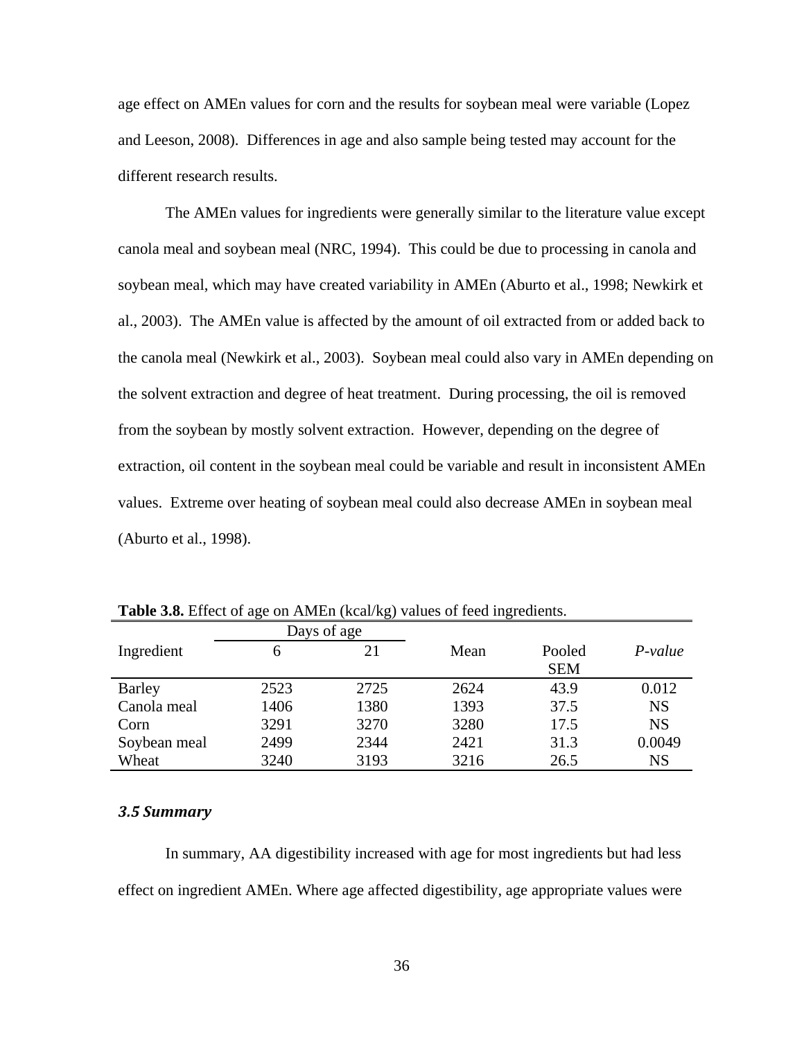age effect on AMEn values for corn and the results for soybean meal were variable (Lopez and Leeson, 2008). Differences in age and also sample being tested may account for the different research results.

The AMEn values for ingredients were generally similar to the literature value except canola meal and soybean meal (NRC, 1994). This could be due to processing in canola and soybean meal, which may have created variability in AMEn (Aburto et al., 1998; Newkirk et al., 2003). The AMEn value is affected by the amount of oil extracted from or added back to the canola meal (Newkirk et al., 2003). Soybean meal could also vary in AMEn depending on the solvent extraction and degree of heat treatment. During processing, the oil is removed from the soybean by mostly solvent extraction. However, depending on the degree of extraction, oil content in the soybean meal could be variable and result in inconsistent AMEn values. Extreme over heating of soybean meal could also decrease AMEn in soybean meal (Aburto et al., 1998).

**Table 3.8.** Effect of age on AMEn (kcal/kg) values of feed ingredients.

| Ingredient | Days of age | | Mean | Pooled SEM | *P-value* |
|---|---|---|---|---|---|
| | 6 | 21 | | | |
| Barley | 2523 | 2725 | 2624 | 43.9 | 0.012 |
| Canola meal | 1406 | 1380 | 1393 | 37.5 | NS |
| Corn | 3291 | 3270 | 3280 | 17.5 | NS |
| Soybean meal | 2499 | 2344 | 2421 | 31.3 | 0.0049 |
| Wheat | 3240 | 3193 | 3216 | 26.5 | NS |

### *3.5 Summary*

In summary, AA digestibility increased with age for most ingredients but had less effect on ingredient AMEn. Where age affected digestibility, age appropriate values were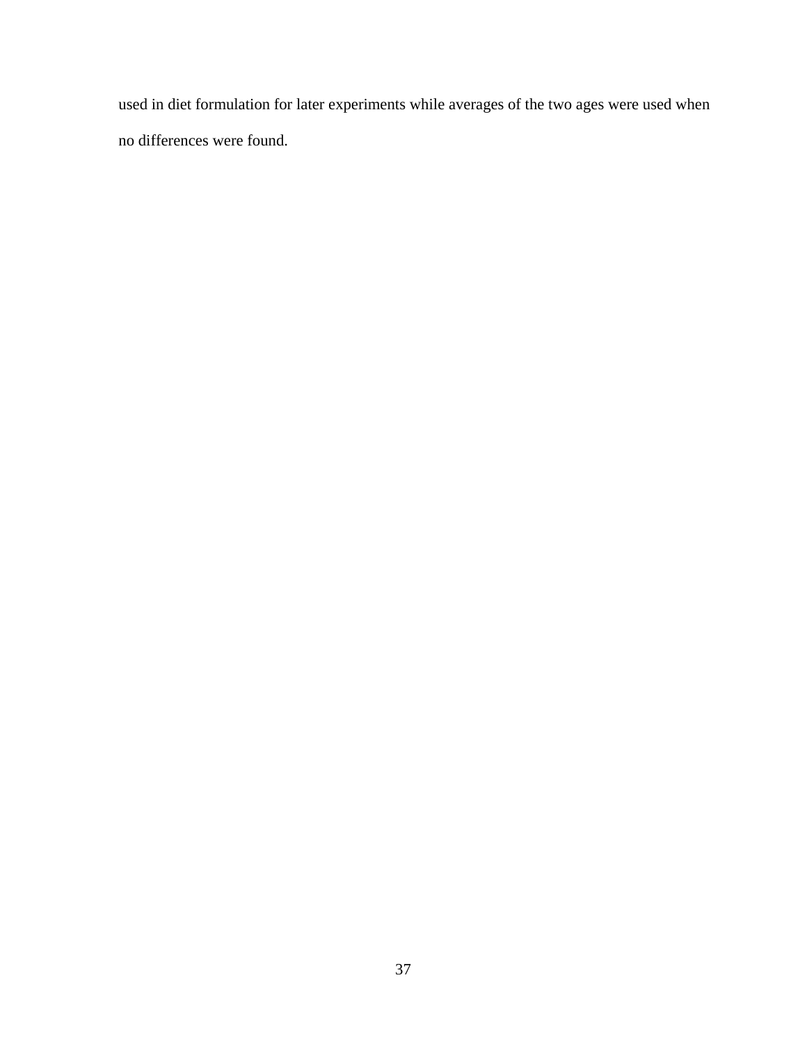used in diet formulation for later experiments while averages of the two ages were used when no differences were found.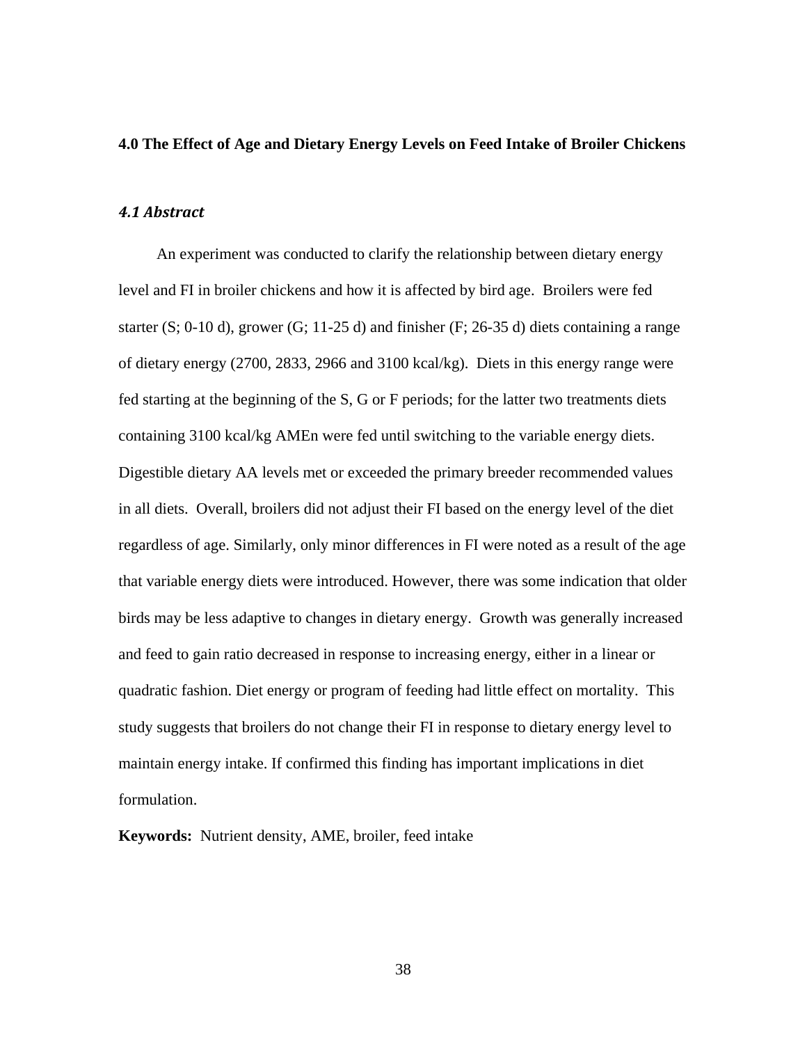## 4.0 The Effect of Age and Dietary Energy Levels on Feed Intake of Broiler Chickens

### *4.1 Abstract*

An experiment was conducted to clarify the relationship between dietary energy level and FI in broiler chickens and how it is affected by bird age. Broilers were fed starter (S; 0-10 d), grower (G; 11-25 d) and finisher (F; 26-35 d) diets containing a range of dietary energy (2700, 2833, 2966 and 3100 kcal/kg). Diets in this energy range were fed starting at the beginning of the S, G or F periods; for the latter two treatments diets containing 3100 kcal/kg AMEn were fed until switching to the variable energy diets. Digestible dietary AA levels met or exceeded the primary breeder recommended values in all diets. Overall, broilers did not adjust their FI based on the energy level of the diet regardless of age. Similarly, only minor differences in FI were noted as a result of the age that variable energy diets were introduced. However, there was some indication that older birds may be less adaptive to changes in dietary energy. Growth was generally increased and feed to gain ratio decreased in response to increasing energy, either in a linear or quadratic fashion. Diet energy or program of feeding had little effect on mortality. This study suggests that broilers do not change their FI in response to dietary energy level to maintain energy intake. If confirmed this finding has important implications in diet formulation.

**Keywords:** Nutrient density, AME, broiler, feed intake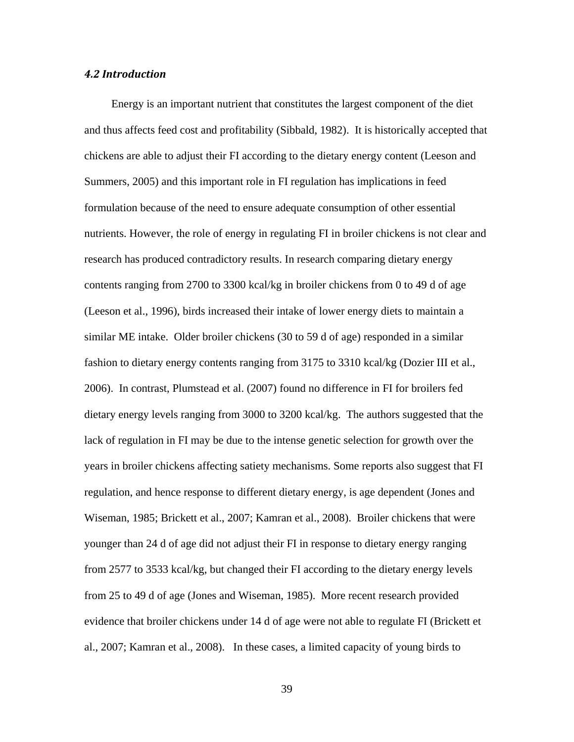### *4.2 Introduction*

Energy is an important nutrient that constitutes the largest component of the diet and thus affects feed cost and profitability (Sibbald, 1982). It is historically accepted that chickens are able to adjust their FI according to the dietary energy content (Leeson and Summers, 2005) and this important role in FI regulation has implications in feed formulation because of the need to ensure adequate consumption of other essential nutrients. However, the role of energy in regulating FI in broiler chickens is not clear and research has produced contradictory results. In research comparing dietary energy contents ranging from 2700 to 3300 kcal/kg in broiler chickens from 0 to 49 d of age (Leeson et al., 1996), birds increased their intake of lower energy diets to maintain a similar ME intake. Older broiler chickens (30 to 59 d of age) responded in a similar fashion to dietary energy contents ranging from 3175 to 3310 kcal/kg (Dozier III et al., 2006). In contrast, Plumstead et al. (2007) found no difference in FI for broilers fed dietary energy levels ranging from 3000 to 3200 kcal/kg. The authors suggested that the lack of regulation in FI may be due to the intense genetic selection for growth over the years in broiler chickens affecting satiety mechanisms. Some reports also suggest that FI regulation, and hence response to different dietary energy, is age dependent (Jones and Wiseman, 1985; Brickett et al., 2007; Kamran et al., 2008). Broiler chickens that were younger than 24 d of age did not adjust their FI in response to dietary energy ranging from 2577 to 3533 kcal/kg, but changed their FI according to the dietary energy levels from 25 to 49 d of age (Jones and Wiseman, 1985). More recent research provided evidence that broiler chickens under 14 d of age were not able to regulate FI (Brickett et al., 2007; Kamran et al., 2008). In these cases, a limited capacity of young birds to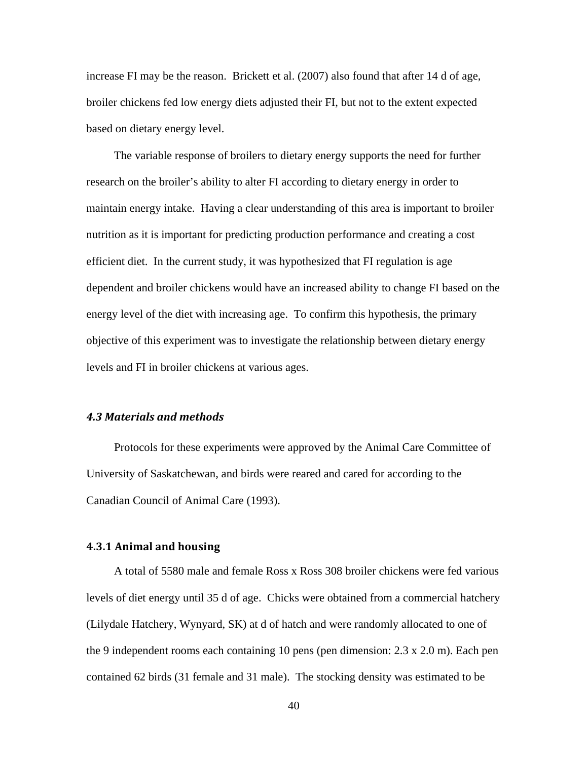increase FI may be the reason. Brickett et al. (2007) also found that after 14 d of age, broiler chickens fed low energy diets adjusted their FI, but not to the extent expected based on dietary energy level.

The variable response of broilers to dietary energy supports the need for further research on the broiler's ability to alter FI according to dietary energy in order to maintain energy intake. Having a clear understanding of this area is important to broiler nutrition as it is important for predicting production performance and creating a cost efficient diet. In the current study, it was hypothesized that FI regulation is age dependent and broiler chickens would have an increased ability to change FI based on the energy level of the diet with increasing age. To confirm this hypothesis, the primary objective of this experiment was to investigate the relationship between dietary energy levels and FI in broiler chickens at various ages.

## *4.3 Materials and methods*

Protocols for these experiments were approved by the Animal Care Committee of University of Saskatchewan, and birds were reared and cared for according to the Canadian Council of Animal Care (1993).

### 4.3.1 Animal and housing

A total of 5580 male and female Ross x Ross 308 broiler chickens were fed various levels of diet energy until 35 d of age. Chicks were obtained from a commercial hatchery (Lilydale Hatchery, Wynyard, SK) at d of hatch and were randomly allocated to one of the 9 independent rooms each containing 10 pens (pen dimension: 2.3 x 2.0 m). Each pen contained 62 birds (31 female and 31 male). The stocking density was estimated to be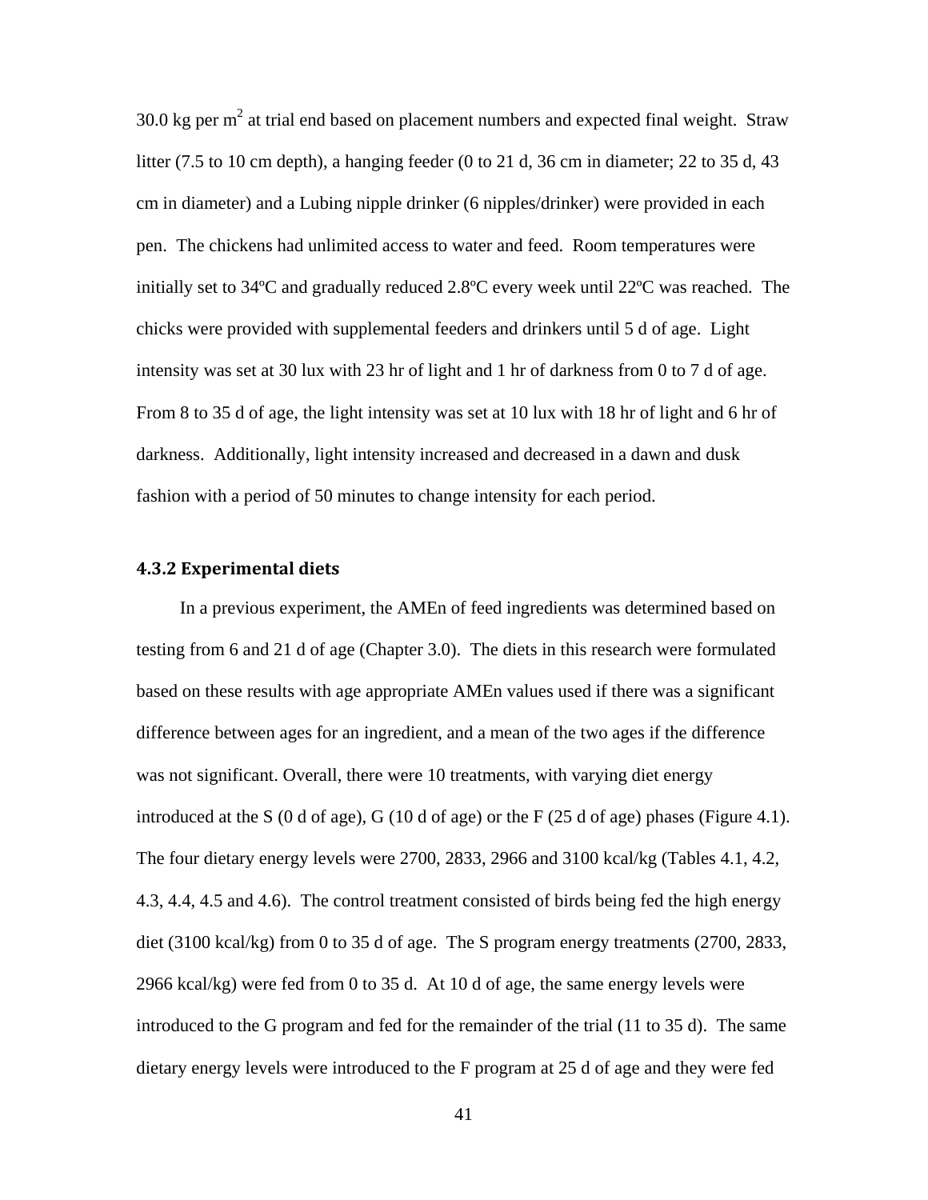30.0 kg per $m^2$ at trial end based on placement numbers and expected final weight. Straw litter (7.5 to 10 cm depth), a hanging feeder (0 to 21 d, 36 cm in diameter; 22 to 35 d, 43 cm in diameter) and a Lubing nipple drinker (6 nipples/drinker) were provided in each pen. The chickens had unlimited access to water and feed. Room temperatures were initially set to 34ºC and gradually reduced 2.8ºC every week until 22ºC was reached. The chicks were provided with supplemental feeders and drinkers until 5 d of age. Light intensity was set at 30 lux with 23 hr of light and 1 hr of darkness from 0 to 7 d of age. From 8 to 35 d of age, the light intensity was set at 10 lux with 18 hr of light and 6 hr of darkness. Additionally, light intensity increased and decreased in a dawn and dusk fashion with a period of 50 minutes to change intensity for each period.

### 4.3.2 Experimental diets

In a previous experiment, the AMEn of feed ingredients was determined based on testing from 6 and 21 d of age (Chapter 3.0). The diets in this research were formulated based on these results with age appropriate AMEn values used if there was a significant difference between ages for an ingredient, and a mean of the two ages if the difference was not significant. Overall, there were 10 treatments, with varying diet energy introduced at the S (0 d of age), G (10 d of age) or the F (25 d of age) phases (Figure 4.1). The four dietary energy levels were 2700, 2833, 2966 and 3100 kcal/kg (Tables 4.1, 4.2, 4.3, 4.4, 4.5 and 4.6). The control treatment consisted of birds being fed the high energy diet (3100 kcal/kg) from 0 to 35 d of age. The S program energy treatments (2700, 2833, 2966 kcal/kg) were fed from 0 to 35 d. At 10 d of age, the same energy levels were introduced to the G program and fed for the remainder of the trial (11 to 35 d). The same dietary energy levels were introduced to the F program at 25 d of age and they were fed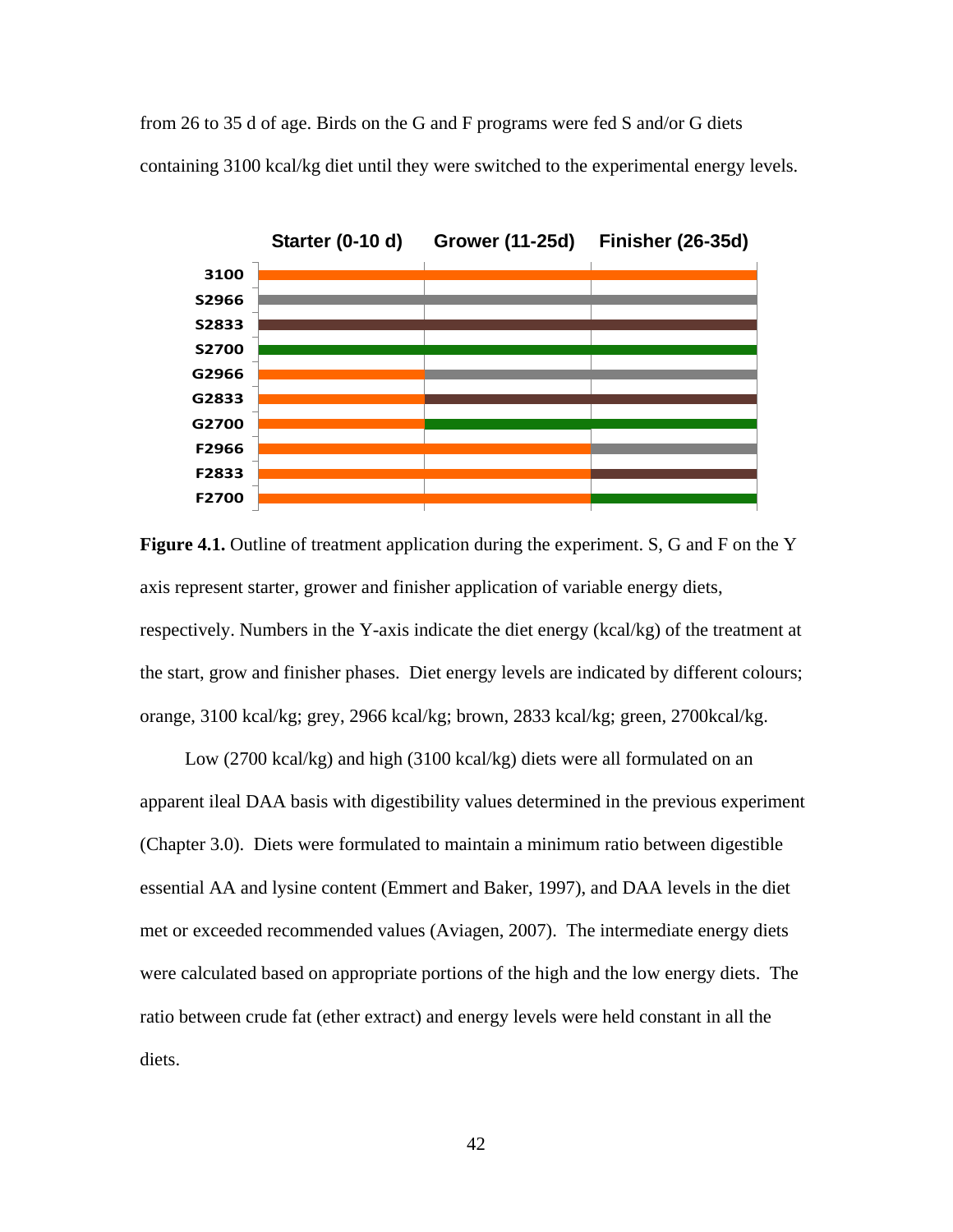from 26 to 35 d of age. Birds on the G and F programs were fed S and/or G diets containing 3100 kcal/kg diet until they were switched to the experimental energy levels.

**Figure 4.1.** Outline of treatment application during the experiment. S, G and F on the Y axis represent starter, grower and finisher application of variable energy diets, respectively. Numbers in the Y-axis indicate the diet energy (kcal/kg) of the treatment at the start, grow and finisher phases. Diet energy levels are indicated by different colours; orange, 3100 kcal/kg; grey, 2966 kcal/kg; brown, 2833 kcal/kg; green, 2700kcal/kg.

Low (2700 kcal/kg) and high (3100 kcal/kg) diets were all formulated on an apparent ileal DAA basis with digestibility values determined in the previous experiment (Chapter 3.0). Diets were formulated to maintain a minimum ratio between digestible essential AA and lysine content (Emmert and Baker, 1997), and DAA levels in the diet met or exceeded recommended values (Aviagen, 2007). The intermediate energy diets were calculated based on appropriate portions of the high and the low energy diets. The ratio between crude fat (ether extract) and energy levels were held constant in all the diets.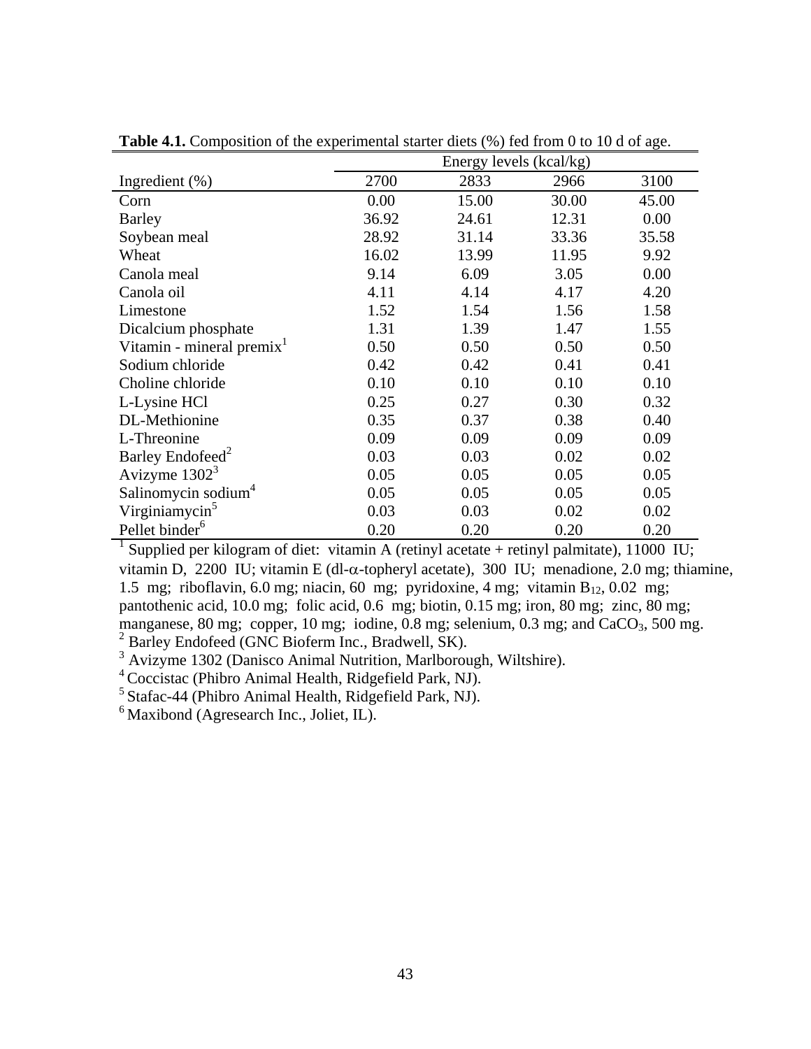**Table 4.1.** Composition of the experimental starter diets (%) fed from 0 to 10 d of age.

| | Energy levels (kcal/kg) | | | |
|---|---|---|---|---|
| Ingredient (%) | 2700 | 2833 | 2966 | 3100 |
| Corn | 0.00 | 15.00 | 30.00 | 45.00 |
| Barley | 36.92 | 24.61 | 12.31 | 0.00 |
| Soybean meal | 28.92 | 31.14 | 33.36 | 35.58 |
| Wheat | 16.02 | 13.99 | 11.95 | 9.92 |
| Canola meal | 9.14 | 6.09 | 3.05 | 0.00 |
| Canola oil | 4.11 | 4.14 | 4.17 | 4.20 |
| Limestone | 1.52 | 1.54 | 1.56 | 1.58 |
| Dicalcium phosphate | 1.31 | 1.39 | 1.47 | 1.55 |
| Vitamin - mineral premix[1] | 0.50 | 0.50 | 0.50 | 0.50 |
| Sodium chloride | 0.42 | 0.42 | 0.41 | 0.41 |
| Choline chloride | 0.10 | 0.10 | 0.10 | 0.10 |
| L-Lysine HCl | 0.25 | 0.27 | 0.30 | 0.32 |
| DL-Methionine | 0.35 | 0.37 | 0.38 | 0.40 |
| L-Threonine | 0.09 | 0.09 | 0.09 | 0.09 |
| Barley Endofeed[2] | 0.03 | 0.03 | 0.02 | 0.02 |
| Avizyme 1302[3] | 0.05 | 0.05 | 0.05 | 0.05 |
| Salinomycin sodium[4] | 0.05 | 0.05 | 0.05 | 0.05 |
| Virginiamycin[5] | 0.03 | 0.03 | 0.02 | 0.02 |
| Pellet binder[6] | 0.20 | 0.20 | 0.20 | 0.20 |

[1] Supplied per kilogram of diet: vitamin A (retinyl acetate + retinyl palmitate), 11000 IU; vitamin D, 2200 IU; vitamin E (dl-$\alpha$-topheryl acetate), 300 IU; menadione, 2.0 mg; thiamine, 1.5 mg; riboflavin, 6.0 mg; niacin, 60 mg; pyridoxine, 4 mg; vitamin $B_{12}$, 0.02 mg; pantothenic acid, 10.0 mg; folic acid, 0.6 mg; biotin, 0.15 mg; iron, 80 mg; zinc, 80 mg; manganese, 80 mg; copper, 10 mg; iodine, 0.8 mg; selenium, 0.3 mg; and $CaCO_3$, 500 mg.
[2] Barley Endofeed (GNC Bioferm Inc., Bradwell, SK).
[3] Avizyme 1302 (Danisco Animal Nutrition, Marlborough, Wiltshire).
[4] Coccistac (Phibro Animal Health, Ridgefield Park, NJ).
[5] Stafac-44 (Phibro Animal Health, Ridgefield Park, NJ).
[6] Maxibond (Agresearch Inc., Joliet, IL).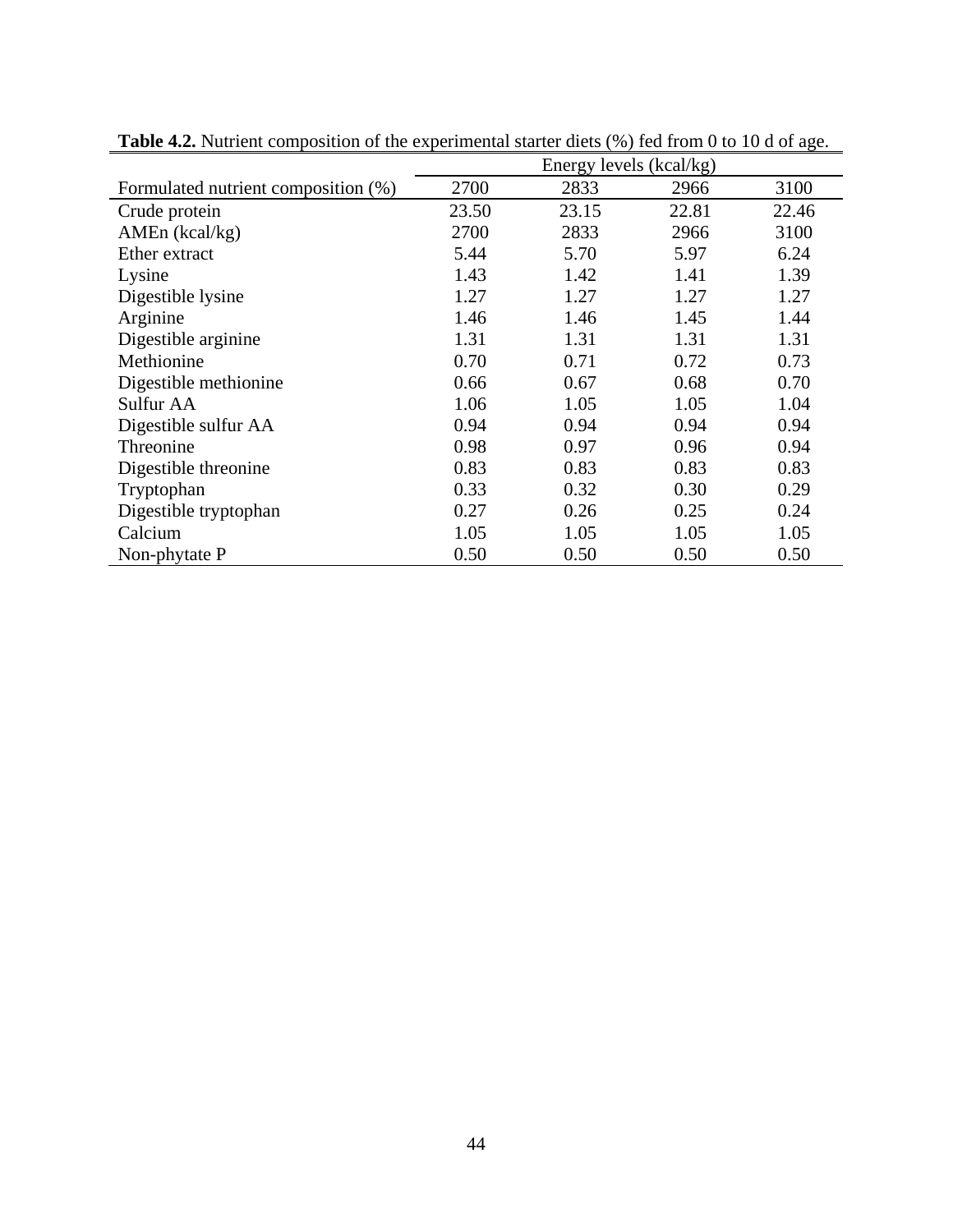**Table 4.2.** Nutrient composition of the experimental starter diets (%) fed from 0 to 10 d of age.

| | Energy levels (kcal/kg) | | | |
|---|---|---|---|---|
| Formulated nutrient composition (%) | 2700 | 2833 | 2966 | 3100 |
| Crude protein | 23.50 | 23.15 | 22.81 | 22.46 |
| AMEn (kcal/kg) | 2700 | 2833 | 2966 | 3100 |
| Ether extract | 5.44 | 5.70 | 5.97 | 6.24 |
| Lysine | 1.43 | 1.42 | 1.41 | 1.39 |
| Digestible lysine | 1.27 | 1.27 | 1.27 | 1.27 |
| Arginine | 1.46 | 1.46 | 1.45 | 1.44 |
| Digestible arginine | 1.31 | 1.31 | 1.31 | 1.31 |
| Methionine | 0.70 | 0.71 | 0.72 | 0.73 |
| Digestible methionine | 0.66 | 0.67 | 0.68 | 0.70 |
| Sulfur AA | 1.06 | 1.05 | 1.05 | 1.04 |
| Digestible sulfur AA | 0.94 | 0.94 | 0.94 | 0.94 |
| Threonine | 0.98 | 0.97 | 0.96 | 0.94 |
| Digestible threonine | 0.83 | 0.83 | 0.83 | 0.83 |
| Tryptophan | 0.33 | 0.32 | 0.30 | 0.29 |
| Digestible tryptophan | 0.27 | 0.26 | 0.25 | 0.24 |
| Calcium | 1.05 | 1.05 | 1.05 | 1.05 |
| Non-phytate P | 0.50 | 0.50 | 0.50 | 0.50 |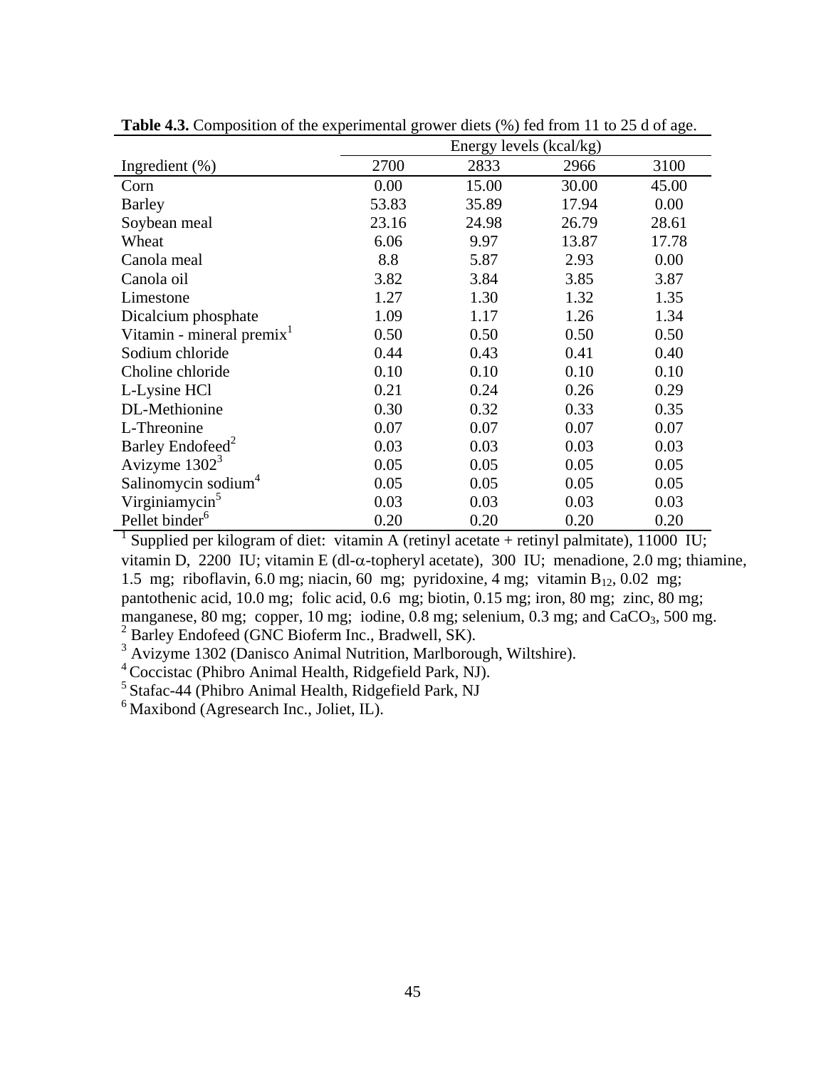**Table 4.3.** Composition of the experimental grower diets (%) fed from 11 to 25 d of age.

| | Energy levels (kcal/kg) | | | |
|---|---|---|---|---|
| Ingredient (%) | 2700 | 2833 | 2966 | 3100 |
| Corn | 0.00 | 15.00 | 30.00 | 45.00 |
| Barley | 53.83 | 35.89 | 17.94 | 0.00 |
| Soybean meal | 23.16 | 24.98 | 26.79 | 28.61 |
| Wheat | 6.06 | 9.97 | 13.87 | 17.78 |
| Canola meal | 8.8 | 5.87 | 2.93 | 0.00 |
| Canola oil | 3.82 | 3.84 | 3.85 | 3.87 |
| Limestone | 1.27 | 1.30 | 1.32 | 1.35 |
| Dicalcium phosphate | 1.09 | 1.17 | 1.26 | 1.34 |
| Vitamin - mineral premix[1] | 0.50 | 0.50 | 0.50 | 0.50 |
| Sodium chloride | 0.44 | 0.43 | 0.41 | 0.40 |
| Choline chloride | 0.10 | 0.10 | 0.10 | 0.10 |
| L-Lysine HCl | 0.21 | 0.24 | 0.26 | 0.29 |
| DL-Methionine | 0.30 | 0.32 | 0.33 | 0.35 |
| L-Threonine | 0.07 | 0.07 | 0.07 | 0.07 |
| Barley Endofeed[2] | 0.03 | 0.03 | 0.03 | 0.03 |
| Avizyme 1302[3] | 0.05 | 0.05 | 0.05 | 0.05 |
| Salinomycin sodium[4] | 0.05 | 0.05 | 0.05 | 0.05 |
| Virginiamycin[5] | 0.03 | 0.03 | 0.03 | 0.03 |
| Pellet binder[6] | 0.20 | 0.20 | 0.20 | 0.20 |

[1] Supplied per kilogram of diet: vitamin A (retinyl acetate + retinyl palmitate), 11000 IU; vitamin D, 2200 IU; vitamin E (dl-α-topheryl acetate), 300 IU; menadione, 2.0 mg; thiamine, 1.5 mg; riboflavin, 6.0 mg; niacin, 60 mg; pyridoxine, 4 mg; vitamin $B_{12}$, 0.02 mg; pantothenic acid, 10.0 mg; folic acid, 0.6 mg; biotin, 0.15 mg; iron, 80 mg; zinc, 80 mg; manganese, 80 mg; copper, 10 mg; iodine, 0.8 mg; selenium, 0.3 mg; and $CaCO_3$, 500 mg.

[2] Barley Endofeed (GNC Bioferm Inc., Bradwell, SK).

[3] Avizyme 1302 (Danisco Animal Nutrition, Marlborough, Wiltshire).

[4] Coccistac (Phibro Animal Health, Ridgefield Park, NJ).

[5] Stafac-44 (Phibro Animal Health, Ridgefield Park, NJ

[6] Maxibond (Agresearch Inc., Joliet, IL).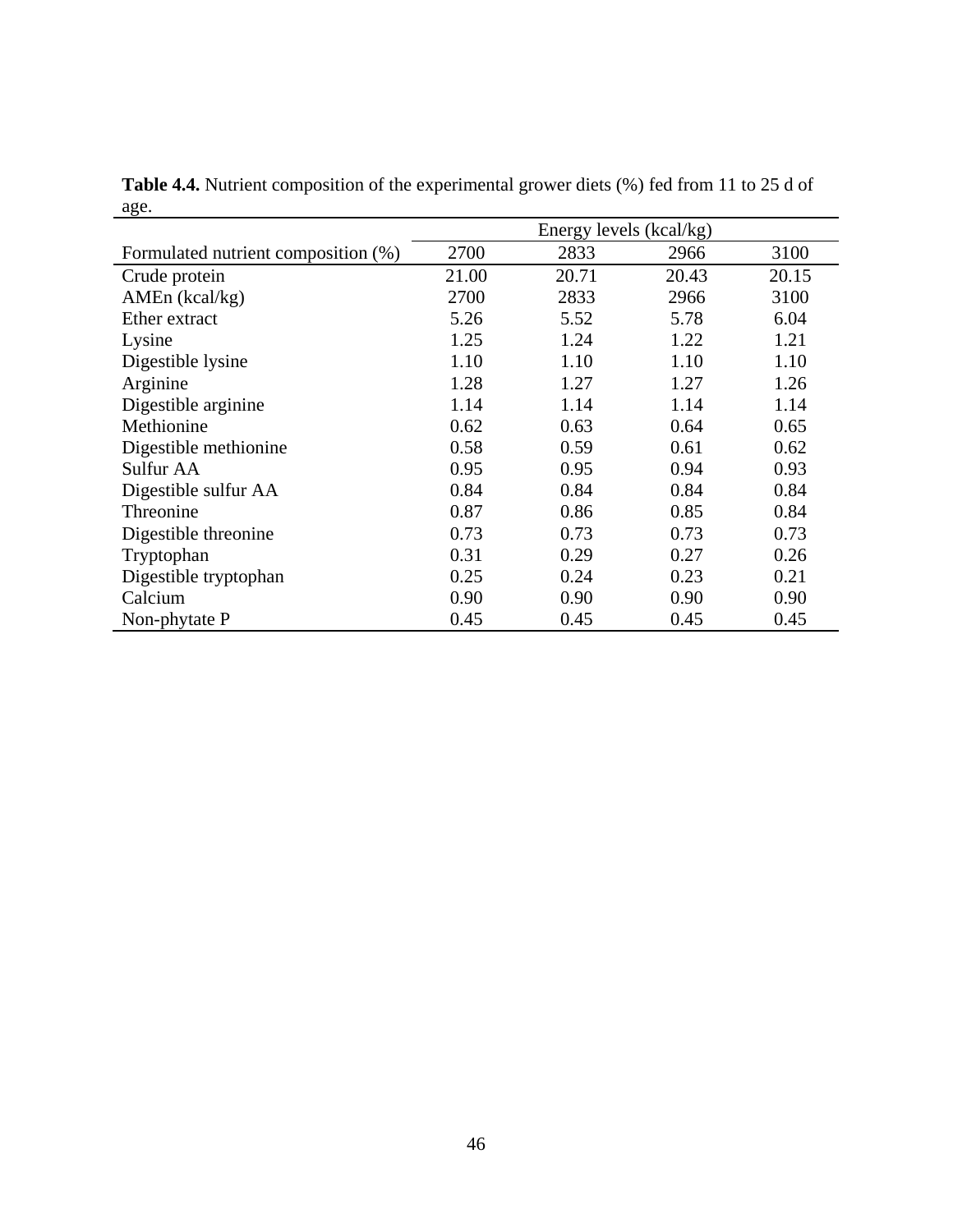**Table 4.4.** Nutrient composition of the experimental grower diets (%) fed from 11 to 25 d of age.

| | Energy levels (kcal/kg) | | | |
|---|---|---|---|---|
| Formulated nutrient composition (%) | 2700 | 2833 | 2966 | 3100 |
| Crude protein | 21.00 | 20.71 | 20.43 | 20.15 |
| AMEn (kcal/kg) | 2700 | 2833 | 2966 | 3100 |
| Ether extract | 5.26 | 5.52 | 5.78 | 6.04 |
| Lysine | 1.25 | 1.24 | 1.22 | 1.21 |
| Digestible lysine | 1.10 | 1.10 | 1.10 | 1.10 |
| Arginine | 1.28 | 1.27 | 1.27 | 1.26 |
| Digestible arginine | 1.14 | 1.14 | 1.14 | 1.14 |
| Methionine | 0.62 | 0.63 | 0.64 | 0.65 |
| Digestible methionine | 0.58 | 0.59 | 0.61 | 0.62 |
| Sulfur AA | 0.95 | 0.95 | 0.94 | 0.93 |
| Digestible sulfur AA | 0.84 | 0.84 | 0.84 | 0.84 |
| Threonine | 0.87 | 0.86 | 0.85 | 0.84 |
| Digestible threonine | 0.73 | 0.73 | 0.73 | 0.73 |
| Tryptophan | 0.31 | 0.29 | 0.27 | 0.26 |
| Digestible tryptophan | 0.25 | 0.24 | 0.23 | 0.21 |
| Calcium | 0.90 | 0.90 | 0.90 | 0.90 |
| Non-phytate P | 0.45 | 0.45 | 0.45 | 0.45 |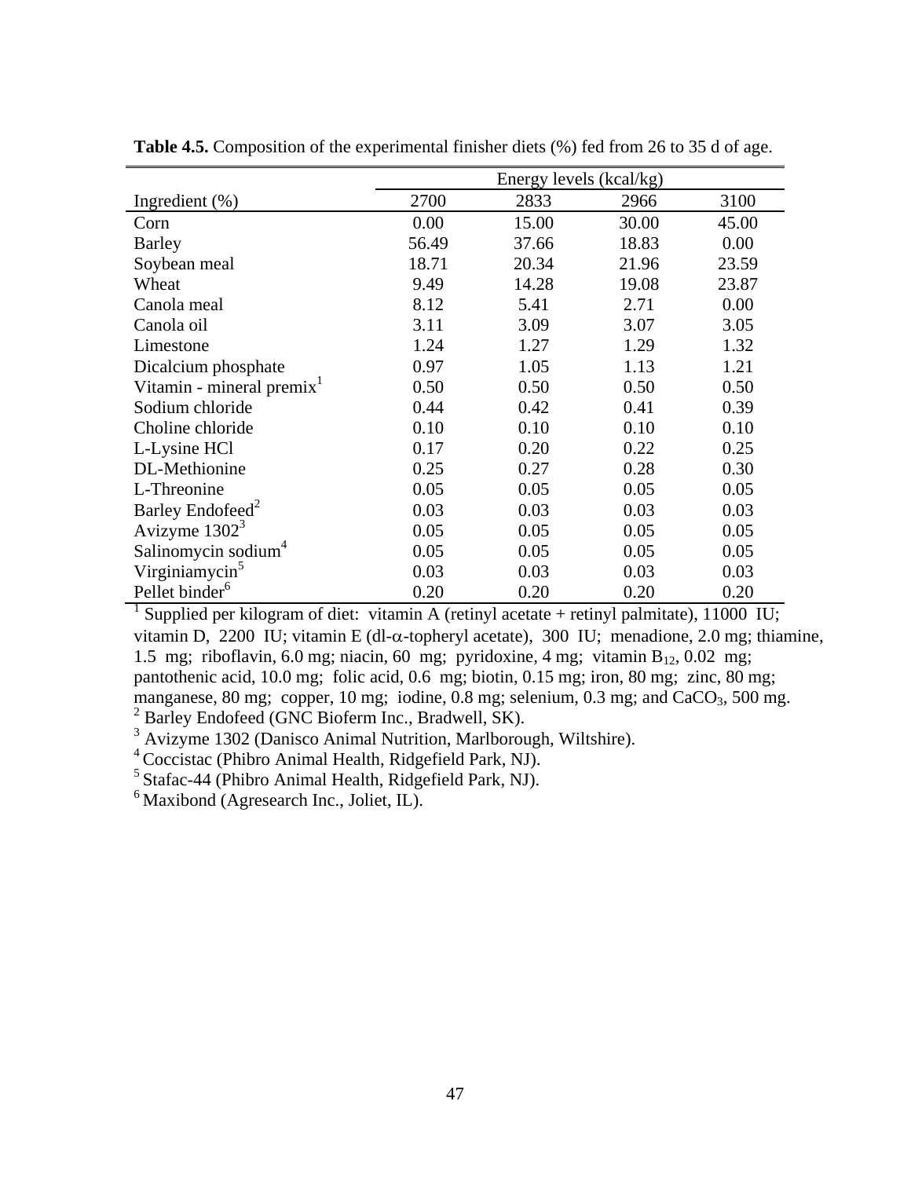**Table 4.5.** Composition of the experimental finisher diets (%) fed from 26 to 35 d of age.

| | Energy levels (kcal/kg) | | | |
|---|---|---|---|---|
| Ingredient (%) | 2700 | 2833 | 2966 | 3100 |
| Corn | 0.00 | 15.00 | 30.00 | 45.00 |
| Barley | 56.49 | 37.66 | 18.83 | 0.00 |
| Soybean meal | 18.71 | 20.34 | 21.96 | 23.59 |
| Wheat | 9.49 | 14.28 | 19.08 | 23.87 |
| Canola meal | 8.12 | 5.41 | 2.71 | 0.00 |
| Canola oil | 3.11 | 3.09 | 3.07 | 3.05 |
| Limestone | 1.24 | 1.27 | 1.29 | 1.32 |
| Dicalcium phosphate | 0.97 | 1.05 | 1.13 | 1.21 |
| Vitamin - mineral premix[1] | 0.50 | 0.50 | 0.50 | 0.50 |
| Sodium chloride | 0.44 | 0.42 | 0.41 | 0.39 |
| Choline chloride | 0.10 | 0.10 | 0.10 | 0.10 |
| L-Lysine HCl | 0.17 | 0.20 | 0.22 | 0.25 |
| DL-Methionine | 0.25 | 0.27 | 0.28 | 0.30 |
| L-Threonine | 0.05 | 0.05 | 0.05 | 0.05 |
| Barley Endofeed[2] | 0.03 | 0.03 | 0.03 | 0.03 |
| Avizyme 1302[3] | 0.05 | 0.05 | 0.05 | 0.05 |
| Salinomycin sodium[4] | 0.05 | 0.05 | 0.05 | 0.05 |
| Virginiamycin[5] | 0.03 | 0.03 | 0.03 | 0.03 |
| Pellet binder[6] | 0.20 | 0.20 | 0.20 | 0.20 |

[1] Supplied per kilogram of diet: vitamin A (retinyl acetate + retinyl palmitate), 11000 IU; vitamin D, 2200 IU; vitamin E (dl-$\alpha$-topheryl acetate), 300 IU; menadione, 2.0 mg; thiamine, 1.5 mg; riboflavin, 6.0 mg; niacin, 60 mg; pyridoxine, 4 mg; vitamin $B_{12}$, 0.02 mg; pantothenic acid, 10.0 mg; folic acid, 0.6 mg; biotin, 0.15 mg; iron, 80 mg; zinc, 80 mg; manganese, 80 mg; copper, 10 mg; iodine, 0.8 mg; selenium, 0.3 mg; and $CaCO_3$, 500 mg.

[2] Barley Endofeed (GNC Bioferm Inc., Bradwell, SK).

[3] Avizyme 1302 (Danisco Animal Nutrition, Marlborough, Wiltshire).

[4] Coccistac (Phibro Animal Health, Ridgefield Park, NJ).

[5] Stafac-44 (Phibro Animal Health, Ridgefield Park, NJ).

[6] Maxibond (Agresearch Inc., Joliet, IL).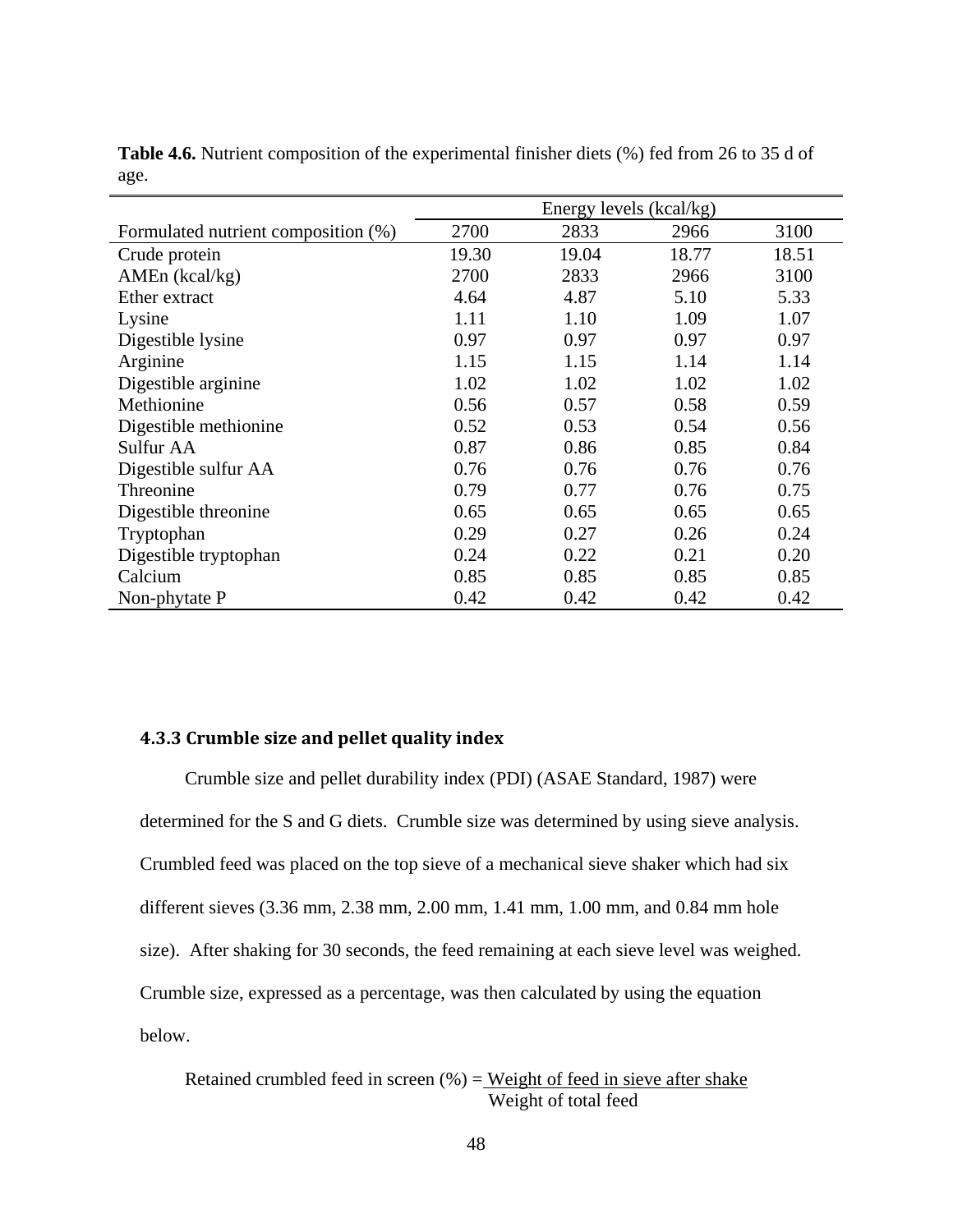**Table 4.6.** Nutrient composition of the experimental finisher diets (%) fed from 26 to 35 d of age.

| | Energy levels (kcal/kg) | | | |
|---|---|---|---|---|
| Formulated nutrient composition (%) | 2700 | 2833 | 2966 | 3100 |
| Crude protein | 19.30 | 19.04 | 18.77 | 18.51 |
| AMEn (kcal/kg) | 2700 | 2833 | 2966 | 3100 |
| Ether extract | 4.64 | 4.87 | 5.10 | 5.33 |
| Lysine | 1.11 | 1.10 | 1.09 | 1.07 |
| Digestible lysine | 0.97 | 0.97 | 0.97 | 0.97 |
| Arginine | 1.15 | 1.15 | 1.14 | 1.14 |
| Digestible arginine | 1.02 | 1.02 | 1.02 | 1.02 |
| Methionine | 0.56 | 0.57 | 0.58 | 0.59 |
| Digestible methionine | 0.52 | 0.53 | 0.54 | 0.56 |
| Sulfur AA | 0.87 | 0.86 | 0.85 | 0.84 |
| Digestible sulfur AA | 0.76 | 0.76 | 0.76 | 0.76 |
| Threonine | 0.79 | 0.77 | 0.76 | 0.75 |
| Digestible threonine | 0.65 | 0.65 | 0.65 | 0.65 |
| Tryptophan | 0.29 | 0.27 | 0.26 | 0.24 |
| Digestible tryptophan | 0.24 | 0.22 | 0.21 | 0.20 |
| Calcium | 0.85 | 0.85 | 0.85 | 0.85 |
| Non-phytate P | 0.42 | 0.42 | 0.42 | 0.42 |

### 4.3.3 Crumble size and pellet quality index

Crumble size and pellet durability index (PDI) (ASAE Standard, 1987) were determined for the S and G diets. Crumble size was determined by using sieve analysis. Crumbled feed was placed on the top sieve of a mechanical sieve shaker which had six different sieves (3.36 mm, 2.38 mm, 2.00 mm, 1.41 mm, 1.00 mm, and 0.84 mm hole size). After shaking for 30 seconds, the feed remaining at each sieve level was weighed. Crumble size, expressed as a percentage, was then calculated by using the equation below.

$$\text{Retained crumbled feed in screen (\%)} = \frac{\text{Weight of feed in sieve after shake}}{\text{Weight of total feed}}$$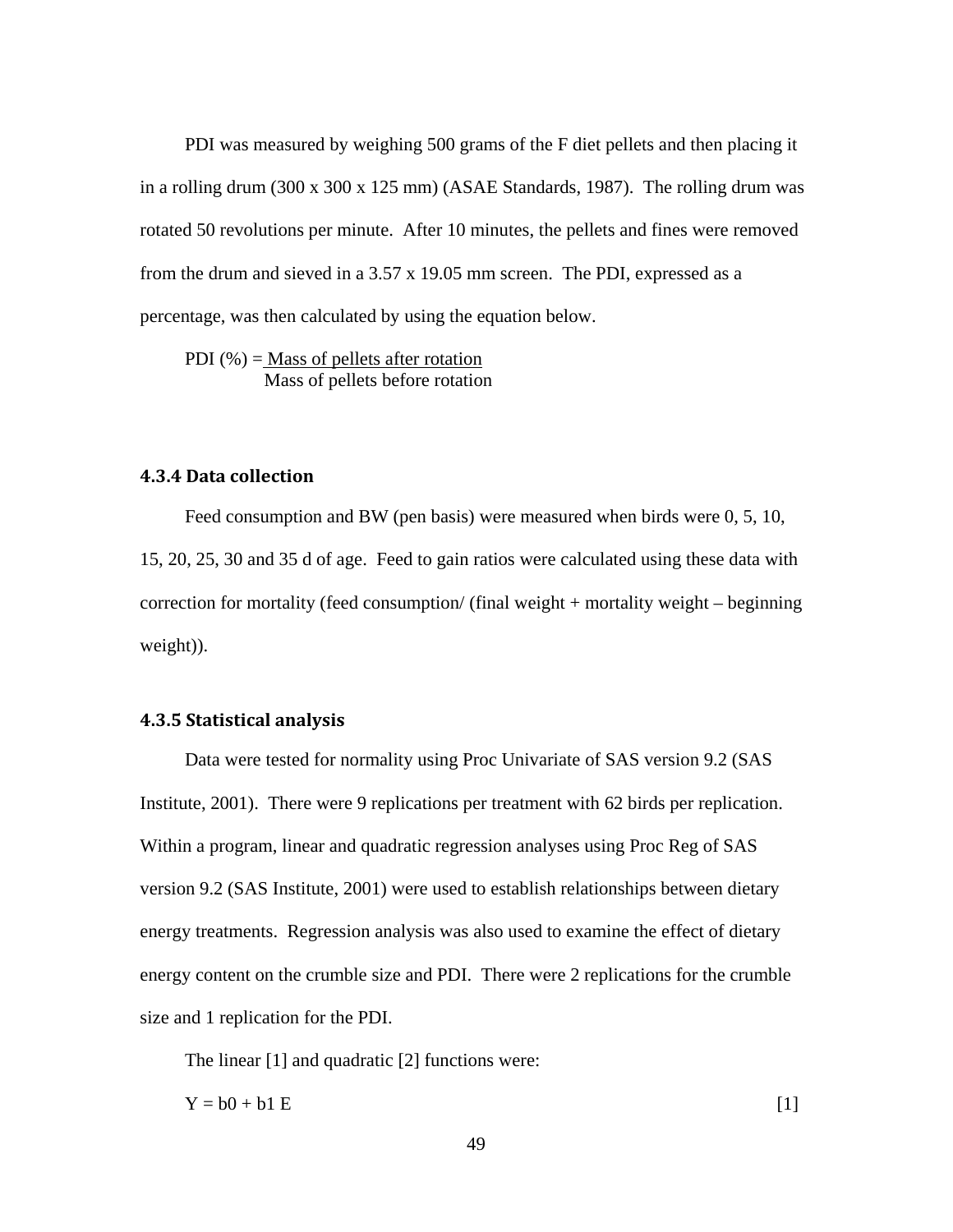PDI was measured by weighing 500 grams of the F diet pellets and then placing it in a rolling drum (300 x 300 x 125 mm) (ASAE Standards, 1987). The rolling drum was rotated 50 revolutions per minute. After 10 minutes, the pellets and fines were removed from the drum and sieved in a 3.57 x 19.05 mm screen. The PDI, expressed as a percentage, was then calculated by using the equation below.

$$\text{PDI (\%)} = \frac{\text{Mass of pellets after rotation}}{\text{Mass of pellets before rotation}}$$

### 4.3.4 Data collection

Feed consumption and BW (pen basis) were measured when birds were 0, 5, 10, 15, 20, 25, 30 and 35 d of age. Feed to gain ratios were calculated using these data with correction for mortality (feed consumption/ (final weight + mortality weight – beginning weight)).

### 4.3.5 Statistical analysis

Data were tested for normality using Proc Univariate of SAS version 9.2 (SAS Institute, 2001). There were 9 replications per treatment with 62 birds per replication. Within a program, linear and quadratic regression analyses using Proc Reg of SAS version 9.2 (SAS Institute, 2001) were used to establish relationships between dietary energy treatments. Regression analysis was also used to examine the effect of dietary energy content on the crumble size and PDI. There were 2 replications for the crumble size and 1 replication for the PDI.

The linear [1] and quadratic [2] functions were:

$$Y = b0 + b1\ E \qquad [1]$$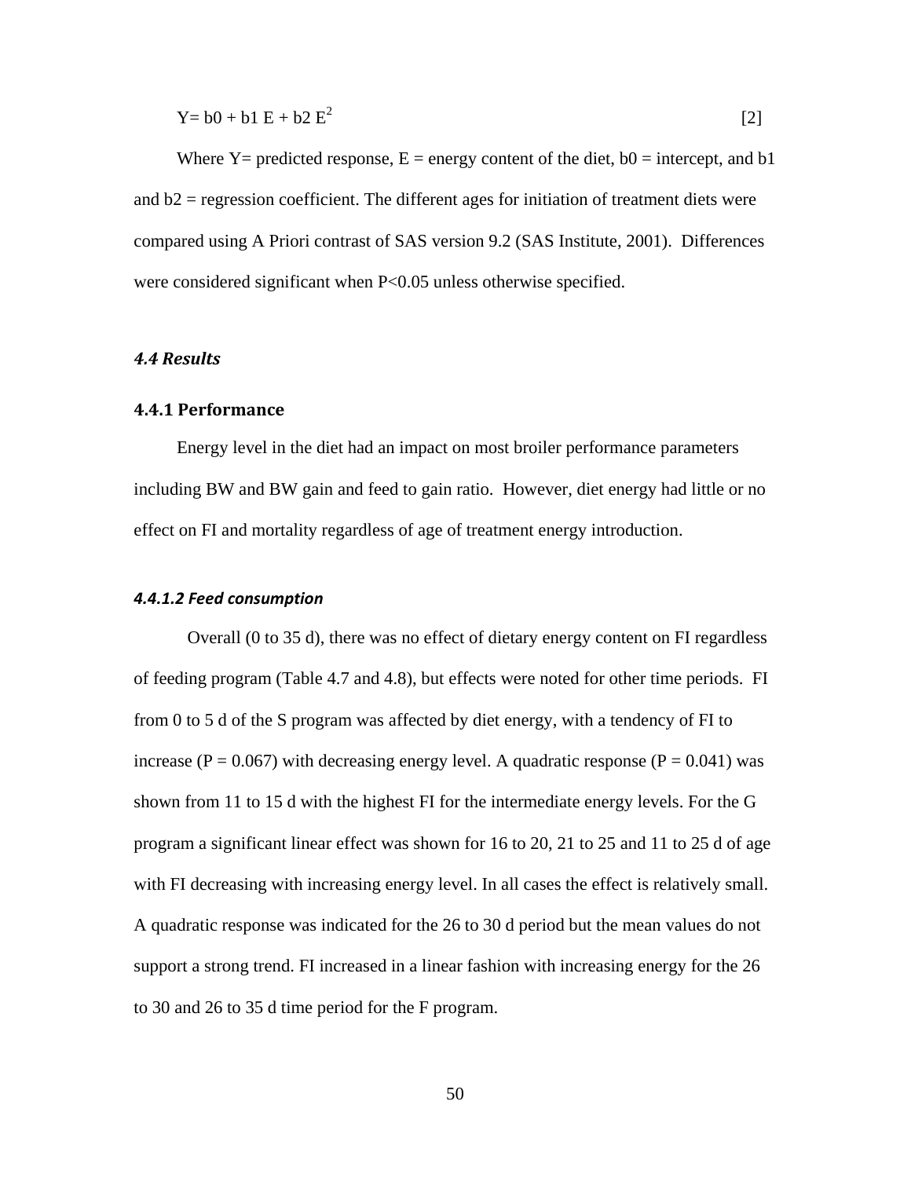$$Y = b0 + b1\ E + b2\ E^2 \qquad [2]$$

Where Y= predicted response, E = energy content of the diet, b0 = intercept, and b1 and b2 = regression coefficient. The different ages for initiation of treatment diets were compared using A Priori contrast of SAS version 9.2 (SAS Institute, 2001). Differences were considered significant when $P<0.05$ unless otherwise specified.

## *4.4 Results*

### 4.4.1 Performance

Energy level in the diet had an impact on most broiler performance parameters including BW and BW gain and feed to gain ratio. However, diet energy had little or no effect on FI and mortality regardless of age of treatment energy introduction.

#### *4.4.1.2 Feed consumption*

Overall (0 to 35 d), there was no effect of dietary energy content on FI regardless of feeding program (Table 4.7 and 4.8), but effects were noted for other time periods. FI from 0 to 5 d of the S program was affected by diet energy, with a tendency of FI to increase ($P = 0.067$) with decreasing energy level. A quadratic response ($P = 0.041$) was shown from 11 to 15 d with the highest FI for the intermediate energy levels. For the G program a significant linear effect was shown for 16 to 20, 21 to 25 and 11 to 25 d of age with FI decreasing with increasing energy level. In all cases the effect is relatively small. A quadratic response was indicated for the 26 to 30 d period but the mean values do not support a strong trend. FI increased in a linear fashion with increasing energy for the 26 to 30 and 26 to 35 d time period for the F program.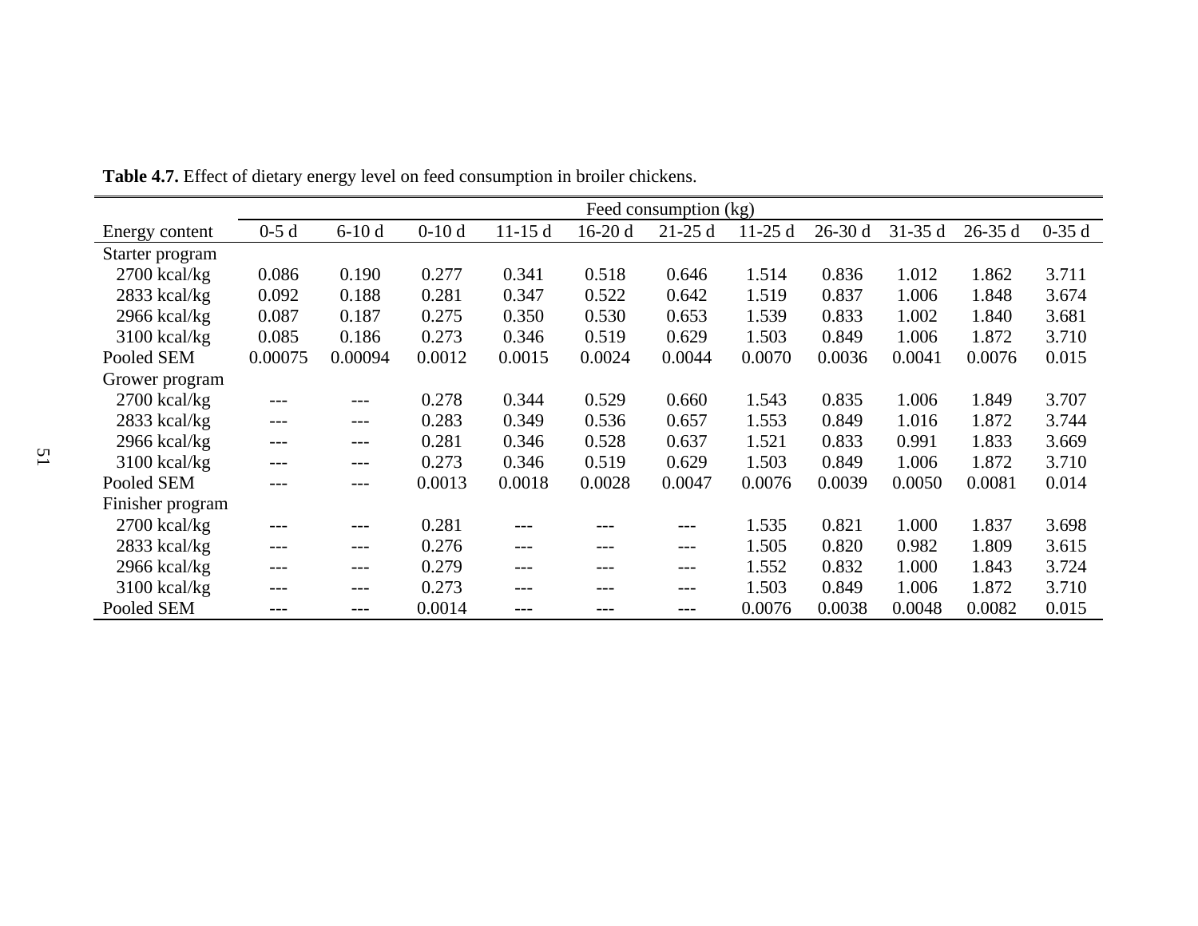**Table 4.7.** Effect of dietary energy level on feed consumption in broiler chickens.

| | Feed consumption (kg) | | | | | | | | | | |
|---|---|---|---|---|---|---|---|---|---|---|---|
| Energy content | 0-5 d | 6-10 d | 0-10 d | 11-15 d | 16-20 d | 21-25 d | 11-25 d | 26-30 d | 31-35 d | 26-35 d | 0-35 d |
| Starter program | | | | | | | | | | | |
| 2700 kcal/kg | 0.086 | 0.190 | 0.277 | 0.341 | 0.518 | 0.646 | 1.514 | 0.836 | 1.012 | 1.862 | 3.711 |
| 2833 kcal/kg | 0.092 | 0.188 | 0.281 | 0.347 | 0.522 | 0.642 | 1.519 | 0.837 | 1.006 | 1.848 | 3.674 |
| 2966 kcal/kg | 0.087 | 0.187 | 0.275 | 0.350 | 0.530 | 0.653 | 1.539 | 0.833 | 1.002 | 1.840 | 3.681 |
| 3100 kcal/kg | 0.085 | 0.186 | 0.273 | 0.346 | 0.519 | 0.629 | 1.503 | 0.849 | 1.006 | 1.872 | 3.710 |
| Pooled SEM | 0.00075 | 0.00094 | 0.0012 | 0.0015 | 0.0024 | 0.0044 | 0.0070 | 0.0036 | 0.0041 | 0.0076 | 0.015 |
| Grower program | | | | | | | | | | | |
| 2700 kcal/kg | --- | --- | 0.278 | 0.344 | 0.529 | 0.660 | 1.543 | 0.835 | 1.006 | 1.849 | 3.707 |
| 2833 kcal/kg | --- | --- | 0.283 | 0.349 | 0.536 | 0.657 | 1.553 | 0.849 | 1.016 | 1.872 | 3.744 |
| 2966 kcal/kg | --- | --- | 0.281 | 0.346 | 0.528 | 0.637 | 1.521 | 0.833 | 0.991 | 1.833 | 3.669 |
| 3100 kcal/kg | --- | --- | 0.273 | 0.346 | 0.519 | 0.629 | 1.503 | 0.849 | 1.006 | 1.872 | 3.710 |
| Pooled SEM | --- | --- | 0.0013 | 0.0018 | 0.0028 | 0.0047 | 0.0076 | 0.0039 | 0.0050 | 0.0081 | 0.014 |
| Finisher program | | | | | | | | | | | |
| 2700 kcal/kg | --- | --- | 0.281 | --- | --- | --- | 1.535 | 0.821 | 1.000 | 1.837 | 3.698 |
| 2833 kcal/kg | --- | --- | 0.276 | --- | --- | --- | 1.505 | 0.820 | 0.982 | 1.809 | 3.615 |
| 2966 kcal/kg | --- | --- | 0.279 | --- | --- | --- | 1.552 | 0.832 | 1.000 | 1.843 | 3.724 |
| 3100 kcal/kg | --- | --- | 0.273 | --- | --- | --- | 1.503 | 0.849 | 1.006 | 1.872 | 3.710 |
| Pooled SEM | --- | --- | 0.0014 | --- | --- | --- | 0.0076 | 0.0038 | 0.0048 | 0.0082 | 0.015 |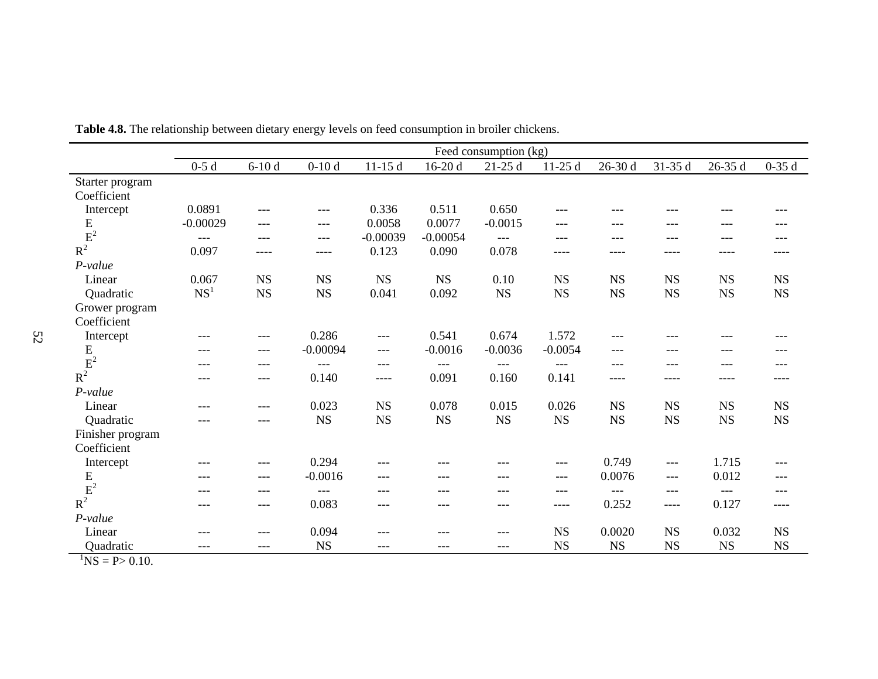**Table 4.8.** The relationship between dietary energy levels on feed consumption in broiler chickens.

| | Feed consumption (kg) | | | | | | | | | | |
|---|---|---|---|---|---|---|---|---|---|---|---|
| | 0-5 d | 6-10 d | 0-10 d | 11-15 d | 16-20 d | 21-25 d | 11-25 d | 26-30 d | 31-35 d | 26-35 d | 0-35 d |
| Starter program | | | | | | | | | | | |
| Coefficient | | | | | | | | | | | |
| Intercept | 0.0891 | --- | --- | 0.336 | 0.511 | 0.650 | --- | --- | --- | --- | --- |
| E | -0.00029 | --- | --- | 0.0058 | 0.0077 | -0.0015 | --- | --- | --- | --- | --- |
| $E^2$ | --- | --- | --- | -0.00039 | -0.00054 | --- | --- | --- | --- | --- | --- |
| $R^2$ | 0.097 | ---- | ---- | 0.123 | 0.090 | 0.078 | ---- | ---- | ---- | ---- | ---- |
| *P-value* | | | | | | | | | | | |
| Linear | 0.067 | NS | NS | NS | NS | 0.10 | NS | NS | NS | NS | NS |
| Quadratic | NS[1] | NS | NS | 0.041 | 0.092 | NS | NS | NS | NS | NS | NS |
| Grower program | | | | | | | | | | | |
| Coefficient | | | | | | | | | | | |
| Intercept | --- | --- | 0.286 | --- | 0.541 | 0.674 | 1.572 | --- | --- | --- | --- |
| E | --- | --- | -0.00094 | --- | -0.0016 | -0.0036 | -0.0054 | --- | --- | --- | --- |
| $E^2$ | --- | --- | --- | --- | --- | --- | --- | --- | --- | --- | --- |
| $R^2$ | --- | --- | 0.140 | ---- | 0.091 | 0.160 | 0.141 | ---- | ---- | ---- | ---- |
| *P-value* | | | | | | | | | | | |
| Linear | --- | --- | 0.023 | NS | 0.078 | 0.015 | 0.026 | NS | NS | NS | NS |
| Quadratic | --- | --- | NS | NS | NS | NS | NS | NS | NS | NS | NS |
| Finisher program | | | | | | | | | | | |
| Coefficient | | | | | | | | | | | |
| Intercept | --- | --- | 0.294 | --- | --- | --- | --- | 0.749 | --- | 1.715 | --- |
| E | --- | --- | -0.0016 | --- | --- | --- | --- | 0.0076 | --- | 0.012 | --- |
| $E^2$ | --- | --- | --- | --- | --- | --- | --- | --- | --- | --- | --- |
| $R^2$ | --- | --- | 0.083 | --- | --- | --- | ---- | 0.252 | ---- | 0.127 | ---- |
| *P-value* | | | | | | | | | | | |
| Linear | --- | --- | 0.094 | --- | --- | --- | NS | 0.0020 | NS | 0.032 | NS |
| Quadratic | --- | --- | NS | --- | --- | --- | NS | NS | NS | NS | NS |

[1]NS = P> 0.10.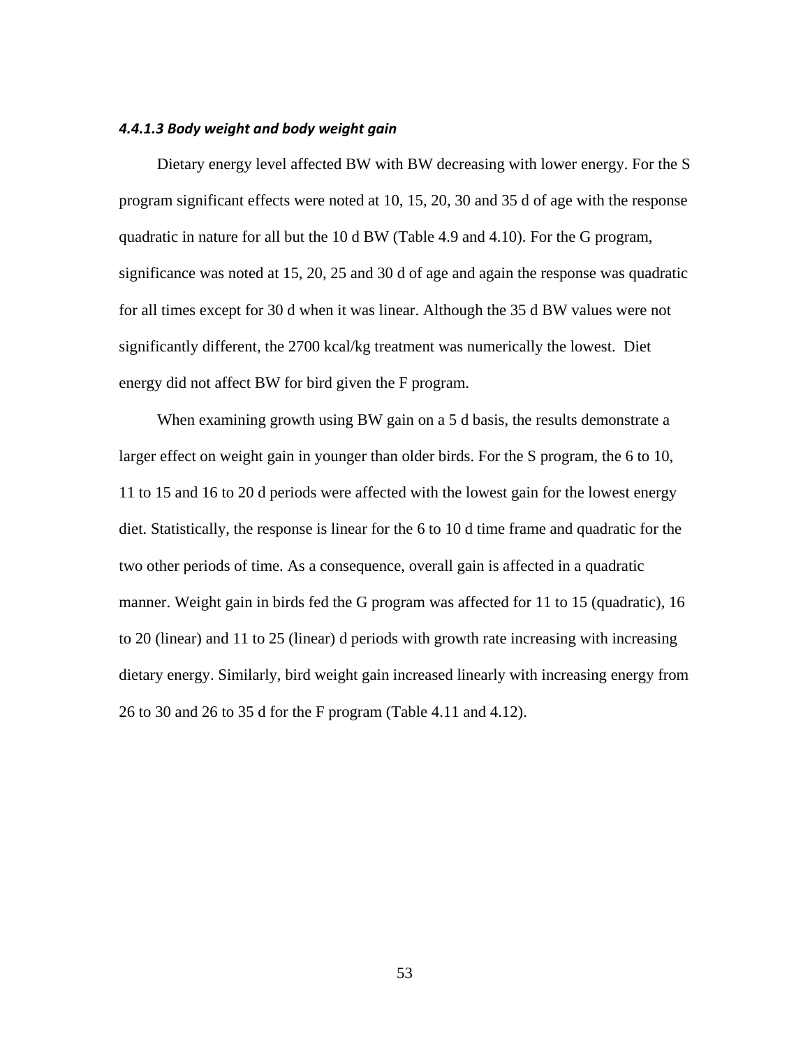#### *4.4.1.3 Body weight and body weight gain*

Dietary energy level affected BW with BW decreasing with lower energy. For the S program significant effects were noted at 10, 15, 20, 30 and 35 d of age with the response quadratic in nature for all but the 10 d BW (Table 4.9 and 4.10). For the G program, significance was noted at 15, 20, 25 and 30 d of age and again the response was quadratic for all times except for 30 d when it was linear. Although the 35 d BW values were not significantly different, the 2700 kcal/kg treatment was numerically the lowest. Diet energy did not affect BW for bird given the F program.

When examining growth using BW gain on a 5 d basis, the results demonstrate a larger effect on weight gain in younger than older birds. For the S program, the 6 to 10, 11 to 15 and 16 to 20 d periods were affected with the lowest gain for the lowest energy diet. Statistically, the response is linear for the 6 to 10 d time frame and quadratic for the two other periods of time. As a consequence, overall gain is affected in a quadratic manner. Weight gain in birds fed the G program was affected for 11 to 15 (quadratic), 16 to 20 (linear) and 11 to 25 (linear) d periods with growth rate increasing with increasing dietary energy. Similarly, bird weight gain increased linearly with increasing energy from 26 to 30 and 26 to 35 d for the F program (Table 4.11 and 4.12).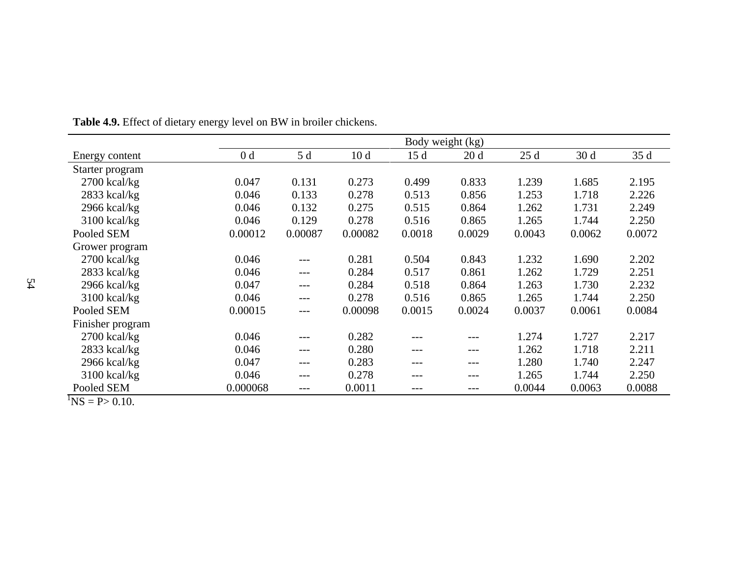**Table 4.9.** Effect of dietary energy level on BW in broiler chickens.

| | Body weight (kg) | | | | | | | |
|---|---|---|---|---|---|---|---|---|
| Energy content | 0 d | 5 d | 10 d | 15 d | 20 d | 25 d | 30 d | 35 d |
| Starter program | | | | | | | | |
| 2700 kcal/kg | 0.047 | 0.131 | 0.273 | 0.499 | 0.833 | 1.239 | 1.685 | 2.195 |
| 2833 kcal/kg | 0.046 | 0.133 | 0.278 | 0.513 | 0.856 | 1.253 | 1.718 | 2.226 |
| 2966 kcal/kg | 0.046 | 0.132 | 0.275 | 0.515 | 0.864 | 1.262 | 1.731 | 2.249 |
| 3100 kcal/kg | 0.046 | 0.129 | 0.278 | 0.516 | 0.865 | 1.265 | 1.744 | 2.250 |
| Pooled SEM | 0.00012 | 0.00087 | 0.00082 | 0.0018 | 0.0029 | 0.0043 | 0.0062 | 0.0072 |
| Grower program | | | | | | | | |
| 2700 kcal/kg | 0.046 | --- | 0.281 | 0.504 | 0.843 | 1.232 | 1.690 | 2.202 |
| 2833 kcal/kg | 0.046 | --- | 0.284 | 0.517 | 0.861 | 1.262 | 1.729 | 2.251 |
| 2966 kcal/kg | 0.047 | --- | 0.284 | 0.518 | 0.864 | 1.263 | 1.730 | 2.232 |
| 3100 kcal/kg | 0.046 | --- | 0.278 | 0.516 | 0.865 | 1.265 | 1.744 | 2.250 |
| Pooled SEM | 0.00015 | --- | 0.00098 | 0.0015 | 0.0024 | 0.0037 | 0.0061 | 0.0084 |
| Finisher program | | | | | | | | |
| 2700 kcal/kg | 0.046 | --- | 0.282 | --- | --- | 1.274 | 1.727 | 2.217 |
| 2833 kcal/kg | 0.046 | --- | 0.280 | --- | --- | 1.262 | 1.718 | 2.211 |
| 2966 kcal/kg | 0.047 | --- | 0.283 | --- | --- | 1.280 | 1.740 | 2.247 |
| 3100 kcal/kg | 0.046 | --- | 0.278 | --- | --- | 1.265 | 1.744 | 2.250 |
| Pooled SEM | 0.000068 | --- | 0.0011 | --- | --- | 0.0044 | 0.0063 | 0.0088 |

[1]NS = P> 0.10.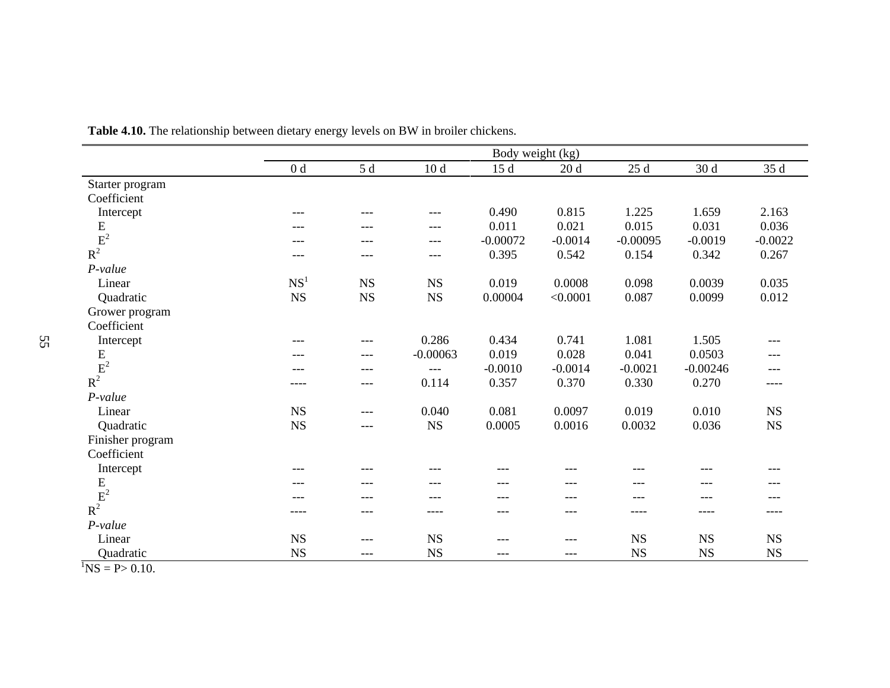**Table 4.10.** The relationship between dietary energy levels on BW in broiler chickens.

| | Body weight (kg) | | | | | | | |
|---|---|---|---|---|---|---|---|---|
| | 0 d | 5 d | 10 d | 15 d | 20 d | 25 d | 30 d | 35 d |
| Starter program | | | | | | | | |
| Coefficient | | | | | | | | |
| Intercept | --- | --- | --- | 0.490 | 0.815 | 1.225 | 1.659 | 2.163 |
| E | --- | --- | --- | 0.011 | 0.021 | 0.015 | 0.031 | 0.036 |
| $E^2$ | --- | --- | --- | -0.00072 | -0.0014 | -0.00095 | -0.0019 | -0.0022 |
| $R^2$ | --- | --- | --- | 0.395 | 0.542 | 0.154 | 0.342 | 0.267 |
| *P-value* | | | | | | | | |
| Linear | NS[1] | NS | NS | 0.019 | 0.0008 | 0.098 | 0.0039 | 0.035 |
| Quadratic | NS | NS | NS | 0.00004 | <0.0001 | 0.087 | 0.0099 | 0.012 |
| Grower program | | | | | | | | |
| Coefficient | | | | | | | | |
| Intercept | --- | --- | 0.286 | 0.434 | 0.741 | 1.081 | 1.505 | --- |
| E | --- | --- | -0.00063 | 0.019 | 0.028 | 0.041 | 0.0503 | --- |
| $E^2$ | --- | --- | --- | -0.0010 | -0.0014 | -0.0021 | -0.00246 | --- |
| $R^2$ | ---- | --- | 0.114 | 0.357 | 0.370 | 0.330 | 0.270 | ---- |
| *P-value* | | | | | | | | |
| Linear | NS | --- | 0.040 | 0.081 | 0.0097 | 0.019 | 0.010 | NS |
| Quadratic | NS | --- | NS | 0.0005 | 0.0016 | 0.0032 | 0.036 | NS |
| Finisher program | | | | | | | | |
| Coefficient | | | | | | | | |
| Intercept | --- | --- | --- | --- | --- | --- | --- | --- |
| E | --- | --- | --- | --- | --- | --- | --- | --- |
| $E^2$ | --- | --- | --- | --- | --- | --- | --- | --- |
| $R^2$ | ---- | --- | ---- | --- | --- | ---- | ---- | ---- |
| *P-value* | | | | | | | | |
| Linear | NS | --- | NS | --- | --- | NS | NS | NS |
| Quadratic | NS | --- | NS | --- | --- | NS | NS | NS |

[1]NS = P> 0.10.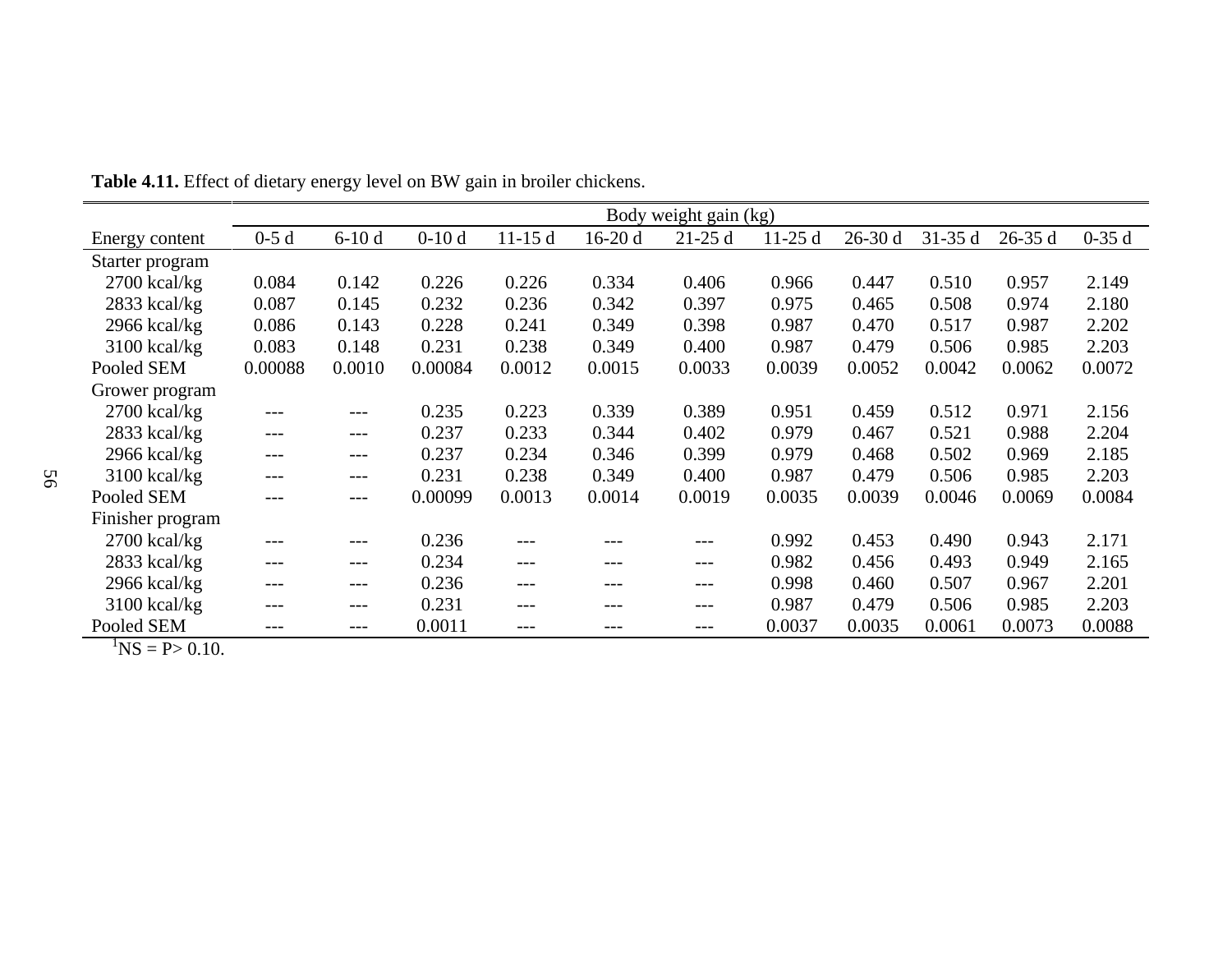**Table 4.11.** Effect of dietary energy level on BW gain in broiler chickens.

| | Body weight gain (kg) | | | | | | | | | | |
|---|---|---|---|---|---|---|---|---|---|---|---|
| Energy content | 0-5 d | 6-10 d | 0-10 d | 11-15 d | 16-20 d | 21-25 d | 11-25 d | 26-30 d | 31-35 d | 26-35 d | 0-35 d |
| Starter program | | | | | | | | | | | |
| 2700 kcal/kg | 0.084 | 0.142 | 0.226 | 0.226 | 0.334 | 0.406 | 0.966 | 0.447 | 0.510 | 0.957 | 2.149 |
| 2833 kcal/kg | 0.087 | 0.145 | 0.232 | 0.236 | 0.342 | 0.397 | 0.975 | 0.465 | 0.508 | 0.974 | 2.180 |
| 2966 kcal/kg | 0.086 | 0.143 | 0.228 | 0.241 | 0.349 | 0.398 | 0.987 | 0.470 | 0.517 | 0.987 | 2.202 |
| 3100 kcal/kg | 0.083 | 0.148 | 0.231 | 0.238 | 0.349 | 0.400 | 0.987 | 0.479 | 0.506 | 0.985 | 2.203 |
| Pooled SEM | 0.00088 | 0.0010 | 0.00084 | 0.0012 | 0.0015 | 0.0033 | 0.0039 | 0.0052 | 0.0042 | 0.0062 | 0.0072 |
| Grower program | | | | | | | | | | | |
| 2700 kcal/kg | --- | --- | 0.235 | 0.223 | 0.339 | 0.389 | 0.951 | 0.459 | 0.512 | 0.971 | 2.156 |
| 2833 kcal/kg | --- | --- | 0.237 | 0.233 | 0.344 | 0.402 | 0.979 | 0.467 | 0.521 | 0.988 | 2.204 |
| 2966 kcal/kg | --- | --- | 0.237 | 0.234 | 0.346 | 0.399 | 0.979 | 0.468 | 0.502 | 0.969 | 2.185 |
| 3100 kcal/kg | --- | --- | 0.231 | 0.238 | 0.349 | 0.400 | 0.987 | 0.479 | 0.506 | 0.985 | 2.203 |
| Pooled SEM | --- | --- | 0.00099 | 0.0013 | 0.0014 | 0.0019 | 0.0035 | 0.0039 | 0.0046 | 0.0069 | 0.0084 |
| Finisher program | | | | | | | | | | | |
| 2700 kcal/kg | --- | --- | 0.236 | --- | --- | --- | 0.992 | 0.453 | 0.490 | 0.943 | 2.171 |
| 2833 kcal/kg | --- | --- | 0.234 | --- | --- | --- | 0.982 | 0.456 | 0.493 | 0.949 | 2.165 |
| 2966 kcal/kg | --- | --- | 0.236 | --- | --- | --- | 0.998 | 0.460 | 0.507 | 0.967 | 2.201 |
| 3100 kcal/kg | --- | --- | 0.231 | --- | --- | --- | 0.987 | 0.479 | 0.506 | 0.985 | 2.203 |
| Pooled SEM | --- | --- | 0.0011 | --- | --- | --- | 0.0037 | 0.0035 | 0.0061 | 0.0073 | 0.0088 |

[1]NS = P> 0.10.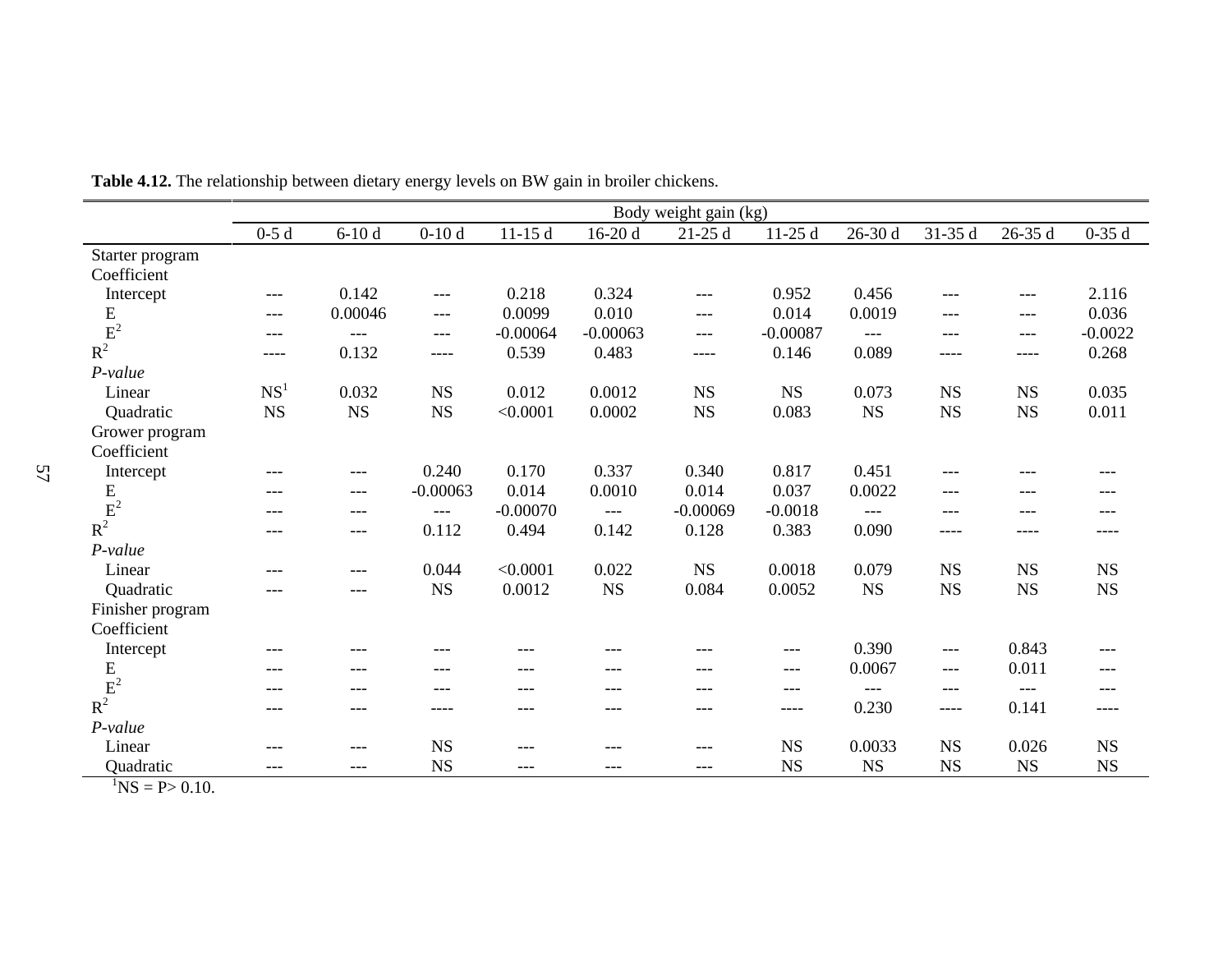**Table 4.12.** The relationship between dietary energy levels on BW gain in broiler chickens.

| | Body weight gain (kg) | | | | | | | | | | |
|---|---|---|---|---|---|---|---|---|---|---|---|
| | 0-5 d | 6-10 d | 0-10 d | 11-15 d | 16-20 d | 21-25 d | 11-25 d | 26-30 d | 31-35 d | 26-35 d | 0-35 d |
| Starter program | | | | | | | | | | | |
| Coefficient | | | | | | | | | | | |
| Intercept | --- | 0.142 | --- | 0.218 | 0.324 | --- | 0.952 | 0.456 | --- | --- | 2.116 |
| E | --- | 0.00046 | --- | 0.0099 | 0.010 | --- | 0.014 | 0.0019 | --- | --- | 0.036 |
| $E^2$ | --- | --- | --- | -0.00064 | -0.00063 | --- | -0.00087 | --- | --- | --- | -0.0022 |
| $R^2$ | ---- | 0.132 | ---- | 0.539 | 0.483 | ---- | 0.146 | 0.089 | ---- | ---- | 0.268 |
| *P-value* | | | | | | | | | | | |
| Linear | NS[1] | 0.032 | NS | 0.012 | 0.0012 | NS | NS | 0.073 | NS | NS | 0.035 |
| Quadratic | NS | NS | NS | <0.0001 | 0.0002 | NS | 0.083 | NS | NS | NS | 0.011 |
| Grower program | | | | | | | | | | | |
| Coefficient | | | | | | | | | | | |
| Intercept | --- | --- | 0.240 | 0.170 | 0.337 | 0.340 | 0.817 | 0.451 | --- | --- | --- |
| E | --- | --- | -0.00063 | 0.014 | 0.0010 | 0.014 | 0.037 | 0.0022 | --- | --- | --- |
| $E^2$ | --- | --- | --- | -0.00070 | --- | -0.00069 | -0.0018 | --- | --- | --- | --- |
| $R^2$ | --- | --- | 0.112 | 0.494 | 0.142 | 0.128 | 0.383 | 0.090 | ---- | ---- | ---- |
| *P-value* | | | | | | | | | | | |
| Linear | --- | --- | 0.044 | <0.0001 | 0.022 | NS | 0.0018 | 0.079 | NS | NS | NS |
| Quadratic | --- | --- | NS | 0.0012 | NS | 0.084 | 0.0052 | NS | NS | NS | NS |
| Finisher program | | | | | | | | | | | |
| Coefficient | | | | | | | | | | | |
| Intercept | --- | --- | --- | --- | --- | --- | --- | 0.390 | --- | 0.843 | --- |
| E | --- | --- | --- | --- | --- | --- | --- | 0.0067 | --- | 0.011 | --- |
| $E^2$ | --- | --- | --- | --- | --- | --- | --- | --- | --- | --- | --- |
| $R^2$ | --- | --- | ---- | --- | --- | --- | ---- | 0.230 | ---- | 0.141 | ---- |
| *P-value* | | | | | | | | | | | |
| Linear | --- | --- | NS | --- | --- | --- | NS | 0.0033 | NS | 0.026 | NS |
| Quadratic | --- | --- | NS | --- | --- | --- | NS | NS | NS | NS | NS |

[1]NS = P> 0.10.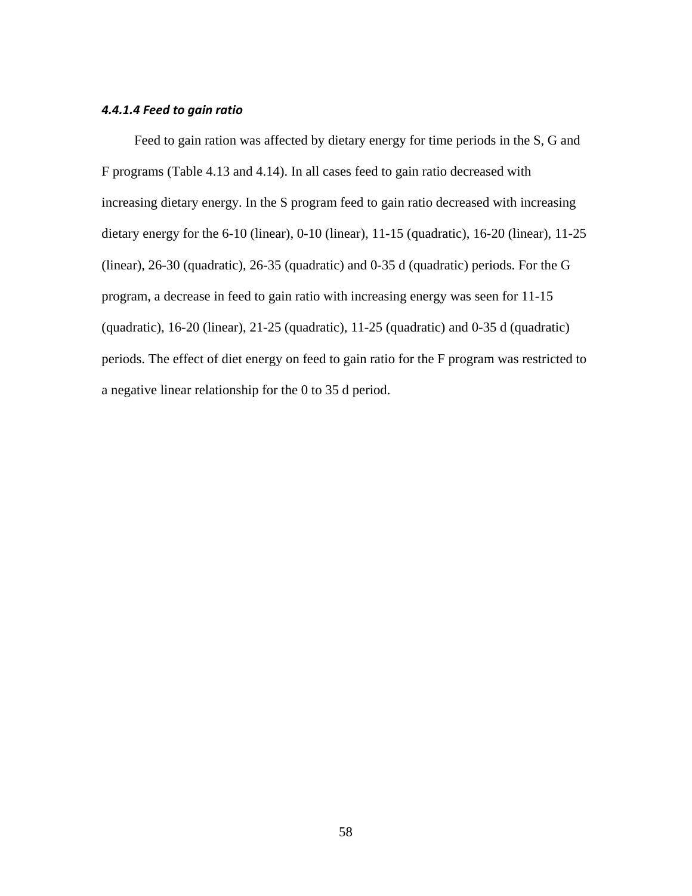#### *4.4.1.4 Feed to gain ratio*

Feed to gain ration was affected by dietary energy for time periods in the S, G and F programs (Table 4.13 and 4.14). In all cases feed to gain ratio decreased with increasing dietary energy. In the S program feed to gain ratio decreased with increasing dietary energy for the 6-10 (linear), 0-10 (linear), 11-15 (quadratic), 16-20 (linear), 11-25 (linear), 26-30 (quadratic), 26-35 (quadratic) and 0-35 d (quadratic) periods. For the G program, a decrease in feed to gain ratio with increasing energy was seen for 11-15 (quadratic), 16-20 (linear), 21-25 (quadratic), 11-25 (quadratic) and 0-35 d (quadratic) periods. The effect of diet energy on feed to gain ratio for the F program was restricted to a negative linear relationship for the 0 to 35 d period.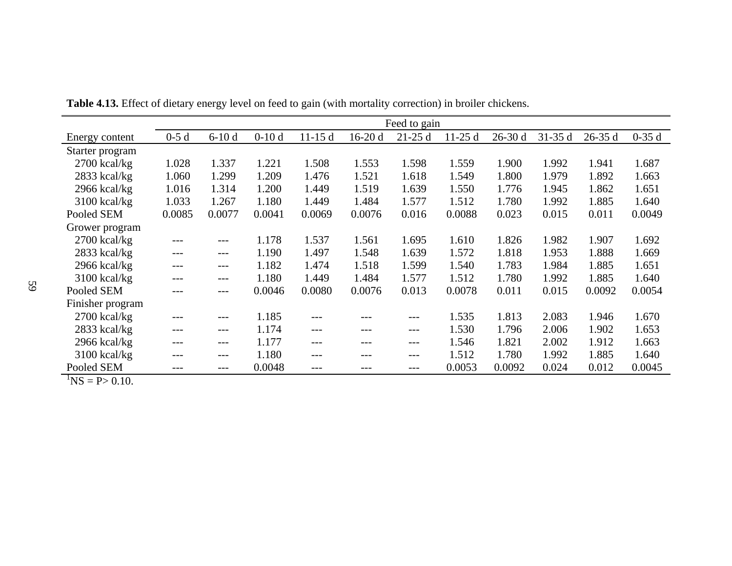**Table 4.13.** Effect of dietary energy level on feed to gain (with mortality correction) in broiler chickens.

| | Feed to gain | | | | | | | | | | |
|---|---|---|---|---|---|---|---|---|---|---|---|
| Energy content | 0-5 d | 6-10 d | 0-10 d | 11-15 d | 16-20 d | 21-25 d | 11-25 d | 26-30 d | 31-35 d | 26-35 d | 0-35 d |
| Starter program | | | | | | | | | | | |
| 2700 kcal/kg | 1.028 | 1.337 | 1.221 | 1.508 | 1.553 | 1.598 | 1.559 | 1.900 | 1.992 | 1.941 | 1.687 |
| 2833 kcal/kg | 1.060 | 1.299 | 1.209 | 1.476 | 1.521 | 1.618 | 1.549 | 1.800 | 1.979 | 1.892 | 1.663 |
| 2966 kcal/kg | 1.016 | 1.314 | 1.200 | 1.449 | 1.519 | 1.639 | 1.550 | 1.776 | 1.945 | 1.862 | 1.651 |
| 3100 kcal/kg | 1.033 | 1.267 | 1.180 | 1.449 | 1.484 | 1.577 | 1.512 | 1.780 | 1.992 | 1.885 | 1.640 |
| Pooled SEM | 0.0085 | 0.0077 | 0.0041 | 0.0069 | 0.0076 | 0.016 | 0.0088 | 0.023 | 0.015 | 0.011 | 0.0049 |
| Grower program | | | | | | | | | | | |
| 2700 kcal/kg | --- | --- | 1.178 | 1.537 | 1.561 | 1.695 | 1.610 | 1.826 | 1.982 | 1.907 | 1.692 |
| 2833 kcal/kg | --- | --- | 1.190 | 1.497 | 1.548 | 1.639 | 1.572 | 1.818 | 1.953 | 1.888 | 1.669 |
| 2966 kcal/kg | --- | --- | 1.182 | 1.474 | 1.518 | 1.599 | 1.540 | 1.783 | 1.984 | 1.885 | 1.651 |
| 3100 kcal/kg | --- | --- | 1.180 | 1.449 | 1.484 | 1.577 | 1.512 | 1.780 | 1.992 | 1.885 | 1.640 |
| Pooled SEM | --- | --- | 0.0046 | 0.0080 | 0.0076 | 0.013 | 0.0078 | 0.011 | 0.015 | 0.0092 | 0.0054 |
| Finisher program | | | | | | | | | | | |
| 2700 kcal/kg | --- | --- | 1.185 | --- | --- | --- | 1.535 | 1.813 | 2.083 | 1.946 | 1.670 |
| 2833 kcal/kg | --- | --- | 1.174 | --- | --- | --- | 1.530 | 1.796 | 2.006 | 1.902 | 1.653 |
| 2966 kcal/kg | --- | --- | 1.177 | --- | --- | --- | 1.546 | 1.821 | 2.002 | 1.912 | 1.663 |
| 3100 kcal/kg | --- | --- | 1.180 | --- | --- | --- | 1.512 | 1.780 | 1.992 | 1.885 | 1.640 |
| Pooled SEM | --- | --- | 0.0048 | --- | --- | --- | 0.0053 | 0.0092 | 0.024 | 0.012 | 0.0045 |

[1]NS = P> 0.10.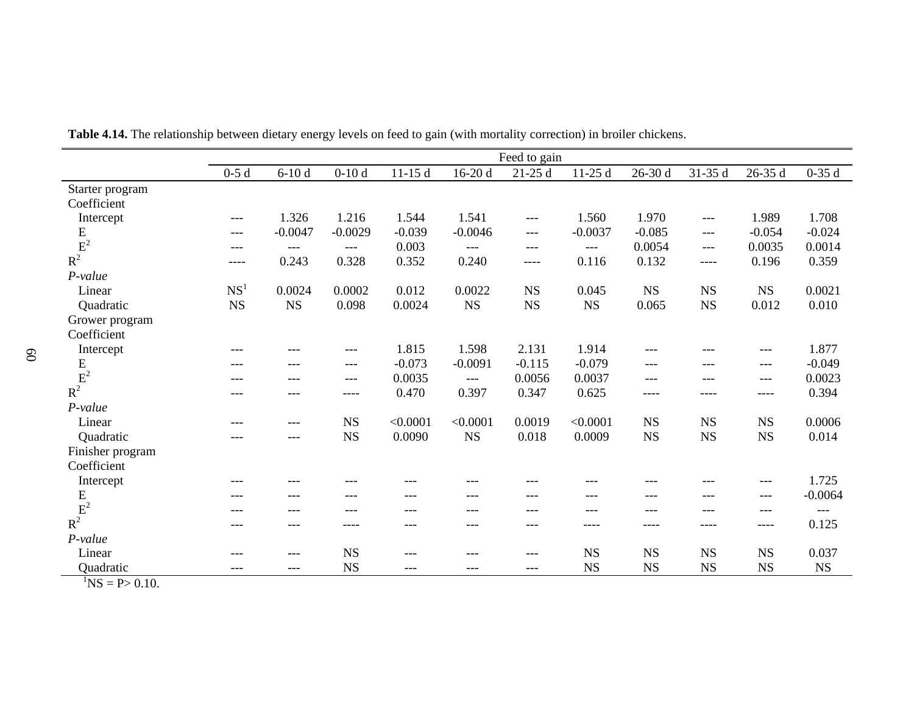**Table 4.14.** The relationship between dietary energy levels on feed to gain (with mortality correction) in broiler chickens.

| | Feed to gain | | | | | | | | | | |
|---|---|---|---|---|---|---|---|---|---|---|---|
| | 0-5 d | 6-10 d | 0-10 d | 11-15 d | 16-20 d | 21-25 d | 11-25 d | 26-30 d | 31-35 d | 26-35 d | 0-35 d |
| Starter program | | | | | | | | | | | |
| Coefficient | | | | | | | | | | | |
| Intercept | --- | 1.326 | 1.216 | 1.544 | 1.541 | --- | 1.560 | 1.970 | --- | 1.989 | 1.708 |
| E | --- | -0.0047 | -0.0029 | -0.039 | -0.0046 | --- | -0.0037 | -0.085 | --- | -0.054 | -0.024 |
| $E^2$ | --- | --- | --- | 0.003 | --- | --- | --- | 0.0054 | --- | 0.0035 | 0.0014 |
| $R^2$ | ---- | 0.243 | 0.328 | 0.352 | 0.240 | ---- | 0.116 | 0.132 | ---- | 0.196 | 0.359 |
| *P-value* | | | | | | | | | | | |
| Linear | NS[1] | 0.0024 | 0.0002 | 0.012 | 0.0022 | NS | 0.045 | NS | NS | NS | 0.0021 |
| Quadratic | NS | NS | 0.098 | 0.0024 | NS | NS | NS | 0.065 | NS | 0.012 | 0.010 |
| Grower program | | | | | | | | | | | |
| Coefficient | | | | | | | | | | | |
| Intercept | --- | --- | --- | 1.815 | 1.598 | 2.131 | 1.914 | --- | --- | --- | 1.877 |
| E | --- | --- | --- | -0.073 | -0.0091 | -0.115 | -0.079 | --- | --- | --- | -0.049 |
| $E^2$ | --- | --- | --- | 0.0035 | --- | 0.0056 | 0.0037 | --- | --- | --- | 0.0023 |
| $R^2$ | --- | --- | ---- | 0.470 | 0.397 | 0.347 | 0.625 | ---- | ---- | ---- | 0.394 |
| *P-value* | | | | | | | | | | | |
| Linear | --- | --- | NS | <0.0001 | <0.0001 | 0.0019 | <0.0001 | NS | NS | NS | 0.0006 |
| Quadratic | --- | --- | NS | 0.0090 | NS | 0.018 | 0.0009 | NS | NS | NS | 0.014 |
| Finisher program | | | | | | | | | | | |
| Coefficient | | | | | | | | | | | |
| Intercept | --- | --- | --- | --- | --- | --- | --- | --- | --- | --- | 1.725 |
| E | --- | --- | --- | --- | --- | --- | --- | --- | --- | --- | -0.0064 |
| $E^2$ | --- | --- | --- | --- | --- | --- | --- | --- | --- | --- | --- |
| $R^2$ | --- | --- | ---- | --- | --- | --- | ---- | ---- | ---- | ---- | 0.125 |
| *P-value* | | | | | | | | | | | |
| Linear | --- | --- | NS | --- | --- | --- | NS | NS | NS | NS | 0.037 |
| Quadratic | --- | --- | NS | --- | --- | --- | NS | NS | NS | NS | NS |

[1]NS = P> 0.10.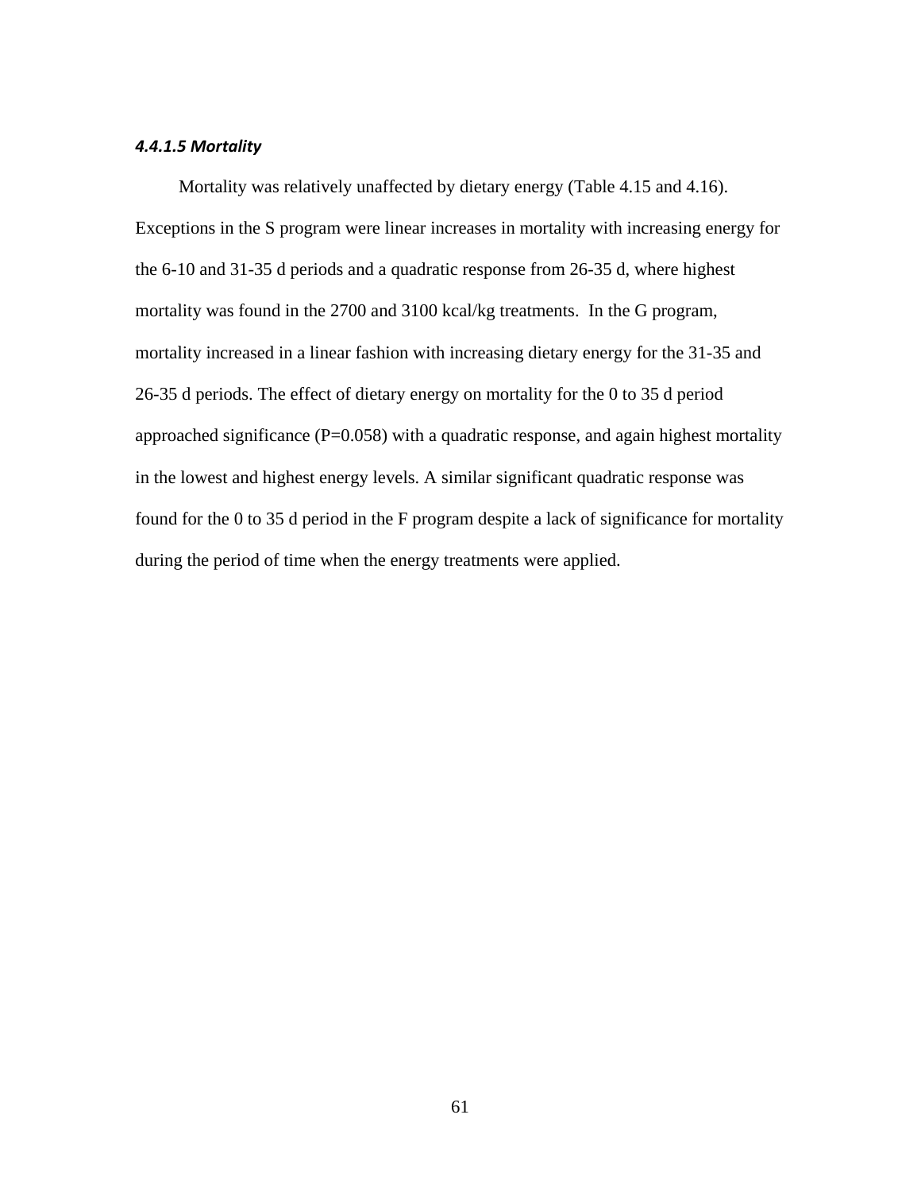#### *4.4.1.5 Mortality*

Mortality was relatively unaffected by dietary energy (Table 4.15 and 4.16). Exceptions in the S program were linear increases in mortality with increasing energy for the 6-10 and 31-35 d periods and a quadratic response from 26-35 d, where highest mortality was found in the 2700 and 3100 kcal/kg treatments. In the G program, mortality increased in a linear fashion with increasing dietary energy for the 31-35 and 26-35 d periods. The effect of dietary energy on mortality for the 0 to 35 d period approached significance (P=0.058) with a quadratic response, and again highest mortality in the lowest and highest energy levels. A similar significant quadratic response was found for the 0 to 35 d period in the F program despite a lack of significance for mortality during the period of time when the energy treatments were applied.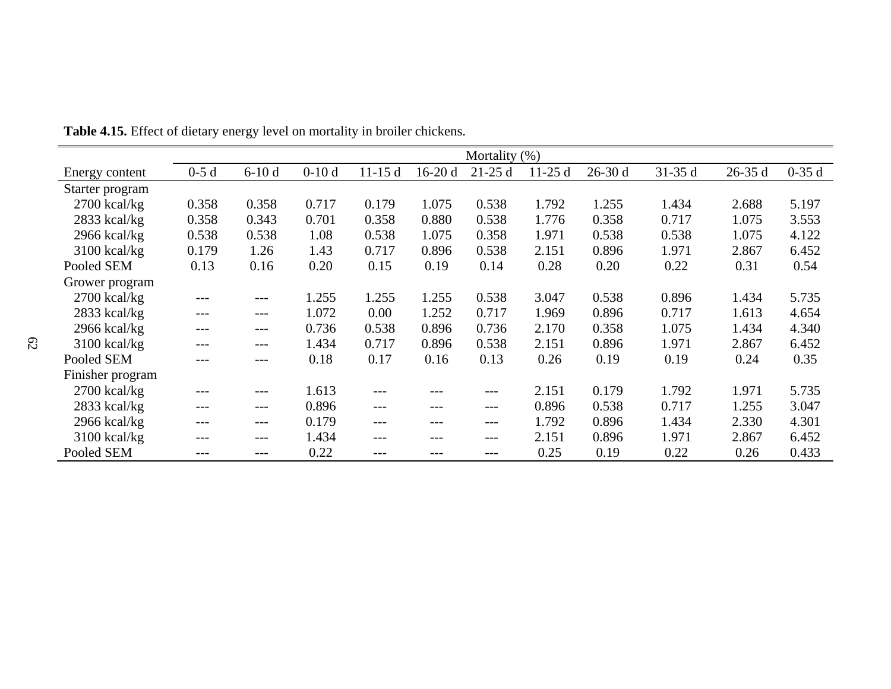**Table 4.15.** Effect of dietary energy level on mortality in broiler chickens.

| | Mortality (%) | | | | | | | | | | |
|---|---|---|---|---|---|---|---|---|---|---|---|
| Energy content | 0-5 d | 6-10 d | 0-10 d | 11-15 d | 16-20 d | 21-25 d | 11-25 d | 26-30 d | 31-35 d | 26-35 d | 0-35 d |
| Starter program | | | | | | | | | | | |
| 2700 kcal/kg | 0.358 | 0.358 | 0.717 | 0.179 | 1.075 | 0.538 | 1.792 | 1.255 | 1.434 | 2.688 | 5.197 |
| 2833 kcal/kg | 0.358 | 0.343 | 0.701 | 0.358 | 0.880 | 0.538 | 1.776 | 0.358 | 0.717 | 1.075 | 3.553 |
| 2966 kcal/kg | 0.538 | 0.538 | 1.08 | 0.538 | 1.075 | 0.358 | 1.971 | 0.538 | 0.538 | 1.075 | 4.122 |
| 3100 kcal/kg | 0.179 | 1.26 | 1.43 | 0.717 | 0.896 | 0.538 | 2.151 | 0.896 | 1.971 | 2.867 | 6.452 |
| Pooled SEM | 0.13 | 0.16 | 0.20 | 0.15 | 0.19 | 0.14 | 0.28 | 0.20 | 0.22 | 0.31 | 0.54 |
| Grower program | | | | | | | | | | | |
| 2700 kcal/kg | --- | --- | 1.255 | 1.255 | 1.255 | 0.538 | 3.047 | 0.538 | 0.896 | 1.434 | 5.735 |
| 2833 kcal/kg | --- | --- | 1.072 | 0.00 | 1.252 | 0.717 | 1.969 | 0.896 | 0.717 | 1.613 | 4.654 |
| 2966 kcal/kg | --- | --- | 0.736 | 0.538 | 0.896 | 0.736 | 2.170 | 0.358 | 1.075 | 1.434 | 4.340 |
| 3100 kcal/kg | --- | --- | 1.434 | 0.717 | 0.896 | 0.538 | 2.151 | 0.896 | 1.971 | 2.867 | 6.452 |
| Pooled SEM | --- | --- | 0.18 | 0.17 | 0.16 | 0.13 | 0.26 | 0.19 | 0.19 | 0.24 | 0.35 |
| Finisher program | | | | | | | | | | | |
| 2700 kcal/kg | --- | --- | 1.613 | --- | --- | --- | 2.151 | 0.179 | 1.792 | 1.971 | 5.735 |
| 2833 kcal/kg | --- | --- | 0.896 | --- | --- | --- | 0.896 | 0.538 | 0.717 | 1.255 | 3.047 |
| 2966 kcal/kg | --- | --- | 0.179 | --- | --- | --- | 1.792 | 0.896 | 1.434 | 2.330 | 4.301 |
| 3100 kcal/kg | --- | --- | 1.434 | --- | --- | --- | 2.151 | 0.896 | 1.971 | 2.867 | 6.452 |
| Pooled SEM | --- | --- | 0.22 | --- | --- | --- | 0.25 | 0.19 | 0.22 | 0.26 | 0.433 |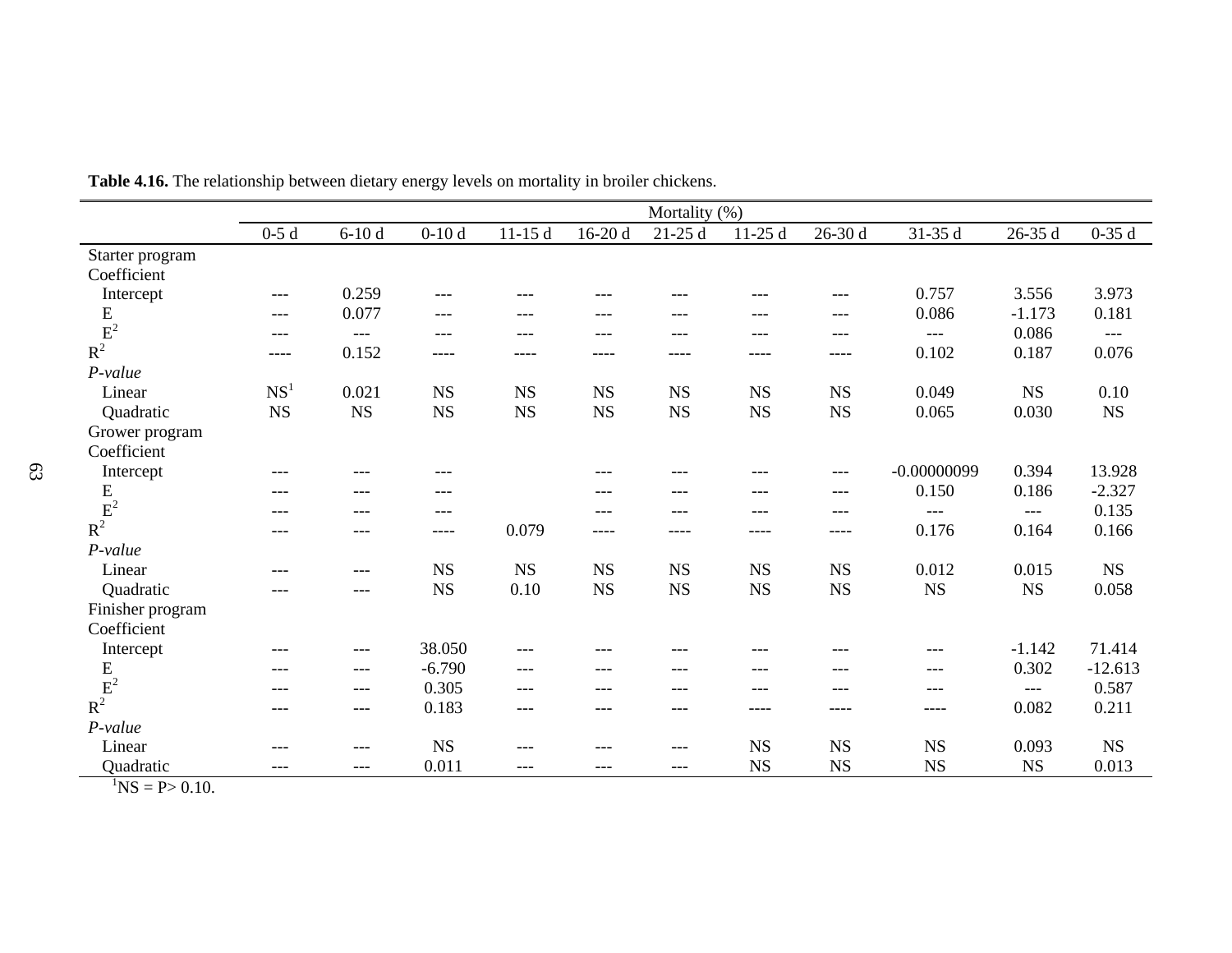**Table 4.16.** The relationship between dietary energy levels on mortality in broiler chickens.

| | Mortality (%) | | | | | | | | | | |
|---|---|---|---|---|---|---|---|---|---|---|---|
| | 0-5 d | 6-10 d | 0-10 d | 11-15 d | 16-20 d | 21-25 d | 11-25 d | 26-30 d | 31-35 d | 26-35 d | 0-35 d |
| Starter program | | | | | | | | | | | |
| Coefficient | | | | | | | | | | | |
| Intercept | --- | 0.259 | --- | --- | --- | --- | --- | --- | 0.757 | 3.556 | 3.973 |
| E | --- | 0.077 | --- | --- | --- | --- | --- | --- | 0.086 | -1.173 | 0.181 |
| $E^2$ | --- | --- | --- | --- | --- | --- | --- | --- | --- | 0.086 | --- |
| $R^2$ | ---- | 0.152 | ---- | ---- | ---- | ---- | ---- | ---- | 0.102 | 0.187 | 0.076 |
| *P-value* | | | | | | | | | | | |
| Linear | NS[1] | 0.021 | NS | NS | NS | NS | NS | NS | 0.049 | NS | 0.10 |
| Quadratic | NS | NS | NS | NS | NS | NS | NS | NS | 0.065 | 0.030 | NS |
| Grower program | | | | | | | | | | | |
| Coefficient | | | | | | | | | | | |
| Intercept | --- | --- | --- | | --- | --- | --- | --- | -0.00000099 | 0.394 | 13.928 |
| E | --- | --- | --- | | --- | --- | --- | --- | 0.150 | 0.186 | -2.327 |
| $E^2$ | --- | --- | --- | | --- | --- | --- | --- | --- | --- | 0.135 |
| $R^2$ | --- | --- | ---- | 0.079 | ---- | ---- | ---- | ---- | 0.176 | 0.164 | 0.166 |
| *P-value* | | | | | | | | | | | |
| Linear | --- | --- | NS | NS | NS | NS | NS | NS | 0.012 | 0.015 | NS |
| Quadratic | --- | --- | NS | 0.10 | NS | NS | NS | NS | NS | NS | 0.058 |
| Finisher program | | | | | | | | | | | |
| Coefficient | | | | | | | | | | | |
| Intercept | --- | --- | 38.050 | --- | --- | --- | --- | --- | --- | -1.142 | 71.414 |
| E | --- | --- | -6.790 | --- | --- | --- | --- | --- | --- | 0.302 | -12.613 |
| $E^2$ | --- | --- | 0.305 | --- | --- | --- | --- | --- | --- | --- | 0.587 |
| $R^2$ | --- | --- | 0.183 | --- | --- | --- | ---- | ---- | ---- | 0.082 | 0.211 |
| *P-value* | | | | | | | | | | | |
| Linear | --- | --- | NS | --- | --- | --- | NS | NS | NS | 0.093 | NS |
| Quadratic | --- | --- | 0.011 | --- | --- | --- | NS | NS | NS | NS | 0.013 |

[1]NS = P> 0.10.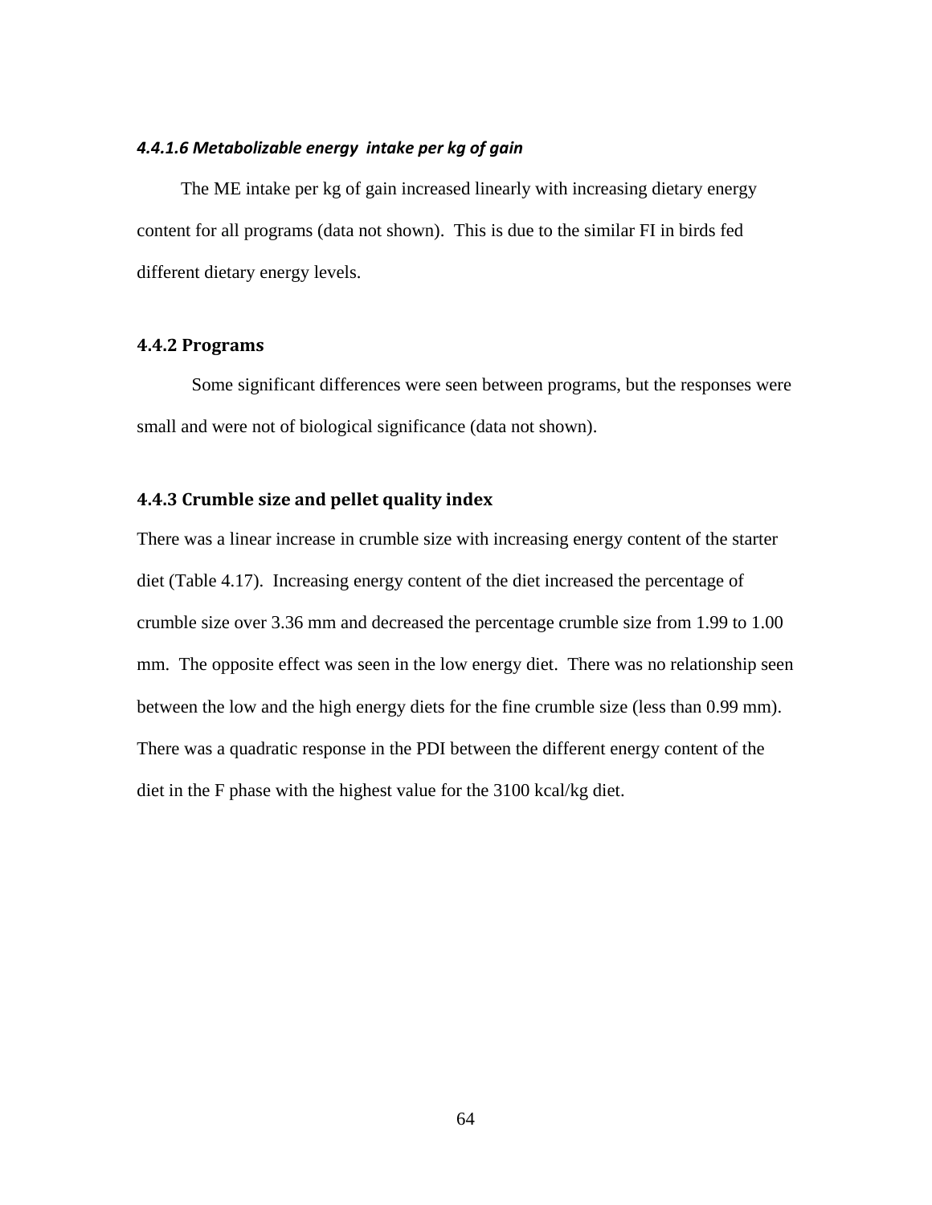#### *4.4.1.6 Metabolizable energy intake per kg of gain*

The ME intake per kg of gain increased linearly with increasing dietary energy content for all programs (data not shown). This is due to the similar FI in birds fed different dietary energy levels.

### 4.4.2 Programs

Some significant differences were seen between programs, but the responses were small and were not of biological significance (data not shown).

### 4.4.3 Crumble size and pellet quality index

There was a linear increase in crumble size with increasing energy content of the starter diet (Table 4.17). Increasing energy content of the diet increased the percentage of crumble size over 3.36 mm and decreased the percentage crumble size from 1.99 to 1.00 mm. The opposite effect was seen in the low energy diet. There was no relationship seen between the low and the high energy diets for the fine crumble size (less than 0.99 mm). There was a quadratic response in the PDI between the different energy content of the diet in the F phase with the highest value for the 3100 kcal/kg diet.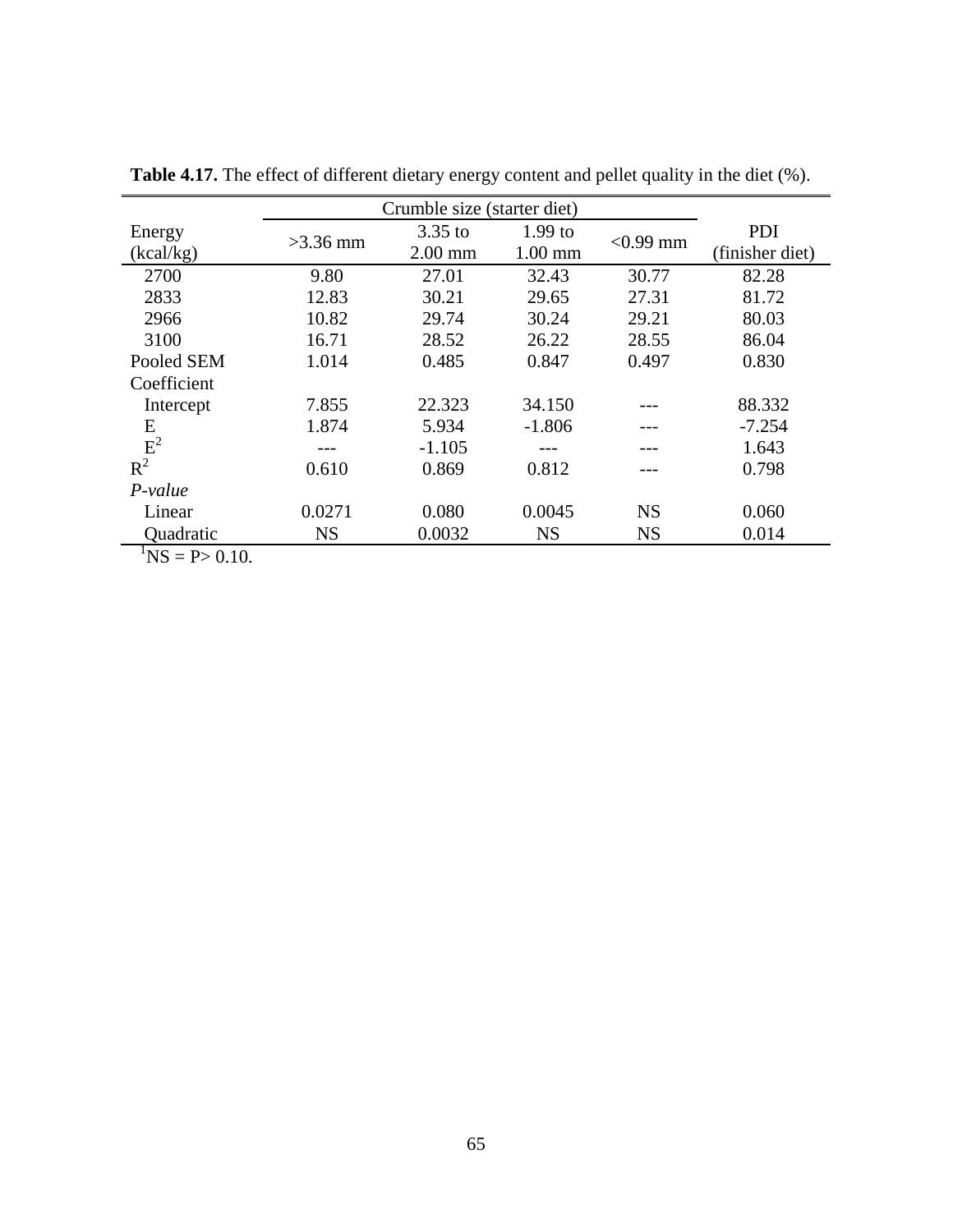**Table 4.17.** The effect of different dietary energy content and pellet quality in the diet (%).

| Energy (kcal/kg) | Crumble size (starter diet) | | | | PDI (finisher diet) |
|---|---|---|---|---|---|
| | >3.36 mm | 3.35 to 2.00 mm | 1.99 to 1.00 mm | <0.99 mm | |
| 2700 | 9.80 | 27.01 | 32.43 | 30.77 | 82.28 |
| 2833 | 12.83 | 30.21 | 29.65 | 27.31 | 81.72 |
| 2966 | 10.82 | 29.74 | 30.24 | 29.21 | 80.03 |
| 3100 | 16.71 | 28.52 | 26.22 | 28.55 | 86.04 |
| Pooled SEM | 1.014 | 0.485 | 0.847 | 0.497 | 0.830 |
| Coefficient | | | | | |
| Intercept | 7.855 | 22.323 | 34.150 | --- | 88.332 |
| E | 1.874 | 5.934 | -1.806 | --- | -7.254 |
| $E^2$ | --- | -1.105 | --- | --- | 1.643 |
| $R^2$ | 0.610 | 0.869 | 0.812 | --- | 0.798 |
| *P-value* | | | | | |
| Linear | 0.0271 | 0.080 | 0.0045 | NS | 0.060 |
| Quadratic | NS | 0.0032 | NS | NS | 0.014 |

[1]NS = P> 0.10.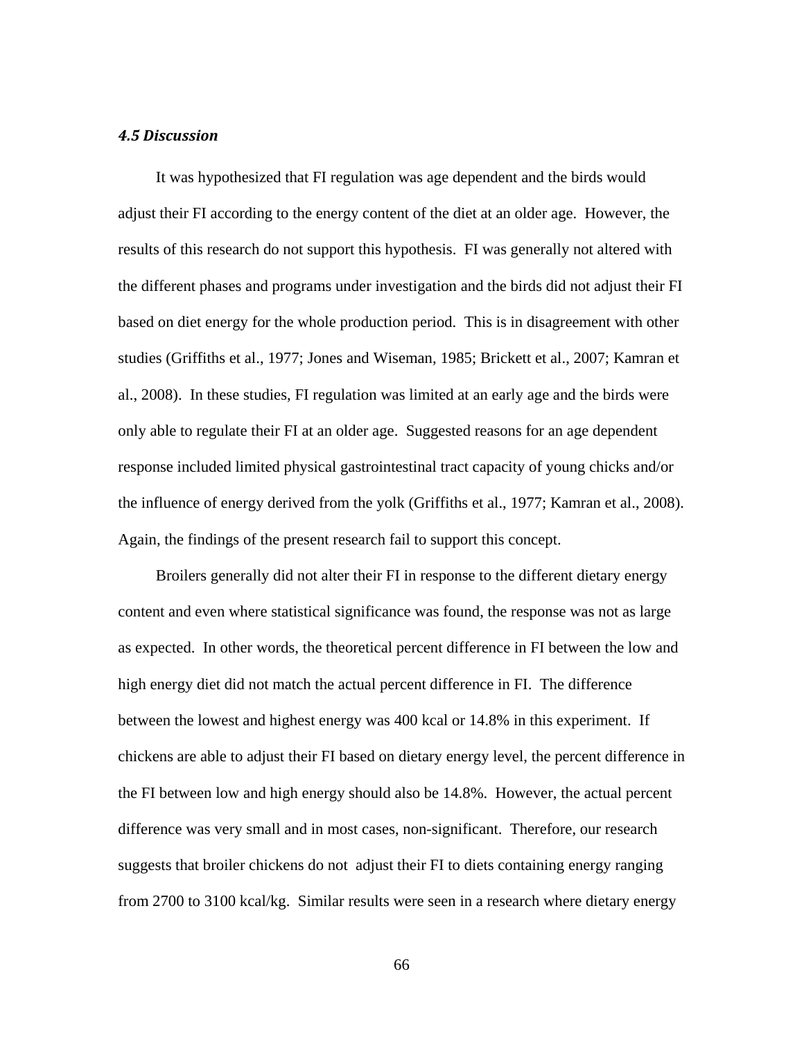### *4.5 Discussion*

It was hypothesized that FI regulation was age dependent and the birds would adjust their FI according to the energy content of the diet at an older age. However, the results of this research do not support this hypothesis. FI was generally not altered with the different phases and programs under investigation and the birds did not adjust their FI based on diet energy for the whole production period. This is in disagreement with other studies (Griffiths et al., 1977; Jones and Wiseman, 1985; Brickett et al., 2007; Kamran et al., 2008). In these studies, FI regulation was limited at an early age and the birds were only able to regulate their FI at an older age. Suggested reasons for an age dependent response included limited physical gastrointestinal tract capacity of young chicks and/or the influence of energy derived from the yolk (Griffiths et al., 1977; Kamran et al., 2008). Again, the findings of the present research fail to support this concept.

Broilers generally did not alter their FI in response to the different dietary energy content and even where statistical significance was found, the response was not as large as expected. In other words, the theoretical percent difference in FI between the low and high energy diet did not match the actual percent difference in FI. The difference between the lowest and highest energy was 400 kcal or 14.8% in this experiment. If chickens are able to adjust their FI based on dietary energy level, the percent difference in the FI between low and high energy should also be 14.8%. However, the actual percent difference was very small and in most cases, non-significant. Therefore, our research suggests that broiler chickens do not adjust their FI to diets containing energy ranging from 2700 to 3100 kcal/kg. Similar results were seen in a research where dietary energy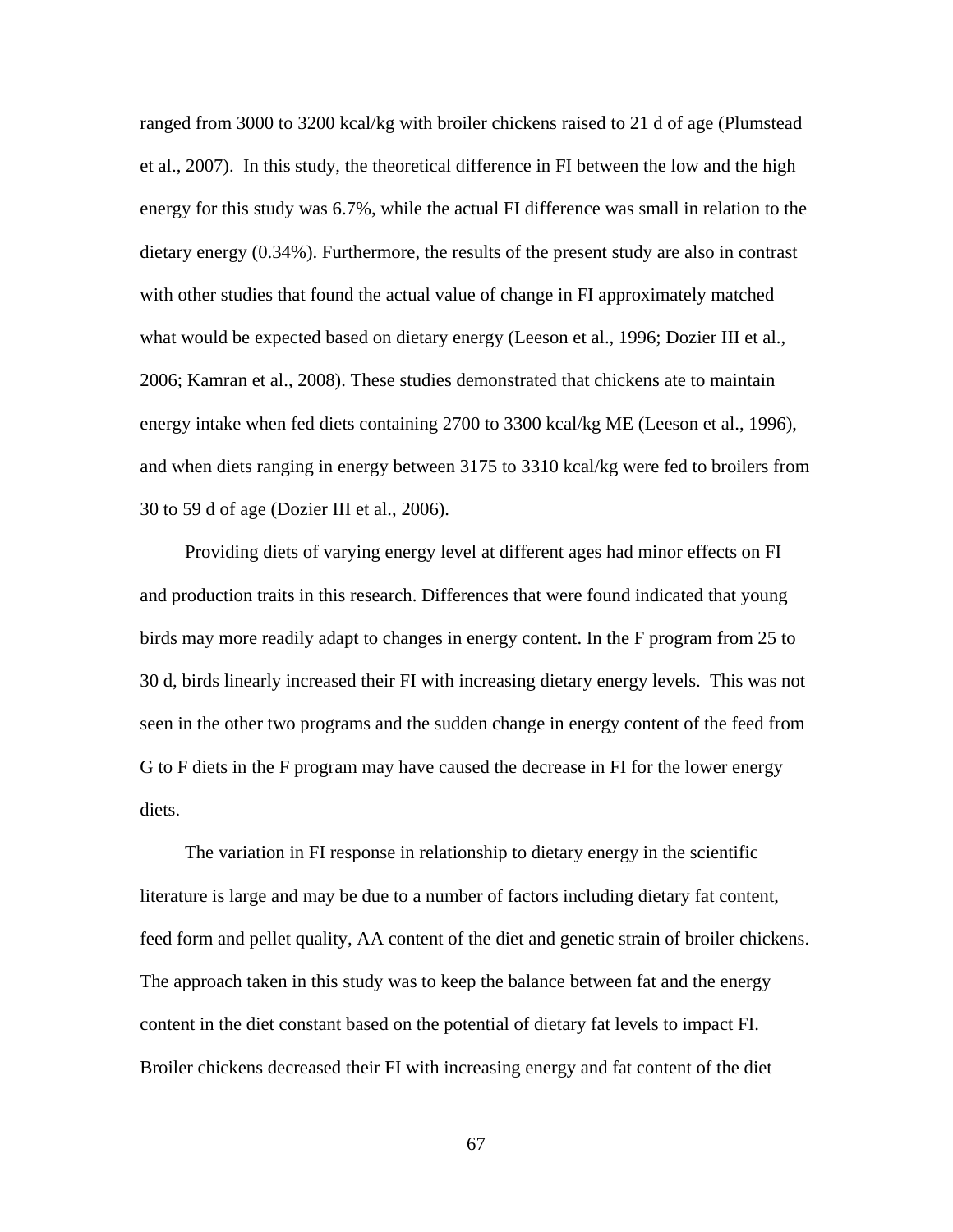ranged from 3000 to 3200 kcal/kg with broiler chickens raised to 21 d of age (Plumstead et al., 2007). In this study, the theoretical difference in FI between the low and the high energy for this study was 6.7%, while the actual FI difference was small in relation to the dietary energy (0.34%). Furthermore, the results of the present study are also in contrast with other studies that found the actual value of change in FI approximately matched what would be expected based on dietary energy (Leeson et al., 1996; Dozier III et al., 2006; Kamran et al., 2008). These studies demonstrated that chickens ate to maintain energy intake when fed diets containing 2700 to 3300 kcal/kg ME (Leeson et al., 1996), and when diets ranging in energy between 3175 to 3310 kcal/kg were fed to broilers from 30 to 59 d of age (Dozier III et al., 2006).

Providing diets of varying energy level at different ages had minor effects on FI and production traits in this research. Differences that were found indicated that young birds may more readily adapt to changes in energy content. In the F program from 25 to 30 d, birds linearly increased their FI with increasing dietary energy levels. This was not seen in the other two programs and the sudden change in energy content of the feed from G to F diets in the F program may have caused the decrease in FI for the lower energy diets.

The variation in FI response in relationship to dietary energy in the scientific literature is large and may be due to a number of factors including dietary fat content, feed form and pellet quality, AA content of the diet and genetic strain of broiler chickens. The approach taken in this study was to keep the balance between fat and the energy content in the diet constant based on the potential of dietary fat levels to impact FI. Broiler chickens decreased their FI with increasing energy and fat content of the diet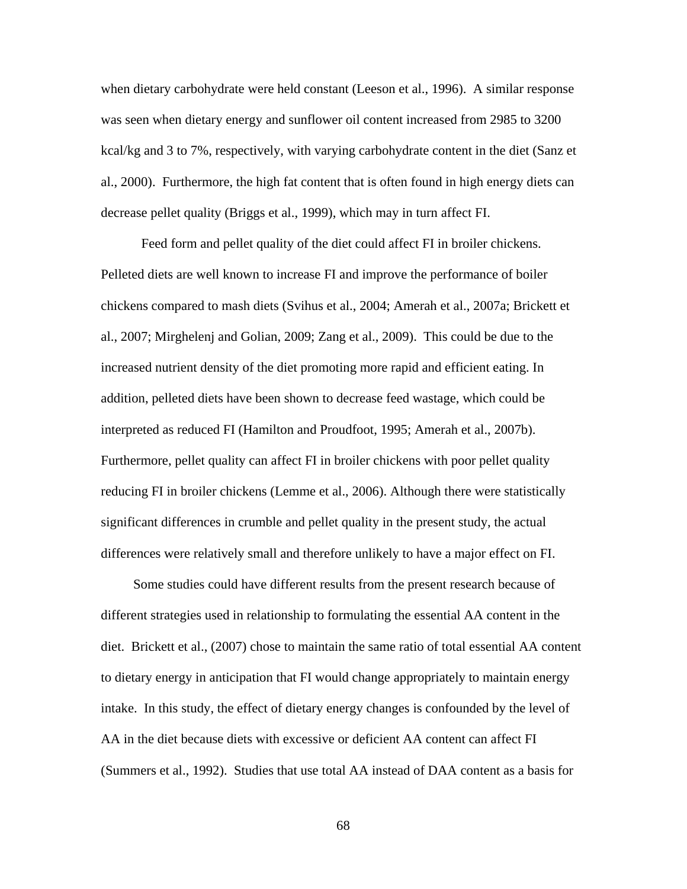when dietary carbohydrate were held constant (Leeson et al., 1996). A similar response was seen when dietary energy and sunflower oil content increased from 2985 to 3200 kcal/kg and 3 to 7%, respectively, with varying carbohydrate content in the diet (Sanz et al., 2000). Furthermore, the high fat content that is often found in high energy diets can decrease pellet quality (Briggs et al., 1999), which may in turn affect FI.

Feed form and pellet quality of the diet could affect FI in broiler chickens. Pelleted diets are well known to increase FI and improve the performance of boiler chickens compared to mash diets (Svihus et al., 2004; Amerah et al., 2007a; Brickett et al., 2007; Mirghelenj and Golian, 2009; Zang et al., 2009). This could be due to the increased nutrient density of the diet promoting more rapid and efficient eating. In addition, pelleted diets have been shown to decrease feed wastage, which could be interpreted as reduced FI (Hamilton and Proudfoot, 1995; Amerah et al., 2007b). Furthermore, pellet quality can affect FI in broiler chickens with poor pellet quality reducing FI in broiler chickens (Lemme et al., 2006). Although there were statistically significant differences in crumble and pellet quality in the present study, the actual differences were relatively small and therefore unlikely to have a major effect on FI.

Some studies could have different results from the present research because of different strategies used in relationship to formulating the essential AA content in the diet. Brickett et al., (2007) chose to maintain the same ratio of total essential AA content to dietary energy in anticipation that FI would change appropriately to maintain energy intake. In this study, the effect of dietary energy changes is confounded by the level of AA in the diet because diets with excessive or deficient AA content can affect FI (Summers et al., 1992). Studies that use total AA instead of DAA content as a basis for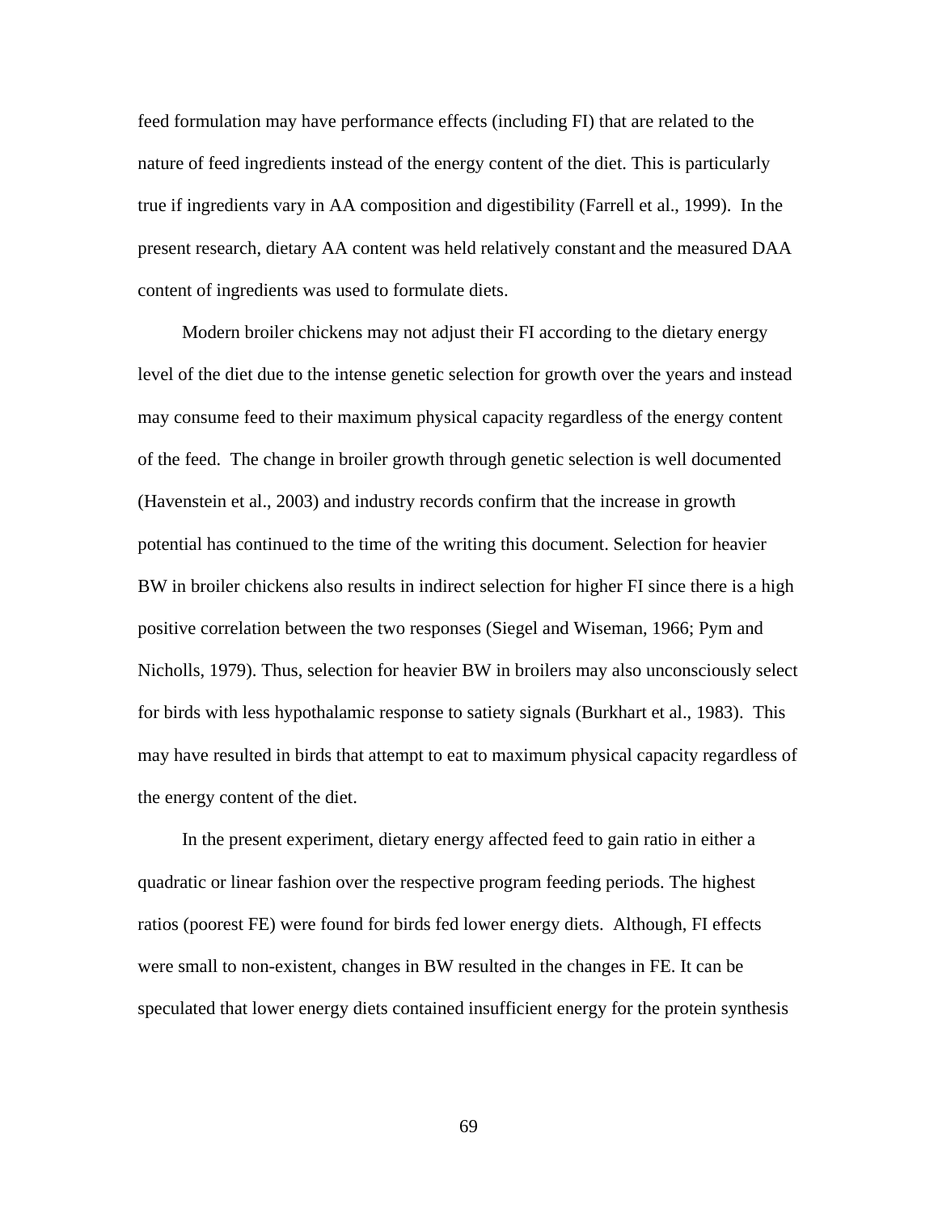feed formulation may have performance effects (including FI) that are related to the nature of feed ingredients instead of the energy content of the diet. This is particularly true if ingredients vary in AA composition and digestibility (Farrell et al., 1999). In the present research, dietary AA content was held relatively constant and the measured DAA content of ingredients was used to formulate diets.

Modern broiler chickens may not adjust their FI according to the dietary energy level of the diet due to the intense genetic selection for growth over the years and instead may consume feed to their maximum physical capacity regardless of the energy content of the feed. The change in broiler growth through genetic selection is well documented (Havenstein et al., 2003) and industry records confirm that the increase in growth potential has continued to the time of the writing this document. Selection for heavier BW in broiler chickens also results in indirect selection for higher FI since there is a high positive correlation between the two responses (Siegel and Wiseman, 1966; Pym and Nicholls, 1979). Thus, selection for heavier BW in broilers may also unconsciously select for birds with less hypothalamic response to satiety signals (Burkhart et al., 1983). This may have resulted in birds that attempt to eat to maximum physical capacity regardless of the energy content of the diet.

In the present experiment, dietary energy affected feed to gain ratio in either a quadratic or linear fashion over the respective program feeding periods. The highest ratios (poorest FE) were found for birds fed lower energy diets. Although, FI effects were small to non-existent, changes in BW resulted in the changes in FE. It can be speculated that lower energy diets contained insufficient energy for the protein synthesis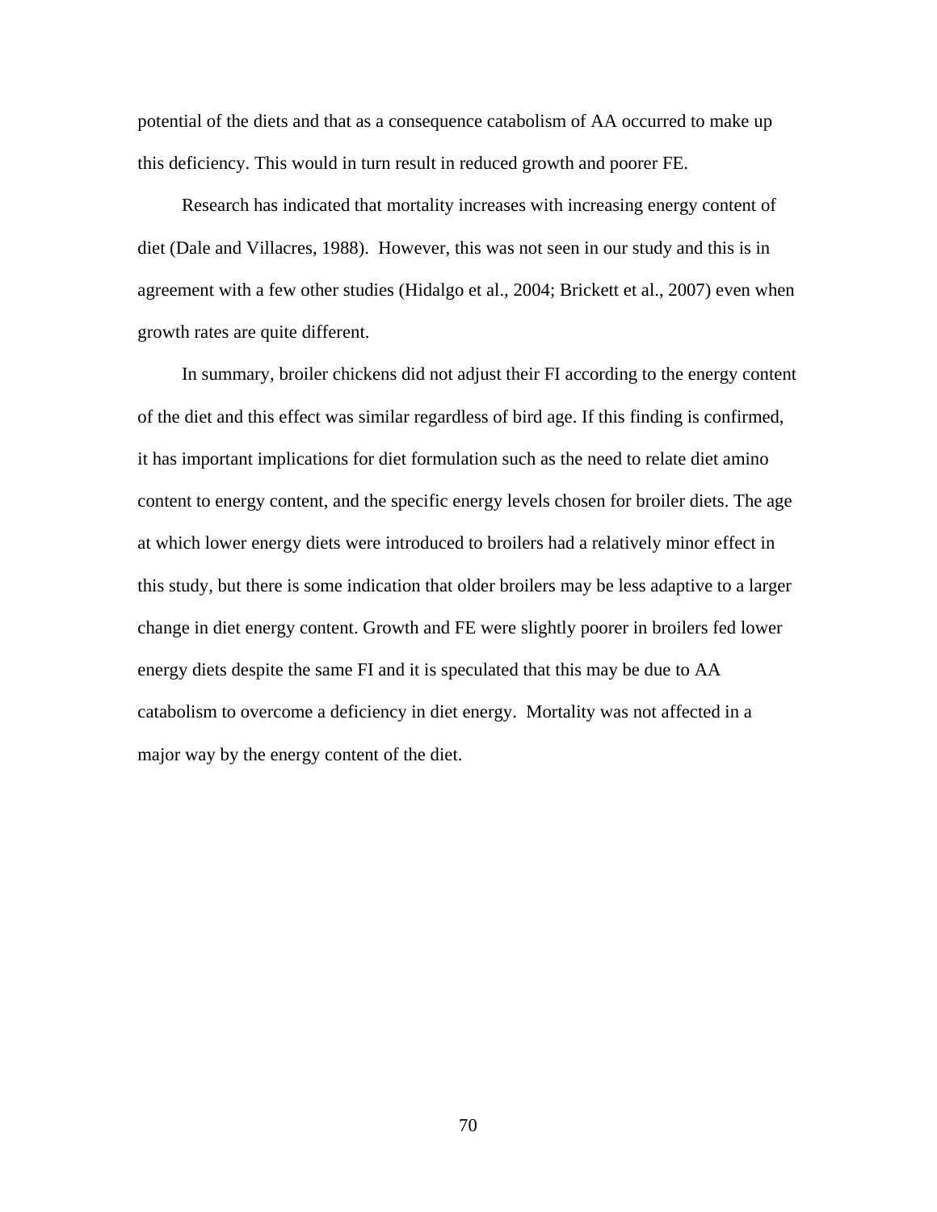potential of the diets and that as a consequence catabolism of AA occurred to make up this deficiency. This would in turn result in reduced growth and poorer FE.

Research has indicated that mortality increases with increasing energy content of diet (Dale and Villacres, 1988). However, this was not seen in our study and this is in agreement with a few other studies (Hidalgo et al., 2004; Brickett et al., 2007) even when growth rates are quite different.

In summary, broiler chickens did not adjust their FI according to the energy content of the diet and this effect was similar regardless of bird age. If this finding is confirmed, it has important implications for diet formulation such as the need to relate diet amino content to energy content, and the specific energy levels chosen for broiler diets. The age at which lower energy diets were introduced to broilers had a relatively minor effect in this study, but there is some indication that older broilers may be less adaptive to a larger change in diet energy content. Growth and FE were slightly poorer in broilers fed lower energy diets despite the same FI and it is speculated that this may be due to AA catabolism to overcome a deficiency in diet energy. Mortality was not affected in a major way by the energy content of the diet.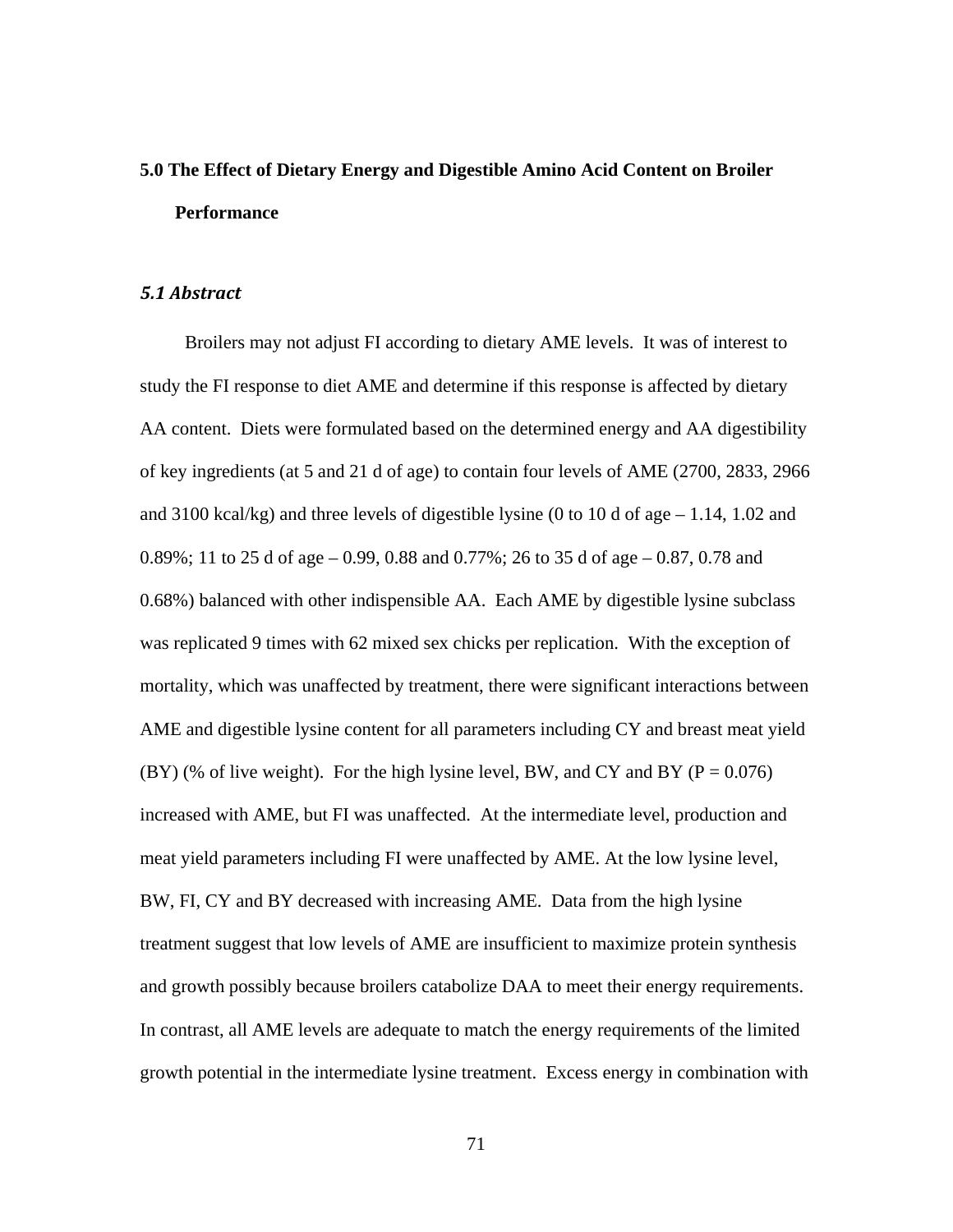# 5.0 The Effect of Dietary Energy and Digestible Amino Acid Content on Broiler Performance

## *5.1 Abstract*

Broilers may not adjust FI according to dietary AME levels. It was of interest to study the FI response to diet AME and determine if this response is affected by dietary AA content. Diets were formulated based on the determined energy and AA digestibility of key ingredients (at 5 and 21 d of age) to contain four levels of AME (2700, 2833, 2966 and 3100 kcal/kg) and three levels of digestible lysine (0 to 10 d of age – 1.14, 1.02 and 0.89%; 11 to 25 d of age – 0.99, 0.88 and 0.77%; 26 to 35 d of age – 0.87, 0.78 and 0.68%) balanced with other indispensible AA. Each AME by digestible lysine subclass was replicated 9 times with 62 mixed sex chicks per replication. With the exception of mortality, which was unaffected by treatment, there were significant interactions between AME and digestible lysine content for all parameters including CY and breast meat yield (BY) (% of live weight). For the high lysine level, BW, and CY and BY ($P = 0.076$) increased with AME, but FI was unaffected. At the intermediate level, production and meat yield parameters including FI were unaffected by AME. At the low lysine level, BW, FI, CY and BY decreased with increasing AME. Data from the high lysine treatment suggest that low levels of AME are insufficient to maximize protein synthesis and growth possibly because broilers catabolize DAA to meet their energy requirements. In contrast, all AME levels are adequate to match the energy requirements of the limited growth potential in the intermediate lysine treatment. Excess energy in combination with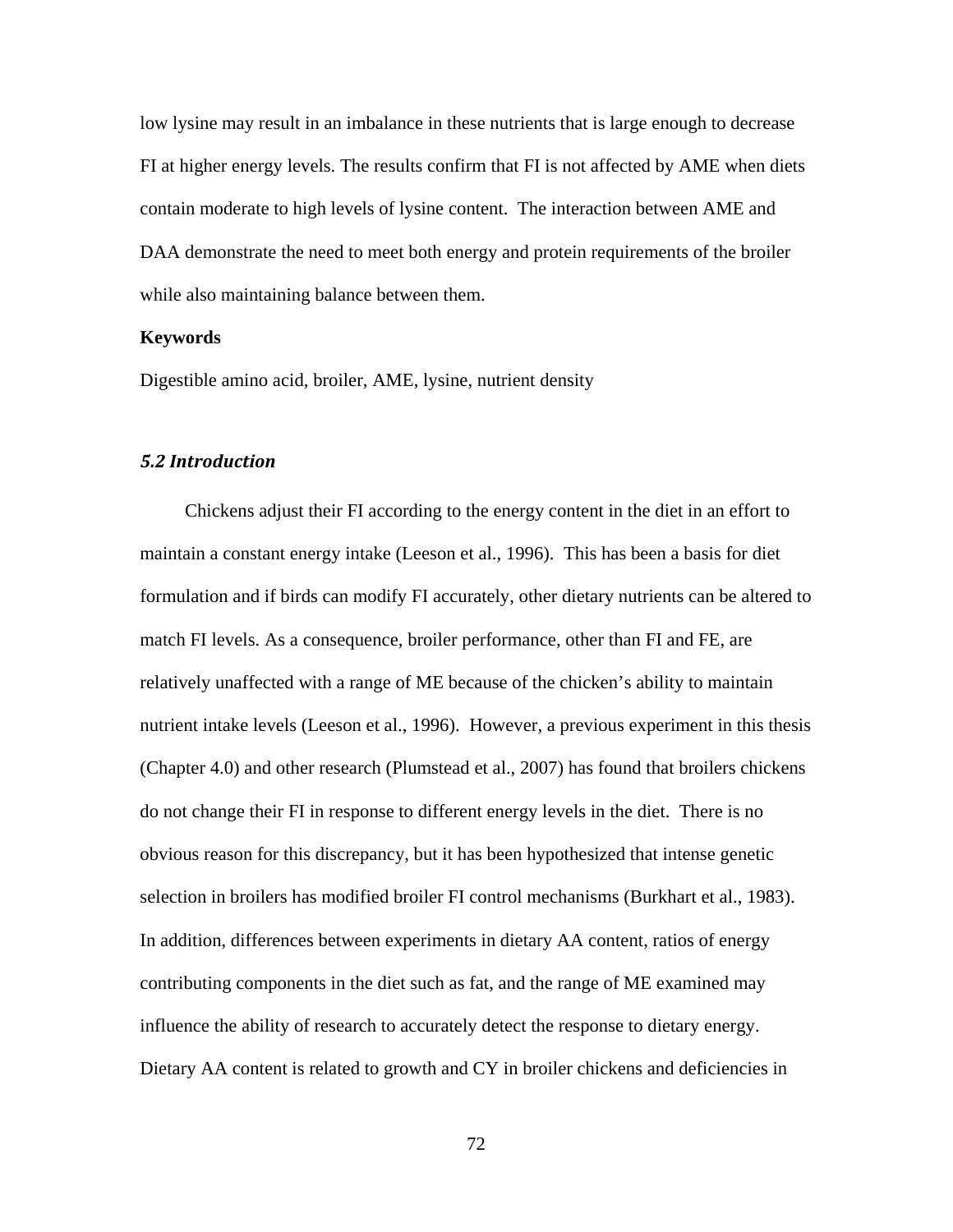low lysine may result in an imbalance in these nutrients that is large enough to decrease FI at higher energy levels. The results confirm that FI is not affected by AME when diets contain moderate to high levels of lysine content. The interaction between AME and DAA demonstrate the need to meet both energy and protein requirements of the broiler while also maintaining balance between them.

**Keywords**

Digestible amino acid, broiler, AME, lysine, nutrient density

### *5.2 Introduction*

Chickens adjust their FI according to the energy content in the diet in an effort to maintain a constant energy intake (Leeson et al., 1996). This has been a basis for diet formulation and if birds can modify FI accurately, other dietary nutrients can be altered to match FI levels. As a consequence, broiler performance, other than FI and FE, are relatively unaffected with a range of ME because of the chicken's ability to maintain nutrient intake levels (Leeson et al., 1996). However, a previous experiment in this thesis (Chapter 4.0) and other research (Plumstead et al., 2007) has found that broilers chickens do not change their FI in response to different energy levels in the diet. There is no obvious reason for this discrepancy, but it has been hypothesized that intense genetic selection in broilers has modified broiler FI control mechanisms (Burkhart et al., 1983). In addition, differences between experiments in dietary AA content, ratios of energy contributing components in the diet such as fat, and the range of ME examined may influence the ability of research to accurately detect the response to dietary energy. Dietary AA content is related to growth and CY in broiler chickens and deficiencies in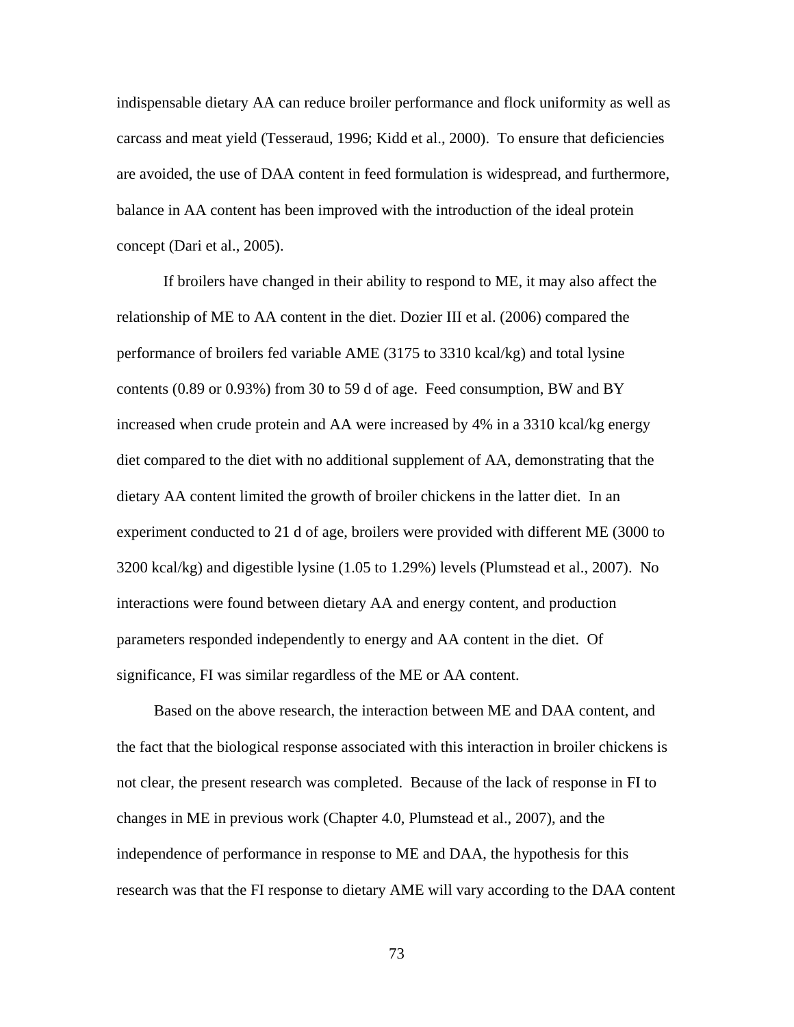indispensable dietary AA can reduce broiler performance and flock uniformity as well as carcass and meat yield (Tesseraud, 1996; Kidd et al., 2000). To ensure that deficiencies are avoided, the use of DAA content in feed formulation is widespread, and furthermore, balance in AA content has been improved with the introduction of the ideal protein concept (Dari et al., 2005).

If broilers have changed in their ability to respond to ME, it may also affect the relationship of ME to AA content in the diet. Dozier III et al. (2006) compared the performance of broilers fed variable AME (3175 to 3310 kcal/kg) and total lysine contents (0.89 or 0.93%) from 30 to 59 d of age. Feed consumption, BW and BY increased when crude protein and AA were increased by 4% in a 3310 kcal/kg energy diet compared to the diet with no additional supplement of AA, demonstrating that the dietary AA content limited the growth of broiler chickens in the latter diet. In an experiment conducted to 21 d of age, broilers were provided with different ME (3000 to 3200 kcal/kg) and digestible lysine (1.05 to 1.29%) levels (Plumstead et al., 2007). No interactions were found between dietary AA and energy content, and production parameters responded independently to energy and AA content in the diet. Of significance, FI was similar regardless of the ME or AA content.

Based on the above research, the interaction between ME and DAA content, and the fact that the biological response associated with this interaction in broiler chickens is not clear, the present research was completed. Because of the lack of response in FI to changes in ME in previous work (Chapter 4.0, Plumstead et al., 2007), and the independence of performance in response to ME and DAA, the hypothesis for this research was that the FI response to dietary AME will vary according to the DAA content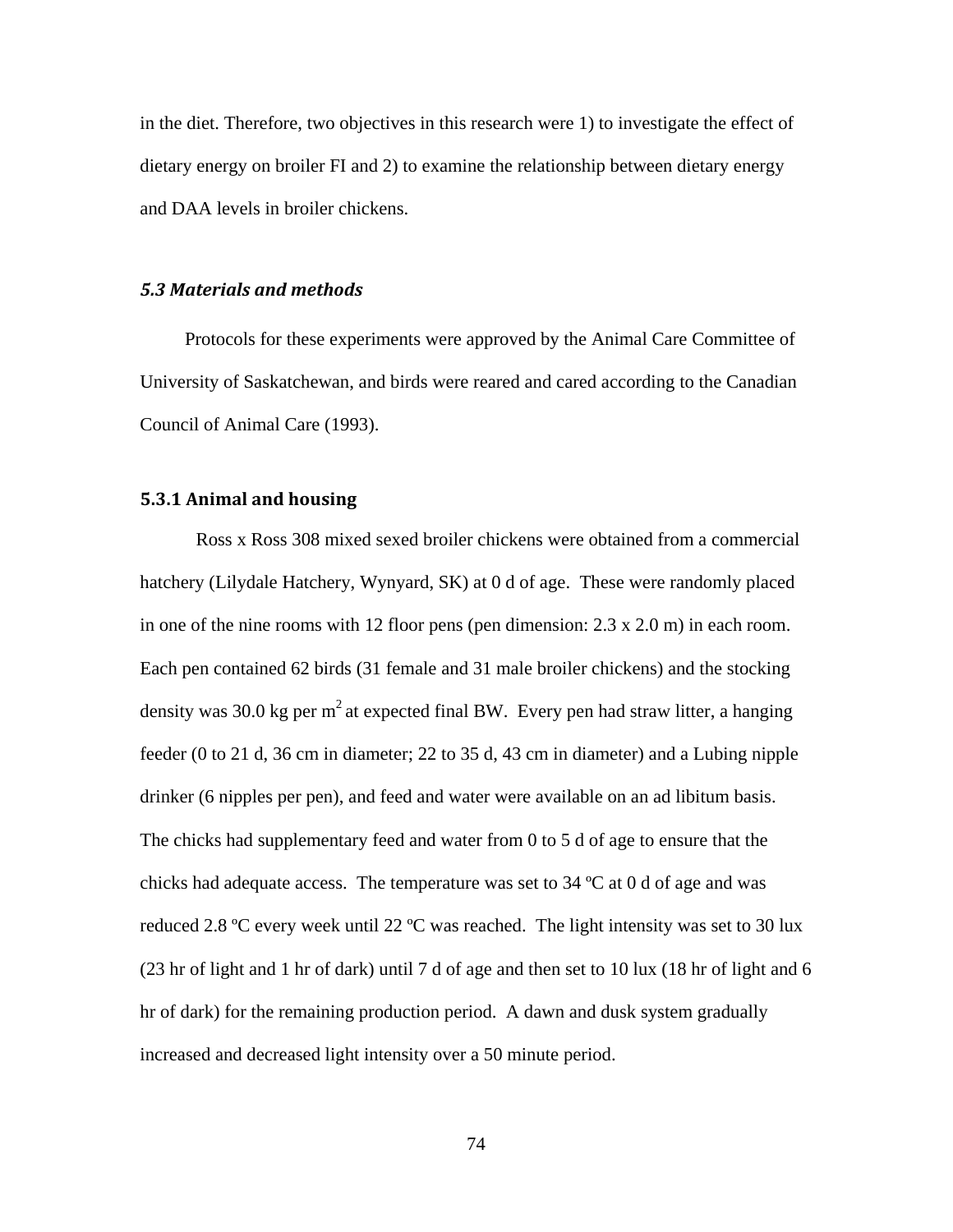in the diet. Therefore, two objectives in this research were 1) to investigate the effect of dietary energy on broiler FI and 2) to examine the relationship between dietary energy and DAA levels in broiler chickens.

## *5.3 Materials and methods*

Protocols for these experiments were approved by the Animal Care Committee of University of Saskatchewan, and birds were reared and cared according to the Canadian Council of Animal Care (1993).

### 5.3.1 Animal and housing

Ross x Ross 308 mixed sexed broiler chickens were obtained from a commercial hatchery (Lilydale Hatchery, Wynyard, SK) at 0 d of age. These were randomly placed in one of the nine rooms with 12 floor pens (pen dimension: 2.3 x 2.0 m) in each room. Each pen contained 62 birds (31 female and 31 male broiler chickens) and the stocking density was 30.0 kg per $m^2$ at expected final BW. Every pen had straw litter, a hanging feeder (0 to 21 d, 36 cm in diameter; 22 to 35 d, 43 cm in diameter) and a Lubing nipple drinker (6 nipples per pen), and feed and water were available on an ad libitum basis. The chicks had supplementary feed and water from 0 to 5 d of age to ensure that the chicks had adequate access. The temperature was set to 34 ºC at 0 d of age and was reduced 2.8 ºC every week until 22 ºC was reached. The light intensity was set to 30 lux (23 hr of light and 1 hr of dark) until 7 d of age and then set to 10 lux (18 hr of light and 6 hr of dark) for the remaining production period. A dawn and dusk system gradually increased and decreased light intensity over a 50 minute period.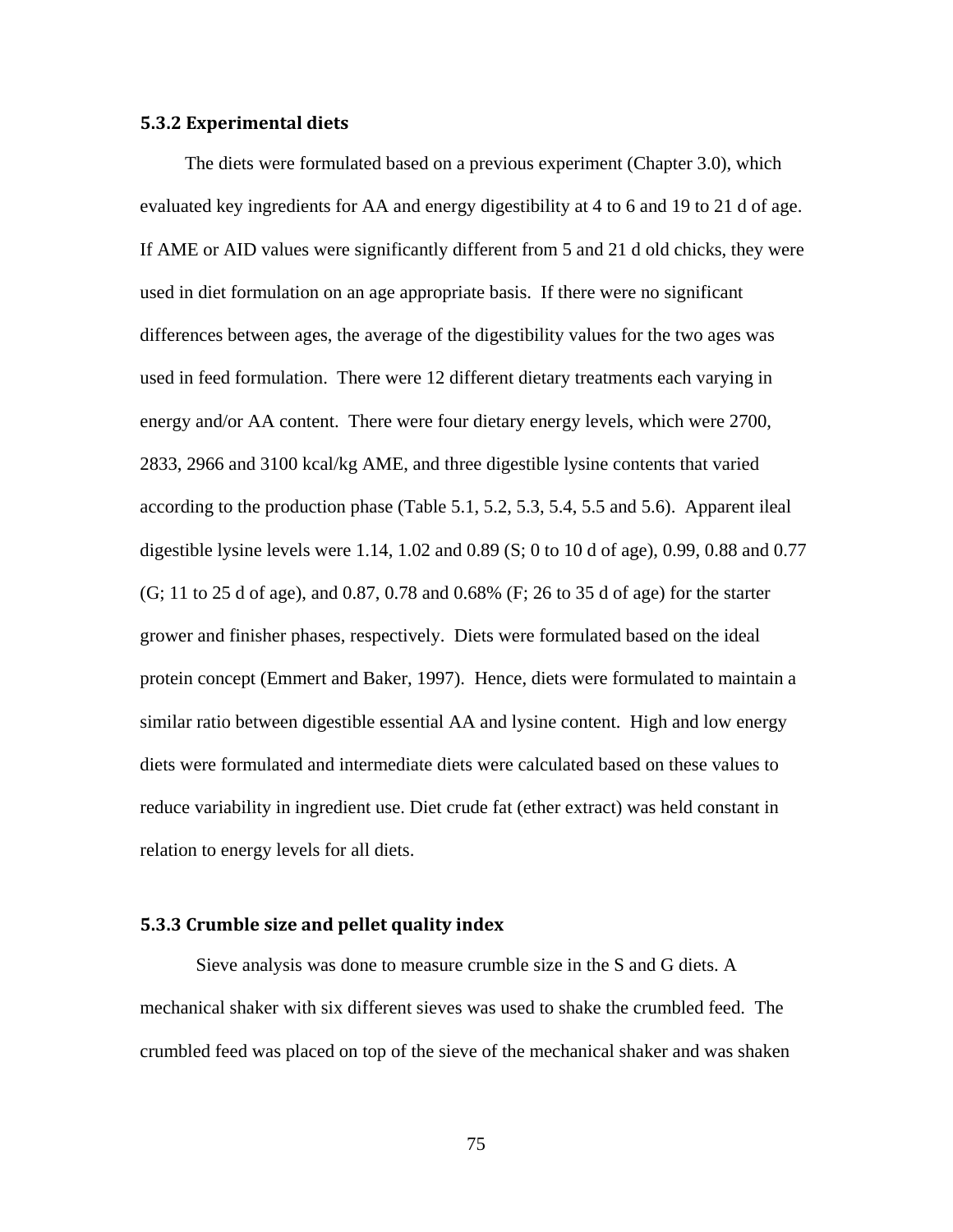### 5.3.2 Experimental diets

The diets were formulated based on a previous experiment (Chapter 3.0), which evaluated key ingredients for AA and energy digestibility at 4 to 6 and 19 to 21 d of age. If AME or AID values were significantly different from 5 and 21 d old chicks, they were used in diet formulation on an age appropriate basis. If there were no significant differences between ages, the average of the digestibility values for the two ages was used in feed formulation. There were 12 different dietary treatments each varying in energy and/or AA content. There were four dietary energy levels, which were 2700, 2833, 2966 and 3100 kcal/kg AME, and three digestible lysine contents that varied according to the production phase (Table 5.1, 5.2, 5.3, 5.4, 5.5 and 5.6). Apparent ileal digestible lysine levels were 1.14, 1.02 and 0.89 (S; 0 to 10 d of age), 0.99, 0.88 and 0.77 (G; 11 to 25 d of age), and 0.87, 0.78 and 0.68% (F; 26 to 35 d of age) for the starter grower and finisher phases, respectively. Diets were formulated based on the ideal protein concept (Emmert and Baker, 1997). Hence, diets were formulated to maintain a similar ratio between digestible essential AA and lysine content. High and low energy diets were formulated and intermediate diets were calculated based on these values to reduce variability in ingredient use. Diet crude fat (ether extract) was held constant in relation to energy levels for all diets.

### 5.3.3 Crumble size and pellet quality index

Sieve analysis was done to measure crumble size in the S and G diets. A mechanical shaker with six different sieves was used to shake the crumbled feed. The crumbled feed was placed on top of the sieve of the mechanical shaker and was shaken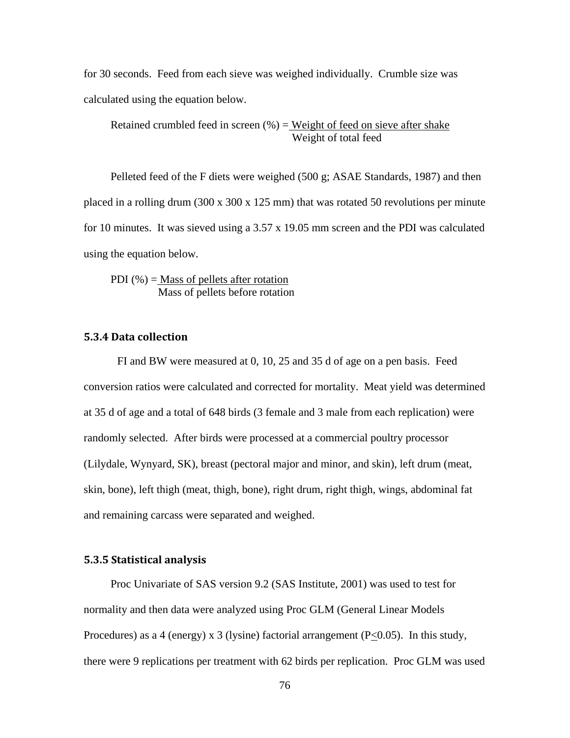for 30 seconds. Feed from each sieve was weighed individually. Crumble size was calculated using the equation below.

$$\text{Retained crumbled feed in screen (\%)} = \frac{\text{Weight of feed on sieve after shake}}{\text{Weight of total feed}}$$

Pelleted feed of the F diets were weighed (500 g; ASAE Standards, 1987) and then placed in a rolling drum (300 x 300 x 125 mm) that was rotated 50 revolutions per minute for 10 minutes. It was sieved using a 3.57 x 19.05 mm screen and the PDI was calculated using the equation below.

$$\text{PDI (\%)} = \frac{\text{Mass of pellets after rotation}}{\text{Mass of pellets before rotation}}$$

### 5.3.4 Data collection

FI and BW were measured at 0, 10, 25 and 35 d of age on a pen basis. Feed conversion ratios were calculated and corrected for mortality. Meat yield was determined at 35 d of age and a total of 648 birds (3 female and 3 male from each replication) were randomly selected. After birds were processed at a commercial poultry processor (Lilydale, Wynyard, SK), breast (pectoral major and minor, and skin), left drum (meat, skin, bone), left thigh (meat, thigh, bone), right drum, right thigh, wings, abdominal fat and remaining carcass were separated and weighed.

### 5.3.5 Statistical analysis

Proc Univariate of SAS version 9.2 (SAS Institute, 2001) was used to test for normality and then data were analyzed using Proc GLM (General Linear Models Procedures) as a 4 (energy) x 3 (lysine) factorial arrangement ($P \leq 0.05$). In this study, there were 9 replications per treatment with 62 birds per replication. Proc GLM was used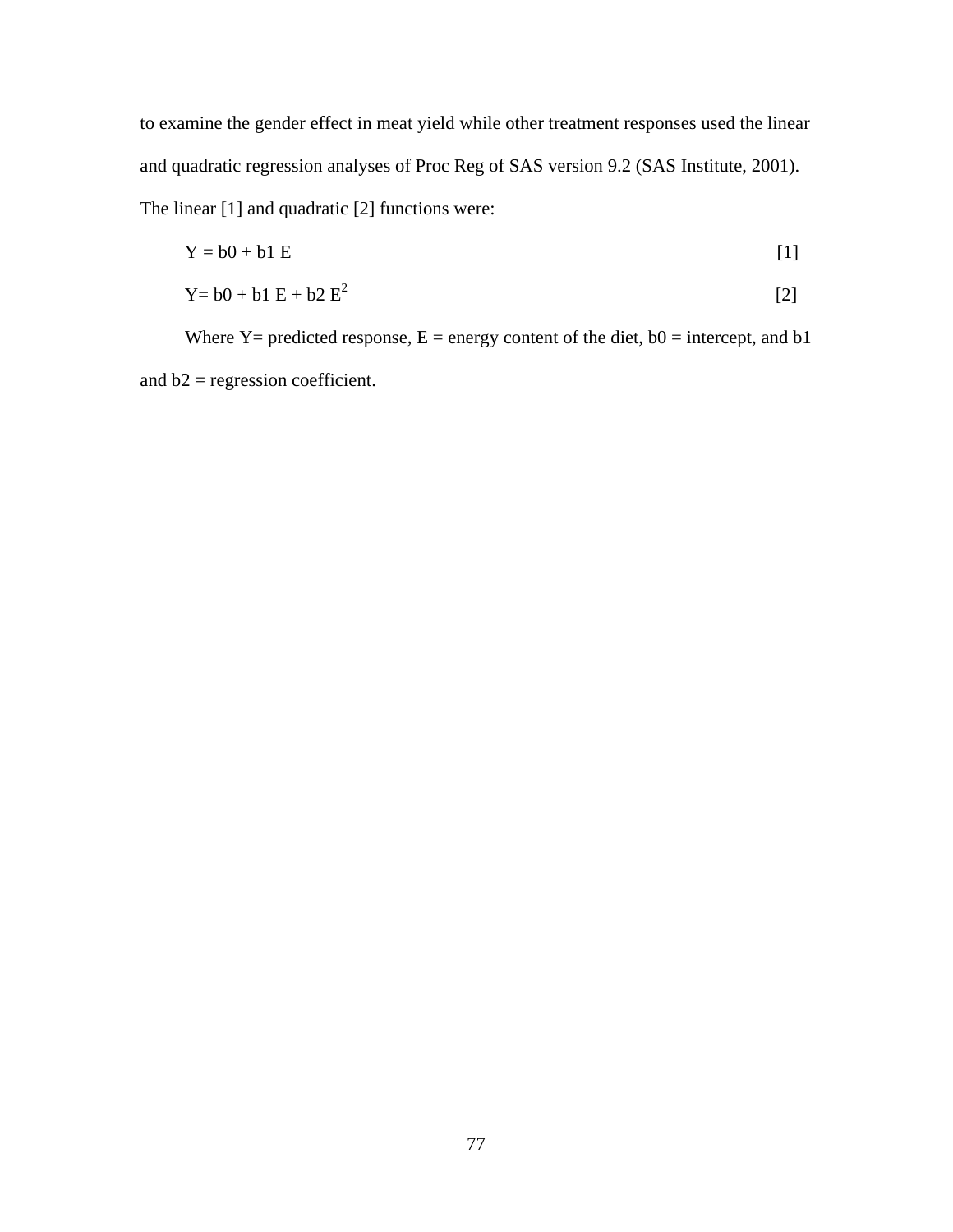to examine the gender effect in meat yield while other treatment responses used the linear and quadratic regression analyses of Proc Reg of SAS version 9.2 (SAS Institute, 2001). The linear [1] and quadratic [2] functions were:

$$Y = b0 + b1\ E \qquad [1]$$

$$Y = b0 + b1\ E + b2\ E^2 \qquad [2]$$

Where Y= predicted response, E = energy content of the diet, b0 = intercept, and b1 and b2 = regression coefficient.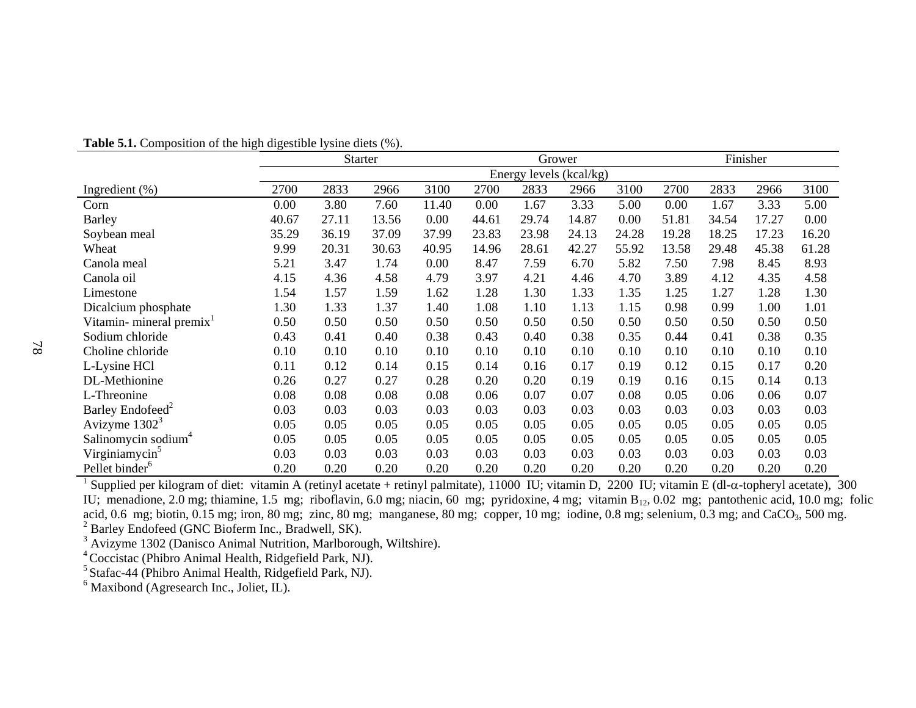**Table 5.1.** Composition of the high digestible lysine diets (%).

| | Starter | | | | Grower | | | | Finisher | | | |
|---|---|---|---|---|---|---|---|---|---|---|---|---|
| | Energy levels (kcal/kg) | | | | | | | | | | | |
| Ingredient (%) | 2700 | 2833 | 2966 | 3100 | 2700 | 2833 | 2966 | 3100 | 2700 | 2833 | 2966 | 3100 |
| Corn | 0.00 | 3.80 | 7.60 | 11.40 | 0.00 | 1.67 | 3.33 | 5.00 | 0.00 | 1.67 | 3.33 | 5.00 |
| Barley | 40.67 | 27.11 | 13.56 | 0.00 | 44.61 | 29.74 | 14.87 | 0.00 | 51.81 | 34.54 | 17.27 | 0.00 |
| Soybean meal | 35.29 | 36.19 | 37.09 | 37.99 | 23.83 | 23.98 | 24.13 | 24.28 | 19.28 | 18.25 | 17.23 | 16.20 |
| Wheat | 9.99 | 20.31 | 30.63 | 40.95 | 14.96 | 28.61 | 42.27 | 55.92 | 13.58 | 29.48 | 45.38 | 61.28 |
| Canola meal | 5.21 | 3.47 | 1.74 | 0.00 | 8.47 | 7.59 | 6.70 | 5.82 | 7.50 | 7.98 | 8.45 | 8.93 |
| Canola oil | 4.15 | 4.36 | 4.58 | 4.79 | 3.97 | 4.21 | 4.46 | 4.70 | 3.89 | 4.12 | 4.35 | 4.58 |
| Limestone | 1.54 | 1.57 | 1.59 | 1.62 | 1.28 | 1.30 | 1.33 | 1.35 | 1.25 | 1.27 | 1.28 | 1.30 |
| Dicalcium phosphate | 1.30 | 1.33 | 1.37 | 1.40 | 1.08 | 1.10 | 1.13 | 1.15 | 0.98 | 0.99 | 1.00 | 1.01 |
| Vitamin- mineral premix[1] | 0.50 | 0.50 | 0.50 | 0.50 | 0.50 | 0.50 | 0.50 | 0.50 | 0.50 | 0.50 | 0.50 | 0.50 |
| Sodium chloride | 0.43 | 0.41 | 0.40 | 0.38 | 0.43 | 0.40 | 0.38 | 0.35 | 0.44 | 0.41 | 0.38 | 0.35 |
| Choline chloride | 0.10 | 0.10 | 0.10 | 0.10 | 0.10 | 0.10 | 0.10 | 0.10 | 0.10 | 0.10 | 0.10 | 0.10 |
| L-Lysine HCl | 0.11 | 0.12 | 0.14 | 0.15 | 0.14 | 0.16 | 0.17 | 0.19 | 0.12 | 0.15 | 0.17 | 0.20 |
| DL-Methionine | 0.26 | 0.27 | 0.27 | 0.28 | 0.20 | 0.20 | 0.19 | 0.19 | 0.16 | 0.15 | 0.14 | 0.13 |
| L-Threonine | 0.08 | 0.08 | 0.08 | 0.08 | 0.06 | 0.07 | 0.07 | 0.08 | 0.05 | 0.06 | 0.06 | 0.07 |
| Barley Endofeed[2] | 0.03 | 0.03 | 0.03 | 0.03 | 0.03 | 0.03 | 0.03 | 0.03 | 0.03 | 0.03 | 0.03 | 0.03 |
| Avizyme 1302[3] | 0.05 | 0.05 | 0.05 | 0.05 | 0.05 | 0.05 | 0.05 | 0.05 | 0.05 | 0.05 | 0.05 | 0.05 |
| Salinomycin sodium[4] | 0.05 | 0.05 | 0.05 | 0.05 | 0.05 | 0.05 | 0.05 | 0.05 | 0.05 | 0.05 | 0.05 | 0.05 |
| Virginiamycin[5] | 0.03 | 0.03 | 0.03 | 0.03 | 0.03 | 0.03 | 0.03 | 0.03 | 0.03 | 0.03 | 0.03 | 0.03 |
| Pellet binder[6] | 0.20 | 0.20 | 0.20 | 0.20 | 0.20 | 0.20 | 0.20 | 0.20 | 0.20 | 0.20 | 0.20 | 0.20 |

[1] Supplied per kilogram of diet: vitamin A (retinyl acetate + retinyl palmitate), 11000 IU; vitamin D, 2200 IU; vitamin E (dl-$\alpha$-topheryl acetate), 300 IU; menadione, 2.0 mg; thiamine, 1.5 mg; riboflavin, 6.0 mg; niacin, 60 mg; pyridoxine, 4 mg; vitamin $B_{12}$, 0.02 mg; pantothenic acid, 10.0 mg; folic acid, 0.6 mg; biotin, 0.15 mg; iron, 80 mg; zinc, 80 mg; manganese, 80 mg; copper, 10 mg; iodine, 0.8 mg; selenium, 0.3 mg; and $CaCO_3$, 500 mg.
[2] Barley Endofeed (GNC Bioferm Inc., Bradwell, SK).
[3] Avizyme 1302 (Danisco Animal Nutrition, Marlborough, Wiltshire).
[4] Coccistac (Phibro Animal Health, Ridgefield Park, NJ).
[5] Stafac-44 (Phibro Animal Health, Ridgefield Park, NJ).
[6] Maxibond (Agresearch Inc., Joliet, IL).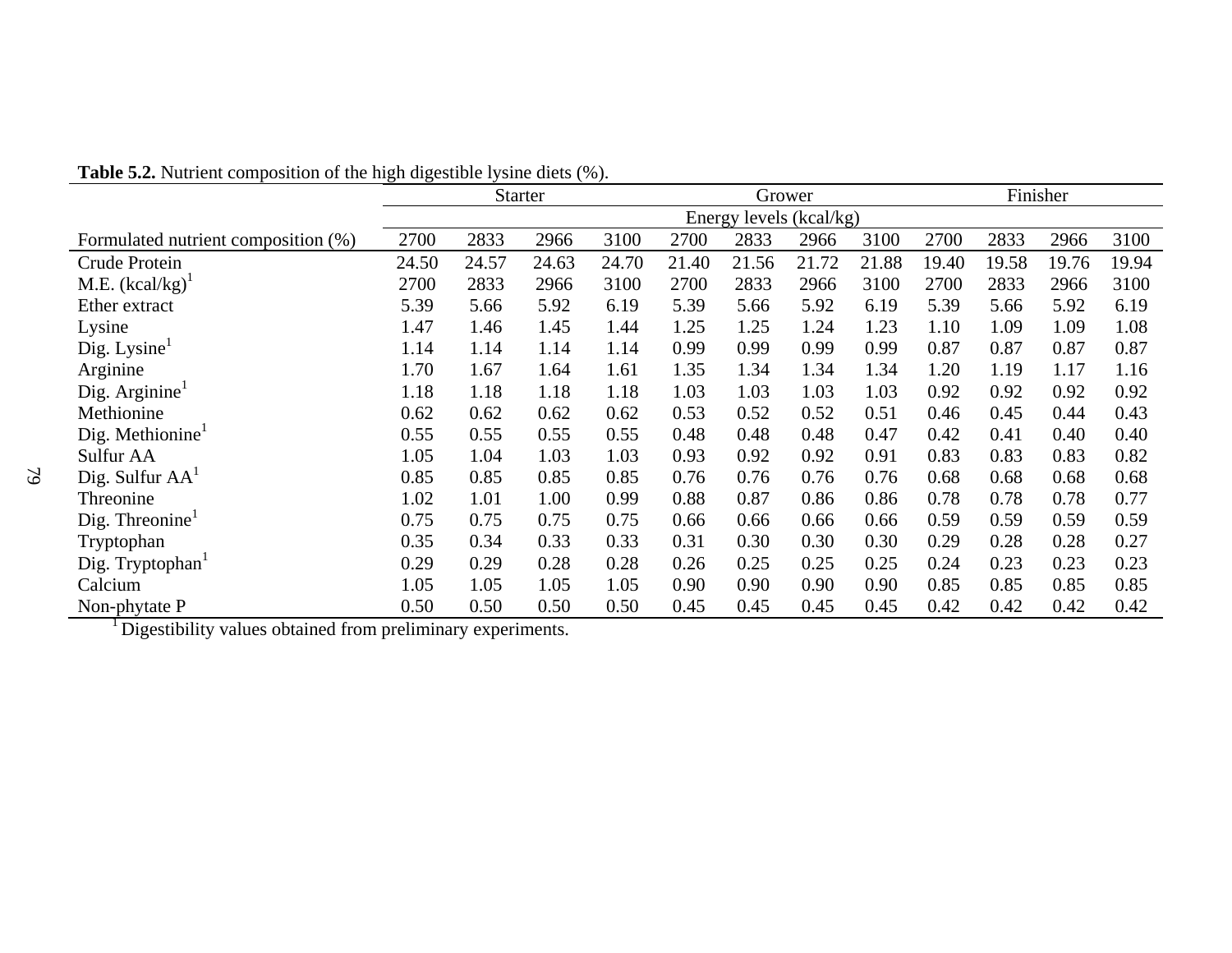**Table 5.2.** Nutrient composition of the high digestible lysine diets (%).

| | Starter | | | | Grower | | | | Finisher | | | |
|---|---|---|---|---|---|---|---|---|---|---|---|---|
| | Energy levels (kcal/kg) | | | | | | | | | | | |
| Formulated nutrient composition (%) | 2700 | 2833 | 2966 | 3100 | 2700 | 2833 | 2966 | 3100 | 2700 | 2833 | 2966 | 3100 |
| Crude Protein | 24.50 | 24.57 | 24.63 | 24.70 | 21.40 | 21.56 | 21.72 | 21.88 | 19.40 | 19.58 | 19.76 | 19.94 |
| M.E. (kcal/kg)[1] | 2700 | 2833 | 2966 | 3100 | 2700 | 2833 | 2966 | 3100 | 2700 | 2833 | 2966 | 3100 |
| Ether extract | 5.39 | 5.66 | 5.92 | 6.19 | 5.39 | 5.66 | 5.92 | 6.19 | 5.39 | 5.66 | 5.92 | 6.19 |
| Lysine | 1.47 | 1.46 | 1.45 | 1.44 | 1.25 | 1.25 | 1.24 | 1.23 | 1.10 | 1.09 | 1.09 | 1.08 |
| Dig. Lysine[1] | 1.14 | 1.14 | 1.14 | 1.14 | 0.99 | 0.99 | 0.99 | 0.99 | 0.87 | 0.87 | 0.87 | 0.87 |
| Arginine | 1.70 | 1.67 | 1.64 | 1.61 | 1.35 | 1.34 | 1.34 | 1.34 | 1.20 | 1.19 | 1.17 | 1.16 |
| Dig. Arginine[1] | 1.18 | 1.18 | 1.18 | 1.18 | 1.03 | 1.03 | 1.03 | 1.03 | 0.92 | 0.92 | 0.92 | 0.92 |
| Methionine | 0.62 | 0.62 | 0.62 | 0.62 | 0.53 | 0.52 | 0.52 | 0.51 | 0.46 | 0.45 | 0.44 | 0.43 |
| Dig. Methionine[1] | 0.55 | 0.55 | 0.55 | 0.55 | 0.48 | 0.48 | 0.48 | 0.47 | 0.42 | 0.41 | 0.40 | 0.40 |
| Sulfur AA | 1.05 | 1.04 | 1.03 | 1.03 | 0.93 | 0.92 | 0.92 | 0.91 | 0.83 | 0.83 | 0.83 | 0.82 |
| Dig. Sulfur AA[1] | 0.85 | 0.85 | 0.85 | 0.85 | 0.76 | 0.76 | 0.76 | 0.76 | 0.68 | 0.68 | 0.68 | 0.68 |
| Threonine | 1.02 | 1.01 | 1.00 | 0.99 | 0.88 | 0.87 | 0.86 | 0.86 | 0.78 | 0.78 | 0.78 | 0.77 |
| Dig. Threonine[1] | 0.75 | 0.75 | 0.75 | 0.75 | 0.66 | 0.66 | 0.66 | 0.66 | 0.59 | 0.59 | 0.59 | 0.59 |
| Tryptophan | 0.35 | 0.34 | 0.33 | 0.33 | 0.31 | 0.30 | 0.30 | 0.30 | 0.29 | 0.28 | 0.28 | 0.27 |
| Dig. Tryptophan[1] | 0.29 | 0.29 | 0.28 | 0.28 | 0.26 | 0.25 | 0.25 | 0.25 | 0.24 | 0.23 | 0.23 | 0.23 |
| Calcium | 1.05 | 1.05 | 1.05 | 1.05 | 0.90 | 0.90 | 0.90 | 0.90 | 0.85 | 0.85 | 0.85 | 0.85 |
| Non-phytate P | 0.50 | 0.50 | 0.50 | 0.50 | 0.45 | 0.45 | 0.45 | 0.45 | 0.42 | 0.42 | 0.42 | 0.42 |

[1] Digestibility values obtained from preliminary experiments.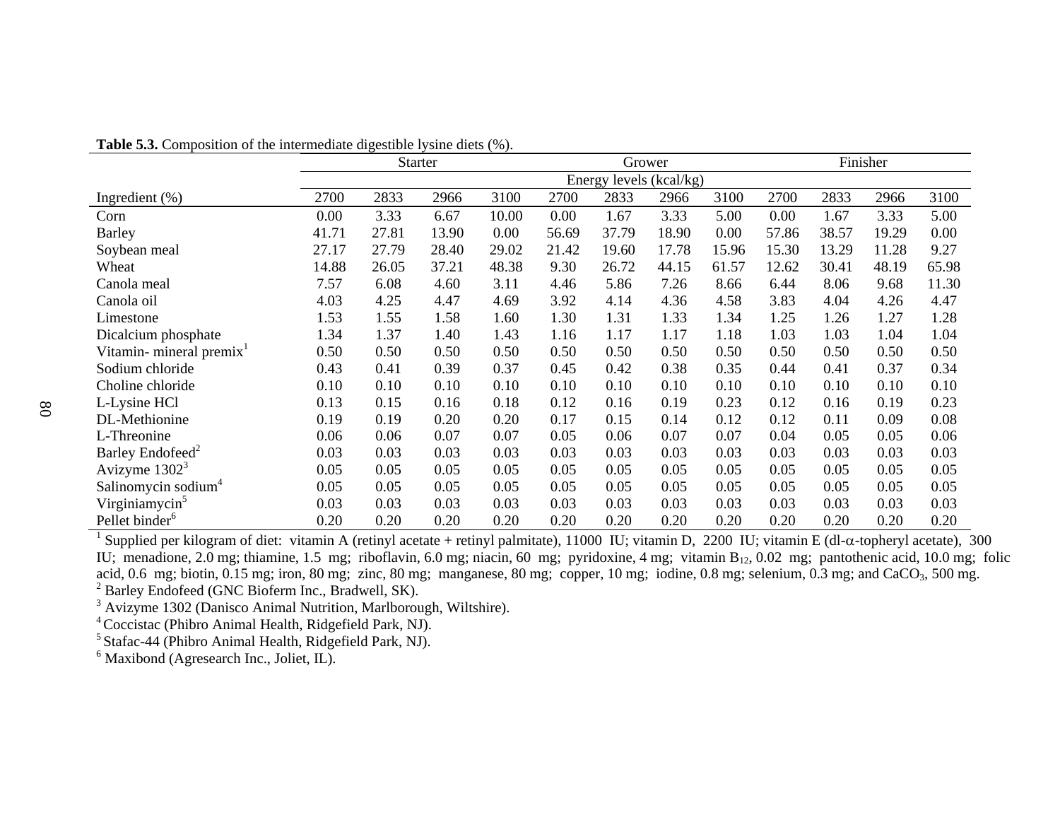**Table 5.3.** Composition of the intermediate digestible lysine diets (%).

| | Starter | | | | Grower | | | | Finisher | | | |
|---|---|---|---|---|---|---|---|---|---|---|---|---|
| | Energy levels (kcal/kg) | | | | | | | | | | | |
| Ingredient (%) | 2700 | 2833 | 2966 | 3100 | 2700 | 2833 | 2966 | 3100 | 2700 | 2833 | 2966 | 3100 |
| Corn | 0.00 | 3.33 | 6.67 | 10.00 | 0.00 | 1.67 | 3.33 | 5.00 | 0.00 | 1.67 | 3.33 | 5.00 |
| Barley | 41.71 | 27.81 | 13.90 | 0.00 | 56.69 | 37.79 | 18.90 | 0.00 | 57.86 | 38.57 | 19.29 | 0.00 |
| Soybean meal | 27.17 | 27.79 | 28.40 | 29.02 | 21.42 | 19.60 | 17.78 | 15.96 | 15.30 | 13.29 | 11.28 | 9.27 |
| Wheat | 14.88 | 26.05 | 37.21 | 48.38 | 9.30 | 26.72 | 44.15 | 61.57 | 12.62 | 30.41 | 48.19 | 65.98 |
| Canola meal | 7.57 | 6.08 | 4.60 | 3.11 | 4.46 | 5.86 | 7.26 | 8.66 | 6.44 | 8.06 | 9.68 | 11.30 |
| Canola oil | 4.03 | 4.25 | 4.47 | 4.69 | 3.92 | 4.14 | 4.36 | 4.58 | 3.83 | 4.04 | 4.26 | 4.47 |
| Limestone | 1.53 | 1.55 | 1.58 | 1.60 | 1.30 | 1.31 | 1.33 | 1.34 | 1.25 | 1.26 | 1.27 | 1.28 |
| Dicalcium phosphate | 1.34 | 1.37 | 1.40 | 1.43 | 1.16 | 1.17 | 1.17 | 1.18 | 1.03 | 1.03 | 1.04 | 1.04 |
| Vitamin- mineral premix[1] | 0.50 | 0.50 | 0.50 | 0.50 | 0.50 | 0.50 | 0.50 | 0.50 | 0.50 | 0.50 | 0.50 | 0.50 |
| Sodium chloride | 0.43 | 0.41 | 0.39 | 0.37 | 0.45 | 0.42 | 0.38 | 0.35 | 0.44 | 0.41 | 0.37 | 0.34 |
| Choline chloride | 0.10 | 0.10 | 0.10 | 0.10 | 0.10 | 0.10 | 0.10 | 0.10 | 0.10 | 0.10 | 0.10 | 0.10 |
| L-Lysine HCl | 0.13 | 0.15 | 0.16 | 0.18 | 0.12 | 0.16 | 0.19 | 0.23 | 0.12 | 0.16 | 0.19 | 0.23 |
| DL-Methionine | 0.19 | 0.19 | 0.20 | 0.20 | 0.17 | 0.15 | 0.14 | 0.12 | 0.12 | 0.11 | 0.09 | 0.08 |
| L-Threonine | 0.06 | 0.06 | 0.07 | 0.07 | 0.05 | 0.06 | 0.07 | 0.07 | 0.04 | 0.05 | 0.05 | 0.06 |
| Barley Endofeed[2] | 0.03 | 0.03 | 0.03 | 0.03 | 0.03 | 0.03 | 0.03 | 0.03 | 0.03 | 0.03 | 0.03 | 0.03 |
| Avizyme 1302[3] | 0.05 | 0.05 | 0.05 | 0.05 | 0.05 | 0.05 | 0.05 | 0.05 | 0.05 | 0.05 | 0.05 | 0.05 |
| Salinomycin sodium[4] | 0.05 | 0.05 | 0.05 | 0.05 | 0.05 | 0.05 | 0.05 | 0.05 | 0.05 | 0.05 | 0.05 | 0.05 |
| Virginiamycin[5] | 0.03 | 0.03 | 0.03 | 0.03 | 0.03 | 0.03 | 0.03 | 0.03 | 0.03 | 0.03 | 0.03 | 0.03 |
| Pellet binder[6] | 0.20 | 0.20 | 0.20 | 0.20 | 0.20 | 0.20 | 0.20 | 0.20 | 0.20 | 0.20 | 0.20 | 0.20 |

[1] Supplied per kilogram of diet: vitamin A (retinyl acetate + retinyl palmitate), 11000 IU; vitamin D, 2200 IU; vitamin E (dl-$\alpha$-topheryl acetate), 300 IU; menadione, 2.0 mg; thiamine, 1.5 mg; riboflavin, 6.0 mg; niacin, 60 mg; pyridoxine, 4 mg; vitamin $B_{12}$, 0.02 mg; pantothenic acid, 10.0 mg; folic acid, 0.6 mg; biotin, 0.15 mg; iron, 80 mg; zinc, 80 mg; manganese, 80 mg; copper, 10 mg; iodine, 0.8 mg; selenium, 0.3 mg; and $CaCO_3$, 500 mg.

[2] Barley Endofeed (GNC Bioferm Inc., Bradwell, SK).

[3] Avizyme 1302 (Danisco Animal Nutrition, Marlborough, Wiltshire).

[4] Coccistac (Phibro Animal Health, Ridgefield Park, NJ).

[5] Stafac-44 (Phibro Animal Health, Ridgefield Park, NJ).

[6] Maxibond (Agresearch Inc., Joliet, IL).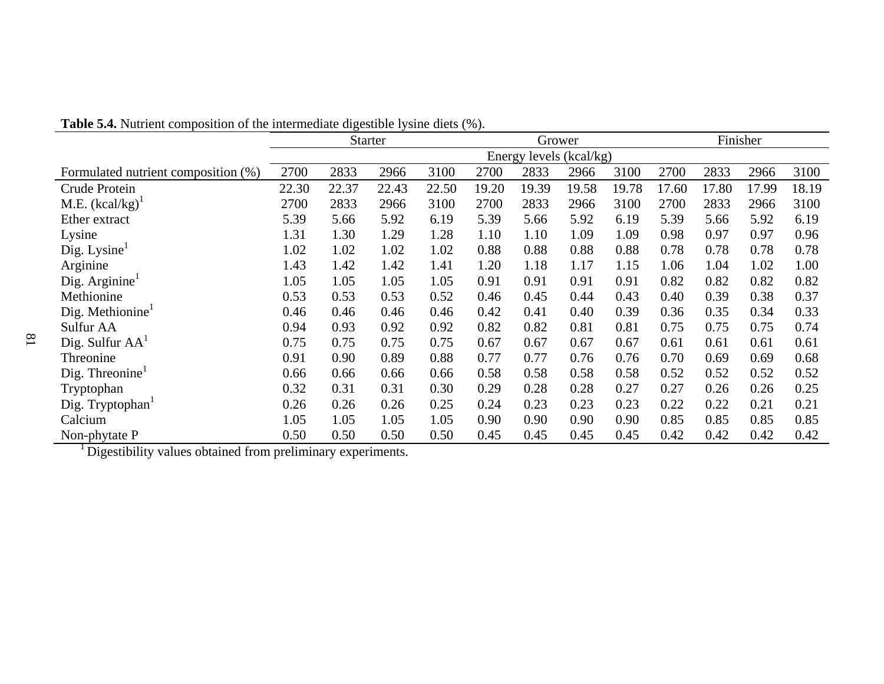**Table 5.4.** Nutrient composition of the intermediate digestible lysine diets (%).

| | Starter | | | | Grower | | | | Finisher | | | |
|---|---|---|---|---|---|---|---|---|---|---|---|---|
| | Energy levels (kcal/kg) | | | | | | | | | | | |
| Formulated nutrient composition (%) | 2700 | 2833 | 2966 | 3100 | 2700 | 2833 | 2966 | 3100 | 2700 | 2833 | 2966 | 3100 |
| Crude Protein | 22.30 | 22.37 | 22.43 | 22.50 | 19.20 | 19.39 | 19.58 | 19.78 | 17.60 | 17.80 | 17.99 | 18.19 |
| M.E. (kcal/kg)[1] | 2700 | 2833 | 2966 | 3100 | 2700 | 2833 | 2966 | 3100 | 2700 | 2833 | 2966 | 3100 |
| Ether extract | 5.39 | 5.66 | 5.92 | 6.19 | 5.39 | 5.66 | 5.92 | 6.19 | 5.39 | 5.66 | 5.92 | 6.19 |
| Lysine | 1.31 | 1.30 | 1.29 | 1.28 | 1.10 | 1.10 | 1.09 | 1.09 | 0.98 | 0.97 | 0.97 | 0.96 |
| Dig. Lysine[1] | 1.02 | 1.02 | 1.02 | 1.02 | 0.88 | 0.88 | 0.88 | 0.88 | 0.78 | 0.78 | 0.78 | 0.78 |
| Arginine | 1.43 | 1.42 | 1.42 | 1.41 | 1.20 | 1.18 | 1.17 | 1.15 | 1.06 | 1.04 | 1.02 | 1.00 |
| Dig. Arginine[1] | 1.05 | 1.05 | 1.05 | 1.05 | 0.91 | 0.91 | 0.91 | 0.91 | 0.82 | 0.82 | 0.82 | 0.82 |
| Methionine | 0.53 | 0.53 | 0.53 | 0.52 | 0.46 | 0.45 | 0.44 | 0.43 | 0.40 | 0.39 | 0.38 | 0.37 |
| Dig. Methionine[1] | 0.46 | 0.46 | 0.46 | 0.46 | 0.42 | 0.41 | 0.40 | 0.39 | 0.36 | 0.35 | 0.34 | 0.33 |
| Sulfur AA | 0.94 | 0.93 | 0.92 | 0.92 | 0.82 | 0.82 | 0.81 | 0.81 | 0.75 | 0.75 | 0.75 | 0.74 |
| Dig. Sulfur AA[1] | 0.75 | 0.75 | 0.75 | 0.75 | 0.67 | 0.67 | 0.67 | 0.67 | 0.61 | 0.61 | 0.61 | 0.61 |
| Threonine | 0.91 | 0.90 | 0.89 | 0.88 | 0.77 | 0.77 | 0.76 | 0.76 | 0.70 | 0.69 | 0.69 | 0.68 |
| Dig. Threonine[1] | 0.66 | 0.66 | 0.66 | 0.66 | 0.58 | 0.58 | 0.58 | 0.58 | 0.52 | 0.52 | 0.52 | 0.52 |
| Tryptophan | 0.32 | 0.31 | 0.31 | 0.30 | 0.29 | 0.28 | 0.28 | 0.27 | 0.27 | 0.26 | 0.26 | 0.25 |
| Dig. Tryptophan[1] | 0.26 | 0.26 | 0.26 | 0.25 | 0.24 | 0.23 | 0.23 | 0.23 | 0.22 | 0.22 | 0.21 | 0.21 |
| Calcium | 1.05 | 1.05 | 1.05 | 1.05 | 0.90 | 0.90 | 0.90 | 0.90 | 0.85 | 0.85 | 0.85 | 0.85 |
| Non-phytate P | 0.50 | 0.50 | 0.50 | 0.50 | 0.45 | 0.45 | 0.45 | 0.45 | 0.42 | 0.42 | 0.42 | 0.42 |

[1] Digestibility values obtained from preliminary experiments.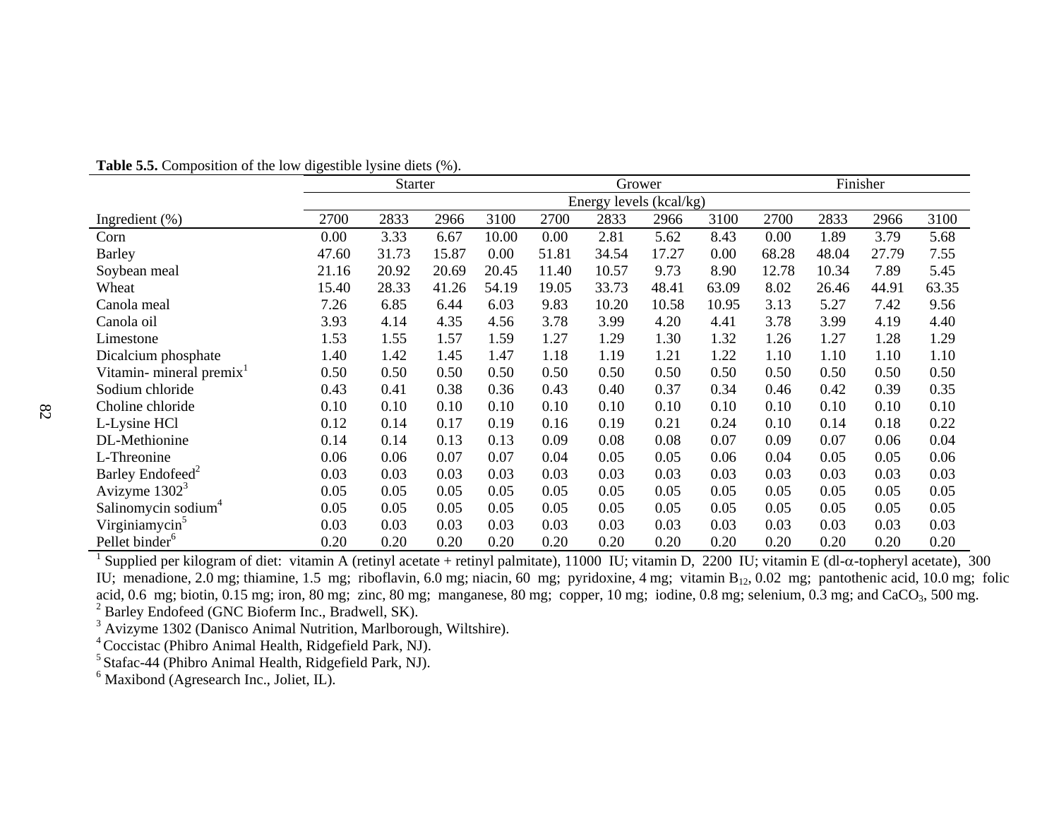**Table 5.5.** Composition of the low digestible lysine diets (%).

| | Starter | | | | Grower | | | | Finisher | | | |
|---|---|---|---|---|---|---|---|---|---|---|---|---|
| | Energy levels (kcal/kg) | | | | | | | | | | | |
| Ingredient (%) | 2700 | 2833 | 2966 | 3100 | 2700 | 2833 | 2966 | 3100 | 2700 | 2833 | 2966 | 3100 |
| Corn | 0.00 | 3.33 | 6.67 | 10.00 | 0.00 | 2.81 | 5.62 | 8.43 | 0.00 | 1.89 | 3.79 | 5.68 |
| Barley | 47.60 | 31.73 | 15.87 | 0.00 | 51.81 | 34.54 | 17.27 | 0.00 | 68.28 | 48.04 | 27.79 | 7.55 |
| Soybean meal | 21.16 | 20.92 | 20.69 | 20.45 | 11.40 | 10.57 | 9.73 | 8.90 | 12.78 | 10.34 | 7.89 | 5.45 |
| Wheat | 15.40 | 28.33 | 41.26 | 54.19 | 19.05 | 33.73 | 48.41 | 63.09 | 8.02 | 26.46 | 44.91 | 63.35 |
| Canola meal | 7.26 | 6.85 | 6.44 | 6.03 | 9.83 | 10.20 | 10.58 | 10.95 | 3.13 | 5.27 | 7.42 | 9.56 |
| Canola oil | 3.93 | 4.14 | 4.35 | 4.56 | 3.78 | 3.99 | 4.20 | 4.41 | 3.78 | 3.99 | 4.19 | 4.40 |
| Limestone | 1.53 | 1.55 | 1.57 | 1.59 | 1.27 | 1.29 | 1.30 | 1.32 | 1.26 | 1.27 | 1.28 | 1.29 |
| Dicalcium phosphate | 1.40 | 1.42 | 1.45 | 1.47 | 1.18 | 1.19 | 1.21 | 1.22 | 1.10 | 1.10 | 1.10 | 1.10 |
| Vitamin- mineral premix[1] | 0.50 | 0.50 | 0.50 | 0.50 | 0.50 | 0.50 | 0.50 | 0.50 | 0.50 | 0.50 | 0.50 | 0.50 |
| Sodium chloride | 0.43 | 0.41 | 0.38 | 0.36 | 0.43 | 0.40 | 0.37 | 0.34 | 0.46 | 0.42 | 0.39 | 0.35 |
| Choline chloride | 0.10 | 0.10 | 0.10 | 0.10 | 0.10 | 0.10 | 0.10 | 0.10 | 0.10 | 0.10 | 0.10 | 0.10 |
| L-Lysine HCl | 0.12 | 0.14 | 0.17 | 0.19 | 0.16 | 0.19 | 0.21 | 0.24 | 0.10 | 0.14 | 0.18 | 0.22 |
| DL-Methionine | 0.14 | 0.14 | 0.13 | 0.13 | 0.09 | 0.08 | 0.08 | 0.07 | 0.09 | 0.07 | 0.06 | 0.04 |
| L-Threonine | 0.06 | 0.06 | 0.07 | 0.07 | 0.04 | 0.05 | 0.05 | 0.06 | 0.04 | 0.05 | 0.05 | 0.06 |
| Barley Endofeed[2] | 0.03 | 0.03 | 0.03 | 0.03 | 0.03 | 0.03 | 0.03 | 0.03 | 0.03 | 0.03 | 0.03 | 0.03 |
| Avizyme 1302[3] | 0.05 | 0.05 | 0.05 | 0.05 | 0.05 | 0.05 | 0.05 | 0.05 | 0.05 | 0.05 | 0.05 | 0.05 |
| Salinomycin sodium[4] | 0.05 | 0.05 | 0.05 | 0.05 | 0.05 | 0.05 | 0.05 | 0.05 | 0.05 | 0.05 | 0.05 | 0.05 |
| Virginiamycin[5] | 0.03 | 0.03 | 0.03 | 0.03 | 0.03 | 0.03 | 0.03 | 0.03 | 0.03 | 0.03 | 0.03 | 0.03 |
| Pellet binder[6] | 0.20 | 0.20 | 0.20 | 0.20 | 0.20 | 0.20 | 0.20 | 0.20 | 0.20 | 0.20 | 0.20 | 0.20 |

[1] Supplied per kilogram of diet: vitamin A (retinyl acetate + retinyl palmitate), 11000 IU; vitamin D, 2200 IU; vitamin E (dl-$\alpha$-topheryl acetate), 300 IU; menadione, 2.0 mg; thiamine, 1.5 mg; riboflavin, 6.0 mg; niacin, 60 mg; pyridoxine, 4 mg; vitamin $B_{12}$, 0.02 mg; pantothenic acid, 10.0 mg; folic acid, 0.6 mg; biotin, 0.15 mg; iron, 80 mg; zinc, 80 mg; manganese, 80 mg; copper, 10 mg; iodine, 0.8 mg; selenium, 0.3 mg; and $CaCO_3$, 500 mg.

[2] Barley Endofeed (GNC Bioferm Inc., Bradwell, SK).

[3] Avizyme 1302 (Danisco Animal Nutrition, Marlborough, Wiltshire).

[4] Coccistac (Phibro Animal Health, Ridgefield Park, NJ).

[5] Stafac-44 (Phibro Animal Health, Ridgefield Park, NJ).

[6] Maxibond (Agresearch Inc., Joliet, IL).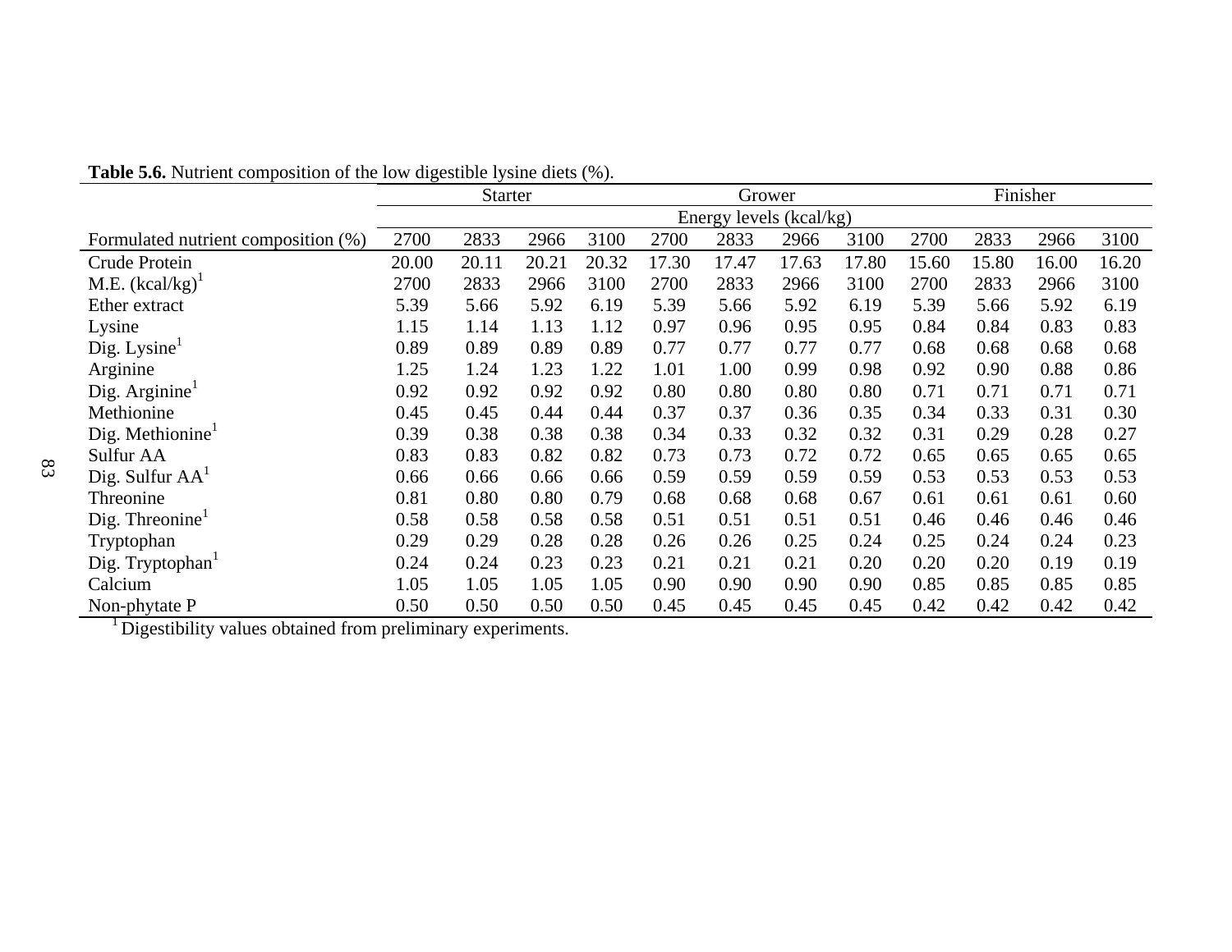**Table 5.6.** Nutrient composition of the low digestible lysine diets (%).

| | Starter | | | | Grower | | | | Finisher | | | |
|---|---|---|---|---|---|---|---|---|---|---|---|---|
| | Energy levels (kcal/kg) | | | | | | | | | | | |
| Formulated nutrient composition (%) | 2700 | 2833 | 2966 | 3100 | 2700 | 2833 | 2966 | 3100 | 2700 | 2833 | 2966 | 3100 |
| Crude Protein | 20.00 | 20.11 | 20.21 | 20.32 | 17.30 | 17.47 | 17.63 | 17.80 | 15.60 | 15.80 | 16.00 | 16.20 |
| M.E. (kcal/kg)[1] | 2700 | 2833 | 2966 | 3100 | 2700 | 2833 | 2966 | 3100 | 2700 | 2833 | 2966 | 3100 |
| Ether extract | 5.39 | 5.66 | 5.92 | 6.19 | 5.39 | 5.66 | 5.92 | 6.19 | 5.39 | 5.66 | 5.92 | 6.19 |
| Lysine | 1.15 | 1.14 | 1.13 | 1.12 | 0.97 | 0.96 | 0.95 | 0.95 | 0.84 | 0.84 | 0.83 | 0.83 |
| Dig. Lysine[1] | 0.89 | 0.89 | 0.89 | 0.89 | 0.77 | 0.77 | 0.77 | 0.77 | 0.68 | 0.68 | 0.68 | 0.68 |
| Arginine | 1.25 | 1.24 | 1.23 | 1.22 | 1.01 | 1.00 | 0.99 | 0.98 | 0.92 | 0.90 | 0.88 | 0.86 |
| Dig. Arginine[1] | 0.92 | 0.92 | 0.92 | 0.92 | 0.80 | 0.80 | 0.80 | 0.80 | 0.71 | 0.71 | 0.71 | 0.71 |
| Methionine | 0.45 | 0.45 | 0.44 | 0.44 | 0.37 | 0.37 | 0.36 | 0.35 | 0.34 | 0.33 | 0.31 | 0.30 |
| Dig. Methionine[1] | 0.39 | 0.38 | 0.38 | 0.38 | 0.34 | 0.33 | 0.32 | 0.32 | 0.31 | 0.29 | 0.28 | 0.27 |
| Sulfur AA | 0.83 | 0.83 | 0.82 | 0.82 | 0.73 | 0.73 | 0.72 | 0.72 | 0.65 | 0.65 | 0.65 | 0.65 |
| Dig. Sulfur AA[1] | 0.66 | 0.66 | 0.66 | 0.66 | 0.59 | 0.59 | 0.59 | 0.59 | 0.53 | 0.53 | 0.53 | 0.53 |
| Threonine | 0.81 | 0.80 | 0.80 | 0.79 | 0.68 | 0.68 | 0.68 | 0.67 | 0.61 | 0.61 | 0.61 | 0.60 |
| Dig. Threonine[1] | 0.58 | 0.58 | 0.58 | 0.58 | 0.51 | 0.51 | 0.51 | 0.51 | 0.46 | 0.46 | 0.46 | 0.46 |
| Tryptophan | 0.29 | 0.29 | 0.28 | 0.28 | 0.26 | 0.26 | 0.25 | 0.24 | 0.25 | 0.24 | 0.24 | 0.23 |
| Dig. Tryptophan[1] | 0.24 | 0.24 | 0.23 | 0.23 | 0.21 | 0.21 | 0.21 | 0.20 | 0.20 | 0.20 | 0.19 | 0.19 |
| Calcium | 1.05 | 1.05 | 1.05 | 1.05 | 0.90 | 0.90 | 0.90 | 0.90 | 0.85 | 0.85 | 0.85 | 0.85 |
| Non-phytate P | 0.50 | 0.50 | 0.50 | 0.50 | 0.45 | 0.45 | 0.45 | 0.45 | 0.42 | 0.42 | 0.42 | 0.42 |

[1] Digestibility values obtained from preliminary experiments.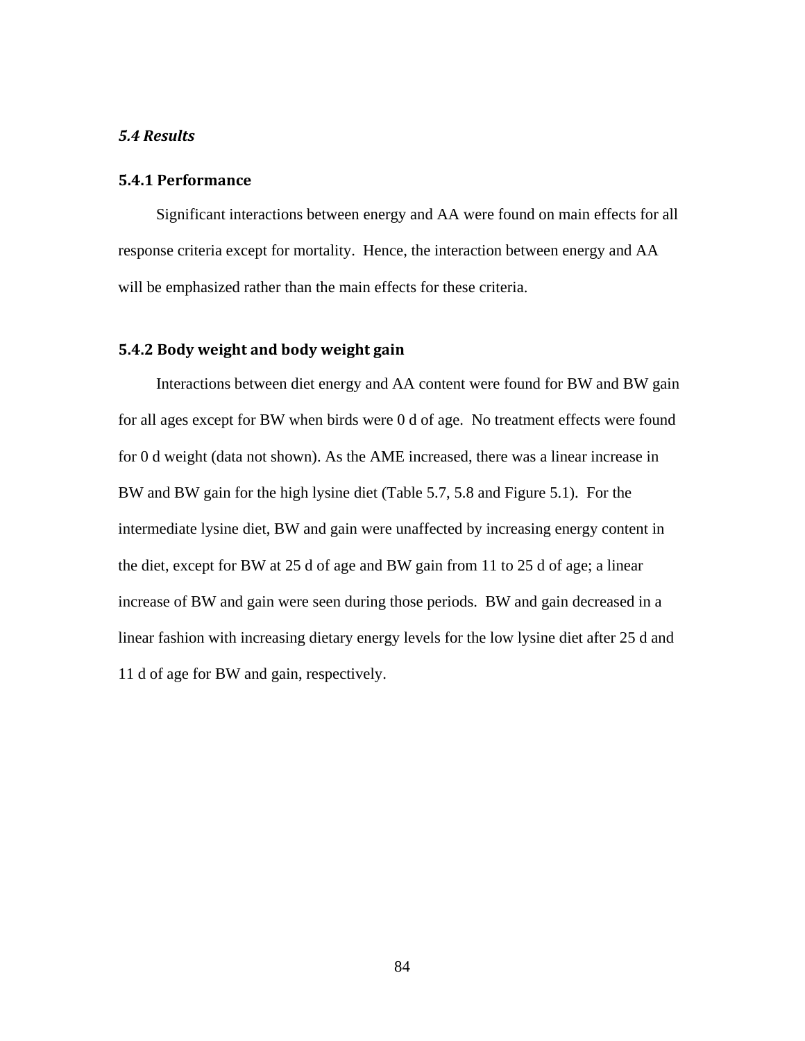### *5.4 Results*

#### 5.4.1 Performance

Significant interactions between energy and AA were found on main effects for all response criteria except for mortality. Hence, the interaction between energy and AA will be emphasized rather than the main effects for these criteria.

#### 5.4.2 Body weight and body weight gain

Interactions between diet energy and AA content were found for BW and BW gain for all ages except for BW when birds were 0 d of age. No treatment effects were found for 0 d weight (data not shown). As the AME increased, there was a linear increase in BW and BW gain for the high lysine diet (Table 5.7, 5.8 and Figure 5.1). For the intermediate lysine diet, BW and gain were unaffected by increasing energy content in the diet, except for BW at 25 d of age and BW gain from 11 to 25 d of age; a linear increase of BW and gain were seen during those periods. BW and gain decreased in a linear fashion with increasing dietary energy levels for the low lysine diet after 25 d and 11 d of age for BW and gain, respectively.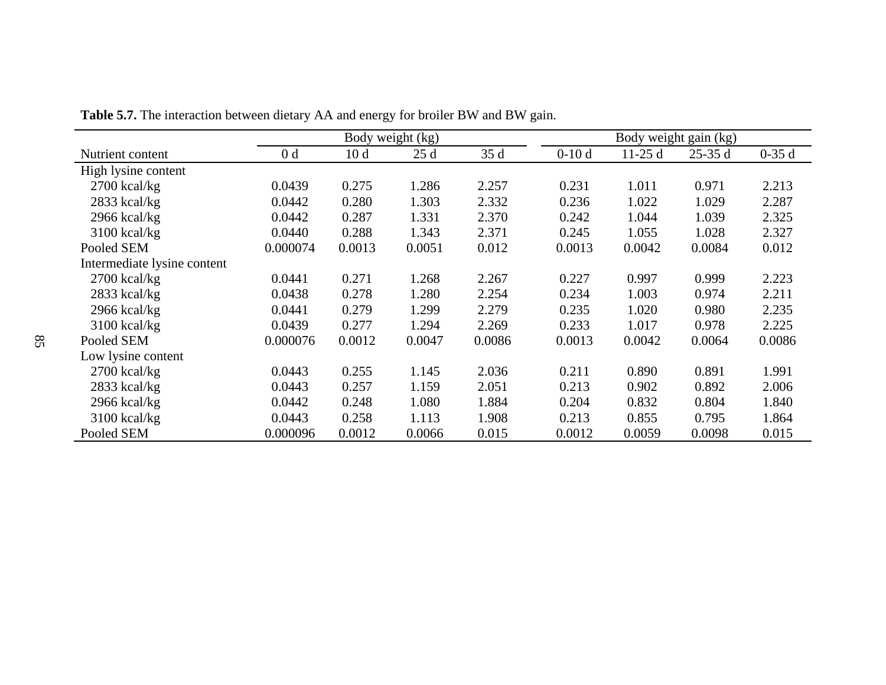**Table 5.7.** The interaction between dietary AA and energy for broiler BW and BW gain.

| Nutrient content | Body weight (kg) | | | | Body weight gain (kg) | | | |
|---|---|---|---|---|---|---|---|---|
| | 0 d | 10 d | 25 d | 35 d | 0-10 d | 11-25 d | 25-35 d | 0-35 d |
| High lysine content | | | | | | | | |
| 2700 kcal/kg | 0.0439 | 0.275 | 1.286 | 2.257 | 0.231 | 1.011 | 0.971 | 2.213 |
| 2833 kcal/kg | 0.0442 | 0.280 | 1.303 | 2.332 | 0.236 | 1.022 | 1.029 | 2.287 |
| 2966 kcal/kg | 0.0442 | 0.287 | 1.331 | 2.370 | 0.242 | 1.044 | 1.039 | 2.325 |
| 3100 kcal/kg | 0.0440 | 0.288 | 1.343 | 2.371 | 0.245 | 1.055 | 1.028 | 2.327 |
| Pooled SEM | 0.000074 | 0.0013 | 0.0051 | 0.012 | 0.0013 | 0.0042 | 0.0084 | 0.012 |
| Intermediate lysine content | | | | | | | | |
| 2700 kcal/kg | 0.0441 | 0.271 | 1.268 | 2.267 | 0.227 | 0.997 | 0.999 | 2.223 |
| 2833 kcal/kg | 0.0438 | 0.278 | 1.280 | 2.254 | 0.234 | 1.003 | 0.974 | 2.211 |
| 2966 kcal/kg | 0.0441 | 0.279 | 1.299 | 2.279 | 0.235 | 1.020 | 0.980 | 2.235 |
| 3100 kcal/kg | 0.0439 | 0.277 | 1.294 | 2.269 | 0.233 | 1.017 | 0.978 | 2.225 |
| Pooled SEM | 0.000076 | 0.0012 | 0.0047 | 0.0086 | 0.0013 | 0.0042 | 0.0064 | 0.0086 |
| Low lysine content | | | | | | | | |
| 2700 kcal/kg | 0.0443 | 0.255 | 1.145 | 2.036 | 0.211 | 0.890 | 0.891 | 1.991 |
| 2833 kcal/kg | 0.0443 | 0.257 | 1.159 | 2.051 | 0.213 | 0.902 | 0.892 | 2.006 |
| 2966 kcal/kg | 0.0442 | 0.248 | 1.080 | 1.884 | 0.204 | 0.832 | 0.804 | 1.840 |
| 3100 kcal/kg | 0.0443 | 0.258 | 1.113 | 1.908 | 0.213 | 0.855 | 0.795 | 1.864 |
| Pooled SEM | 0.000096 | 0.0012 | 0.0066 | 0.015 | 0.0012 | 0.0059 | 0.0098 | 0.015 |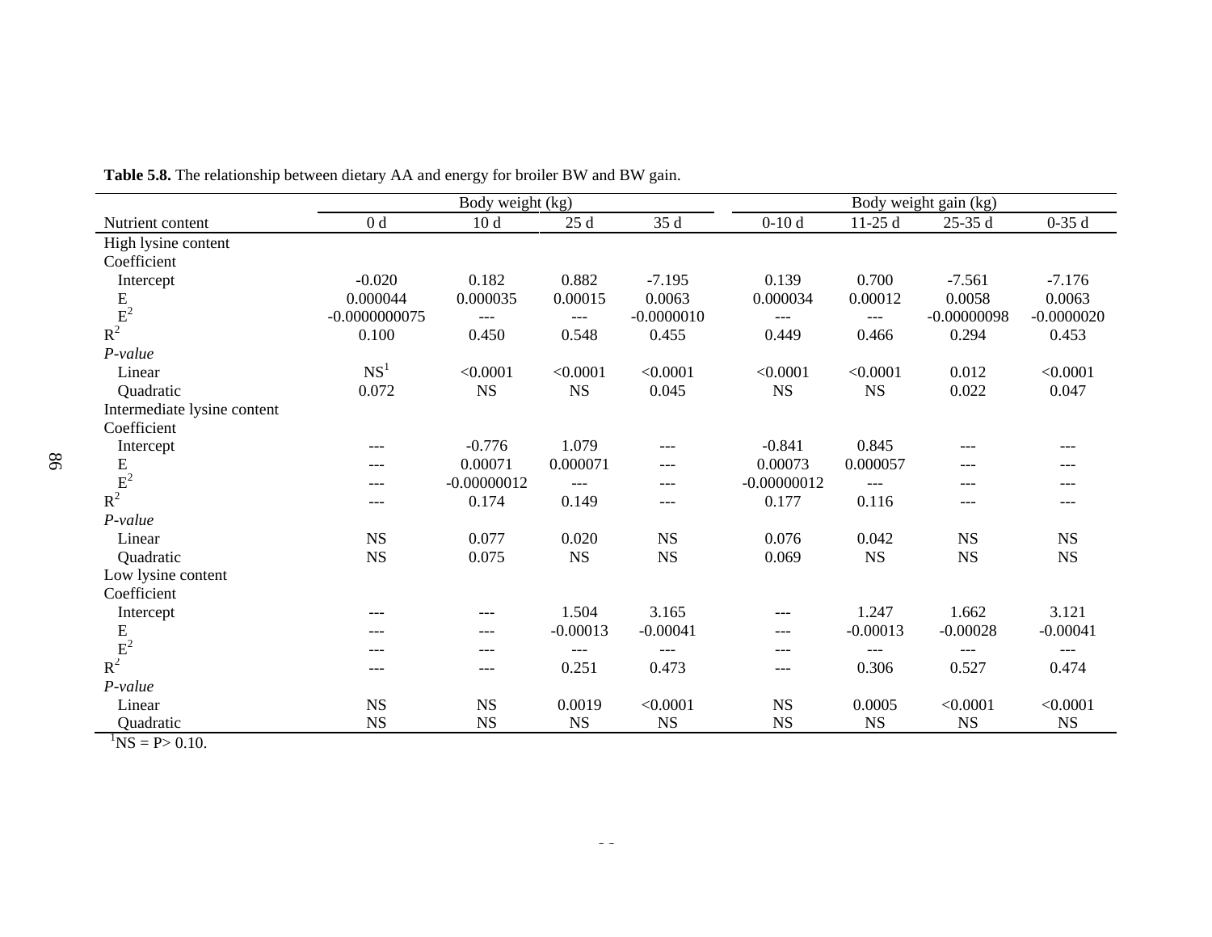**Table 5.8.** The relationship between dietary AA and energy for broiler BW and BW gain.

| | Body weight (kg) | | | | Body weight gain (kg) | | | |
|---|---|---|---|---|---|---|---|---|
| Nutrient content | 0 d | 10 d | 25 d | 35 d | 0-10 d | 11-25 d | 25-35 d | 0-35 d |
| High lysine content | | | | | | | | |
| Coefficient | | | | | | | | |
| Intercept | -0.020 | 0.182 | 0.882 | -7.195 | 0.139 | 0.700 | -7.561 | -7.176 |
| E | 0.000044 | 0.000035 | 0.00015 | 0.0063 | 0.000034 | 0.00012 | 0.0058 | 0.0063 |
| $E^2$ | -0.0000000075 | --- | --- | -0.0000010 | --- | --- | -0.00000098 | -0.0000020 |
| $R^2$ | 0.100 | 0.450 | 0.548 | 0.455 | 0.449 | 0.466 | 0.294 | 0.453 |
| *P-value* | | | | | | | | |
| Linear | NS[1] | <0.0001 | <0.0001 | <0.0001 | <0.0001 | <0.0001 | 0.012 | <0.0001 |
| Quadratic | 0.072 | NS | NS | 0.045 | NS | NS | 0.022 | 0.047 |
| Intermediate lysine content | | | | | | | | |
| Coefficient | | | | | | | | |
| Intercept | --- | -0.776 | 1.079 | --- | -0.841 | 0.845 | --- | --- |
| E | --- | 0.00071 | 0.000071 | --- | 0.00073 | 0.000057 | --- | --- |
| $E^2$ | --- | -0.00000012 | --- | --- | -0.00000012 | --- | --- | --- |
| $R^2$ | --- | 0.174 | 0.149 | --- | 0.177 | 0.116 | --- | --- |
| *P-value* | | | | | | | | |
| Linear | NS | 0.077 | 0.020 | NS | 0.076 | 0.042 | NS | NS |
| Quadratic | NS | 0.075 | NS | NS | 0.069 | NS | NS | NS |
| Low lysine content | | | | | | | | |
| Coefficient | | | | | | | | |
| Intercept | --- | --- | 1.504 | 3.165 | --- | 1.247 | 1.662 | 3.121 |
| E | --- | --- | -0.00013 | -0.00041 | --- | -0.00013 | -0.00028 | -0.00041 |
| $E^2$ | --- | --- | --- | --- | --- | --- | --- | --- |
| $R^2$ | --- | --- | 0.251 | 0.473 | --- | 0.306 | 0.527 | 0.474 |
| *P-value* | | | | | | | | |
| Linear | NS | NS | 0.0019 | <0.0001 | NS | 0.0005 | <0.0001 | <0.0001 |
| Quadratic | NS | NS | NS | NS | NS | NS | NS | NS |

[1]NS = P> 0.10.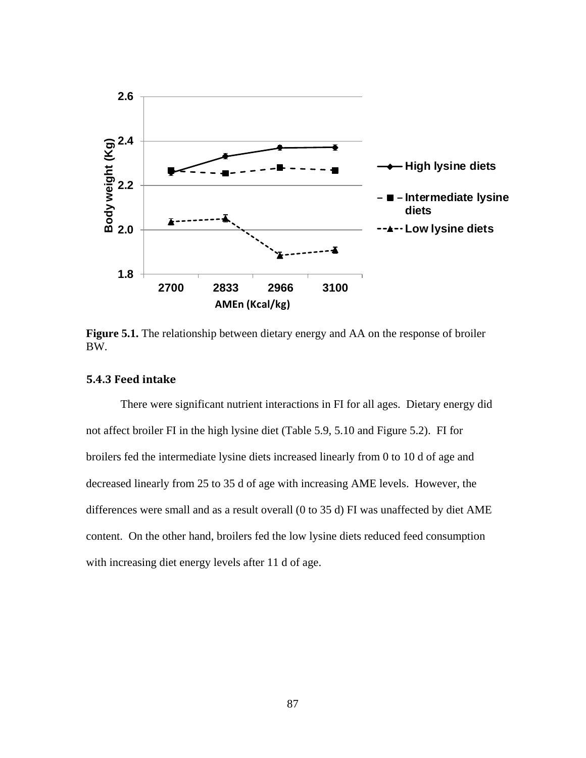**Figure 5.1.** The relationship between dietary energy and AA on the response of broiler BW.

### 5.4.3 Feed intake

There were significant nutrient interactions in FI for all ages. Dietary energy did not affect broiler FI in the high lysine diet (Table 5.9, 5.10 and Figure 5.2). FI for broilers fed the intermediate lysine diets increased linearly from 0 to 10 d of age and decreased linearly from 25 to 35 d of age with increasing AME levels. However, the differences were small and as a result overall (0 to 35 d) FI was unaffected by diet AME content. On the other hand, broilers fed the low lysine diets reduced feed consumption with increasing diet energy levels after 11 d of age.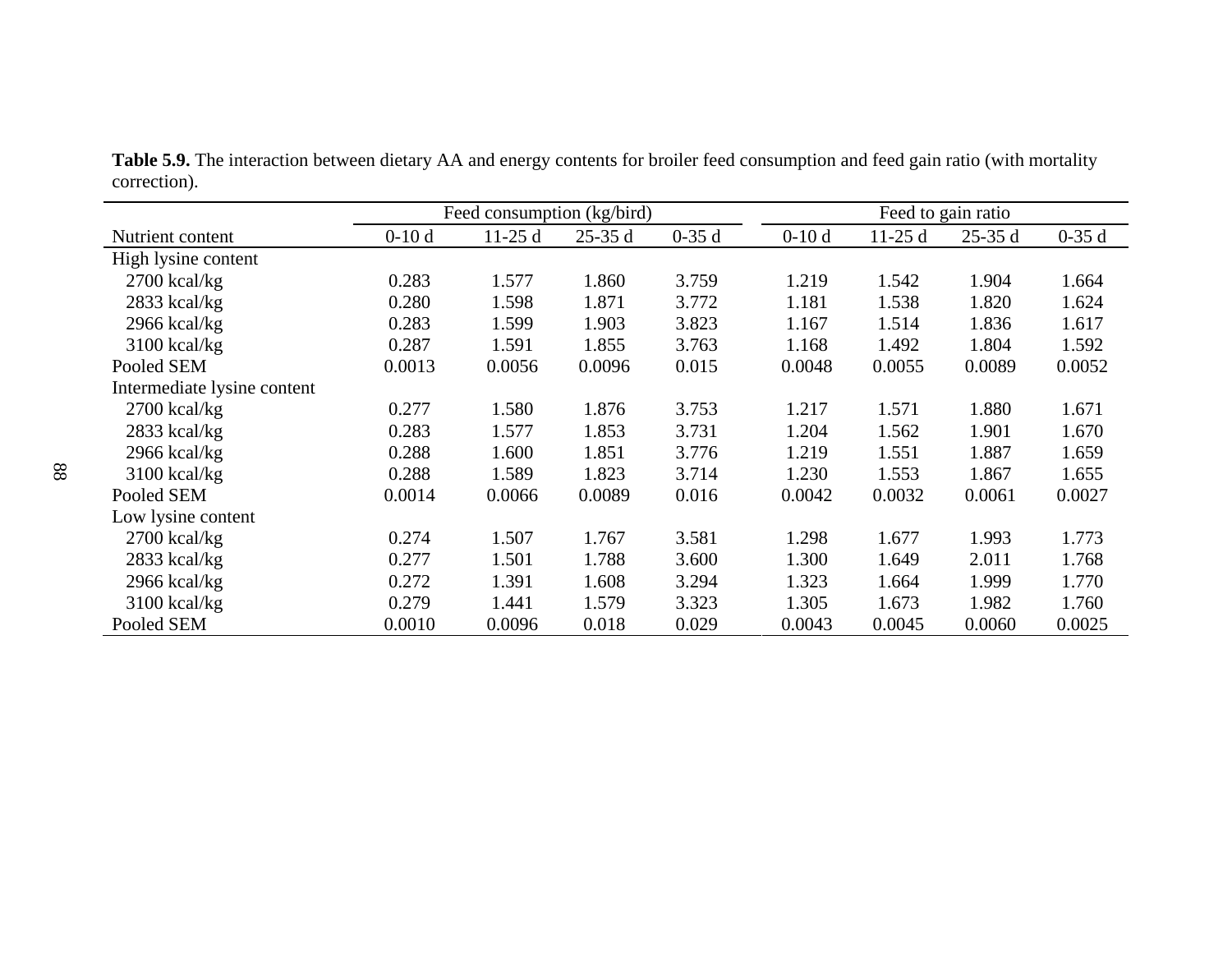**Table 5.9.** The interaction between dietary AA and energy contents for broiler feed consumption and feed gain ratio (with mortality correction).

| | Feed consumption (kg/bird) | | | | Feed to gain ratio | | | |
|---|---|---|---|---|---|---|---|---|
| Nutrient content | 0-10 d | 11-25 d | 25-35 d | 0-35 d | 0-10 d | 11-25 d | 25-35 d | 0-35 d |
| High lysine content | | | | | | | | |
| 2700 kcal/kg | 0.283 | 1.577 | 1.860 | 3.759 | 1.219 | 1.542 | 1.904 | 1.664 |
| 2833 kcal/kg | 0.280 | 1.598 | 1.871 | 3.772 | 1.181 | 1.538 | 1.820 | 1.624 |
| 2966 kcal/kg | 0.283 | 1.599 | 1.903 | 3.823 | 1.167 | 1.514 | 1.836 | 1.617 |
| 3100 kcal/kg | 0.287 | 1.591 | 1.855 | 3.763 | 1.168 | 1.492 | 1.804 | 1.592 |
| Pooled SEM | 0.0013 | 0.0056 | 0.0096 | 0.015 | 0.0048 | 0.0055 | 0.0089 | 0.0052 |
| Intermediate lysine content | | | | | | | | |
| 2700 kcal/kg | 0.277 | 1.580 | 1.876 | 3.753 | 1.217 | 1.571 | 1.880 | 1.671 |
| 2833 kcal/kg | 0.283 | 1.577 | 1.853 | 3.731 | 1.204 | 1.562 | 1.901 | 1.670 |
| 2966 kcal/kg | 0.288 | 1.600 | 1.851 | 3.776 | 1.219 | 1.551 | 1.887 | 1.659 |
| 3100 kcal/kg | 0.288 | 1.589 | 1.823 | 3.714 | 1.230 | 1.553 | 1.867 | 1.655 |
| Pooled SEM | 0.0014 | 0.0066 | 0.0089 | 0.016 | 0.0042 | 0.0032 | 0.0061 | 0.0027 |
| Low lysine content | | | | | | | | |
| 2700 kcal/kg | 0.274 | 1.507 | 1.767 | 3.581 | 1.298 | 1.677 | 1.993 | 1.773 |
| 2833 kcal/kg | 0.277 | 1.501 | 1.788 | 3.600 | 1.300 | 1.649 | 2.011 | 1.768 |
| 2966 kcal/kg | 0.272 | 1.391 | 1.608 | 3.294 | 1.323 | 1.664 | 1.999 | 1.770 |
| 3100 kcal/kg | 0.279 | 1.441 | 1.579 | 3.323 | 1.305 | 1.673 | 1.982 | 1.760 |
| Pooled SEM | 0.0010 | 0.0096 | 0.018 | 0.029 | 0.0043 | 0.0045 | 0.0060 | 0.0025 |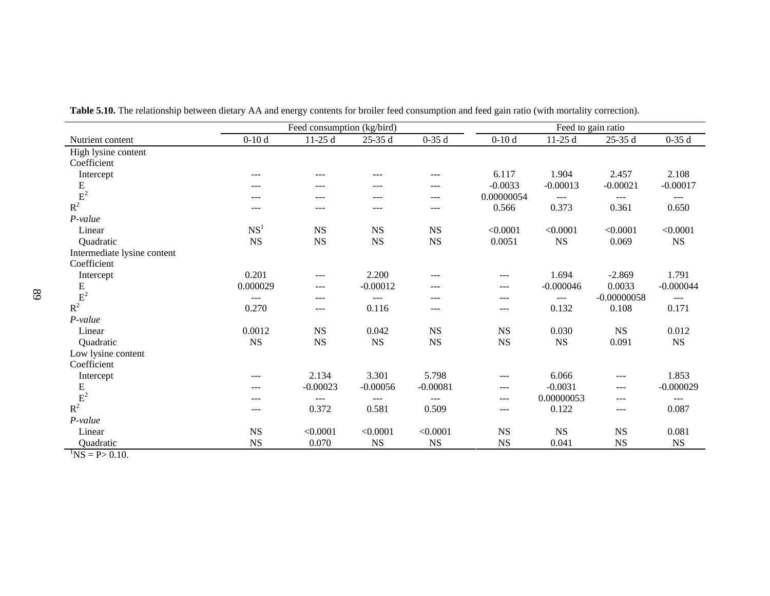**Table 5.10.** The relationship between dietary AA and energy contents for broiler feed consumption and feed gain ratio (with mortality correction).

| | Feed consumption (kg/bird) | | | | Feed to gain ratio | | | |
|---|---|---|---|---|---|---|---|---|
| Nutrient content | 0-10 d | 11-25 d | 25-35 d | 0-35 d | 0-10 d | 11-25 d | 25-35 d | 0-35 d |
| High lysine content | | | | | | | | |
| Coefficient | | | | | | | | |
| Intercept | --- | --- | --- | --- | 6.117 | 1.904 | 2.457 | 2.108 |
| E | --- | --- | --- | --- | -0.0033 | -0.00013 | -0.00021 | -0.00017 |
| $E^2$ | --- | --- | --- | --- | 0.00000054 | --- | --- | --- |
| $R^2$ | --- | --- | --- | --- | 0.566 | 0.373 | 0.361 | 0.650 |
| *P-value* | | | | | | | | |
| Linear | NS[1] | NS | NS | NS | <0.0001 | <0.0001 | <0.0001 | <0.0001 |
| Quadratic | NS | NS | NS | NS | 0.0051 | NS | 0.069 | NS |
| Intermediate lysine content | | | | | | | | |
| Coefficient | | | | | | | | |
| Intercept | 0.201 | --- | 2.200 | --- | --- | 1.694 | -2.869 | 1.791 |
| E | 0.000029 | --- | -0.00012 | --- | --- | -0.000046 | 0.0033 | -0.000044 |
| $E^2$ | --- | --- | --- | --- | --- | --- | -0.00000058 | --- |
| $R^2$ | 0.270 | --- | 0.116 | --- | --- | 0.132 | 0.108 | 0.171 |
| *P-value* | | | | | | | | |
| Linear | 0.0012 | NS | 0.042 | NS | NS | 0.030 | NS | 0.012 |
| Quadratic | NS | NS | NS | NS | NS | NS | 0.091 | NS |
| Low lysine content | | | | | | | | |
| Coefficient | | | | | | | | |
| Intercept | --- | 2.134 | 3.301 | 5.798 | --- | 6.066 | --- | 1.853 |
| E | --- | -0.00023 | -0.00056 | -0.00081 | --- | -0.0031 | --- | -0.000029 |
| $E^2$ | --- | --- | --- | --- | --- | 0.00000053 | --- | --- |
| $R^2$ | --- | 0.372 | 0.581 | 0.509 | --- | 0.122 | --- | 0.087 |
| *P-value* | | | | | | | | |
| Linear | NS | <0.0001 | <0.0001 | <0.0001 | NS | NS | NS | 0.081 |
| Quadratic | NS | 0.070 | NS | NS | NS | 0.041 | NS | NS |

[1]NS = P> 0.10.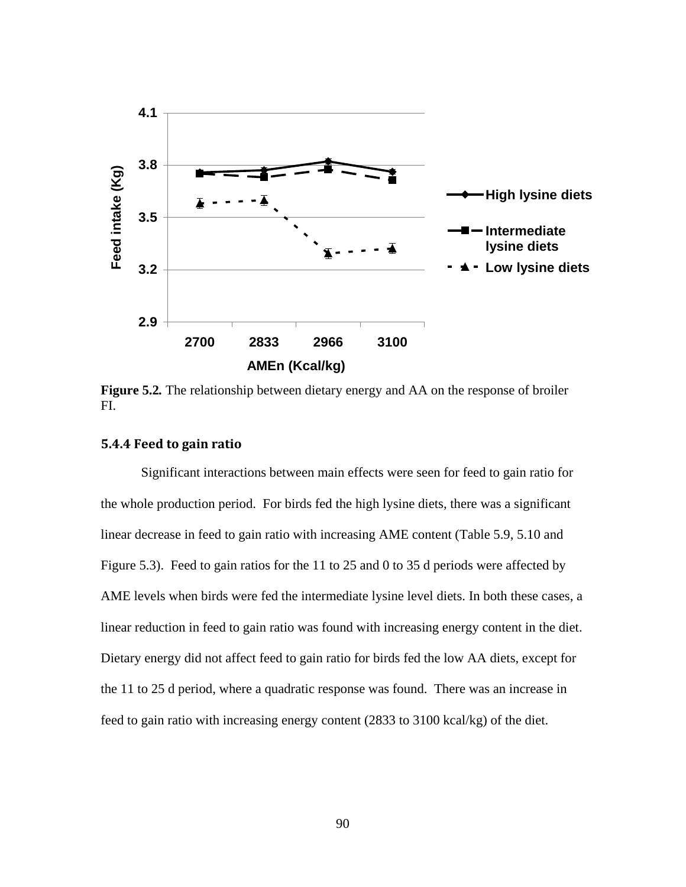**Figure 5.2.** The relationship between dietary energy and AA on the response of broiler FI.

### 5.4.4 Feed to gain ratio

Significant interactions between main effects were seen for feed to gain ratio for the whole production period. For birds fed the high lysine diets, there was a significant linear decrease in feed to gain ratio with increasing AME content (Table 5.9, 5.10 and Figure 5.3). Feed to gain ratios for the 11 to 25 and 0 to 35 d periods were affected by AME levels when birds were fed the intermediate lysine level diets. In both these cases, a linear reduction in feed to gain ratio was found with increasing energy content in the diet. Dietary energy did not affect feed to gain ratio for birds fed the low AA diets, except for the 11 to 25 d period, where a quadratic response was found. There was an increase in feed to gain ratio with increasing energy content (2833 to 3100 kcal/kg) of the diet.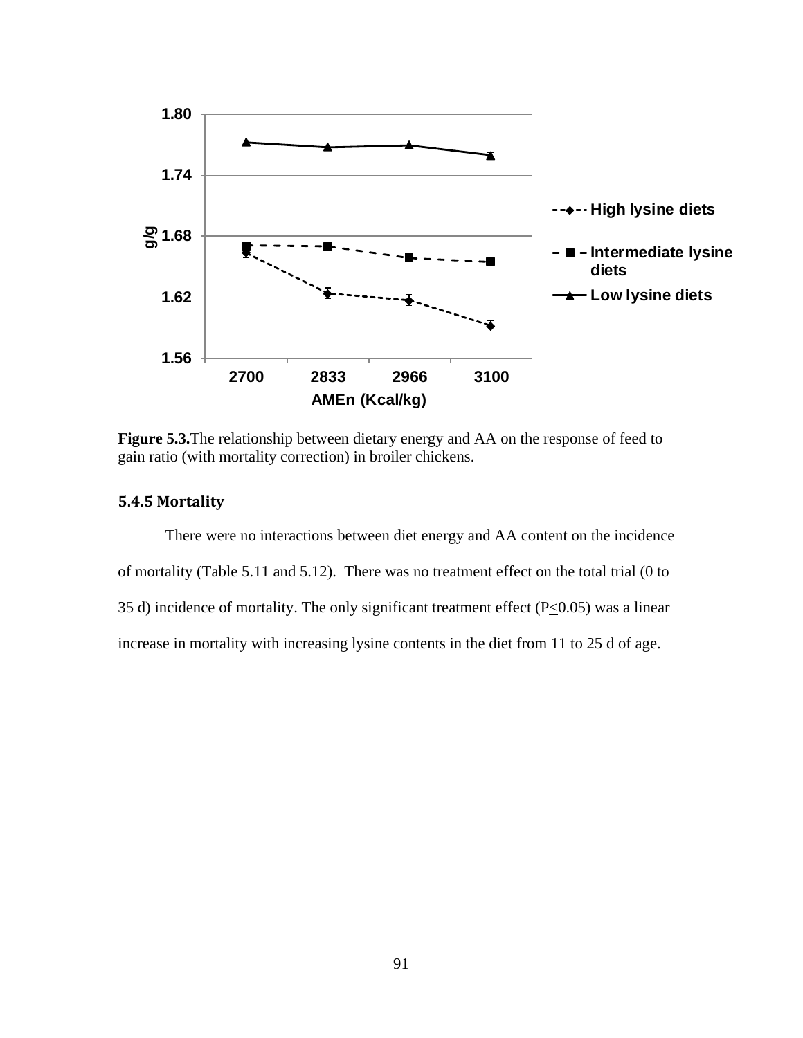**Figure 5.3.**The relationship between dietary energy and AA on the response of feed to gain ratio (with mortality correction) in broiler chickens.

### 5.4.5 Mortality

There were no interactions between diet energy and AA content on the incidence of mortality (Table 5.11 and 5.12). There was no treatment effect on the total trial (0 to 35 d) incidence of mortality. The only significant treatment effect ($P \leq 0.05$) was a linear increase in mortality with increasing lysine contents in the diet from 11 to 25 d of age.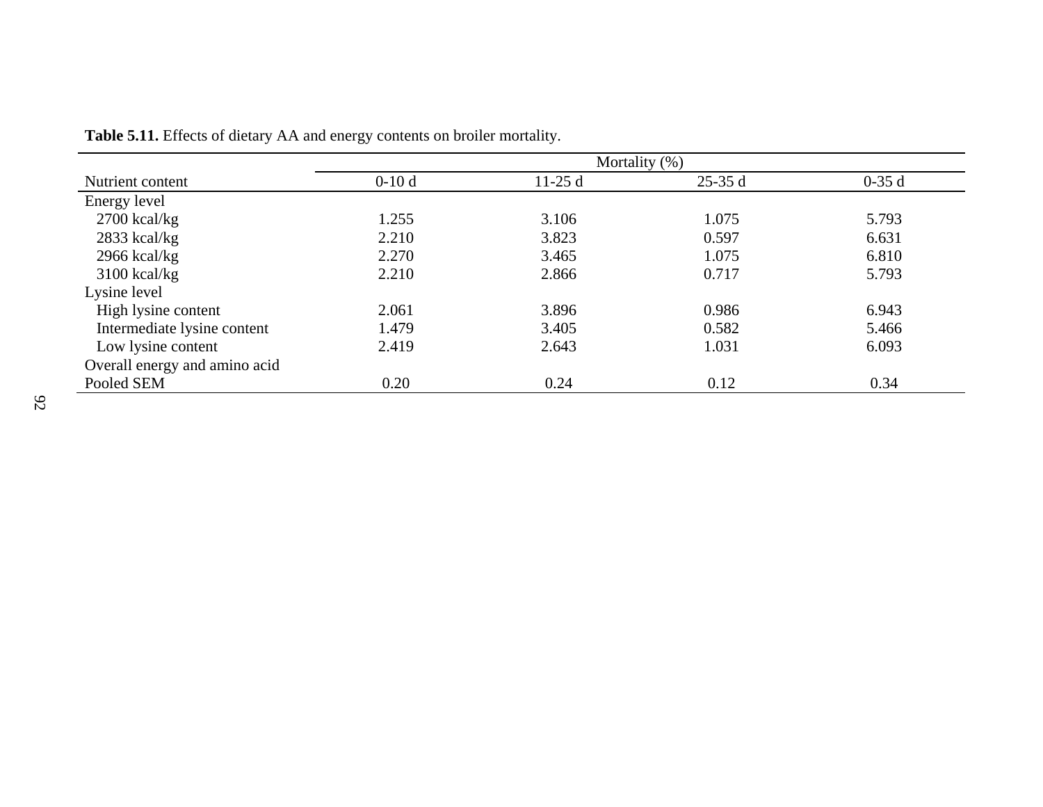**Table 5.11.** Effects of dietary AA and energy contents on broiler mortality.

| | Mortality (%) | | | |
|---|---|---|---|---|
| Nutrient content | 0-10 d | 11-25 d | 25-35 d | 0-35 d |
| Energy level | | | | |
| 2700 kcal/kg | 1.255 | 3.106 | 1.075 | 5.793 |
| 2833 kcal/kg | 2.210 | 3.823 | 0.597 | 6.631 |
| 2966 kcal/kg | 2.270 | 3.465 | 1.075 | 6.810 |
| 3100 kcal/kg | 2.210 | 2.866 | 0.717 | 5.793 |
| Lysine level | | | | |
| High lysine content | 2.061 | 3.896 | 0.986 | 6.943 |
| Intermediate lysine content | 1.479 | 3.405 | 0.582 | 5.466 |
| Low lysine content | 2.419 | 2.643 | 1.031 | 6.093 |
| Overall energy and amino acid | | | | |
| Pooled SEM | 0.20 | 0.24 | 0.12 | 0.34 |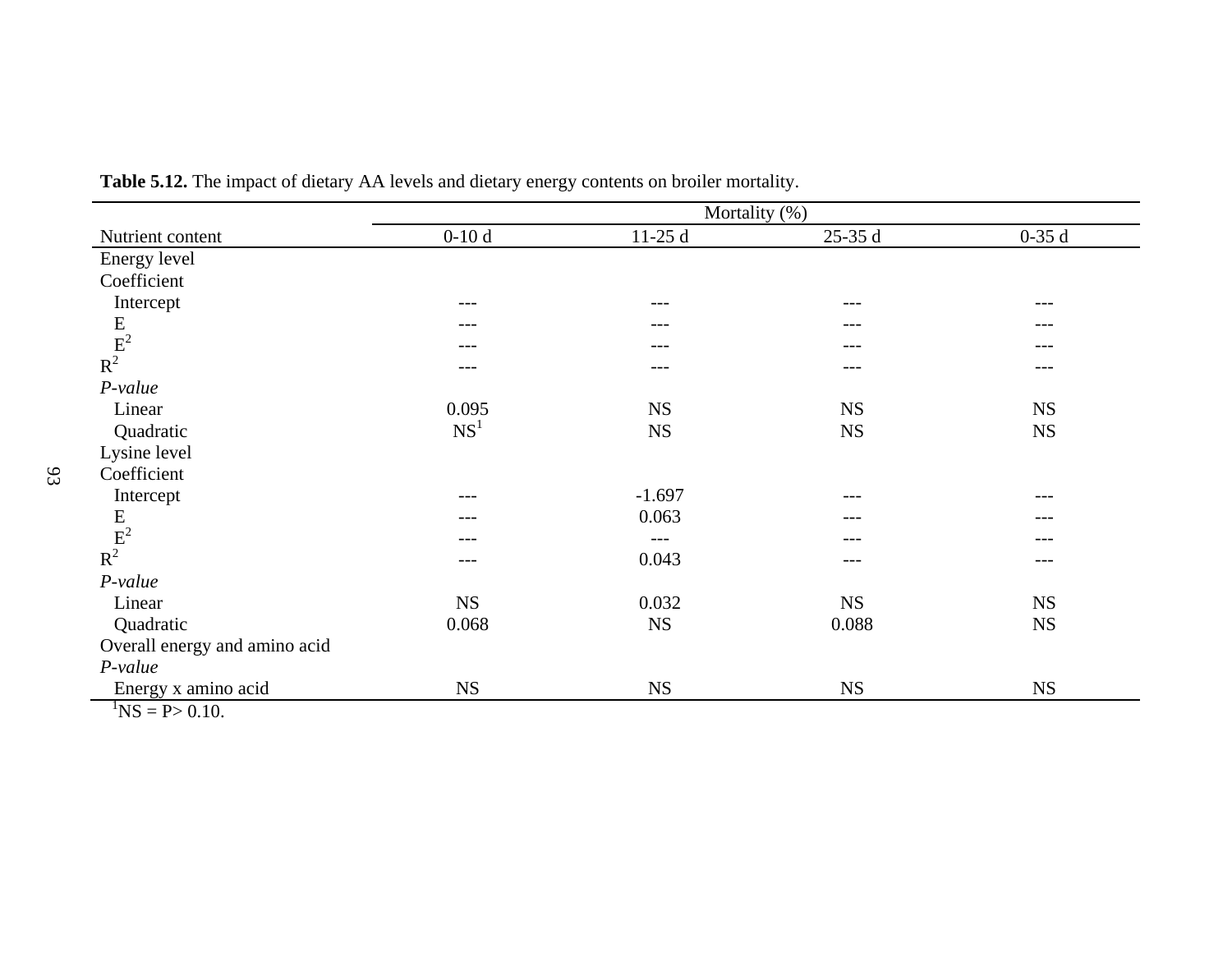**Table 5.12.** The impact of dietary AA levels and dietary energy contents on broiler mortality.

| Nutrient content | Mortality (%) | | | |
|---|---|---|---|---|
| | 0-10 d | 11-25 d | 25-35 d | 0-35 d |
| Energy level | | | | |
| Coefficient | | | | |
| Intercept | --- | --- | --- | --- |
| E | --- | --- | --- | --- |
| $E^2$ | --- | --- | --- | --- |
| $R^2$ | --- | --- | --- | --- |
| *P-value* | | | | |
| Linear | 0.095 | NS | NS | NS |
| Quadratic | NS[1] | NS | NS | NS |
| Lysine level | | | | |
| Coefficient | | | | |
| Intercept | --- | -1.697 | --- | --- |
| E | --- | 0.063 | --- | --- |
| $E^2$ | --- | --- | --- | --- |
| $R^2$ | --- | 0.043 | --- | --- |
| *P-value* | | | | |
| Linear | NS | 0.032 | NS | NS |
| Quadratic | 0.068 | NS | 0.088 | NS |
| Overall energy and amino acid | | | | |
| *P-value* | | | | |
| Energy x amino acid | NS | NS | NS | NS |

[1]NS = P> 0.10.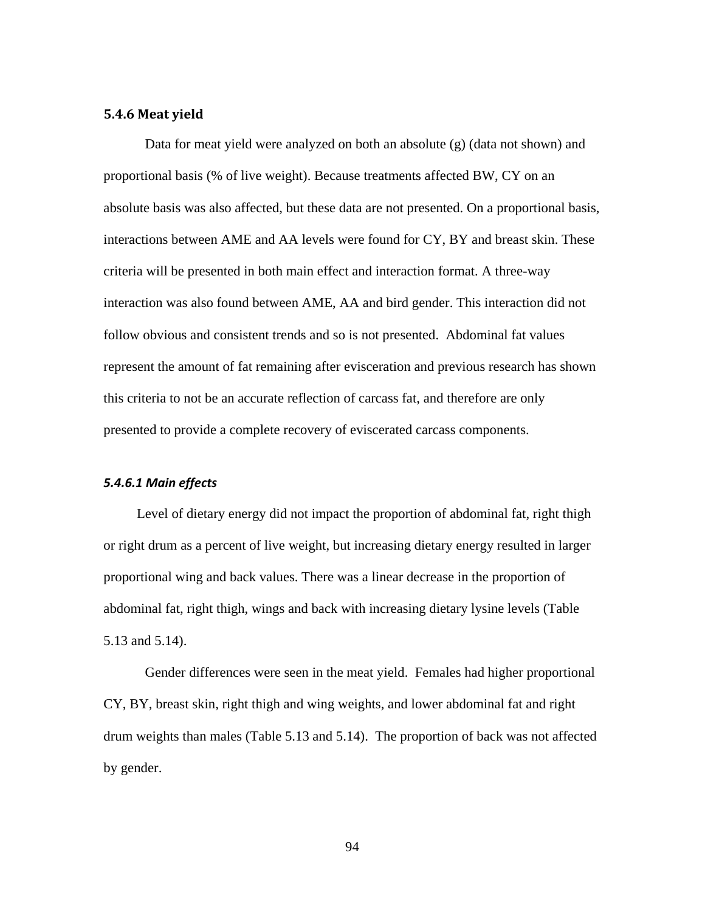### 5.4.6 Meat yield

Data for meat yield were analyzed on both an absolute (g) (data not shown) and proportional basis (% of live weight). Because treatments affected BW, CY on an absolute basis was also affected, but these data are not presented. On a proportional basis, interactions between AME and AA levels were found for CY, BY and breast skin. These criteria will be presented in both main effect and interaction format. A three-way interaction was also found between AME, AA and bird gender. This interaction did not follow obvious and consistent trends and so is not presented. Abdominal fat values represent the amount of fat remaining after evisceration and previous research has shown this criteria to not be an accurate reflection of carcass fat, and therefore are only presented to provide a complete recovery of eviscerated carcass components.

#### *5.4.6.1 Main effects*

Level of dietary energy did not impact the proportion of abdominal fat, right thigh or right drum as a percent of live weight, but increasing dietary energy resulted in larger proportional wing and back values. There was a linear decrease in the proportion of abdominal fat, right thigh, wings and back with increasing dietary lysine levels (Table 5.13 and 5.14).

Gender differences were seen in the meat yield. Females had higher proportional CY, BY, breast skin, right thigh and wing weights, and lower abdominal fat and right drum weights than males (Table 5.13 and 5.14). The proportion of back was not affected by gender.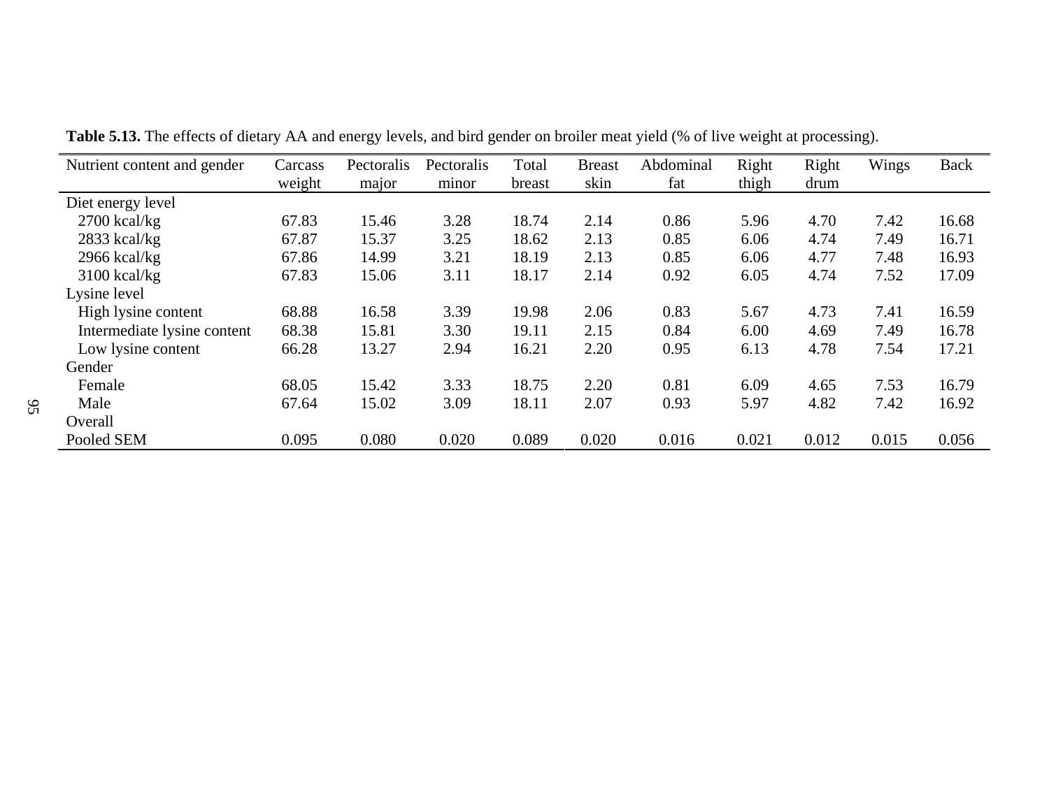**Table 5.13.** The effects of dietary AA and energy levels, and bird gender on broiler meat yield (% of live weight at processing).

| Nutrient content and gender | Carcass weight | Pectoralis major | Pectoralis minor | Total breast | Breast skin | Abdominal fat | Right thigh | Right drum | Wings | Back |
|---|---|---|---|---|---|---|---|---|---|---|
| Diet energy level | | | | | | | | | | |
| 2700 kcal/kg | 67.83 | 15.46 | 3.28 | 18.74 | 2.14 | 0.86 | 5.96 | 4.70 | 7.42 | 16.68 |
| 2833 kcal/kg | 67.87 | 15.37 | 3.25 | 18.62 | 2.13 | 0.85 | 6.06 | 4.74 | 7.49 | 16.71 |
| 2966 kcal/kg | 67.86 | 14.99 | 3.21 | 18.19 | 2.13 | 0.85 | 6.06 | 4.77 | 7.48 | 16.93 |
| 3100 kcal/kg | 67.83 | 15.06 | 3.11 | 18.17 | 2.14 | 0.92 | 6.05 | 4.74 | 7.52 | 17.09 |
| Lysine level | | | | | | | | | | |
| High lysine content | 68.88 | 16.58 | 3.39 | 19.98 | 2.06 | 0.83 | 5.67 | 4.73 | 7.41 | 16.59 |
| Intermediate lysine content | 68.38 | 15.81 | 3.30 | 19.11 | 2.15 | 0.84 | 6.00 | 4.69 | 7.49 | 16.78 |
| Low lysine content | 66.28 | 13.27 | 2.94 | 16.21 | 2.20 | 0.95 | 6.13 | 4.78 | 7.54 | 17.21 |
| Gender | | | | | | | | | | |
| Female | 68.05 | 15.42 | 3.33 | 18.75 | 2.20 | 0.81 | 6.09 | 4.65 | 7.53 | 16.79 |
| Male | 67.64 | 15.02 | 3.09 | 18.11 | 2.07 | 0.93 | 5.97 | 4.82 | 7.42 | 16.92 |
| Overall | | | | | | | | | | |
| Pooled SEM | 0.095 | 0.080 | 0.020 | 0.089 | 0.020 | 0.016 | 0.021 | 0.012 | 0.015 | 0.056 |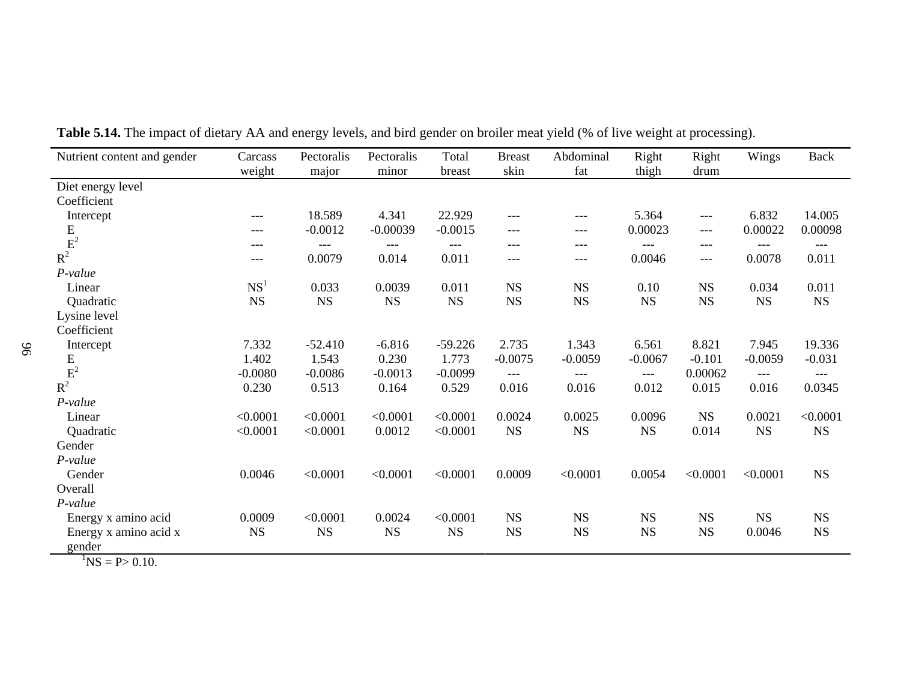**Table 5.14.** The impact of dietary AA and energy levels, and bird gender on broiler meat yield (% of live weight at processing).

| Nutrient content and gender | Carcass weight | Pectoralis major | Pectoralis minor | Total breast | Breast skin | Abdominal fat | Right thigh | Right drum | Wings | Back |
|---|---|---|---|---|---|---|---|---|---|---|
| Diet energy level | | | | | | | | | | |
| Coefficient | | | | | | | | | | |
| Intercept | --- | 18.589 | 4.341 | 22.929 | --- | --- | 5.364 | --- | 6.832 | 14.005 |
| E | --- | -0.0012 | -0.00039 | -0.0015 | --- | --- | 0.00023 | --- | 0.00022 | 0.00098 |
| $E^2$ | --- | --- | --- | --- | --- | --- | --- | --- | --- | --- |
| $R^2$ | --- | 0.0079 | 0.014 | 0.011 | --- | --- | 0.0046 | --- | 0.0078 | 0.011 |
| *P-value* | | | | | | | | | | |
| Linear | NS[1] | 0.033 | 0.0039 | 0.011 | NS | NS | 0.10 | NS | 0.034 | 0.011 |
| Quadratic | NS | NS | NS | NS | NS | NS | NS | NS | NS | NS |
| Lysine level | | | | | | | | | | |
| Coefficient | | | | | | | | | | |
| Intercept | 7.332 | -52.410 | -6.816 | -59.226 | 2.735 | 1.343 | 6.561 | 8.821 | 7.945 | 19.336 |
| E | 1.402 | 1.543 | 0.230 | 1.773 | -0.0075 | -0.0059 | -0.0067 | -0.101 | -0.0059 | -0.031 |
| $E^2$ | -0.0080 | -0.0086 | -0.0013 | -0.0099 | --- | --- | --- | 0.00062 | --- | --- |
| $R^2$ | 0.230 | 0.513 | 0.164 | 0.529 | 0.016 | 0.016 | 0.012 | 0.015 | 0.016 | 0.0345 |
| *P-value* | | | | | | | | | | |
| Linear | <0.0001 | <0.0001 | <0.0001 | <0.0001 | 0.0024 | 0.0025 | 0.0096 | NS | 0.0021 | <0.0001 |
| Quadratic | <0.0001 | <0.0001 | 0.0012 | <0.0001 | NS | NS | NS | 0.014 | NS | NS |
| Gender | | | | | | | | | | |
| *P-value* | | | | | | | | | | |
| Gender | 0.0046 | <0.0001 | <0.0001 | <0.0001 | 0.0009 | <0.0001 | 0.0054 | <0.0001 | <0.0001 | NS |
| Overall | | | | | | | | | | |
| *P-value* | | | | | | | | | | |
| Energy x amino acid | 0.0009 | <0.0001 | 0.0024 | <0.0001 | NS | NS | NS | NS | NS | NS |
| Energy x amino acid x gender | NS | NS | NS | NS | NS | NS | NS | NS | 0.0046 | NS |

[1]NS = P> 0.10.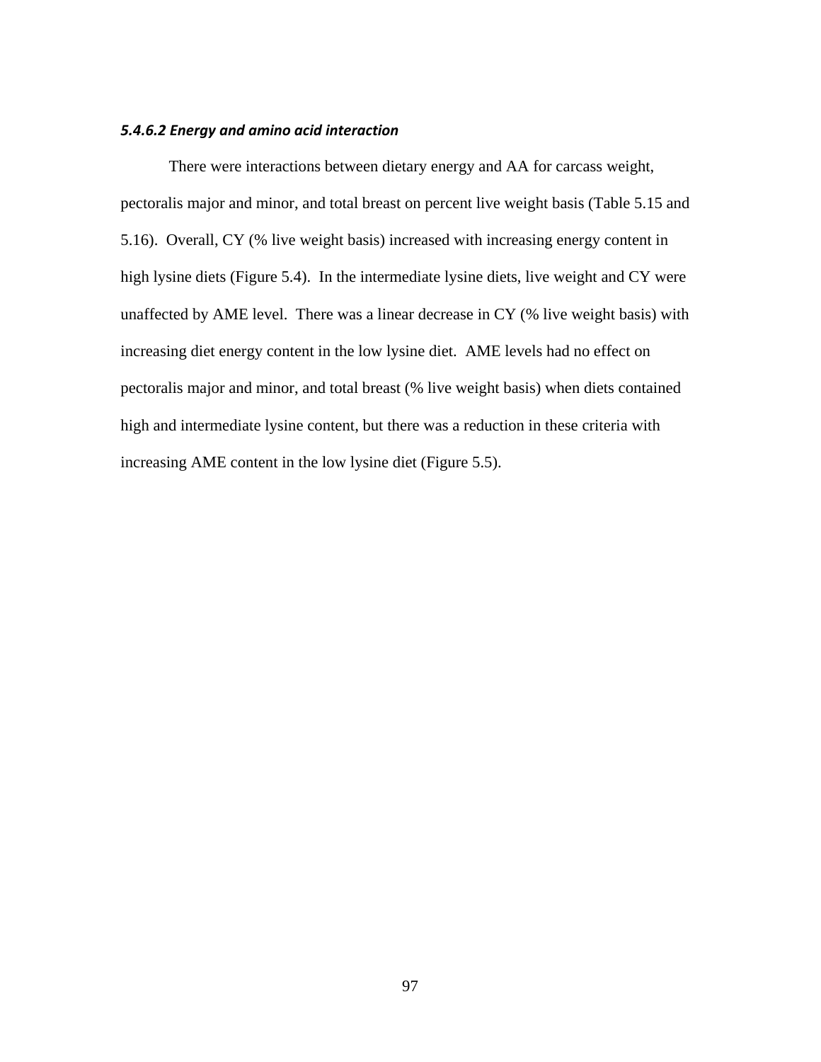#### *5.4.6.2 Energy and amino acid interaction*

There were interactions between dietary energy and AA for carcass weight, pectoralis major and minor, and total breast on percent live weight basis (Table 5.15 and 5.16). Overall, CY (% live weight basis) increased with increasing energy content in high lysine diets (Figure 5.4). In the intermediate lysine diets, live weight and CY were unaffected by AME level. There was a linear decrease in CY (% live weight basis) with increasing diet energy content in the low lysine diet. AME levels had no effect on pectoralis major and minor, and total breast (% live weight basis) when diets contained high and intermediate lysine content, but there was a reduction in these criteria with increasing AME content in the low lysine diet (Figure 5.5).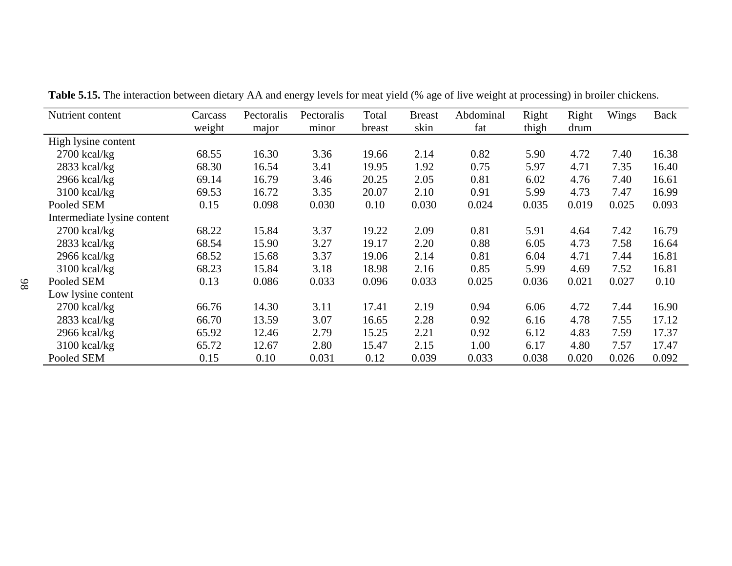**Table 5.15.** The interaction between dietary AA and energy levels for meat yield (% age of live weight at processing) in broiler chickens.

| Nutrient content | Carcass weight | Pectoralis major | Pectoralis minor | Total breast | Breast skin | Abdominal fat | Right thigh | Right drum | Wings | Back |
|---|---|---|---|---|---|---|---|---|---|---|
| High lysine content | | | | | | | | | | |
| 2700 kcal/kg | 68.55 | 16.30 | 3.36 | 19.66 | 2.14 | 0.82 | 5.90 | 4.72 | 7.40 | 16.38 |
| 2833 kcal/kg | 68.30 | 16.54 | 3.41 | 19.95 | 1.92 | 0.75 | 5.97 | 4.71 | 7.35 | 16.40 |
| 2966 kcal/kg | 69.14 | 16.79 | 3.46 | 20.25 | 2.05 | 0.81 | 6.02 | 4.76 | 7.40 | 16.61 |
| 3100 kcal/kg | 69.53 | 16.72 | 3.35 | 20.07 | 2.10 | 0.91 | 5.99 | 4.73 | 7.47 | 16.99 |
| Pooled SEM | 0.15 | 0.098 | 0.030 | 0.10 | 0.030 | 0.024 | 0.035 | 0.019 | 0.025 | 0.093 |
| Intermediate lysine content | | | | | | | | | | |
| 2700 kcal/kg | 68.22 | 15.84 | 3.37 | 19.22 | 2.09 | 0.81 | 5.91 | 4.64 | 7.42 | 16.79 |
| 2833 kcal/kg | 68.54 | 15.90 | 3.27 | 19.17 | 2.20 | 0.88 | 6.05 | 4.73 | 7.58 | 16.64 |
| 2966 kcal/kg | 68.52 | 15.68 | 3.37 | 19.06 | 2.14 | 0.81 | 6.04 | 4.71 | 7.44 | 16.81 |
| 3100 kcal/kg | 68.23 | 15.84 | 3.18 | 18.98 | 2.16 | 0.85 | 5.99 | 4.69 | 7.52 | 16.81 |
| Pooled SEM | 0.13 | 0.086 | 0.033 | 0.096 | 0.033 | 0.025 | 0.036 | 0.021 | 0.027 | 0.10 |
| Low lysine content | | | | | | | | | | |
| 2700 kcal/kg | 66.76 | 14.30 | 3.11 | 17.41 | 2.19 | 0.94 | 6.06 | 4.72 | 7.44 | 16.90 |
| 2833 kcal/kg | 66.70 | 13.59 | 3.07 | 16.65 | 2.28 | 0.92 | 6.16 | 4.78 | 7.55 | 17.12 |
| 2966 kcal/kg | 65.92 | 12.46 | 2.79 | 15.25 | 2.21 | 0.92 | 6.12 | 4.83 | 7.59 | 17.37 |
| 3100 kcal/kg | 65.72 | 12.67 | 2.80 | 15.47 | 2.15 | 1.00 | 6.17 | 4.80 | 7.57 | 17.47 |
| Pooled SEM | 0.15 | 0.10 | 0.031 | 0.12 | 0.039 | 0.033 | 0.038 | 0.020 | 0.026 | 0.092 |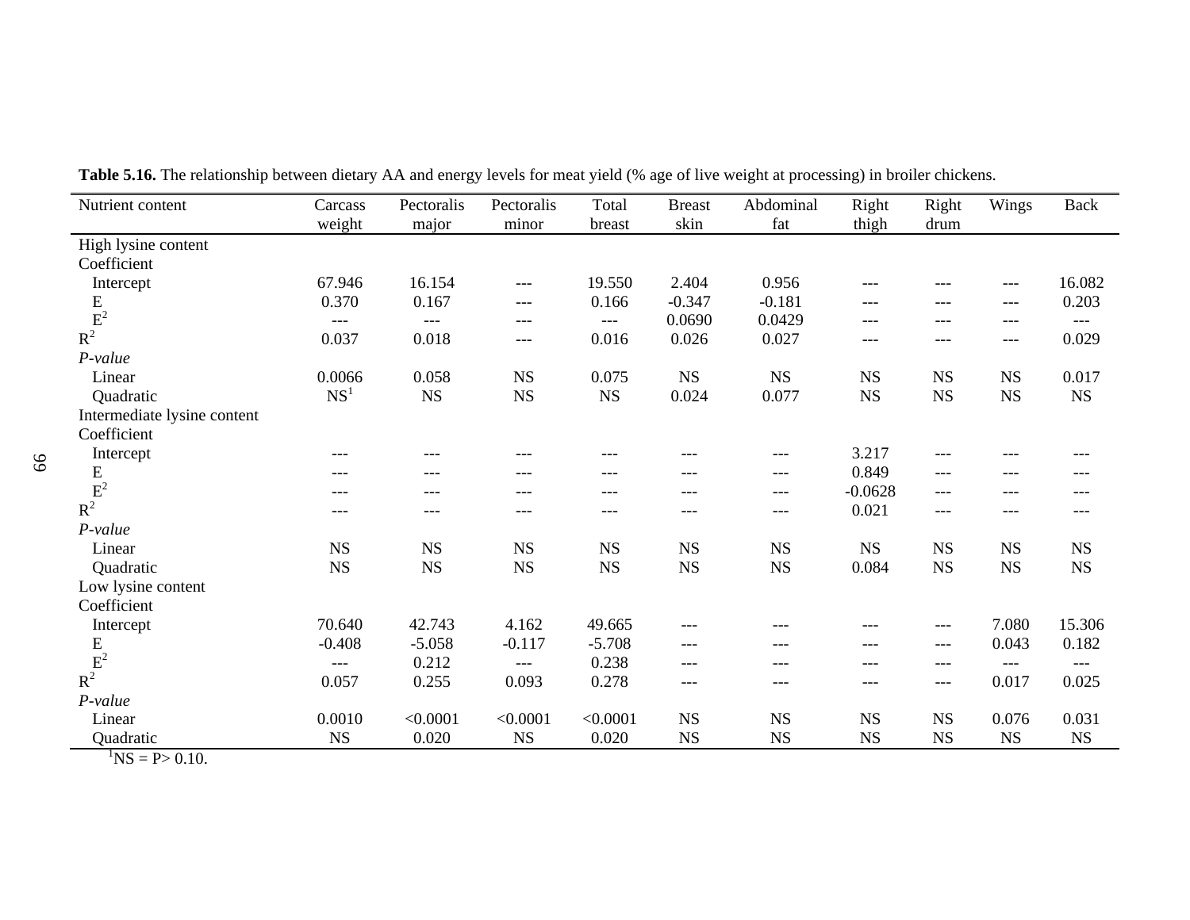**Table 5.16.** The relationship between dietary AA and energy levels for meat yield (% age of live weight at processing) in broiler chickens.

| Nutrient content | Carcass weight | Pectoralis major | Pectoralis minor | Total breast | Breast skin | Abdominal fat | Right thigh | Right drum | Wings | Back |
|---|---|---|---|---|---|---|---|---|---|---|
| High lysine content | | | | | | | | | | |
| Coefficient | | | | | | | | | | |
| Intercept | 67.946 | 16.154 | --- | 19.550 | 2.404 | 0.956 | --- | --- | --- | 16.082 |
| E | 0.370 | 0.167 | --- | 0.166 | -0.347 | -0.181 | --- | --- | --- | 0.203 |
| $E^2$ | --- | --- | --- | --- | 0.0690 | 0.0429 | --- | --- | --- | --- |
| $R^2$ | 0.037 | 0.018 | --- | 0.016 | 0.026 | 0.027 | --- | --- | --- | 0.029 |
| *P-value* | | | | | | | | | | |
| Linear | 0.0066 | 0.058 | NS | 0.075 | NS | NS | NS | NS | NS | 0.017 |
| Quadratic | NS[1] | NS | NS | NS | 0.024 | 0.077 | NS | NS | NS | NS |
| Intermediate lysine content | | | | | | | | | | |
| Coefficient | | | | | | | | | | |
| Intercept | --- | --- | --- | --- | --- | --- | 3.217 | --- | --- | --- |
| E | --- | --- | --- | --- | --- | --- | 0.849 | --- | --- | --- |
| $E^2$ | --- | --- | --- | --- | --- | --- | -0.0628 | --- | --- | --- |
| $R^2$ | --- | --- | --- | --- | --- | --- | 0.021 | --- | --- | --- |
| *P-value* | | | | | | | | | | |
| Linear | NS | NS | NS | NS | NS | NS | NS | NS | NS | NS |
| Quadratic | NS | NS | NS | NS | NS | NS | 0.084 | NS | NS | NS |
| Low lysine content | | | | | | | | | | |
| Coefficient | | | | | | | | | | |
| Intercept | 70.640 | 42.743 | 4.162 | 49.665 | --- | --- | --- | --- | 7.080 | 15.306 |
| E | -0.408 | -5.058 | -0.117 | -5.708 | --- | --- | --- | --- | 0.043 | 0.182 |
| $E^2$ | --- | 0.212 | --- | 0.238 | --- | --- | --- | --- | --- | --- |
| $R^2$ | 0.057 | 0.255 | 0.093 | 0.278 | --- | --- | --- | --- | 0.017 | 0.025 |
| *P-value* | | | | | | | | | | |
| Linear | 0.0010 | <0.0001 | <0.0001 | <0.0001 | NS | NS | NS | NS | 0.076 | 0.031 |
| Quadratic | NS | 0.020 | NS | 0.020 | NS | NS | NS | NS | NS | NS |

[1]NS = P> 0.10.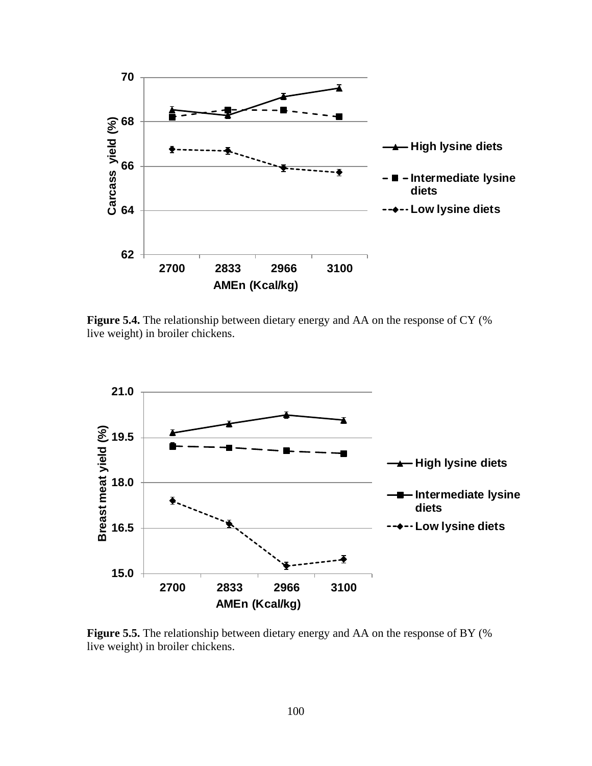**Figure 5.4.** The relationship between dietary energy and AA on the response of CY (% live weight) in broiler chickens.

**Figure 5.5.** The relationship between dietary energy and AA on the response of BY (% live weight) in broiler chickens.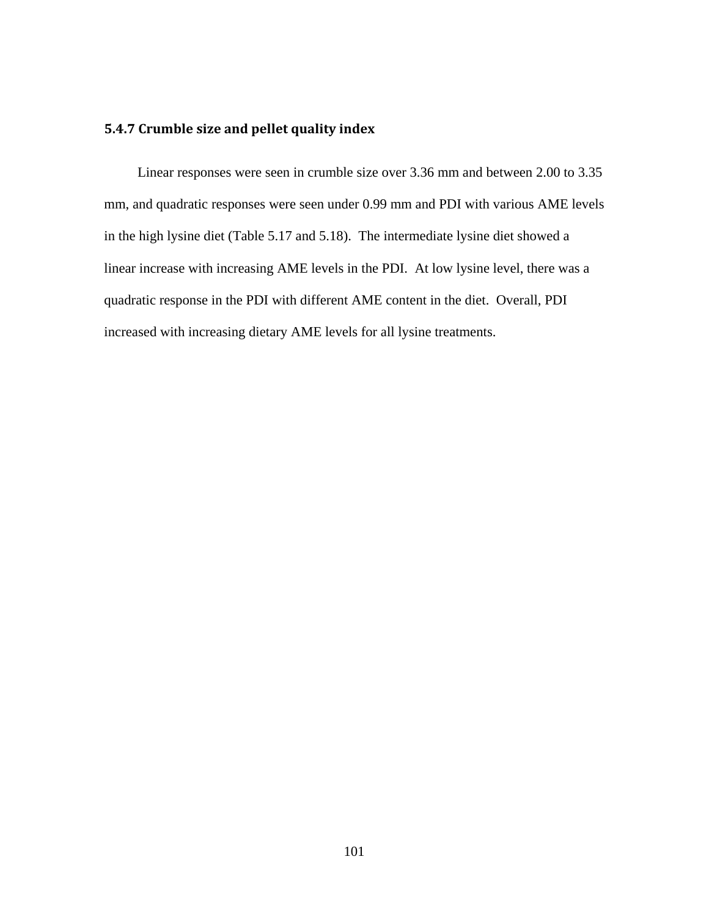### 5.4.7 Crumble size and pellet quality index

Linear responses were seen in crumble size over 3.36 mm and between 2.00 to 3.35 mm, and quadratic responses were seen under 0.99 mm and PDI with various AME levels in the high lysine diet (Table 5.17 and 5.18). The intermediate lysine diet showed a linear increase with increasing AME levels in the PDI. At low lysine level, there was a quadratic response in the PDI with different AME content in the diet. Overall, PDI increased with increasing dietary AME levels for all lysine treatments.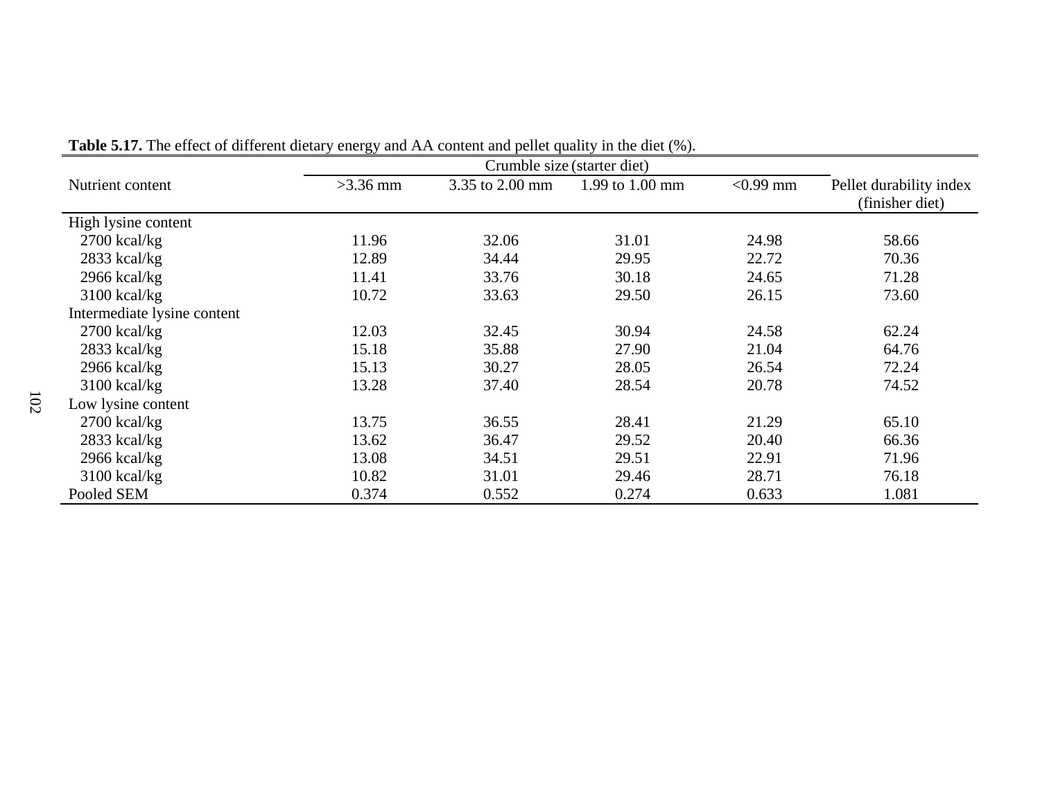**Table 5.17.** The effect of different dietary energy and AA content and pellet quality in the diet (%).

| Nutrient content | Crumble size (starter diet) | | | | Pellet durability index (finisher diet) |
|---|---|---|---|---|---|
| | >3.36 mm | 3.35 to 2.00 mm | 1.99 to 1.00 mm | <0.99 mm | |
| High lysine content | | | | | |
| 2700 kcal/kg | 11.96 | 32.06 | 31.01 | 24.98 | 58.66 |
| 2833 kcal/kg | 12.89 | 34.44 | 29.95 | 22.72 | 70.36 |
| 2966 kcal/kg | 11.41 | 33.76 | 30.18 | 24.65 | 71.28 |
| 3100 kcal/kg | 10.72 | 33.63 | 29.50 | 26.15 | 73.60 |
| Intermediate lysine content | | | | | |
| 2700 kcal/kg | 12.03 | 32.45 | 30.94 | 24.58 | 62.24 |
| 2833 kcal/kg | 15.18 | 35.88 | 27.90 | 21.04 | 64.76 |
| 2966 kcal/kg | 15.13 | 30.27 | 28.05 | 26.54 | 72.24 |
| 3100 kcal/kg | 13.28 | 37.40 | 28.54 | 20.78 | 74.52 |
| Low lysine content | | | | | |
| 2700 kcal/kg | 13.75 | 36.55 | 28.41 | 21.29 | 65.10 |
| 2833 kcal/kg | 13.62 | 36.47 | 29.52 | 20.40 | 66.36 |
| 2966 kcal/kg | 13.08 | 34.51 | 29.51 | 22.91 | 71.96 |
| 3100 kcal/kg | 10.82 | 31.01 | 29.46 | 28.71 | 76.18 |
| Pooled SEM | 0.374 | 0.552 | 0.274 | 0.633 | 1.081 |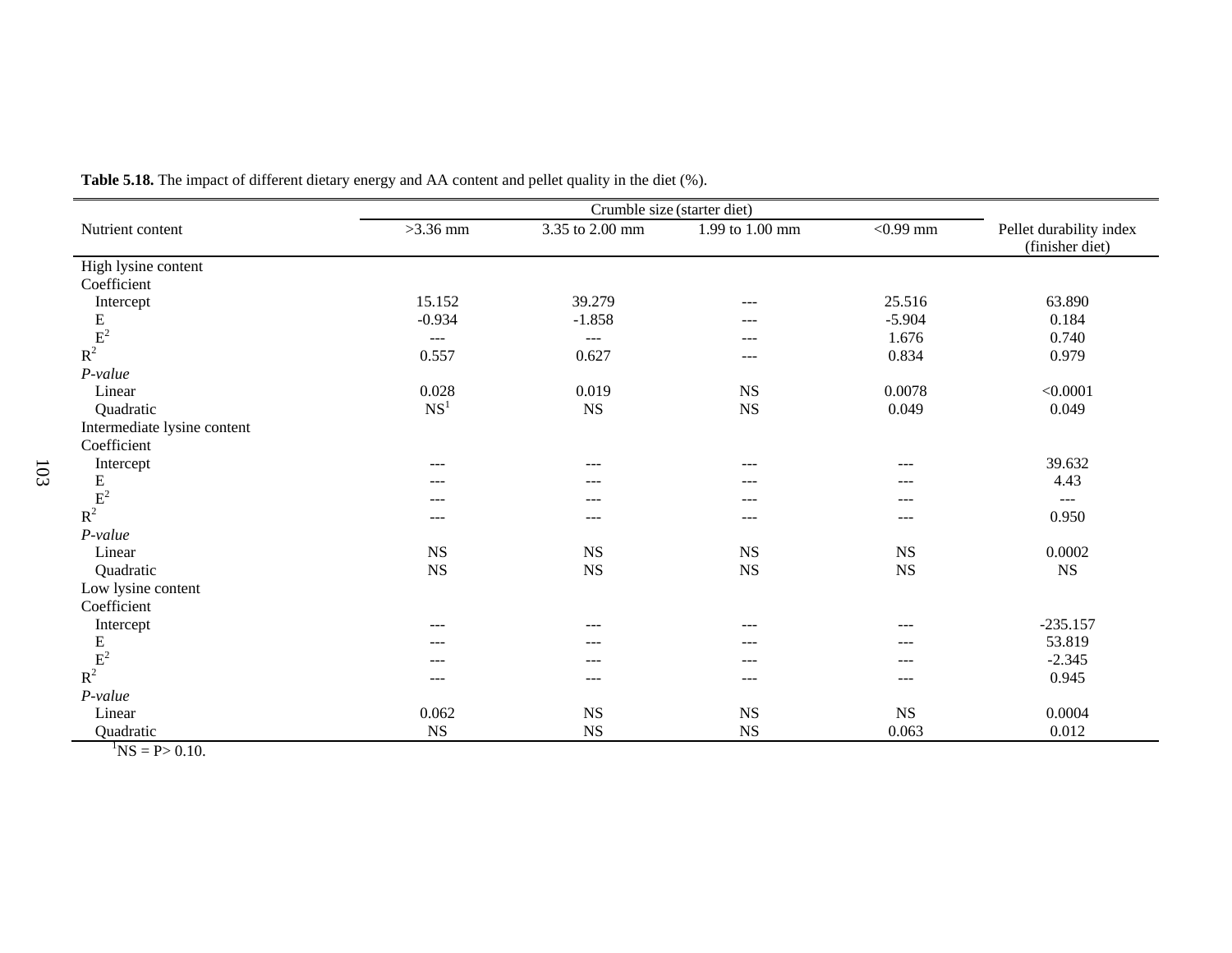**Table 5.18.** The impact of different dietary energy and AA content and pellet quality in the diet (%).

| Nutrient content | Crumble size (starter diet) | | | | Pellet durability index (finisher diet) |
|---|---|---|---|---|---|
| | >3.36 mm | 3.35 to 2.00 mm | 1.99 to 1.00 mm | <0.99 mm | |
| High lysine content | | | | | |
| Coefficient | | | | | |
| Intercept | 15.152 | 39.279 | --- | 25.516 | 63.890 |
| E | -0.934 | -1.858 | --- | -5.904 | 0.184 |
| $E^2$ | --- | --- | --- | 1.676 | 0.740 |
| $R^2$ | 0.557 | 0.627 | --- | 0.834 | 0.979 |
| *P-value* | | | | | |
| Linear | 0.028 | 0.019 | NS | 0.0078 | <0.0001 |
| Quadratic | NS[1] | NS | NS | 0.049 | 0.049 |
| Intermediate lysine content | | | | | |
| Coefficient | | | | | |
| Intercept | --- | --- | --- | --- | 39.632 |
| E | --- | --- | --- | --- | 4.43 |
| $E^2$ | --- | --- | --- | --- | --- |
| $R^2$ | --- | --- | --- | --- | 0.950 |
| *P-value* | | | | | |
| Linear | NS | NS | NS | NS | 0.0002 |
| Quadratic | NS | NS | NS | NS | NS |
| Low lysine content | | | | | |
| Coefficient | | | | | |
| Intercept | --- | --- | --- | --- | -235.157 |
| E | --- | --- | --- | --- | 53.819 |
| $E^2$ | --- | --- | --- | --- | -2.345 |
| $R^2$ | --- | --- | --- | --- | 0.945 |
| *P-value* | | | | | |
| Linear | 0.062 | NS | NS | NS | 0.0004 |
| Quadratic | NS | NS | NS | 0.063 | 0.012 |

[1]NS = $P > 0.10$.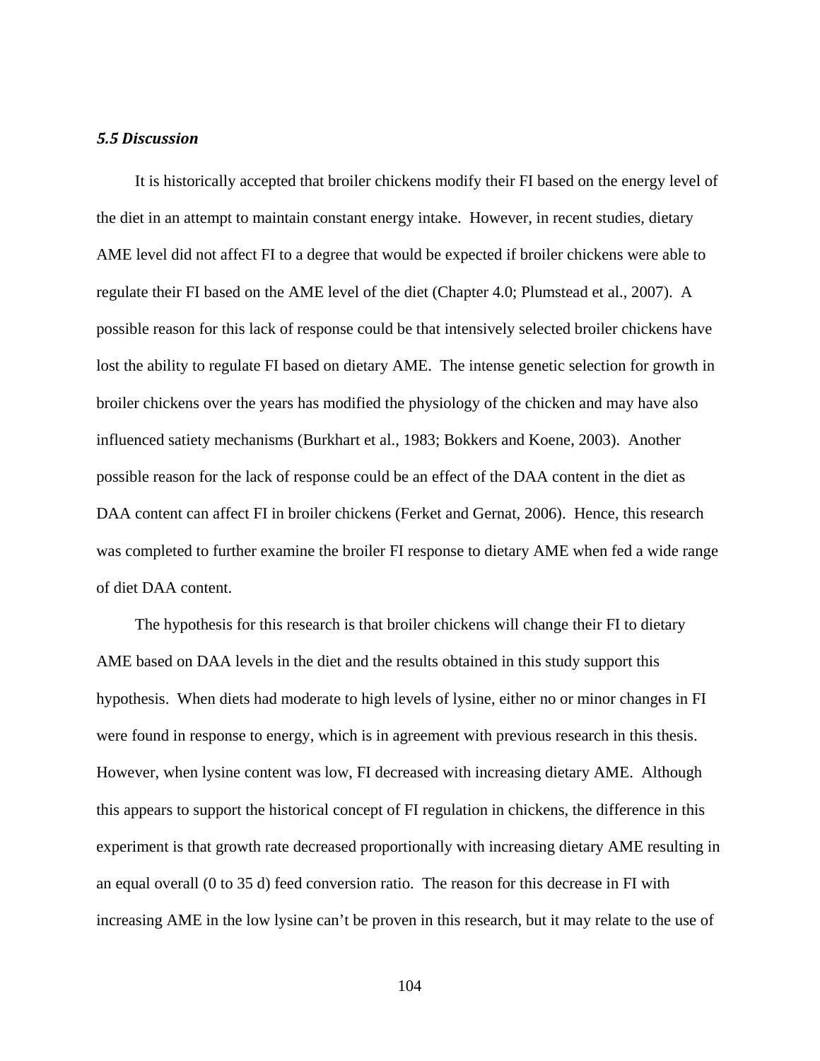### *5.5 Discussion*

It is historically accepted that broiler chickens modify their FI based on the energy level of the diet in an attempt to maintain constant energy intake. However, in recent studies, dietary AME level did not affect FI to a degree that would be expected if broiler chickens were able to regulate their FI based on the AME level of the diet (Chapter 4.0; Plumstead et al., 2007). A possible reason for this lack of response could be that intensively selected broiler chickens have lost the ability to regulate FI based on dietary AME. The intense genetic selection for growth in broiler chickens over the years has modified the physiology of the chicken and may have also influenced satiety mechanisms (Burkhart et al., 1983; Bokkers and Koene, 2003). Another possible reason for the lack of response could be an effect of the DAA content in the diet as DAA content can affect FI in broiler chickens (Ferket and Gernat, 2006). Hence, this research was completed to further examine the broiler FI response to dietary AME when fed a wide range of diet DAA content.

The hypothesis for this research is that broiler chickens will change their FI to dietary AME based on DAA levels in the diet and the results obtained in this study support this hypothesis. When diets had moderate to high levels of lysine, either no or minor changes in FI were found in response to energy, which is in agreement with previous research in this thesis. However, when lysine content was low, FI decreased with increasing dietary AME. Although this appears to support the historical concept of FI regulation in chickens, the difference in this experiment is that growth rate decreased proportionally with increasing dietary AME resulting in an equal overall (0 to 35 d) feed conversion ratio. The reason for this decrease in FI with increasing AME in the low lysine can't be proven in this research, but it may relate to the use of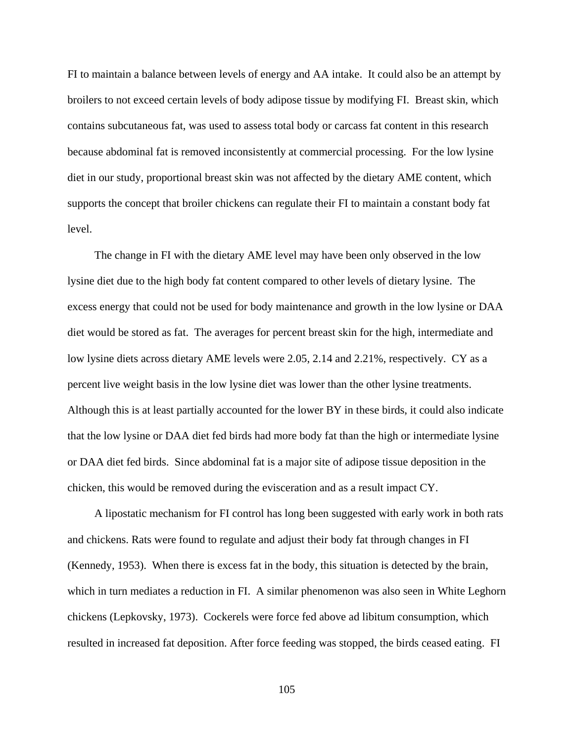FI to maintain a balance between levels of energy and AA intake. It could also be an attempt by broilers to not exceed certain levels of body adipose tissue by modifying FI. Breast skin, which contains subcutaneous fat, was used to assess total body or carcass fat content in this research because abdominal fat is removed inconsistently at commercial processing. For the low lysine diet in our study, proportional breast skin was not affected by the dietary AME content, which supports the concept that broiler chickens can regulate their FI to maintain a constant body fat level.

The change in FI with the dietary AME level may have been only observed in the low lysine diet due to the high body fat content compared to other levels of dietary lysine. The excess energy that could not be used for body maintenance and growth in the low lysine or DAA diet would be stored as fat. The averages for percent breast skin for the high, intermediate and low lysine diets across dietary AME levels were 2.05, 2.14 and 2.21%, respectively. CY as a percent live weight basis in the low lysine diet was lower than the other lysine treatments. Although this is at least partially accounted for the lower BY in these birds, it could also indicate that the low lysine or DAA diet fed birds had more body fat than the high or intermediate lysine or DAA diet fed birds. Since abdominal fat is a major site of adipose tissue deposition in the chicken, this would be removed during the evisceration and as a result impact CY.

A lipostatic mechanism for FI control has long been suggested with early work in both rats and chickens. Rats were found to regulate and adjust their body fat through changes in FI (Kennedy, 1953). When there is excess fat in the body, this situation is detected by the brain, which in turn mediates a reduction in FI. A similar phenomenon was also seen in White Leghorn chickens (Lepkovsky, 1973). Cockerels were force fed above ad libitum consumption, which resulted in increased fat deposition. After force feeding was stopped, the birds ceased eating. FI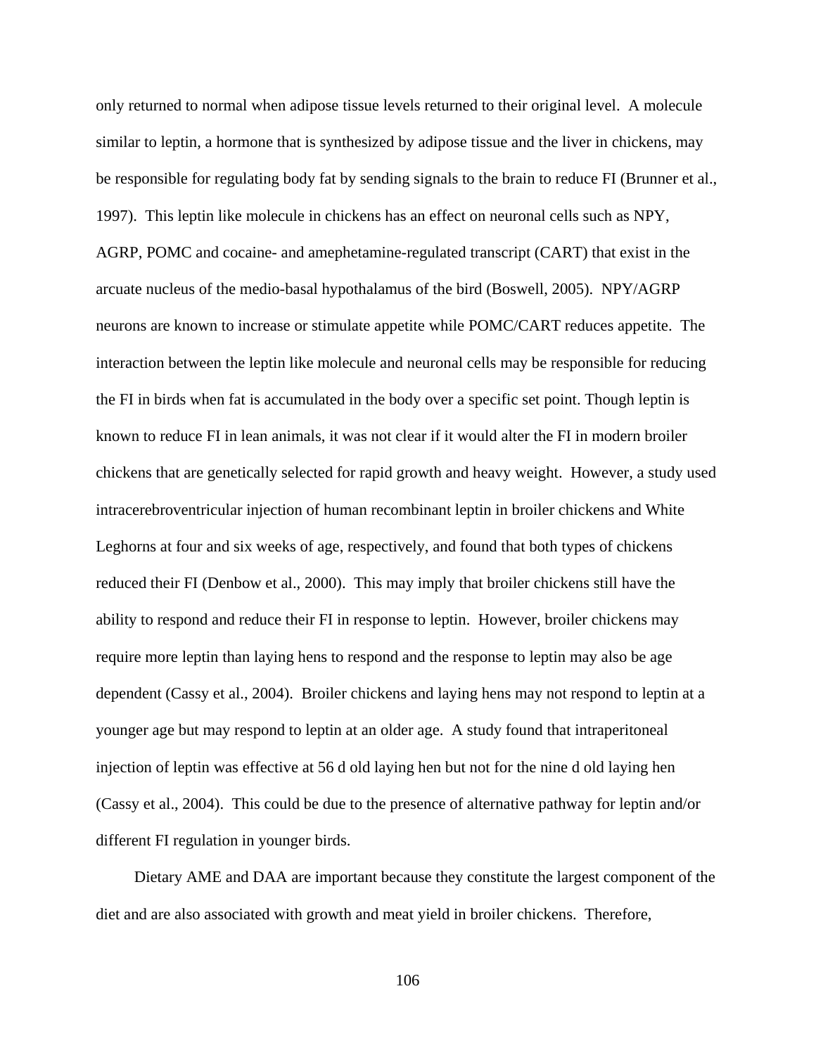only returned to normal when adipose tissue levels returned to their original level. A molecule similar to leptin, a hormone that is synthesized by adipose tissue and the liver in chickens, may be responsible for regulating body fat by sending signals to the brain to reduce FI (Brunner et al., 1997). This leptin like molecule in chickens has an effect on neuronal cells such as NPY, AGRP, POMC and cocaine- and amephetamine-regulated transcript (CART) that exist in the arcuate nucleus of the medio-basal hypothalamus of the bird (Boswell, 2005). NPY/AGRP neurons are known to increase or stimulate appetite while POMC/CART reduces appetite. The interaction between the leptin like molecule and neuronal cells may be responsible for reducing the FI in birds when fat is accumulated in the body over a specific set point. Though leptin is known to reduce FI in lean animals, it was not clear if it would alter the FI in modern broiler chickens that are genetically selected for rapid growth and heavy weight. However, a study used intracerebroventricular injection of human recombinant leptin in broiler chickens and White Leghorns at four and six weeks of age, respectively, and found that both types of chickens reduced their FI (Denbow et al., 2000). This may imply that broiler chickens still have the ability to respond and reduce their FI in response to leptin. However, broiler chickens may require more leptin than laying hens to respond and the response to leptin may also be age dependent (Cassy et al., 2004). Broiler chickens and laying hens may not respond to leptin at a younger age but may respond to leptin at an older age. A study found that intraperitoneal injection of leptin was effective at 56 d old laying hen but not for the nine d old laying hen (Cassy et al., 2004). This could be due to the presence of alternative pathway for leptin and/or different FI regulation in younger birds.

Dietary AME and DAA are important because they constitute the largest component of the diet and are also associated with growth and meat yield in broiler chickens. Therefore,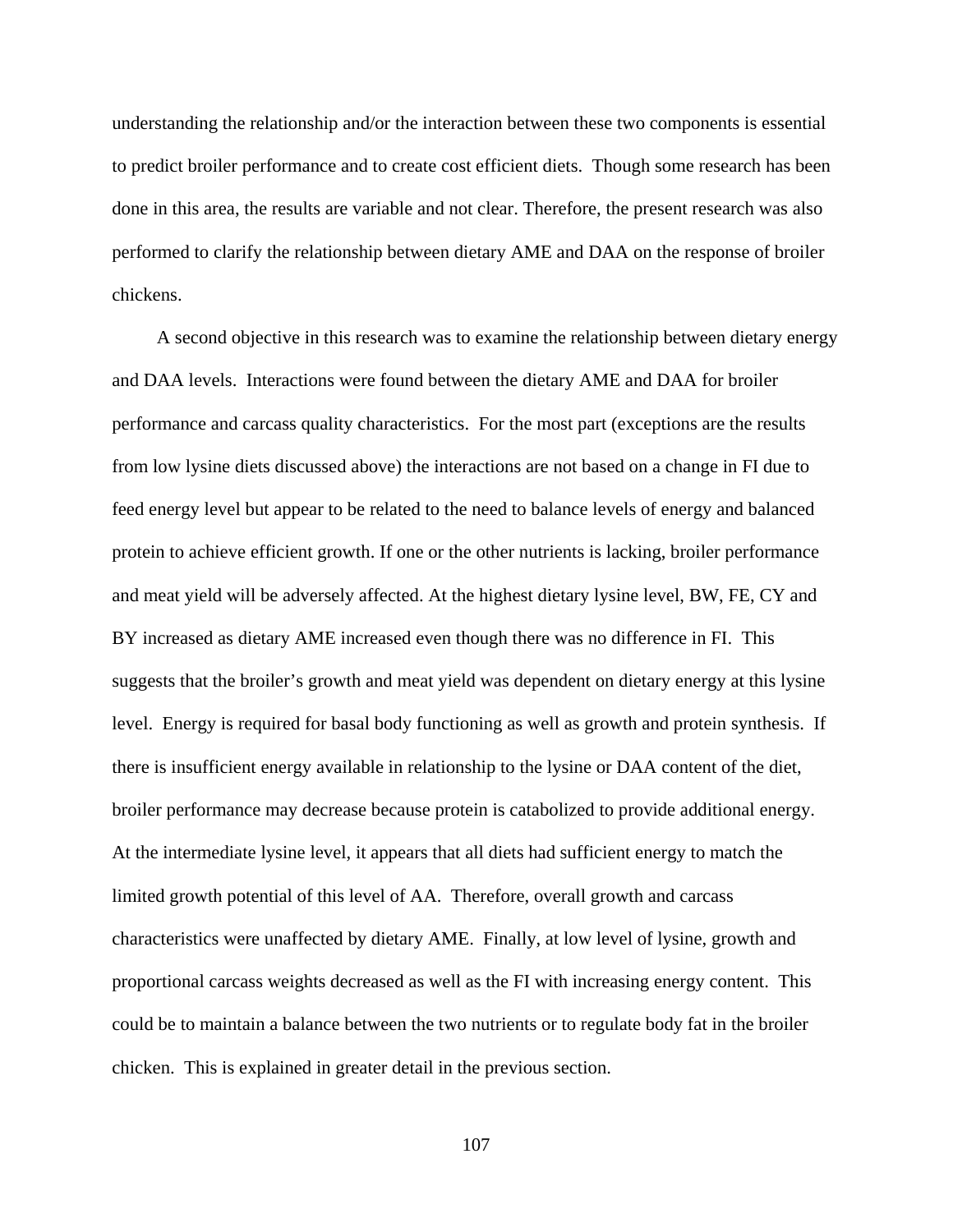understanding the relationship and/or the interaction between these two components is essential to predict broiler performance and to create cost efficient diets. Though some research has been done in this area, the results are variable and not clear. Therefore, the present research was also performed to clarify the relationship between dietary AME and DAA on the response of broiler chickens.

A second objective in this research was to examine the relationship between dietary energy and DAA levels. Interactions were found between the dietary AME and DAA for broiler performance and carcass quality characteristics. For the most part (exceptions are the results from low lysine diets discussed above) the interactions are not based on a change in FI due to feed energy level but appear to be related to the need to balance levels of energy and balanced protein to achieve efficient growth. If one or the other nutrients is lacking, broiler performance and meat yield will be adversely affected. At the highest dietary lysine level, BW, FE, CY and BY increased as dietary AME increased even though there was no difference in FI. This suggests that the broiler's growth and meat yield was dependent on dietary energy at this lysine level. Energy is required for basal body functioning as well as growth and protein synthesis. If there is insufficient energy available in relationship to the lysine or DAA content of the diet, broiler performance may decrease because protein is catabolized to provide additional energy. At the intermediate lysine level, it appears that all diets had sufficient energy to match the limited growth potential of this level of AA. Therefore, overall growth and carcass characteristics were unaffected by dietary AME. Finally, at low level of lysine, growth and proportional carcass weights decreased as well as the FI with increasing energy content. This could be to maintain a balance between the two nutrients or to regulate body fat in the broiler chicken. This is explained in greater detail in the previous section.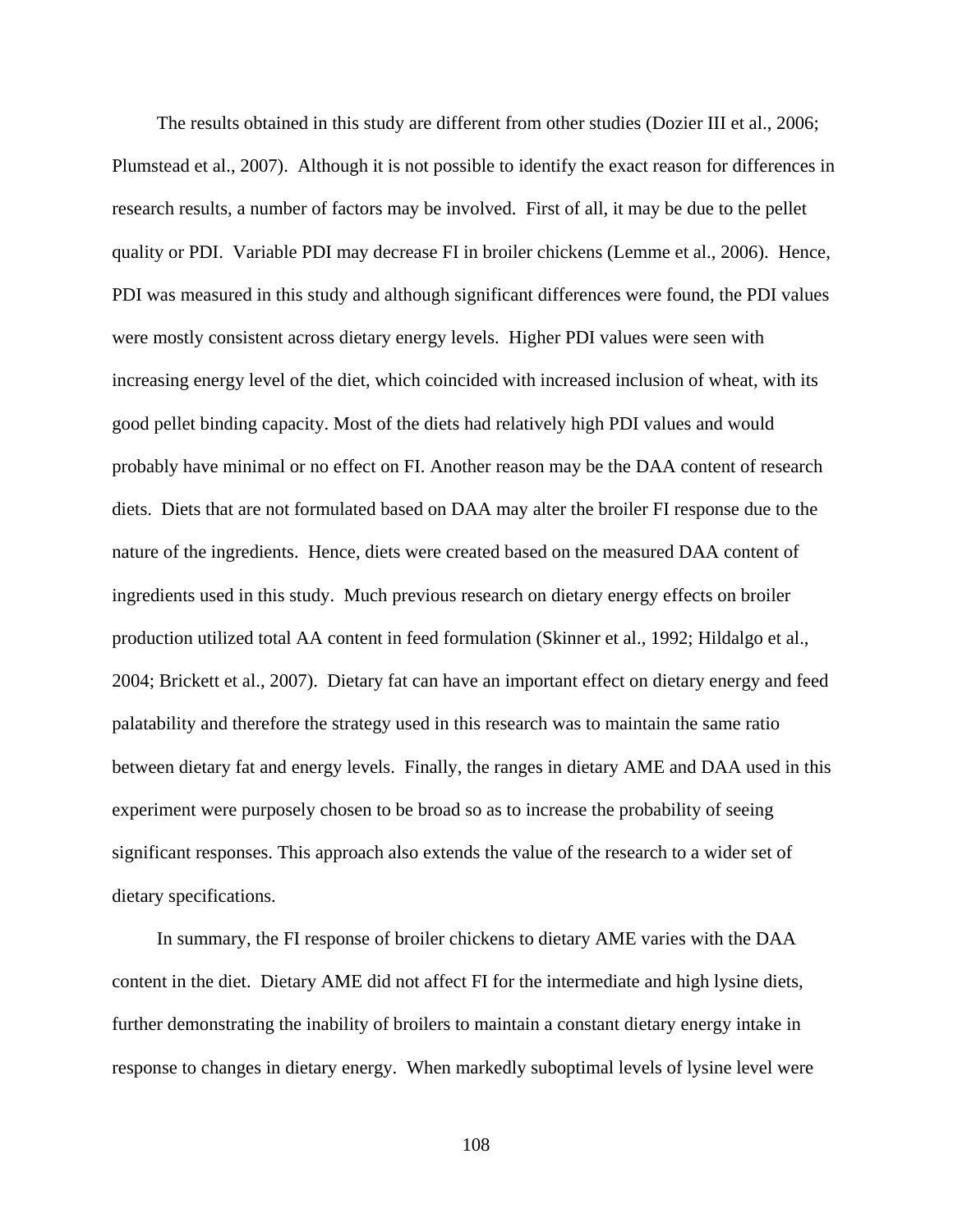The results obtained in this study are different from other studies (Dozier III et al., 2006; Plumstead et al., 2007). Although it is not possible to identify the exact reason for differences in research results, a number of factors may be involved. First of all, it may be due to the pellet quality or PDI. Variable PDI may decrease FI in broiler chickens (Lemme et al., 2006). Hence, PDI was measured in this study and although significant differences were found, the PDI values were mostly consistent across dietary energy levels. Higher PDI values were seen with increasing energy level of the diet, which coincided with increased inclusion of wheat, with its good pellet binding capacity. Most of the diets had relatively high PDI values and would probably have minimal or no effect on FI. Another reason may be the DAA content of research diets. Diets that are not formulated based on DAA may alter the broiler FI response due to the nature of the ingredients. Hence, diets were created based on the measured DAA content of ingredients used in this study. Much previous research on dietary energy effects on broiler production utilized total AA content in feed formulation (Skinner et al., 1992; Hildalgo et al., 2004; Brickett et al., 2007). Dietary fat can have an important effect on dietary energy and feed palatability and therefore the strategy used in this research was to maintain the same ratio between dietary fat and energy levels. Finally, the ranges in dietary AME and DAA used in this experiment were purposely chosen to be broad so as to increase the probability of seeing significant responses. This approach also extends the value of the research to a wider set of dietary specifications.

In summary, the FI response of broiler chickens to dietary AME varies with the DAA content in the diet. Dietary AME did not affect FI for the intermediate and high lysine diets, further demonstrating the inability of broilers to maintain a constant dietary energy intake in response to changes in dietary energy. When markedly suboptimal levels of lysine level were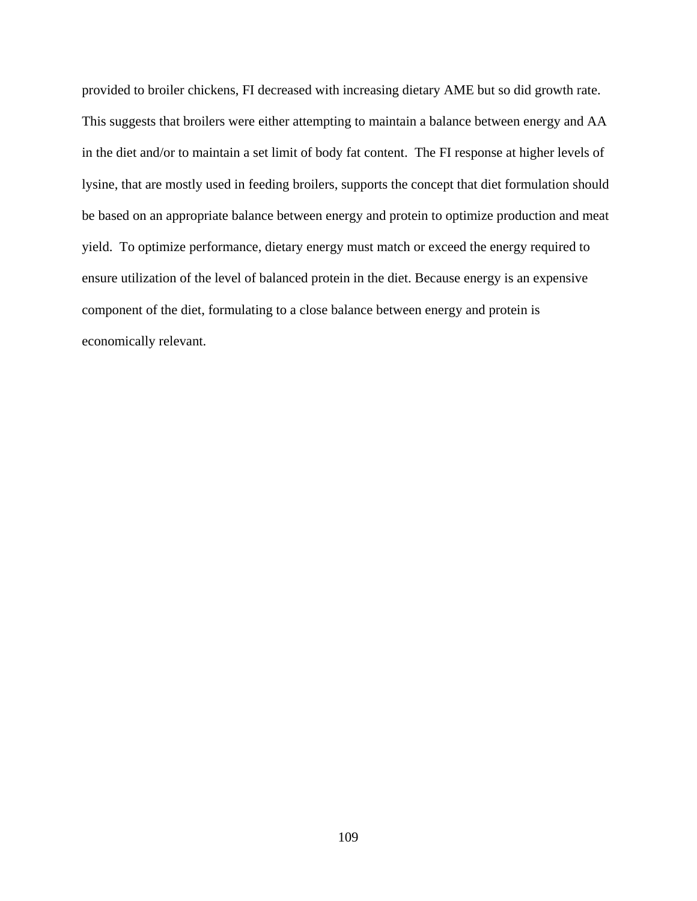provided to broiler chickens, FI decreased with increasing dietary AME but so did growth rate. This suggests that broilers were either attempting to maintain a balance between energy and AA in the diet and/or to maintain a set limit of body fat content. The FI response at higher levels of lysine, that are mostly used in feeding broilers, supports the concept that diet formulation should be based on an appropriate balance between energy and protein to optimize production and meat yield. To optimize performance, dietary energy must match or exceed the energy required to ensure utilization of the level of balanced protein in the diet. Because energy is an expensive component of the diet, formulating to a close balance between energy and protein is economically relevant.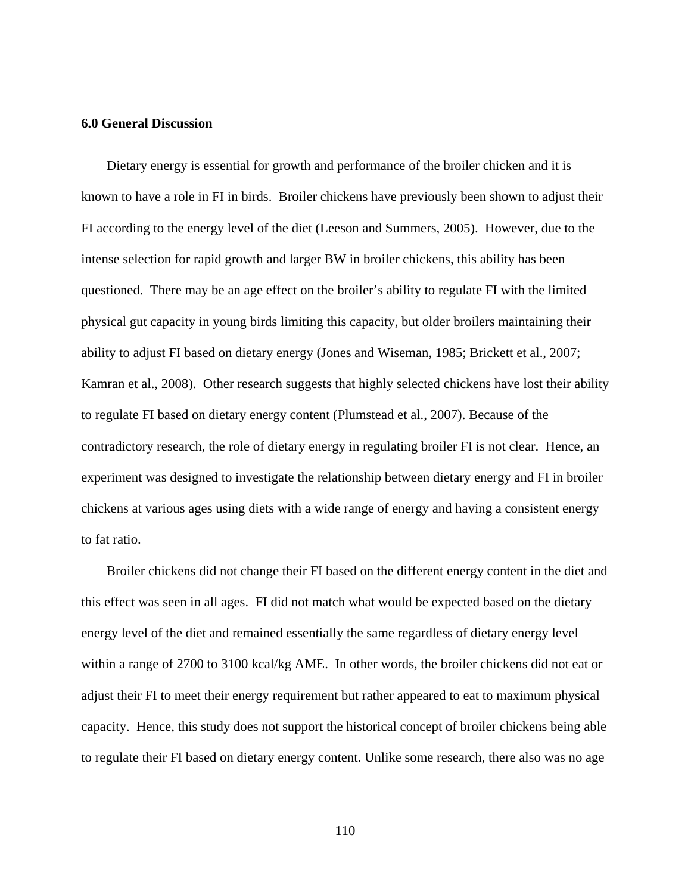## 6.0 General Discussion

Dietary energy is essential for growth and performance of the broiler chicken and it is known to have a role in FI in birds. Broiler chickens have previously been shown to adjust their FI according to the energy level of the diet (Leeson and Summers, 2005). However, due to the intense selection for rapid growth and larger BW in broiler chickens, this ability has been questioned. There may be an age effect on the broiler's ability to regulate FI with the limited physical gut capacity in young birds limiting this capacity, but older broilers maintaining their ability to adjust FI based on dietary energy (Jones and Wiseman, 1985; Brickett et al., 2007; Kamran et al., 2008). Other research suggests that highly selected chickens have lost their ability to regulate FI based on dietary energy content (Plumstead et al., 2007). Because of the contradictory research, the role of dietary energy in regulating broiler FI is not clear. Hence, an experiment was designed to investigate the relationship between dietary energy and FI in broiler chickens at various ages using diets with a wide range of energy and having a consistent energy to fat ratio.

Broiler chickens did not change their FI based on the different energy content in the diet and this effect was seen in all ages. FI did not match what would be expected based on the dietary energy level of the diet and remained essentially the same regardless of dietary energy level within a range of 2700 to 3100 kcal/kg AME. In other words, the broiler chickens did not eat or adjust their FI to meet their energy requirement but rather appeared to eat to maximum physical capacity. Hence, this study does not support the historical concept of broiler chickens being able to regulate their FI based on dietary energy content. Unlike some research, there also was no age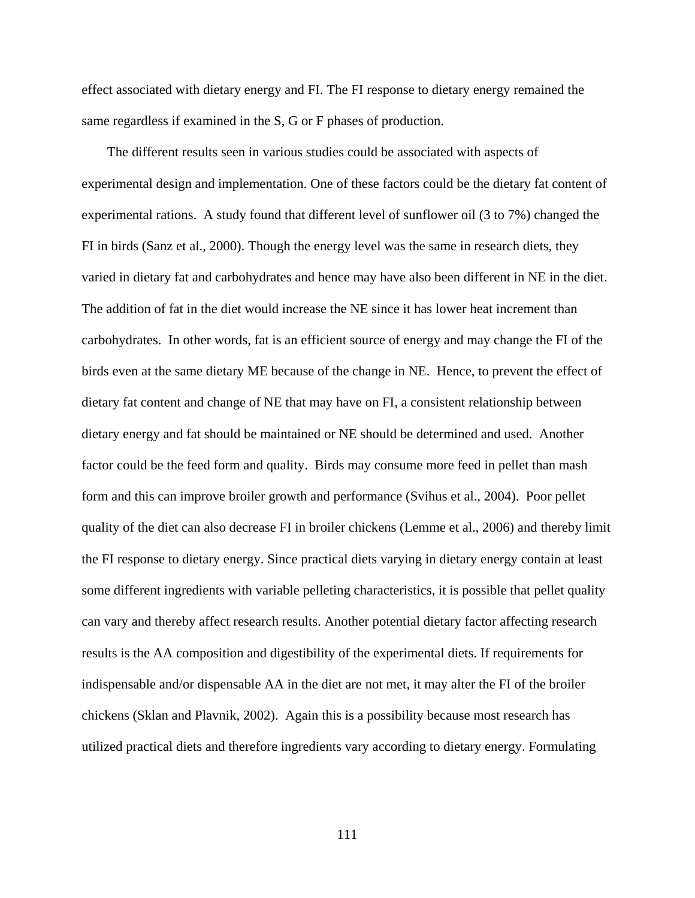effect associated with dietary energy and FI. The FI response to dietary energy remained the same regardless if examined in the S, G or F phases of production.

The different results seen in various studies could be associated with aspects of experimental design and implementation. One of these factors could be the dietary fat content of experimental rations. A study found that different level of sunflower oil (3 to 7%) changed the FI in birds (Sanz et al., 2000). Though the energy level was the same in research diets, they varied in dietary fat and carbohydrates and hence may have also been different in NE in the diet. The addition of fat in the diet would increase the NE since it has lower heat increment than carbohydrates. In other words, fat is an efficient source of energy and may change the FI of the birds even at the same dietary ME because of the change in NE. Hence, to prevent the effect of dietary fat content and change of NE that may have on FI, a consistent relationship between dietary energy and fat should be maintained or NE should be determined and used. Another factor could be the feed form and quality. Birds may consume more feed in pellet than mash form and this can improve broiler growth and performance (Svihus et al., 2004). Poor pellet quality of the diet can also decrease FI in broiler chickens (Lemme et al., 2006) and thereby limit the FI response to dietary energy. Since practical diets varying in dietary energy contain at least some different ingredients with variable pelleting characteristics, it is possible that pellet quality can vary and thereby affect research results. Another potential dietary factor affecting research results is the AA composition and digestibility of the experimental diets. If requirements for indispensable and/or dispensable AA in the diet are not met, it may alter the FI of the broiler chickens (Sklan and Plavnik, 2002). Again this is a possibility because most research has utilized practical diets and therefore ingredients vary according to dietary energy. Formulating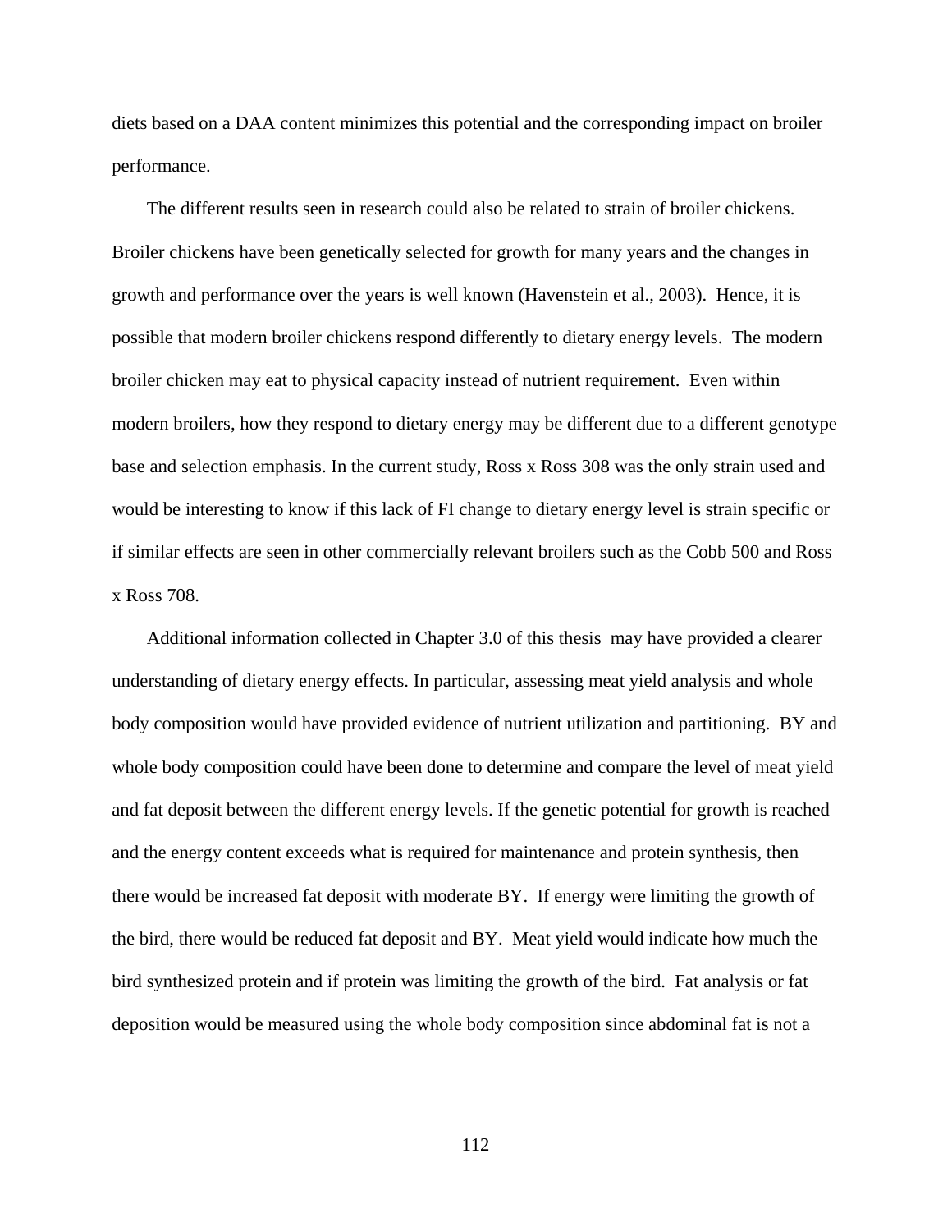diets based on a DAA content minimizes this potential and the corresponding impact on broiler performance.

The different results seen in research could also be related to strain of broiler chickens. Broiler chickens have been genetically selected for growth for many years and the changes in growth and performance over the years is well known (Havenstein et al., 2003). Hence, it is possible that modern broiler chickens respond differently to dietary energy levels. The modern broiler chicken may eat to physical capacity instead of nutrient requirement. Even within modern broilers, how they respond to dietary energy may be different due to a different genotype base and selection emphasis. In the current study, Ross x Ross 308 was the only strain used and would be interesting to know if this lack of FI change to dietary energy level is strain specific or if similar effects are seen in other commercially relevant broilers such as the Cobb 500 and Ross x Ross 708.

Additional information collected in Chapter 3.0 of this thesis may have provided a clearer understanding of dietary energy effects. In particular, assessing meat yield analysis and whole body composition would have provided evidence of nutrient utilization and partitioning. BY and whole body composition could have been done to determine and compare the level of meat yield and fat deposit between the different energy levels. If the genetic potential for growth is reached and the energy content exceeds what is required for maintenance and protein synthesis, then there would be increased fat deposit with moderate BY. If energy were limiting the growth of the bird, there would be reduced fat deposit and BY. Meat yield would indicate how much the bird synthesized protein and if protein was limiting the growth of the bird. Fat analysis or fat deposition would be measured using the whole body composition since abdominal fat is not a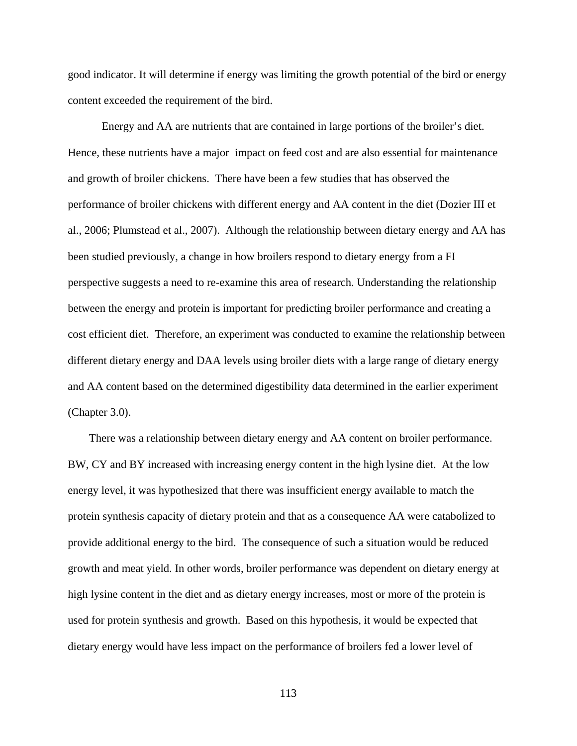good indicator. It will determine if energy was limiting the growth potential of the bird or energy content exceeded the requirement of the bird.

Energy and AA are nutrients that are contained in large portions of the broiler's diet. Hence, these nutrients have a major impact on feed cost and are also essential for maintenance and growth of broiler chickens. There have been a few studies that has observed the performance of broiler chickens with different energy and AA content in the diet (Dozier III et al., 2006; Plumstead et al., 2007). Although the relationship between dietary energy and AA has been studied previously, a change in how broilers respond to dietary energy from a FI perspective suggests a need to re-examine this area of research. Understanding the relationship between the energy and protein is important for predicting broiler performance and creating a cost efficient diet. Therefore, an experiment was conducted to examine the relationship between different dietary energy and DAA levels using broiler diets with a large range of dietary energy and AA content based on the determined digestibility data determined in the earlier experiment (Chapter 3.0).

There was a relationship between dietary energy and AA content on broiler performance. BW, CY and BY increased with increasing energy content in the high lysine diet. At the low energy level, it was hypothesized that there was insufficient energy available to match the protein synthesis capacity of dietary protein and that as a consequence AA were catabolized to provide additional energy to the bird. The consequence of such a situation would be reduced growth and meat yield. In other words, broiler performance was dependent on dietary energy at high lysine content in the diet and as dietary energy increases, most or more of the protein is used for protein synthesis and growth. Based on this hypothesis, it would be expected that dietary energy would have less impact on the performance of broilers fed a lower level of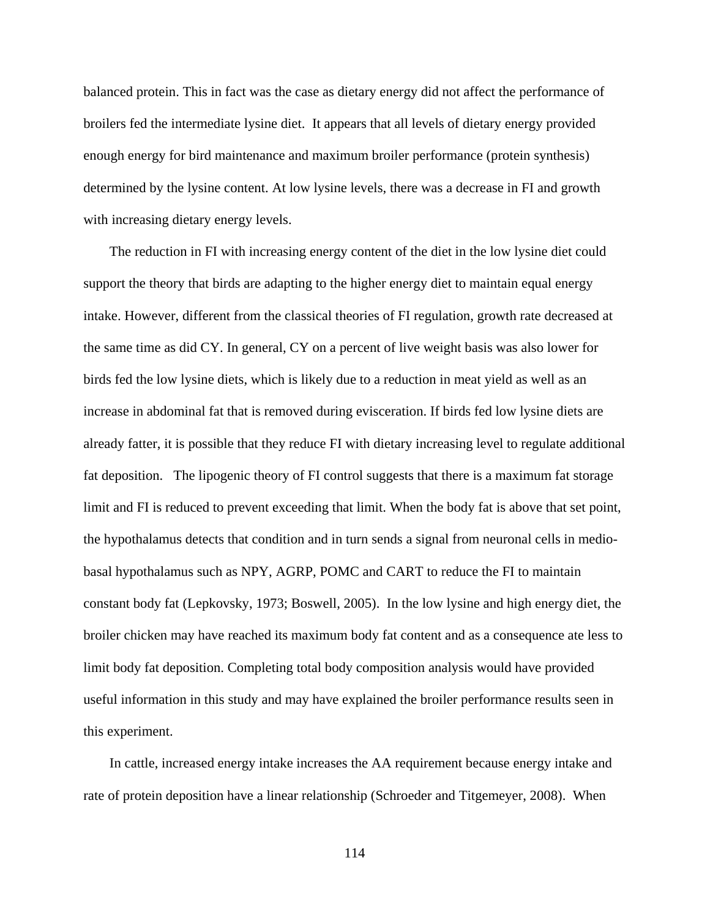balanced protein. This in fact was the case as dietary energy did not affect the performance of broilers fed the intermediate lysine diet. It appears that all levels of dietary energy provided enough energy for bird maintenance and maximum broiler performance (protein synthesis) determined by the lysine content. At low lysine levels, there was a decrease in FI and growth with increasing dietary energy levels.

The reduction in FI with increasing energy content of the diet in the low lysine diet could support the theory that birds are adapting to the higher energy diet to maintain equal energy intake. However, different from the classical theories of FI regulation, growth rate decreased at the same time as did CY. In general, CY on a percent of live weight basis was also lower for birds fed the low lysine diets, which is likely due to a reduction in meat yield as well as an increase in abdominal fat that is removed during evisceration. If birds fed low lysine diets are already fatter, it is possible that they reduce FI with dietary increasing level to regulate additional fat deposition. The lipogenic theory of FI control suggests that there is a maximum fat storage limit and FI is reduced to prevent exceeding that limit. When the body fat is above that set point, the hypothalamus detects that condition and in turn sends a signal from neuronal cells in medio-basal hypothalamus such as NPY, AGRP, POMC and CART to reduce the FI to maintain constant body fat (Lepkovsky, 1973; Boswell, 2005). In the low lysine and high energy diet, the broiler chicken may have reached its maximum body fat content and as a consequence ate less to limit body fat deposition. Completing total body composition analysis would have provided useful information in this study and may have explained the broiler performance results seen in this experiment.

In cattle, increased energy intake increases the AA requirement because energy intake and rate of protein deposition have a linear relationship (Schroeder and Titgemeyer, 2008). When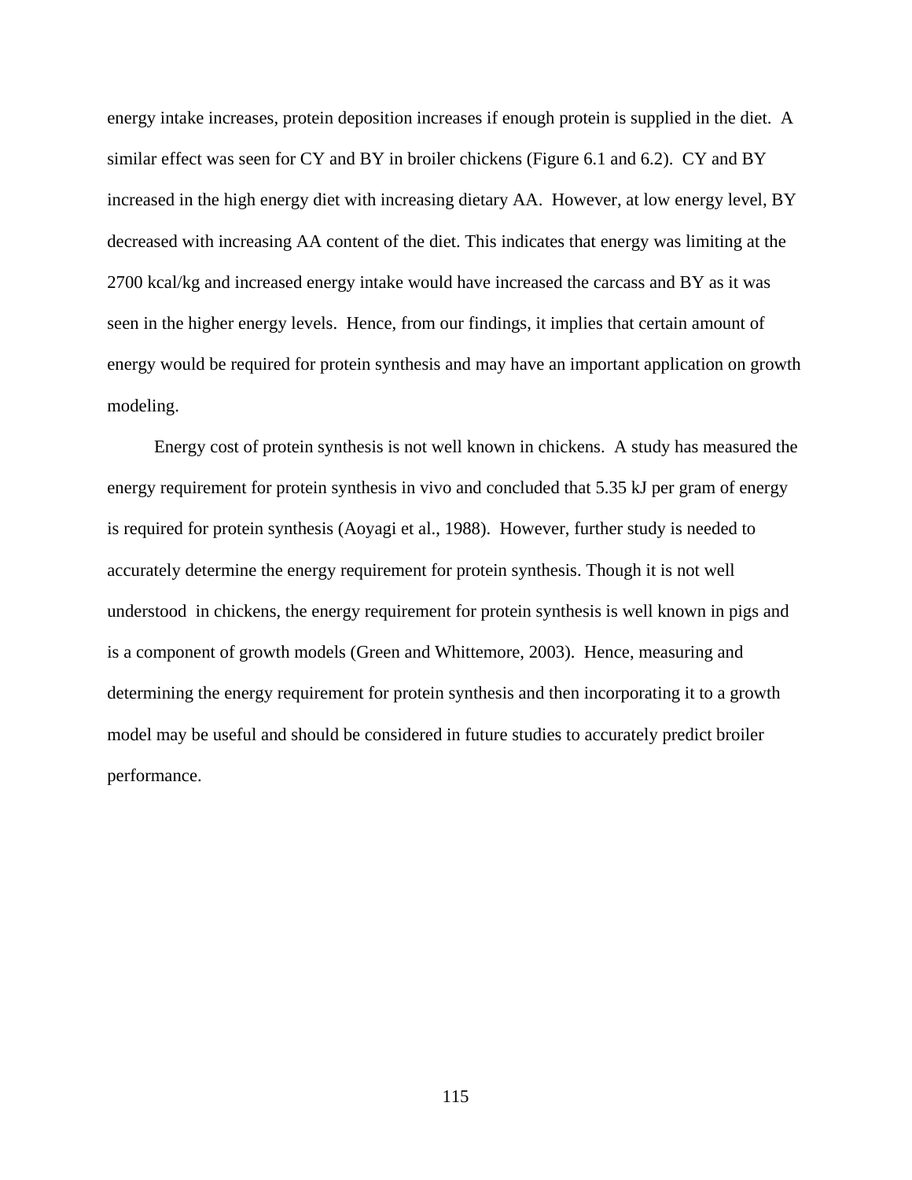energy intake increases, protein deposition increases if enough protein is supplied in the diet. A similar effect was seen for CY and BY in broiler chickens (Figure 6.1 and 6.2). CY and BY increased in the high energy diet with increasing dietary AA. However, at low energy level, BY decreased with increasing AA content of the diet. This indicates that energy was limiting at the 2700 kcal/kg and increased energy intake would have increased the carcass and BY as it was seen in the higher energy levels. Hence, from our findings, it implies that certain amount of energy would be required for protein synthesis and may have an important application on growth modeling.

Energy cost of protein synthesis is not well known in chickens. A study has measured the energy requirement for protein synthesis in vivo and concluded that 5.35 kJ per gram of energy is required for protein synthesis (Aoyagi et al., 1988). However, further study is needed to accurately determine the energy requirement for protein synthesis. Though it is not well understood in chickens, the energy requirement for protein synthesis is well known in pigs and is a component of growth models (Green and Whittemore, 2003). Hence, measuring and determining the energy requirement for protein synthesis and then incorporating it to a growth model may be useful and should be considered in future studies to accurately predict broiler performance.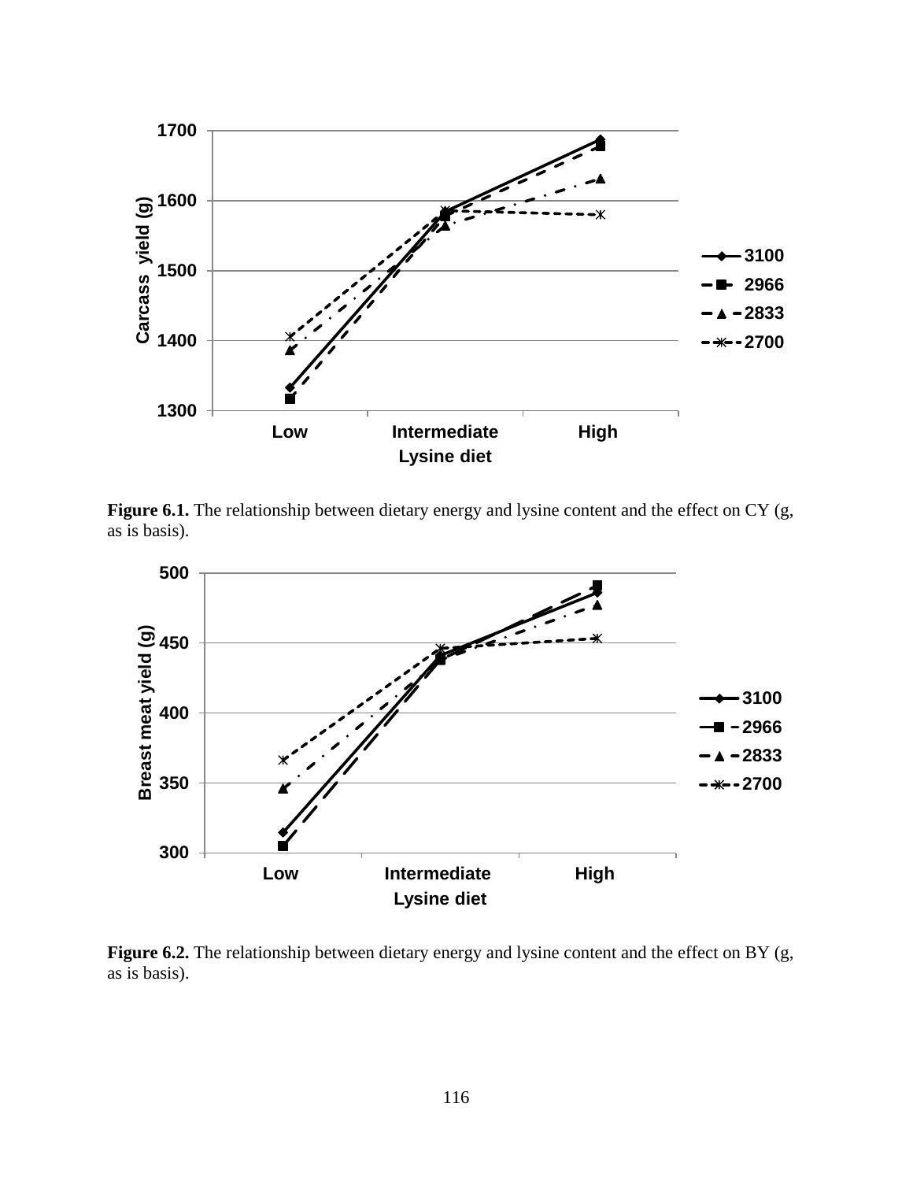**Figure 6.1.** The relationship between dietary energy and lysine content and the effect on CY (g, as is basis).

**Figure 6.2.** The relationship between dietary energy and lysine content and the effect on BY (g, as is basis).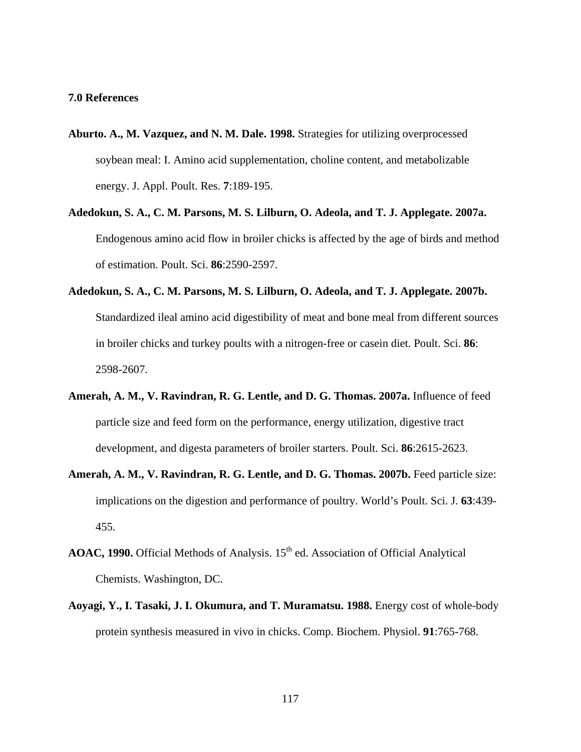**7.0 References**

**Aburto. A., M. Vazquez, and N. M. Dale. 1998.** Strategies for utilizing overprocessed soybean meal: I. Amino acid supplementation, choline content, and metabolizable energy. J. Appl. Poult. Res. **7**:189-195.

**Adedokun, S. A., C. M. Parsons, M. S. Lilburn, O. Adeola, and T. J. Applegate. 2007a.** Endogenous amino acid flow in broiler chicks is affected by the age of birds and method of estimation. Poult. Sci. **86**:2590-2597.

**Adedokun, S. A., C. M. Parsons, M. S. Lilburn, O. Adeola, and T. J. Applegate. 2007b.** Standardized ileal amino acid digestibility of meat and bone meal from different sources in broiler chicks and turkey poults with a nitrogen-free or casein diet. Poult. Sci. **86**: 2598-2607.

**Amerah, A. M., V. Ravindran, R. G. Lentle, and D. G. Thomas. 2007a.** Influence of feed particle size and feed form on the performance, energy utilization, digestive tract development, and digesta parameters of broiler starters. Poult. Sci. **86**:2615-2623.

**Amerah, A. M., V. Ravindran, R. G. Lentle, and D. G. Thomas. 2007b.** Feed particle size: implications on the digestion and performance of poultry. World's Poult. Sci. J. **63**:439-455.

**AOAC, 1990.** Official Methods of Analysis. 15th ed. Association of Official Analytical Chemists. Washington, DC.

**Aoyagi, Y., I. Tasaki, J. I. Okumura, and T. Muramatsu. 1988.** Energy cost of whole-body protein synthesis measured in vivo in chicks. Comp. Biochem. Physiol. **91**:765-768.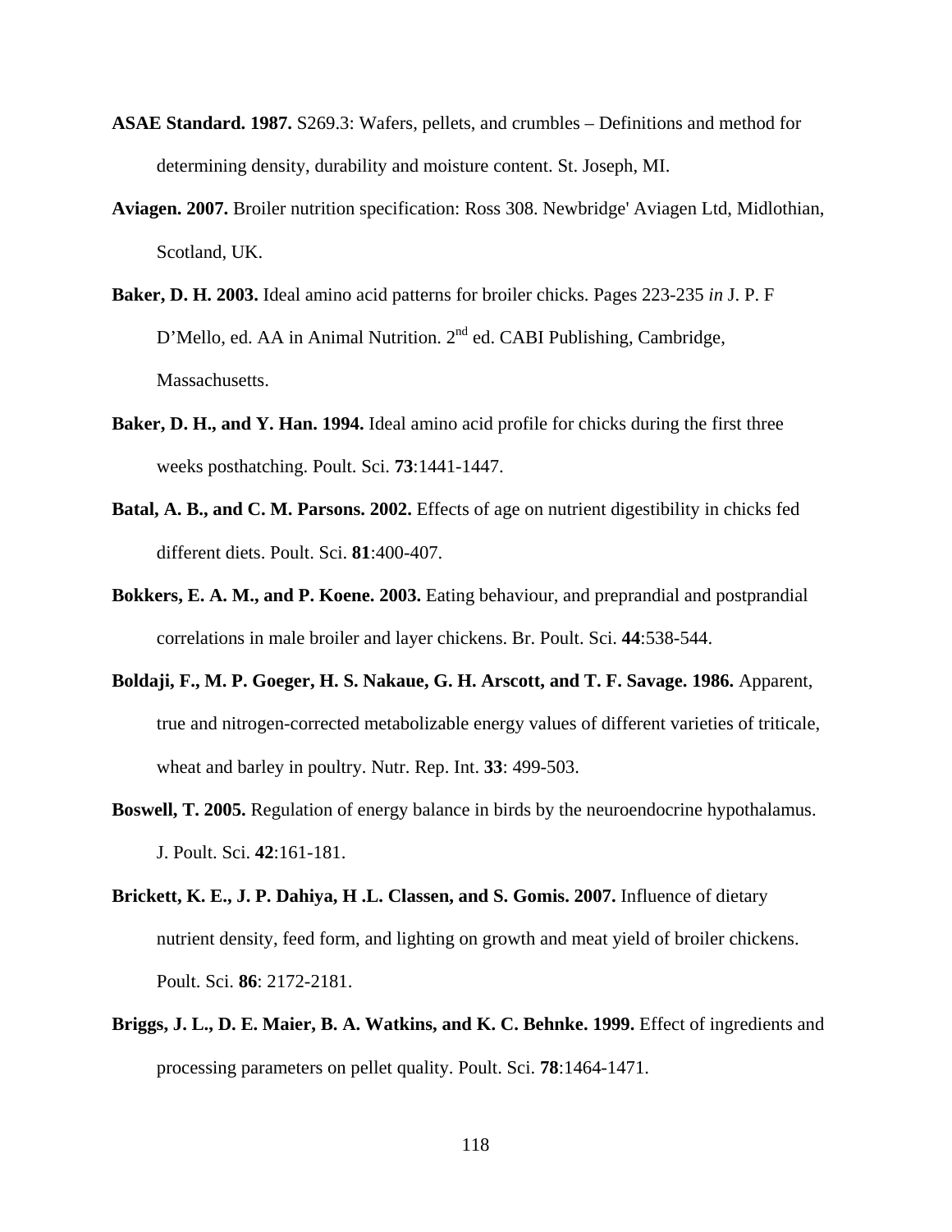**ASAE Standard. 1987.** S269.3: Wafers, pellets, and crumbles – Definitions and method for determining density, durability and moisture content. St. Joseph, MI.

**Aviagen. 2007.** Broiler nutrition specification: Ross 308. Newbridge' Aviagen Ltd, Midlothian, Scotland, UK.

**Baker, D. H. 2003.** Ideal amino acid patterns for broiler chicks. Pages 223-235 *in* J. P. F D'Mello, ed. AA in Animal Nutrition. 2nd ed. CABI Publishing, Cambridge, Massachusetts.

**Baker, D. H., and Y. Han. 1994.** Ideal amino acid profile for chicks during the first three weeks posthatching. Poult. Sci. **73**:1441-1447.

**Batal, A. B., and C. M. Parsons. 2002.** Effects of age on nutrient digestibility in chicks fed different diets. Poult. Sci. **81**:400-407.

**Bokkers, E. A. M., and P. Koene. 2003.** Eating behaviour, and preprandial and postprandial correlations in male broiler and layer chickens. Br. Poult. Sci. **44**:538-544.

**Boldaji, F., M. P. Goeger, H. S. Nakaue, G. H. Arscott, and T. F. Savage. 1986.** Apparent, true and nitrogen-corrected metabolizable energy values of different varieties of triticale, wheat and barley in poultry. Nutr. Rep. Int. **33**: 499-503.

**Boswell, T. 2005.** Regulation of energy balance in birds by the neuroendocrine hypothalamus. J. Poult. Sci. **42**:161-181.

**Brickett, K. E., J. P. Dahiya, H .L. Classen, and S. Gomis. 2007.** Influence of dietary nutrient density, feed form, and lighting on growth and meat yield of broiler chickens. Poult. Sci. **86**: 2172-2181.

**Briggs, J. L., D. E. Maier, B. A. Watkins, and K. C. Behnke. 1999.** Effect of ingredients and processing parameters on pellet quality. Poult. Sci. **78**:1464-1471.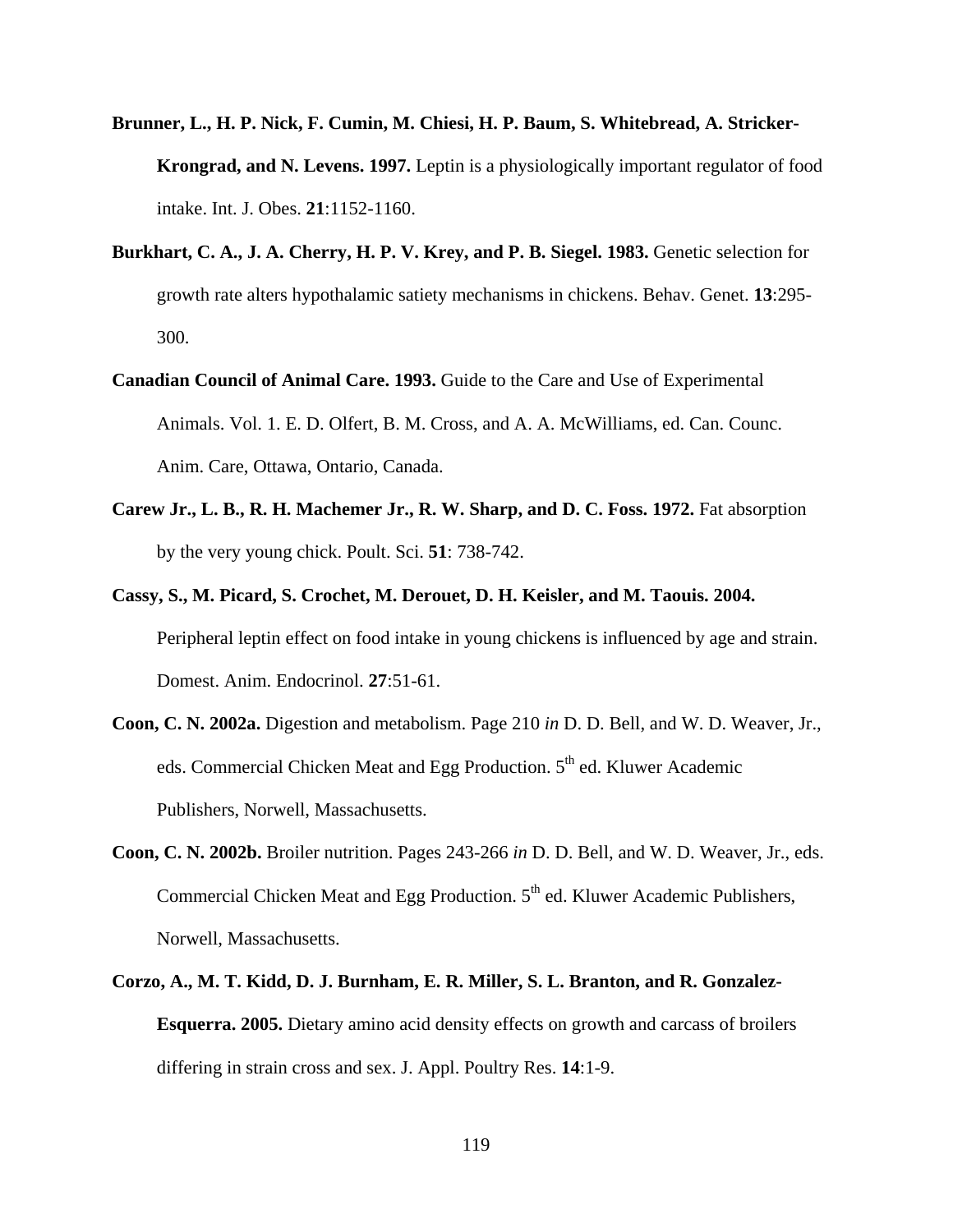**Brunner, L., H. P. Nick, F. Cumin, M. Chiesi, H. P. Baum, S. Whitebread, A. Stricker-Krongrad, and N. Levens. 1997.** Leptin is a physiologically important regulator of food intake. Int. J. Obes. **21**:1152-1160.

**Burkhart, C. A., J. A. Cherry, H. P. V. Krey, and P. B. Siegel. 1983.** Genetic selection for growth rate alters hypothalamic satiety mechanisms in chickens. Behav. Genet. **13**:295-300.

**Canadian Council of Animal Care. 1993.** Guide to the Care and Use of Experimental Animals. Vol. 1. E. D. Olfert, B. M. Cross, and A. A. McWilliams, ed. Can. Counc. Anim. Care, Ottawa, Ontario, Canada.

**Carew Jr., L. B., R. H. Machemer Jr., R. W. Sharp, and D. C. Foss. 1972.** Fat absorption by the very young chick. Poult. Sci. **51**: 738-742.

**Cassy, S., M. Picard, S. Crochet, M. Derouet, D. H. Keisler, and M. Taouis. 2004.** Peripheral leptin effect on food intake in young chickens is influenced by age and strain. Domest. Anim. Endocrinol. **27**:51-61.

**Coon, C. N. 2002a.** Digestion and metabolism. Page 210 *in* D. D. Bell, and W. D. Weaver, Jr., eds. Commercial Chicken Meat and Egg Production. 5th ed. Kluwer Academic Publishers, Norwell, Massachusetts.

**Coon, C. N. 2002b.** Broiler nutrition. Pages 243-266 *in* D. D. Bell, and W. D. Weaver, Jr., eds. Commercial Chicken Meat and Egg Production. 5th ed. Kluwer Academic Publishers, Norwell, Massachusetts.

**Corzo, A., M. T. Kidd, D. J. Burnham, E. R. Miller, S. L. Branton, and R. Gonzalez-Esquerra. 2005.** Dietary amino acid density effects on growth and carcass of broilers differing in strain cross and sex. J. Appl. Poultry Res. **14**:1-9.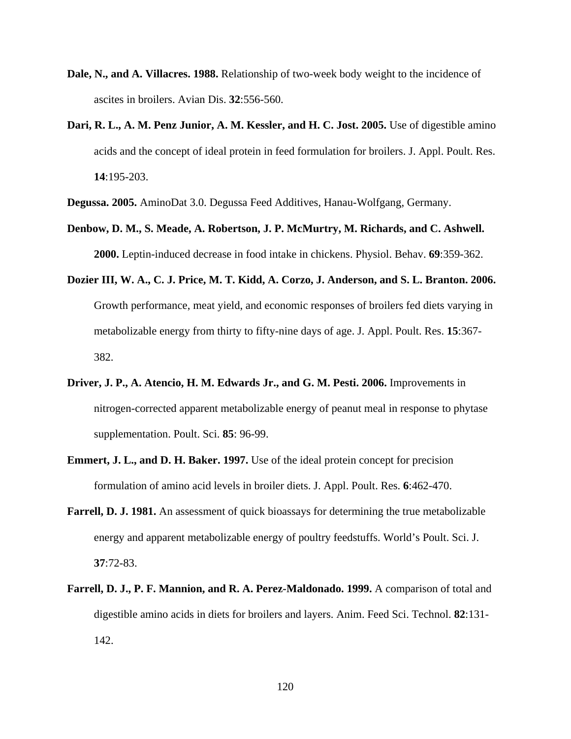**Dale, N., and A. Villacres. 1988.** Relationship of two-week body weight to the incidence of ascites in broilers. Avian Dis. **32**:556-560.

**Dari, R. L., A. M. Penz Junior, A. M. Kessler, and H. C. Jost. 2005.** Use of digestible amino acids and the concept of ideal protein in feed formulation for broilers. J. Appl. Poult. Res. **14**:195-203.

**Degussa. 2005.** AminoDat 3.0. Degussa Feed Additives, Hanau-Wolfgang, Germany.

**Denbow, D. M., S. Meade, A. Robertson, J. P. McMurtry, M. Richards, and C. Ashwell. 2000.** Leptin-induced decrease in food intake in chickens. Physiol. Behav. **69**:359-362.

**Dozier III, W. A., C. J. Price, M. T. Kidd, A. Corzo, J. Anderson, and S. L. Branton. 2006.** Growth performance, meat yield, and economic responses of broilers fed diets varying in metabolizable energy from thirty to fifty-nine days of age. J. Appl. Poult. Res. **15**:367-382.

**Driver, J. P., A. Atencio, H. M. Edwards Jr., and G. M. Pesti. 2006.** Improvements in nitrogen-corrected apparent metabolizable energy of peanut meal in response to phytase supplementation. Poult. Sci. **85**: 96-99.

**Emmert, J. L., and D. H. Baker. 1997.** Use of the ideal protein concept for precision formulation of amino acid levels in broiler diets. J. Appl. Poult. Res. **6**:462-470.

**Farrell, D. J. 1981.** An assessment of quick bioassays for determining the true metabolizable energy and apparent metabolizable energy of poultry feedstuffs. World's Poult. Sci. J. **37**:72-83.

**Farrell, D. J., P. F. Mannion, and R. A. Perez-Maldonado. 1999.** A comparison of total and digestible amino acids in diets for broilers and layers. Anim. Feed Sci. Technol. **82**:131-142.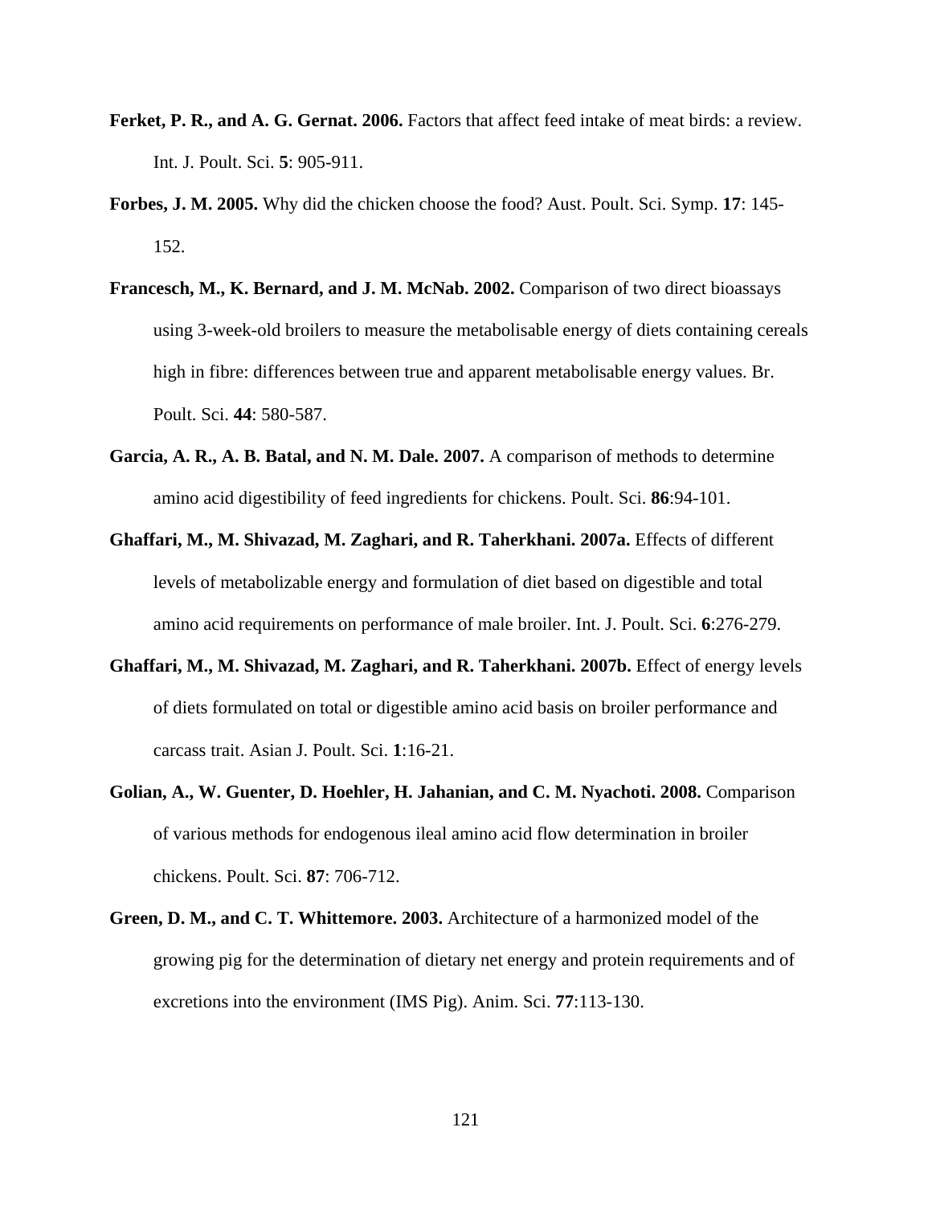**Ferket, P. R., and A. G. Gernat. 2006.** Factors that affect feed intake of meat birds: a review. Int. J. Poult. Sci. **5**: 905-911.

**Forbes, J. M. 2005.** Why did the chicken choose the food? Aust. Poult. Sci. Symp. **17**: 145-152.

**Francesch, M., K. Bernard, and J. M. McNab. 2002.** Comparison of two direct bioassays using 3-week-old broilers to measure the metabolisable energy of diets containing cereals high in fibre: differences between true and apparent metabolisable energy values. Br. Poult. Sci. **44**: 580-587.

**Garcia, A. R., A. B. Batal, and N. M. Dale. 2007.** A comparison of methods to determine amino acid digestibility of feed ingredients for chickens. Poult. Sci. **86**:94-101.

**Ghaffari, M., M. Shivazad, M. Zaghari, and R. Taherkhani. 2007a.** Effects of different levels of metabolizable energy and formulation of diet based on digestible and total amino acid requirements on performance of male broiler. Int. J. Poult. Sci. **6**:276-279.

**Ghaffari, M., M. Shivazad, M. Zaghari, and R. Taherkhani. 2007b.** Effect of energy levels of diets formulated on total or digestible amino acid basis on broiler performance and carcass trait. Asian J. Poult. Sci. **1**:16-21.

**Golian, A., W. Guenter, D. Hoehler, H. Jahanian, and C. M. Nyachoti. 2008.** Comparison of various methods for endogenous ileal amino acid flow determination in broiler chickens. Poult. Sci. **87**: 706-712.

**Green, D. M., and C. T. Whittemore. 2003.** Architecture of a harmonized model of the growing pig for the determination of dietary net energy and protein requirements and of excretions into the environment (IMS Pig). Anim. Sci. **77**:113-130.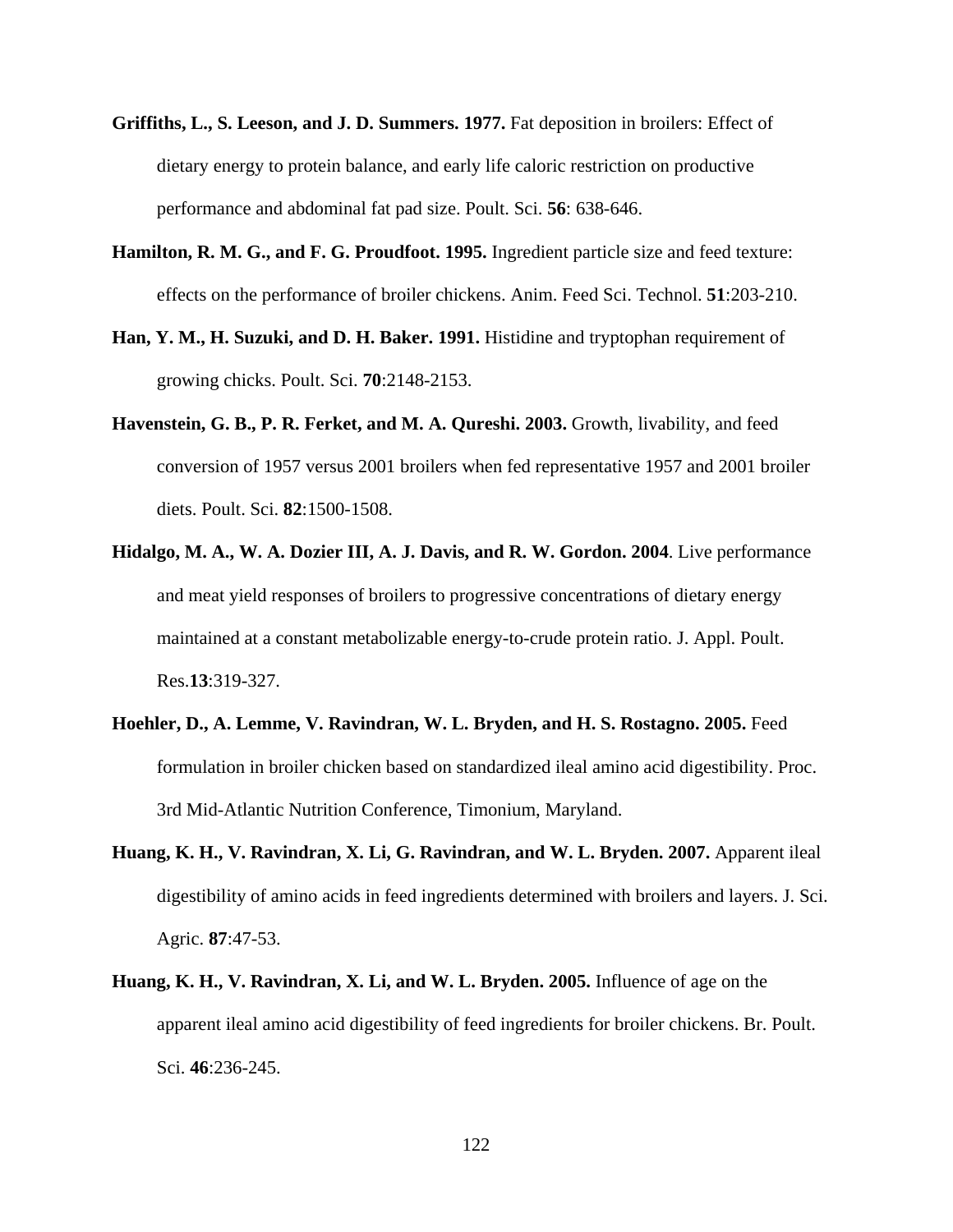**Griffiths, L., S. Leeson, and J. D. Summers. 1977.** Fat deposition in broilers: Effect of dietary energy to protein balance, and early life caloric restriction on productive performance and abdominal fat pad size. Poult. Sci. **56**: 638-646.

**Hamilton, R. M. G., and F. G. Proudfoot. 1995.** Ingredient particle size and feed texture: effects on the performance of broiler chickens. Anim. Feed Sci. Technol. **51**:203-210.

**Han, Y. M., H. Suzuki, and D. H. Baker. 1991.** Histidine and tryptophan requirement of growing chicks. Poult. Sci. **70**:2148-2153.

**Havenstein, G. B., P. R. Ferket, and M. A. Qureshi. 2003.** Growth, livability, and feed conversion of 1957 versus 2001 broilers when fed representative 1957 and 2001 broiler diets. Poult. Sci. **82**:1500-1508.

**Hidalgo, M. A., W. A. Dozier III, A. J. Davis, and R. W. Gordon. 2004**. Live performance and meat yield responses of broilers to progressive concentrations of dietary energy maintained at a constant metabolizable energy-to-crude protein ratio. J. Appl. Poult. Res.**13**:319-327.

**Hoehler, D., A. Lemme, V. Ravindran, W. L. Bryden, and H. S. Rostagno. 2005.** Feed formulation in broiler chicken based on standardized ileal amino acid digestibility. Proc. 3rd Mid-Atlantic Nutrition Conference, Timonium, Maryland.

**Huang, K. H., V. Ravindran, X. Li, G. Ravindran, and W. L. Bryden. 2007.** Apparent ileal digestibility of amino acids in feed ingredients determined with broilers and layers. J. Sci. Agric. **87**:47-53.

**Huang, K. H., V. Ravindran, X. Li, and W. L. Bryden. 2005.** Influence of age on the apparent ileal amino acid digestibility of feed ingredients for broiler chickens. Br. Poult. Sci. **46**:236-245.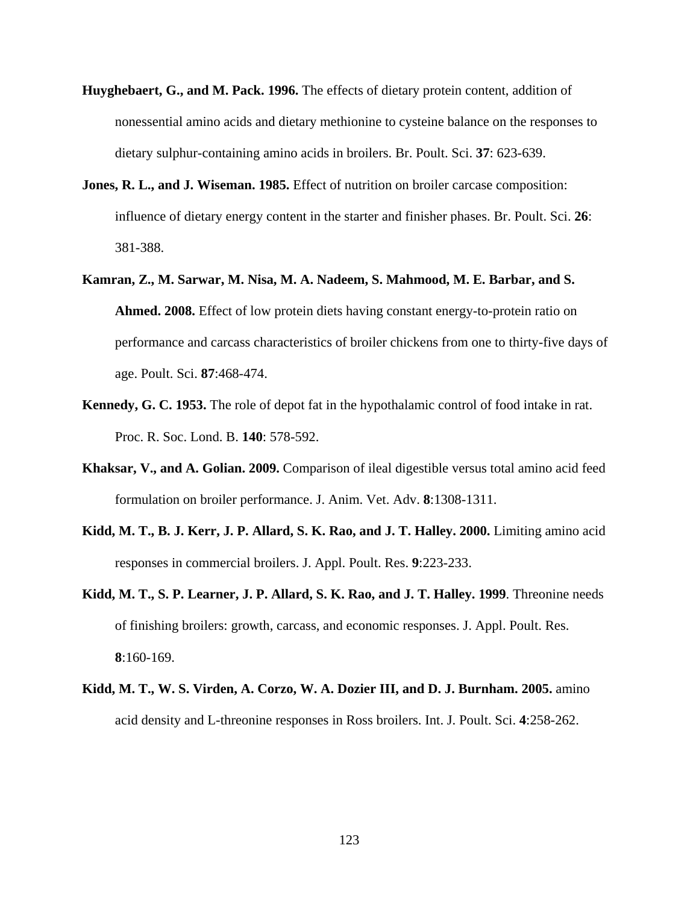**Huyghebaert, G., and M. Pack. 1996.** The effects of dietary protein content, addition of nonessential amino acids and dietary methionine to cysteine balance on the responses to dietary sulphur-containing amino acids in broilers. Br. Poult. Sci. **37**: 623-639.

**Jones, R. L., and J. Wiseman. 1985.** Effect of nutrition on broiler carcase composition: influence of dietary energy content in the starter and finisher phases. Br. Poult. Sci. **26**: 381-388.

**Kamran, Z., M. Sarwar, M. Nisa, M. A. Nadeem, S. Mahmood, M. E. Barbar, and S. Ahmed. 2008.** Effect of low protein diets having constant energy-to-protein ratio on performance and carcass characteristics of broiler chickens from one to thirty-five days of age. Poult. Sci. **87**:468-474.

**Kennedy, G. C. 1953.** The role of depot fat in the hypothalamic control of food intake in rat. Proc. R. Soc. Lond. B. **140**: 578-592.

**Khaksar, V., and A. Golian. 2009.** Comparison of ileal digestible versus total amino acid feed formulation on broiler performance. J. Anim. Vet. Adv. **8**:1308-1311.

**Kidd, M. T., B. J. Kerr, J. P. Allard, S. K. Rao, and J. T. Halley. 2000.** Limiting amino acid responses in commercial broilers. J. Appl. Poult. Res. **9**:223-233.

**Kidd, M. T., S. P. Learner, J. P. Allard, S. K. Rao, and J. T. Halley. 1999**. Threonine needs of finishing broilers: growth, carcass, and economic responses. J. Appl. Poult. Res. **8**:160-169.

**Kidd, M. T., W. S. Virden, A. Corzo, W. A. Dozier III, and D. J. Burnham. 2005.** amino acid density and L-threonine responses in Ross broilers. Int. J. Poult. Sci. **4**:258-262.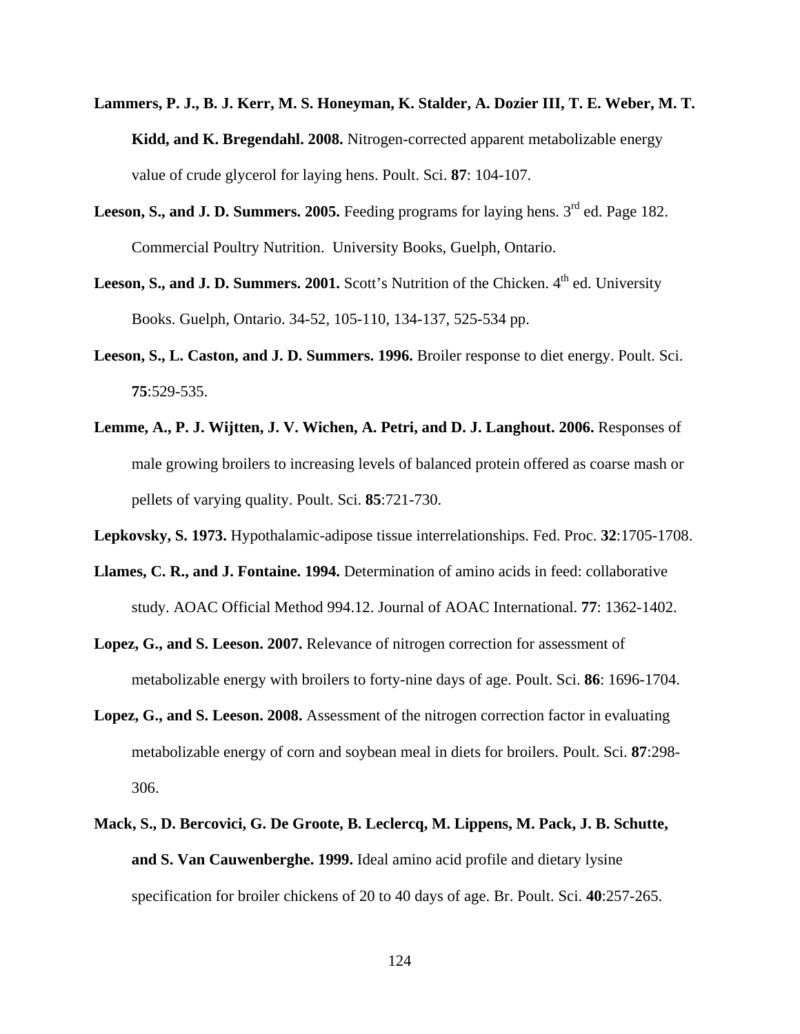**Lammers, P. J., B. J. Kerr, M. S. Honeyman, K. Stalder, A. Dozier III, T. E. Weber, M. T. Kidd, and K. Bregendahl. 2008.** Nitrogen-corrected apparent metabolizable energy value of crude glycerol for laying hens. Poult. Sci. **87**: 104-107.

**Leeson, S., and J. D. Summers. 2005.** Feeding programs for laying hens. 3rd ed. Page 182. Commercial Poultry Nutrition. University Books, Guelph, Ontario.

**Leeson, S., and J. D. Summers. 2001.** Scott's Nutrition of the Chicken. 4th ed. University Books. Guelph, Ontario. 34-52, 105-110, 134-137, 525-534 pp.

**Leeson, S., L. Caston, and J. D. Summers. 1996.** Broiler response to diet energy. Poult. Sci. **75**:529-535.

**Lemme, A., P. J. Wijtten, J. V. Wichen, A. Petri, and D. J. Langhout. 2006.** Responses of male growing broilers to increasing levels of balanced protein offered as coarse mash or pellets of varying quality. Poult. Sci. **85**:721-730.

**Lepkovsky, S. 1973.** Hypothalamic-adipose tissue interrelationships. Fed. Proc. **32**:1705-1708.

**Llames, C. R., and J. Fontaine. 1994.** Determination of amino acids in feed: collaborative study. AOAC Official Method 994.12. Journal of AOAC International. **77**: 1362-1402.

**Lopez, G., and S. Leeson. 2007.** Relevance of nitrogen correction for assessment of metabolizable energy with broilers to forty-nine days of age. Poult. Sci. **86**: 1696-1704.

**Lopez, G., and S. Leeson. 2008.** Assessment of the nitrogen correction factor in evaluating metabolizable energy of corn and soybean meal in diets for broilers. Poult. Sci. **87**:298-306.

**Mack, S., D. Bercovici, G. De Groote, B. Leclercq, M. Lippens, M. Pack, J. B. Schutte, and S. Van Cauwenberghe. 1999.** Ideal amino acid profile and dietary lysine specification for broiler chickens of 20 to 40 days of age. Br. Poult. Sci. **40**:257-265.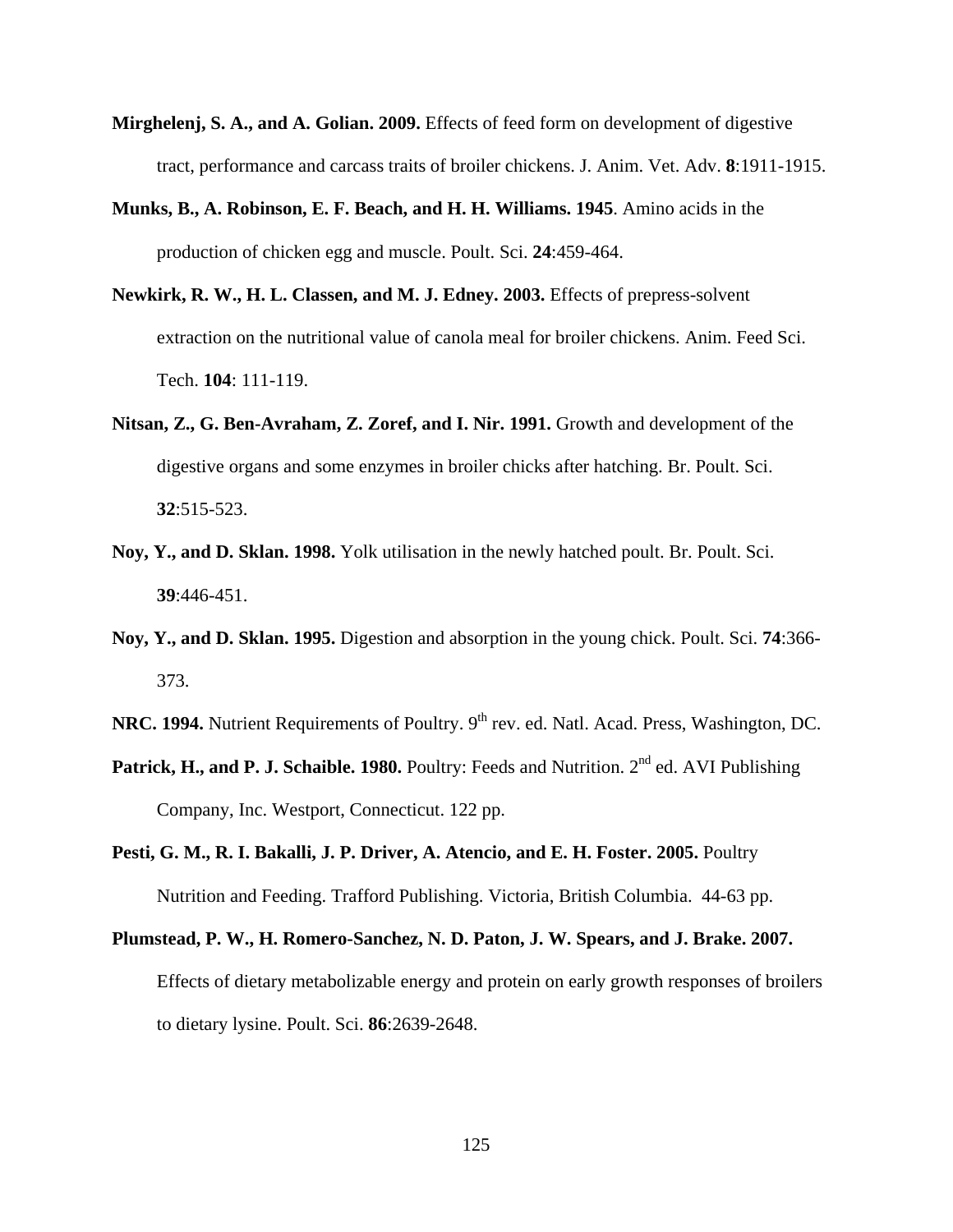**Mirghelenj, S. A., and A. Golian. 2009.** Effects of feed form on development of digestive tract, performance and carcass traits of broiler chickens. J. Anim. Vet. Adv. **8**:1911-1915.

**Munks, B., A. Robinson, E. F. Beach, and H. H. Williams. 1945**. Amino acids in the production of chicken egg and muscle. Poult. Sci. **24**:459-464.

**Newkirk, R. W., H. L. Classen, and M. J. Edney. 2003.** Effects of prepress-solvent extraction on the nutritional value of canola meal for broiler chickens. Anim. Feed Sci. Tech. **104**: 111-119.

**Nitsan, Z., G. Ben-Avraham, Z. Zoref, and I. Nir. 1991.** Growth and development of the digestive organs and some enzymes in broiler chicks after hatching. Br. Poult. Sci. **32**:515-523.

**Noy, Y., and D. Sklan. 1998.** Yolk utilisation in the newly hatched poult. Br. Poult. Sci. **39**:446-451.

**Noy, Y., and D. Sklan. 1995.** Digestion and absorption in the young chick. Poult. Sci. **74**:366-373.

**NRC. 1994.** Nutrient Requirements of Poultry. 9th rev. ed. Natl. Acad. Press, Washington, DC.

**Patrick, H., and P. J. Schaible. 1980.** Poultry: Feeds and Nutrition. 2nd ed. AVI Publishing Company, Inc. Westport, Connecticut. 122 pp.

**Pesti, G. M., R. I. Bakalli, J. P. Driver, A. Atencio, and E. H. Foster. 2005.** Poultry Nutrition and Feeding. Trafford Publishing. Victoria, British Columbia. 44-63 pp.

**Plumstead, P. W., H. Romero-Sanchez, N. D. Paton, J. W. Spears, and J. Brake. 2007.** Effects of dietary metabolizable energy and protein on early growth responses of broilers to dietary lysine. Poult. Sci. **86**:2639-2648.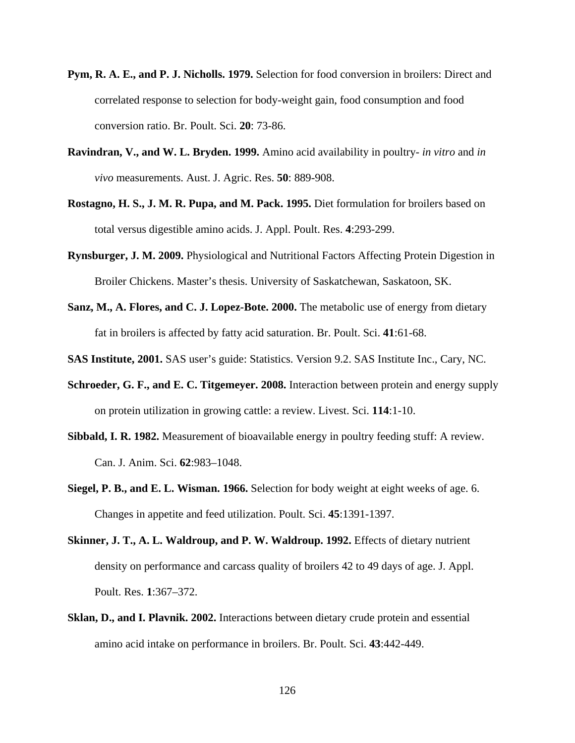**Pym, R. A. E., and P. J. Nicholls. 1979.** Selection for food conversion in broilers: Direct and correlated response to selection for body-weight gain, food consumption and food conversion ratio. Br. Poult. Sci. **20**: 73-86.

**Ravindran, V., and W. L. Bryden. 1999.** Amino acid availability in poultry- *in vitro* and *in vivo* measurements. Aust. J. Agric. Res. **50**: 889-908.

**Rostagno, H. S., J. M. R. Pupa, and M. Pack. 1995.** Diet formulation for broilers based on total versus digestible amino acids. J. Appl. Poult. Res. **4**:293-299.

**Rynsburger, J. M. 2009.** Physiological and Nutritional Factors Affecting Protein Digestion in Broiler Chickens. Master's thesis. University of Saskatchewan, Saskatoon, SK.

**Sanz, M., A. Flores, and C. J. Lopez-Bote. 2000.** The metabolic use of energy from dietary fat in broilers is affected by fatty acid saturation. Br. Poult. Sci. **41**:61-68.

**SAS Institute, 2001.** SAS user's guide: Statistics. Version 9.2. SAS Institute Inc., Cary, NC.

**Schroeder, G. F., and E. C. Titgemeyer. 2008.** Interaction between protein and energy supply on protein utilization in growing cattle: a review. Livest. Sci. **114**:1-10.

**Sibbald, I. R. 1982.** Measurement of bioavailable energy in poultry feeding stuff: A review. Can. J. Anim. Sci. **62**:983–1048.

**Siegel, P. B., and E. L. Wisman. 1966.** Selection for body weight at eight weeks of age. 6. Changes in appetite and feed utilization. Poult. Sci. **45**:1391-1397.

**Skinner, J. T., A. L. Waldroup, and P. W. Waldroup. 1992.** Effects of dietary nutrient density on performance and carcass quality of broilers 42 to 49 days of age. J. Appl. Poult. Res. **1**:367–372.

**Sklan, D., and I. Plavnik. 2002.** Interactions between dietary crude protein and essential amino acid intake on performance in broilers. Br. Poult. Sci. **43**:442-449.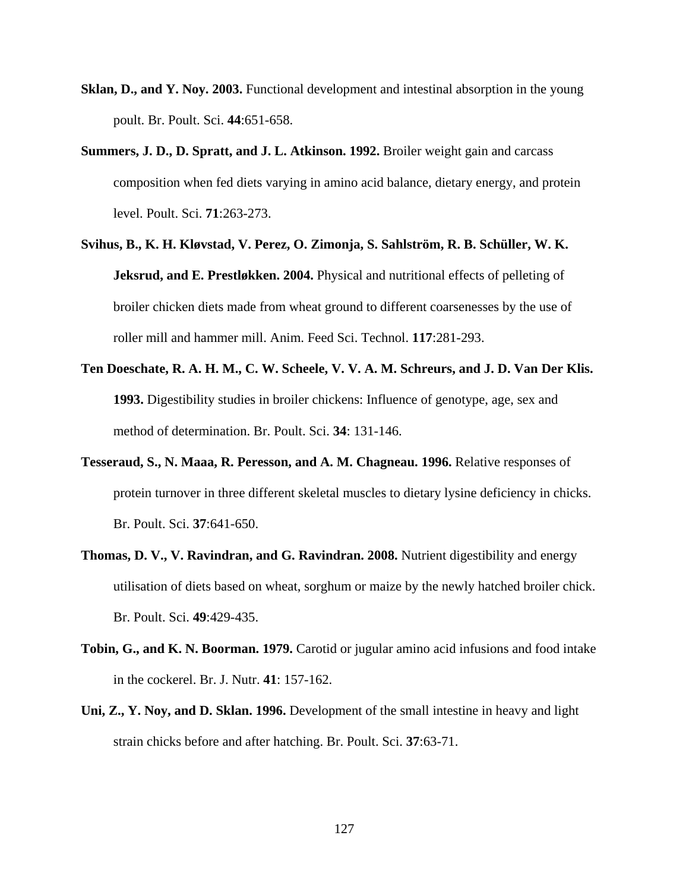**Sklan, D., and Y. Noy. 2003.** Functional development and intestinal absorption in the young poult. Br. Poult. Sci. **44**:651-658.

**Summers, J. D., D. Spratt, and J. L. Atkinson. 1992.** Broiler weight gain and carcass composition when fed diets varying in amino acid balance, dietary energy, and protein level. Poult. Sci. **71**:263-273.

**Svihus, B., K. H. Kløvstad, V. Perez, O. Zimonja, S. Sahlström, R. B. Schüller, W. K. Jeksrud, and E. Prestløkken. 2004.** Physical and nutritional effects of pelleting of broiler chicken diets made from wheat ground to different coarsenesses by the use of roller mill and hammer mill. Anim. Feed Sci. Technol. **117**:281-293.

**Ten Doeschate, R. A. H. M., C. W. Scheele, V. V. A. M. Schreurs, and J. D. Van Der Klis. 1993.** Digestibility studies in broiler chickens: Influence of genotype, age, sex and method of determination. Br. Poult. Sci. **34**: 131-146.

**Tesseraud, S., N. Maaa, R. Peresson, and A. M. Chagneau. 1996.** Relative responses of protein turnover in three different skeletal muscles to dietary lysine deficiency in chicks. Br. Poult. Sci. **37**:641-650.

**Thomas, D. V., V. Ravindran, and G. Ravindran. 2008.** Nutrient digestibility and energy utilisation of diets based on wheat, sorghum or maize by the newly hatched broiler chick. Br. Poult. Sci. **49**:429-435.

**Tobin, G., and K. N. Boorman. 1979.** Carotid or jugular amino acid infusions and food intake in the cockerel. Br. J. Nutr. **41**: 157-162.

**Uni, Z., Y. Noy, and D. Sklan. 1996.** Development of the small intestine in heavy and light strain chicks before and after hatching. Br. Poult. Sci. **37**:63-71.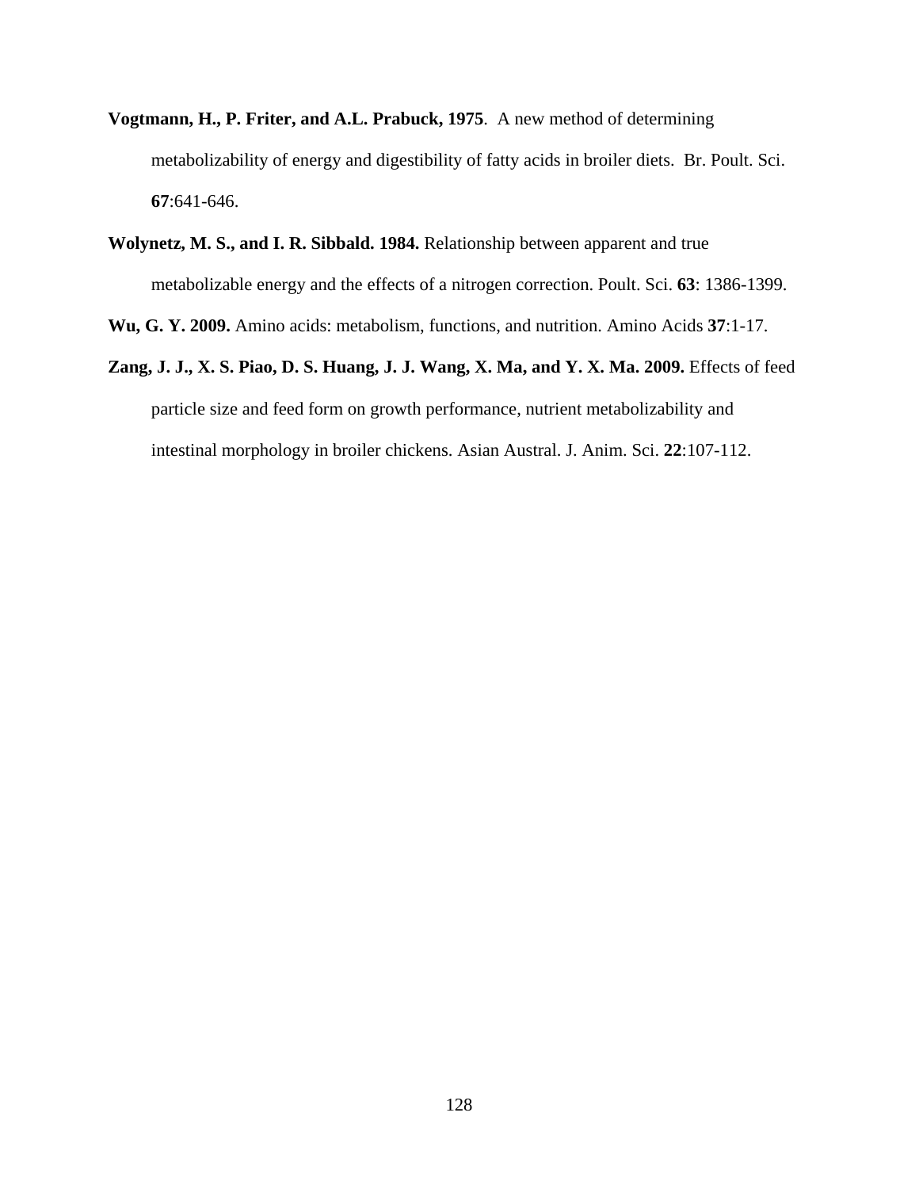**Vogtmann, H., P. Friter, and A.L. Prabuck, 1975**. A new method of determining metabolizability of energy and digestibility of fatty acids in broiler diets. Br. Poult. Sci. **67**:641-646.

**Wolynetz, M. S., and I. R. Sibbald. 1984.** Relationship between apparent and true metabolizable energy and the effects of a nitrogen correction. Poult. Sci. **63**: 1386-1399.

**Wu, G. Y. 2009.** Amino acids: metabolism, functions, and nutrition. Amino Acids **37**:1-17.

**Zang, J. J., X. S. Piao, D. S. Huang, J. J. Wang, X. Ma, and Y. X. Ma. 2009.** Effects of feed particle size and feed form on growth performance, nutrient metabolizability and intestinal morphology in broiler chickens. Asian Austral. J. Anim. Sci. **22**:107-112.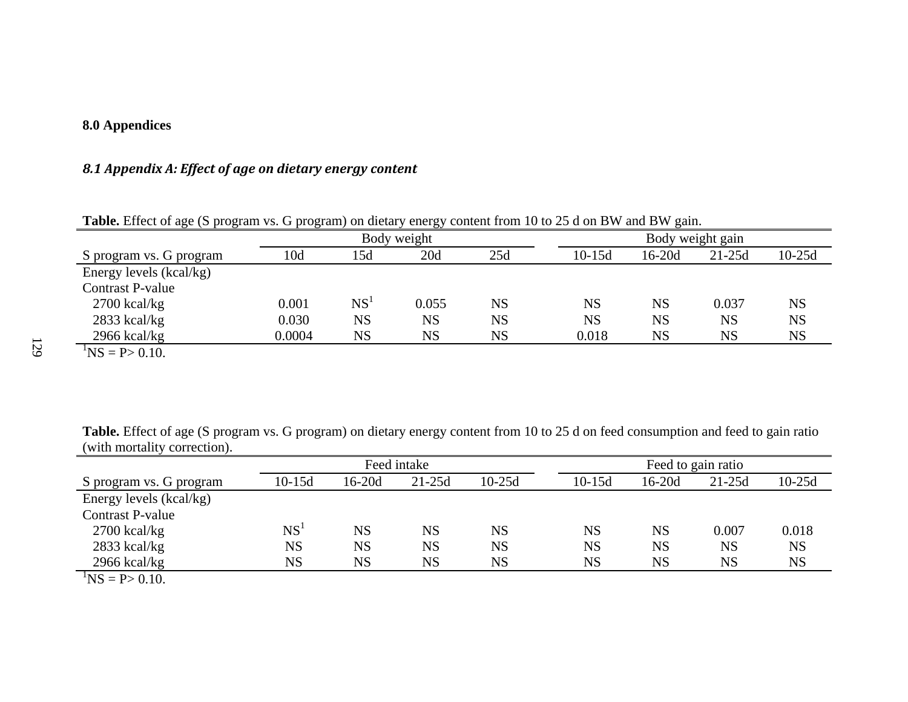**8.0 Appendices**

## *8.1 Appendix A: Effect of age on dietary energy content*

**Table.** Effect of age (S program vs. G program) on dietary energy content from 10 to 25 d on BW and BW gain.

| | Body weight | | | | Body weight gain | | | |
|---|---|---|---|---|---|---|---|---|
| S program vs. G program | 10d | 15d | 20d | 25d | 10-15d | 16-20d | 21-25d | 10-25d |
| Energy levels (kcal/kg) | | | | | | | | |
| Contrast P-value | | | | | | | | |
| 2700 kcal/kg | 0.001 | NS[1] | 0.055 | NS | NS | NS | 0.037 | NS |
| 2833 kcal/kg | 0.030 | NS | NS | NS | NS | NS | NS | NS |
| 2966 kcal/kg | 0.0004 | NS | NS | NS | 0.018 | NS | NS | NS |

[1]NS = P> 0.10.

**Table.** Effect of age (S program vs. G program) on dietary energy content from 10 to 25 d on feed consumption and feed to gain ratio (with mortality correction).

| | Feed intake | | | | Feed to gain ratio | | | |
|---|---|---|---|---|---|---|---|---|
| S program vs. G program | 10-15d | 16-20d | 21-25d | 10-25d | 10-15d | 16-20d | 21-25d | 10-25d |
| Energy levels (kcal/kg) | | | | | | | | |
| Contrast P-value | | | | | | | | |
| 2700 kcal/kg | NS[1] | NS | NS | NS | NS | NS | 0.007 | 0.018 |
| 2833 kcal/kg | NS | NS | NS | NS | NS | NS | NS | NS |
| 2966 kcal/kg | NS | NS | NS | NS | NS | NS | NS | NS |

[1]NS = P> 0.10.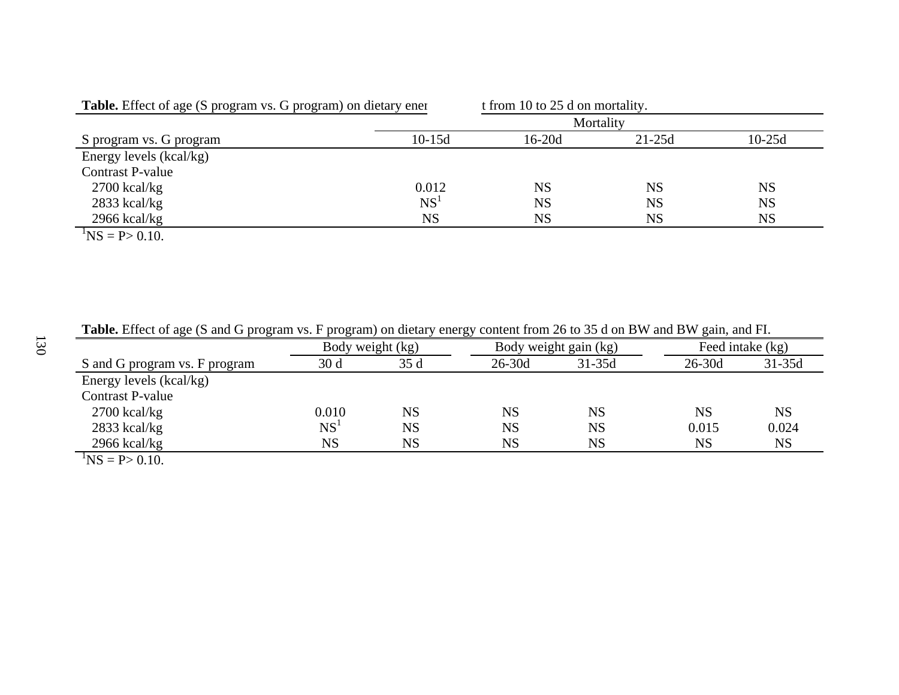**Table.** Effect of age (S program vs. G program) on dietary ener t from 10 to 25 d on mortality.

| | Mortality | | | |
|---|---|---|---|---|
| S program vs. G program | 10-15d | 16-20d | 21-25d | 10-25d |
| Energy levels (kcal/kg) | | | | |
| Contrast P-value | | | | |
| 2700 kcal/kg | 0.012 | NS | NS | NS |
| 2833 kcal/kg | NS[1] | NS | NS | NS |
| 2966 kcal/kg | NS | NS | NS | NS |

[1]NS = P> 0.10.

**Table.** Effect of age (S and G program vs. F program) on dietary energy content from 26 to 35 d on BW and BW gain, and FI.

| | Body weight (kg) | | Body weight gain (kg) | | Feed intake (kg) | |
|---|---|---|---|---|---|---|
| S and G program vs. F program | 30 d | 35 d | 26-30d | 31-35d | 26-30d | 31-35d |
| Energy levels (kcal/kg) | | | | | | |
| Contrast P-value | | | | | | |
| 2700 kcal/kg | 0.010 | NS | NS | NS | NS | NS |
| 2833 kcal/kg | NS[1] | NS | NS | NS | 0.015 | 0.024 |
| 2966 kcal/kg | NS | NS | NS | NS | NS | NS |

[1]NS = P> 0.10.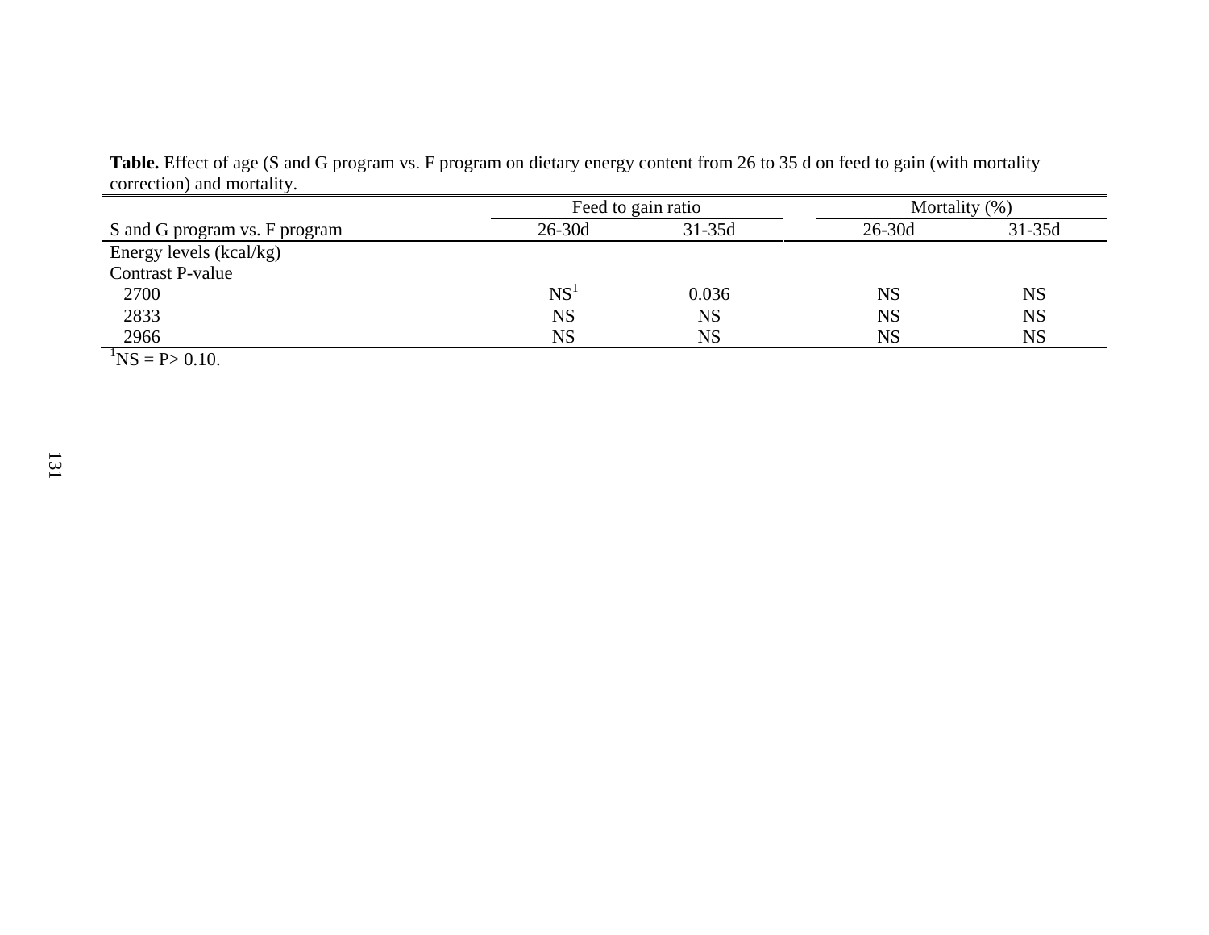**Table.** Effect of age (S and G program vs. F program on dietary energy content from 26 to 35 d on feed to gain (with mortality correction) and mortality.

| | Feed to gain ratio | | Mortality (%) | |
|---|---|---|---|---|
| S and G program vs. F program | 26-30d | 31-35d | 26-30d | 31-35d |
| Energy levels (kcal/kg) | | | | |
| Contrast P-value | | | | |
| 2700 | NS[1] | 0.036 | NS | NS |
| 2833 | NS | NS | NS | NS |
| 2966 | NS | NS | NS | NS |

[1]NS = P> 0.10.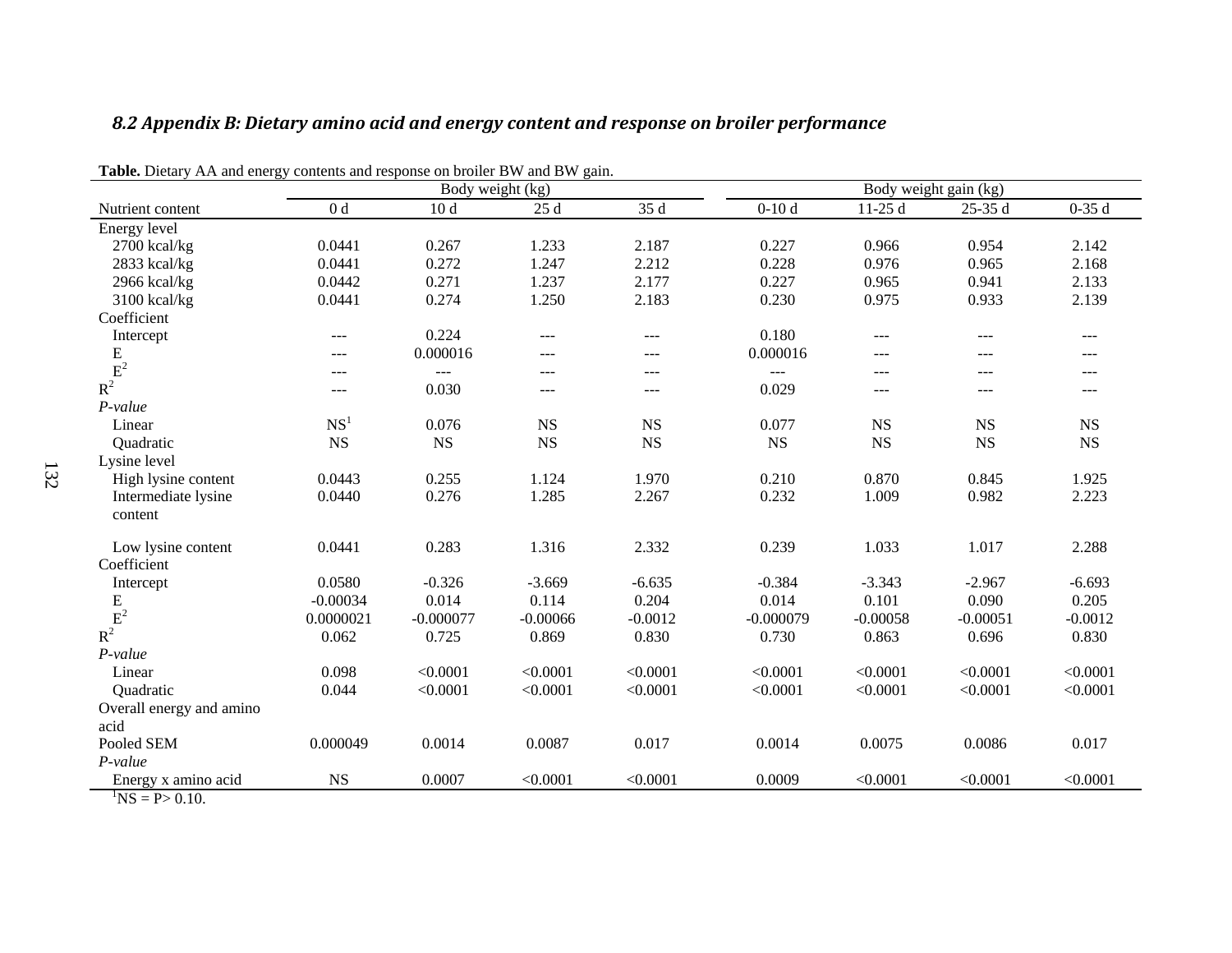### *8.2 Appendix B: Dietary amino acid and energy content and response on broiler performance*

**Table.** Dietary AA and energy contents and response on broiler BW and BW gain.

| | Body weight (kg) | | | | Body weight gain (kg) | | | |
|---|---|---|---|---|---|---|---|---|
| Nutrient content | 0 d | 10 d | 25 d | 35 d | 0-10 d | 11-25 d | 25-35 d | 0-35 d |
| Energy level | | | | | | | | |
| 2700 kcal/kg | 0.0441 | 0.267 | 1.233 | 2.187 | 0.227 | 0.966 | 0.954 | 2.142 |
| 2833 kcal/kg | 0.0441 | 0.272 | 1.247 | 2.212 | 0.228 | 0.976 | 0.965 | 2.168 |
| 2966 kcal/kg | 0.0442 | 0.271 | 1.237 | 2.177 | 0.227 | 0.965 | 0.941 | 2.133 |
| 3100 kcal/kg | 0.0441 | 0.274 | 1.250 | 2.183 | 0.230 | 0.975 | 0.933 | 2.139 |
| Coefficient | | | | | | | | |
| Intercept | --- | 0.224 | --- | --- | 0.180 | --- | --- | --- |
| E | --- | 0.000016 | --- | --- | 0.000016 | --- | --- | --- |
| $E^2$ | --- | --- | --- | --- | --- | --- | --- | --- |
| $R^2$ | --- | 0.030 | --- | --- | 0.029 | --- | --- | --- |
| *P-value* | | | | | | | | |
| Linear | NS[1] | 0.076 | NS | NS | 0.077 | NS | NS | NS |
| Quadratic | NS | NS | NS | NS | NS | NS | NS | NS |
| Lysine level | | | | | | | | |
| High lysine content | 0.0443 | 0.255 | 1.124 | 1.970 | 0.210 | 0.870 | 0.845 | 1.925 |
| Intermediate lysine content | 0.0440 | 0.276 | 1.285 | 2.267 | 0.232 | 1.009 | 0.982 | 2.223 |
| Low lysine content | 0.0441 | 0.283 | 1.316 | 2.332 | 0.239 | 1.033 | 1.017 | 2.288 |
| Coefficient | | | | | | | | |
| Intercept | 0.0580 | -0.326 | -3.669 | -6.635 | -0.384 | -3.343 | -2.967 | -6.693 |
| E | -0.00034 | 0.014 | 0.114 | 0.204 | 0.014 | 0.101 | 0.090 | 0.205 |
| $E^2$ | 0.0000021 | -0.000077 | -0.00066 | -0.0012 | -0.000079 | -0.00058 | -0.00051 | -0.0012 |
| $R^2$ | 0.062 | 0.725 | 0.869 | 0.830 | 0.730 | 0.863 | 0.696 | 0.830 |
| *P-value* | | | | | | | | |
| Linear | 0.098 | <0.0001 | <0.0001 | <0.0001 | <0.0001 | <0.0001 | <0.0001 | <0.0001 |
| Quadratic | 0.044 | <0.0001 | <0.0001 | <0.0001 | <0.0001 | <0.0001 | <0.0001 | <0.0001 |
| Overall energy and amino acid | | | | | | | | |
| Pooled SEM | 0.000049 | 0.0014 | 0.0087 | 0.017 | 0.0014 | 0.0075 | 0.0086 | 0.017 |
| *P-value* | | | | | | | | |
| Energy x amino acid | NS | 0.0007 | <0.0001 | <0.0001 | 0.0009 | <0.0001 | <0.0001 | <0.0001 |

[1]NS = P> 0.10.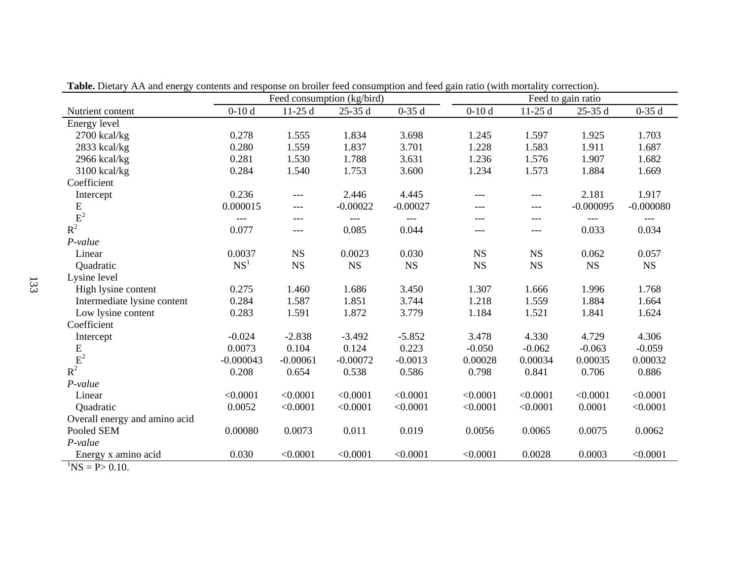**Table.** Dietary AA and energy contents and response on broiler feed consumption and feed gain ratio (with mortality correction).

| | Feed consumption (kg/bird) | | | | Feed to gain ratio | | | |
|---|---|---|---|---|---|---|---|---|
| Nutrient content | 0-10 d | 11-25 d | 25-35 d | 0-35 d | 0-10 d | 11-25 d | 25-35 d | 0-35 d |
| Energy level | | | | | | | | |
| 2700 kcal/kg | 0.278 | 1.555 | 1.834 | 3.698 | 1.245 | 1.597 | 1.925 | 1.703 |
| 2833 kcal/kg | 0.280 | 1.559 | 1.837 | 3.701 | 1.228 | 1.583 | 1.911 | 1.687 |
| 2966 kcal/kg | 0.281 | 1.530 | 1.788 | 3.631 | 1.236 | 1.576 | 1.907 | 1.682 |
| 3100 kcal/kg | 0.284 | 1.540 | 1.753 | 3.600 | 1.234 | 1.573 | 1.884 | 1.669 |
| Coefficient | | | | | | | | |
| Intercept | 0.236 | --- | 2.446 | 4.445 | --- | --- | 2.181 | 1.917 |
| E | 0.000015 | --- | -0.00022 | -0.00027 | --- | --- | -0.000095 | -0.000080 |
| $E^2$ | --- | --- | --- | --- | --- | --- | --- | --- |
| $R^2$ | 0.077 | --- | 0.085 | 0.044 | --- | --- | 0.033 | 0.034 |
| *P-value* | | | | | | | | |
| Linear | 0.0037 | NS | 0.0023 | 0.030 | NS | NS | 0.062 | 0.057 |
| Quadratic | NS[1] | NS | NS | NS | NS | NS | NS | NS |
| Lysine level | | | | | | | | |
| High lysine content | 0.275 | 1.460 | 1.686 | 3.450 | 1.307 | 1.666 | 1.996 | 1.768 |
| Intermediate lysine content | 0.284 | 1.587 | 1.851 | 3.744 | 1.218 | 1.559 | 1.884 | 1.664 |
| Low lysine content | 0.283 | 1.591 | 1.872 | 3.779 | 1.184 | 1.521 | 1.841 | 1.624 |
| Coefficient | | | | | | | | |
| Intercept | -0.024 | -2.838 | -3.492 | -5.852 | 3.478 | 4.330 | 4.729 | 4.306 |
| E | 0.0073 | 0.104 | 0.124 | 0.223 | -0.050 | -0.062 | -0.063 | -0.059 |
| $E^2$ | -0.000043 | -0.00061 | -0.00072 | -0.0013 | 0.00028 | 0.00034 | 0.00035 | 0.00032 |
| $R^2$ | 0.208 | 0.654 | 0.538 | 0.586 | 0.798 | 0.841 | 0.706 | 0.886 |
| *P-value* | | | | | | | | |
| Linear | <0.0001 | <0.0001 | <0.0001 | <0.0001 | <0.0001 | <0.0001 | <0.0001 | <0.0001 |
| Quadratic | 0.0052 | <0.0001 | <0.0001 | <0.0001 | <0.0001 | <0.0001 | 0.0001 | <0.0001 |
| Overall energy and amino acid | | | | | | | | |
| Pooled SEM | 0.00080 | 0.0073 | 0.011 | 0.019 | 0.0056 | 0.0065 | 0.0075 | 0.0062 |
| *P-value* | | | | | | | | |
| Energy x amino acid | 0.030 | <0.0001 | <0.0001 | <0.0001 | <0.0001 | 0.0028 | 0.0003 | <0.0001 |

[1]NS = P> 0.10.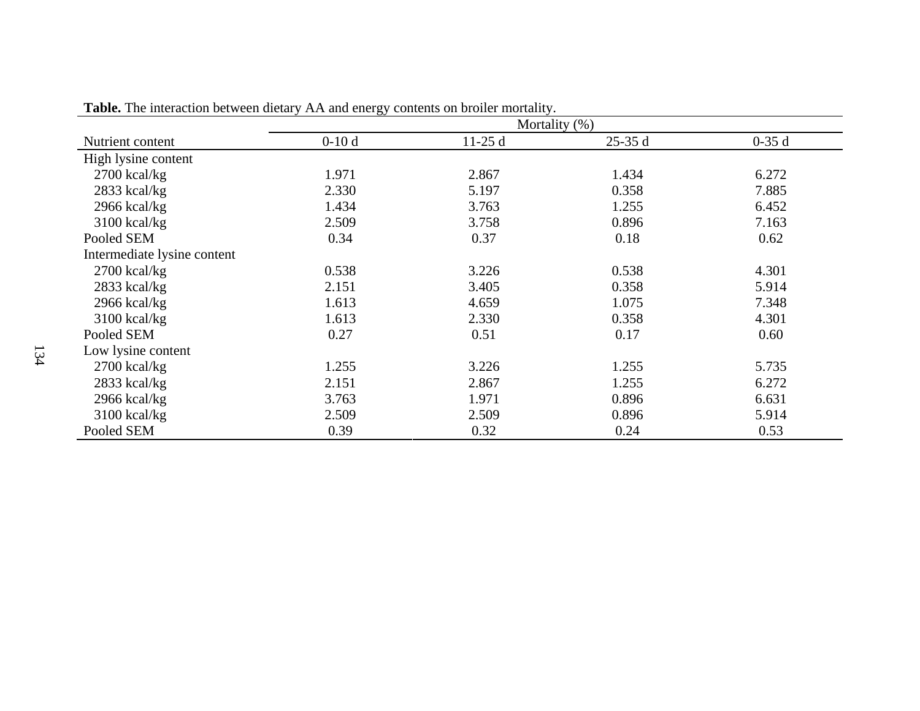**Table.** The interaction between dietary AA and energy contents on broiler mortality.

| | Mortality (%) | | | |
|---|---|---|---|---|
| Nutrient content | 0-10 d | 11-25 d | 25-35 d | 0-35 d |
| High lysine content | | | | |
| 2700 kcal/kg | 1.971 | 2.867 | 1.434 | 6.272 |
| 2833 kcal/kg | 2.330 | 5.197 | 0.358 | 7.885 |
| 2966 kcal/kg | 1.434 | 3.763 | 1.255 | 6.452 |
| 3100 kcal/kg | 2.509 | 3.758 | 0.896 | 7.163 |
| Pooled SEM | 0.34 | 0.37 | 0.18 | 0.62 |
| Intermediate lysine content | | | | |
| 2700 kcal/kg | 0.538 | 3.226 | 0.538 | 4.301 |
| 2833 kcal/kg | 2.151 | 3.405 | 0.358 | 5.914 |
| 2966 kcal/kg | 1.613 | 4.659 | 1.075 | 7.348 |
| 3100 kcal/kg | 1.613 | 2.330 | 0.358 | 4.301 |
| Pooled SEM | 0.27 | 0.51 | 0.17 | 0.60 |
| Low lysine content | | | | |
| 2700 kcal/kg | 1.255 | 3.226 | 1.255 | 5.735 |
| 2833 kcal/kg | 2.151 | 2.867 | 1.255 | 6.272 |
| 2966 kcal/kg | 3.763 | 1.971 | 0.896 | 6.631 |
| 3100 kcal/kg | 2.509 | 2.509 | 0.896 | 5.914 |
| Pooled SEM | 0.39 | 0.32 | 0.24 | 0.53 |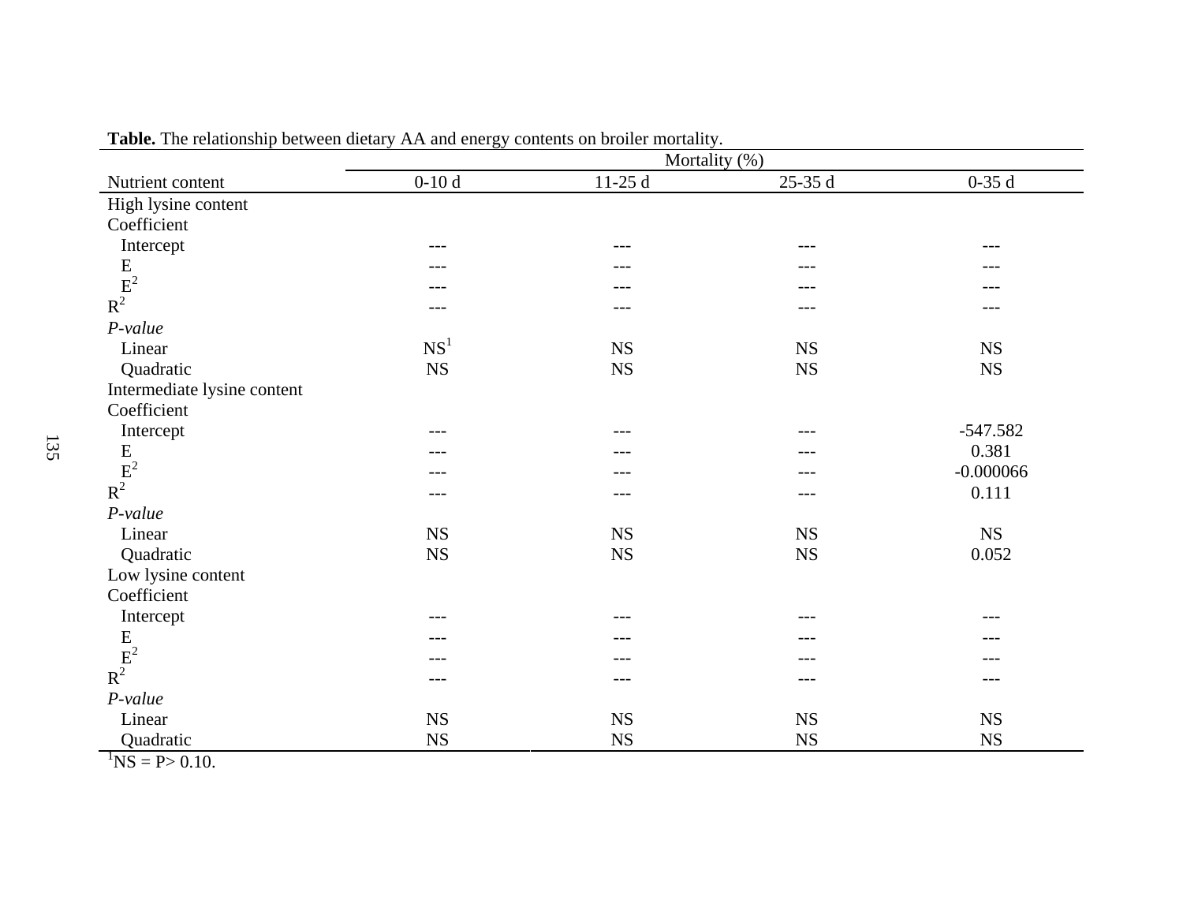**Table.** The relationship between dietary AA and energy contents on broiler mortality.

| | Mortality (%) | | | |
|---|---|---|---|---|
| Nutrient content | 0-10 d | 11-25 d | 25-35 d | 0-35 d |
| High lysine content | | | | |
| Coefficient | | | | |
| Intercept | --- | --- | --- | --- |
| E | --- | --- | --- | --- |
| $E^2$ | --- | --- | --- | --- |
| $R^2$ | --- | --- | --- | --- |
| *P-value* | | | | |
| Linear | NS[1] | NS | NS | NS |
| Quadratic | NS | NS | NS | NS |
| Intermediate lysine content | | | | |
| Coefficient | | | | |
| Intercept | --- | --- | --- | -547.582 |
| E | --- | --- | --- | 0.381 |
| $E^2$ | --- | --- | --- | -0.000066 |
| $R^2$ | --- | --- | --- | 0.111 |
| *P-value* | | | | |
| Linear | NS | NS | NS | NS |
| Quadratic | NS | NS | NS | 0.052 |
| Low lysine content | | | | |
| Coefficient | | | | |
| Intercept | --- | --- | --- | --- |
| E | --- | --- | --- | --- |
| $E^2$ | --- | --- | --- | --- |
| $R^2$ | --- | --- | --- | --- |
| *P-value* | | | | |
| Linear | NS | NS | NS | NS |
| Quadratic | NS | NS | NS | NS |

[1]NS = P> 0.10.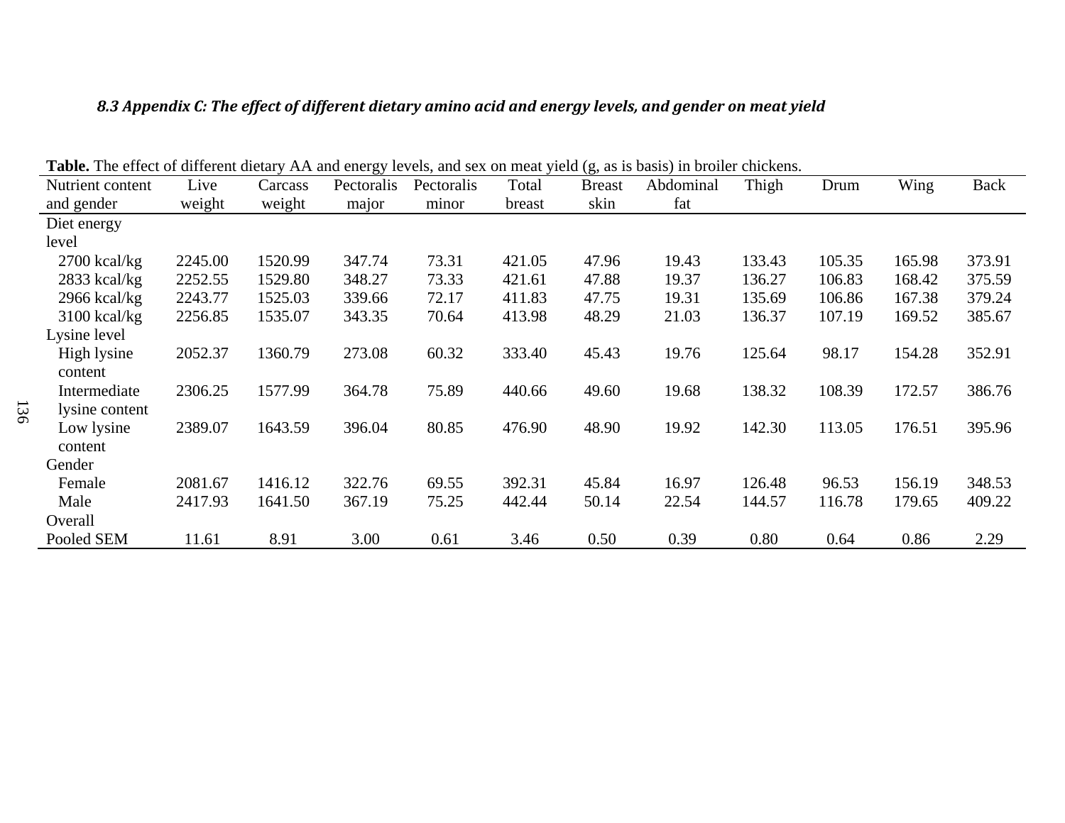### *8.3 Appendix C: The effect of different dietary amino acid and energy levels, and gender on meat yield*

**Table.** The effect of different dietary AA and energy levels, and sex on meat yield (g, as is basis) in broiler chickens.

| Nutrient content and gender | Live weight | Carcass weight | Pectoralis major | Pectoralis minor | Total breast | Breast skin | Abdominal fat | Thigh | Drum | Wing | Back |
|---|---|---|---|---|---|---|---|---|---|---|---|
| Diet energy level | | | | | | | | | | | |
| 2700 kcal/kg | 2245.00 | 1520.99 | 347.74 | 73.31 | 421.05 | 47.96 | 19.43 | 133.43 | 105.35 | 165.98 | 373.91 |
| 2833 kcal/kg | 2252.55 | 1529.80 | 348.27 | 73.33 | 421.61 | 47.88 | 19.37 | 136.27 | 106.83 | 168.42 | 375.59 |
| 2966 kcal/kg | 2243.77 | 1525.03 | 339.66 | 72.17 | 411.83 | 47.75 | 19.31 | 135.69 | 106.86 | 167.38 | 379.24 |
| 3100 kcal/kg | 2256.85 | 1535.07 | 343.35 | 70.64 | 413.98 | 48.29 | 21.03 | 136.37 | 107.19 | 169.52 | 385.67 |
| Lysine level | | | | | | | | | | | |
| High lysine content | 2052.37 | 1360.79 | 273.08 | 60.32 | 333.40 | 45.43 | 19.76 | 125.64 | 98.17 | 154.28 | 352.91 |
| Intermediate lysine content | 2306.25 | 1577.99 | 364.78 | 75.89 | 440.66 | 49.60 | 19.68 | 138.32 | 108.39 | 172.57 | 386.76 |
| Low lysine content | 2389.07 | 1643.59 | 396.04 | 80.85 | 476.90 | 48.90 | 19.92 | 142.30 | 113.05 | 176.51 | 395.96 |
| Gender | | | | | | | | | | | |
| Female | 2081.67 | 1416.12 | 322.76 | 69.55 | 392.31 | 45.84 | 16.97 | 126.48 | 96.53 | 156.19 | 348.53 |
| Male | 2417.93 | 1641.50 | 367.19 | 75.25 | 442.44 | 50.14 | 22.54 | 144.57 | 116.78 | 179.65 | 409.22 |
| Overall | | | | | | | | | | | |
| Pooled SEM | 11.61 | 8.91 | 3.00 | 0.61 | 3.46 | 0.50 | 0.39 | 0.80 | 0.64 | 0.86 | 2.29 |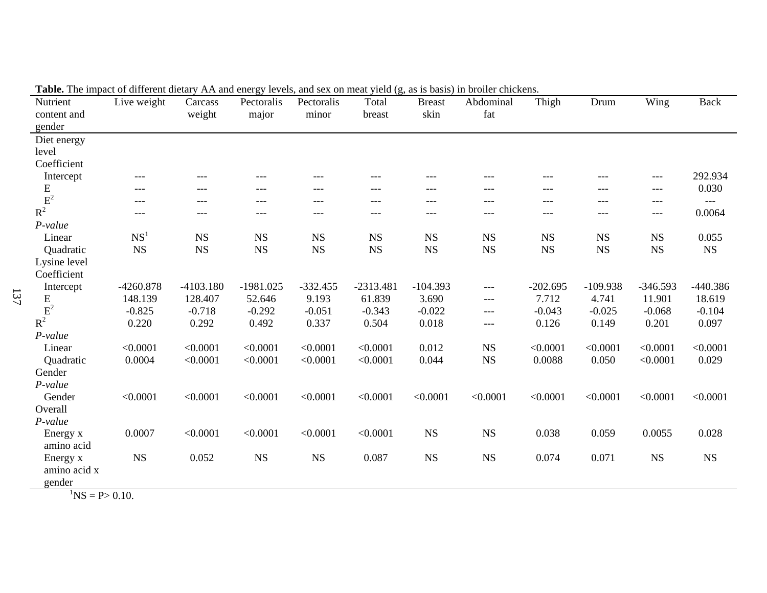**Table.** The impact of different dietary AA and energy levels, and sex on meat yield (g, as is basis) in broiler chickens.

| Nutrient content and gender | Live weight | Carcass weight | Pectoralis major | Pectoralis minor | Total breast | Breast skin | Abdominal fat | Thigh | Drum | Wing | Back |
|---|---|---|---|---|---|---|---|---|---|---|---|
| Diet energy level | | | | | | | | | | | |
| Coefficient | | | | | | | | | | | |
| Intercept | --- | --- | --- | --- | --- | --- | --- | --- | --- | --- | 292.934 |
| E | --- | --- | --- | --- | --- | --- | --- | --- | --- | --- | 0.030 |
| $E^2$ | --- | --- | --- | --- | --- | --- | --- | --- | --- | --- | --- |
| $R^2$ | --- | --- | --- | --- | --- | --- | --- | --- | --- | --- | 0.0064 |
| *P-value* | | | | | | | | | | | |
| Linear | NS[1] | NS | NS | NS | NS | NS | NS | NS | NS | NS | 0.055 |
| Quadratic | NS | NS | NS | NS | NS | NS | NS | NS | NS | NS | NS |
| Lysine level | | | | | | | | | | | |
| Coefficient | | | | | | | | | | | |
| Intercept | -4260.878 | -4103.180 | -1981.025 | -332.455 | -2313.481 | -104.393 | --- | -202.695 | -109.938 | -346.593 | -440.386 |
| E | 148.139 | 128.407 | 52.646 | 9.193 | 61.839 | 3.690 | --- | 7.712 | 4.741 | 11.901 | 18.619 |
| $E^2$ | -0.825 | -0.718 | -0.292 | -0.051 | -0.343 | -0.022 | --- | -0.043 | -0.025 | -0.068 | -0.104 |
| $R^2$ | 0.220 | 0.292 | 0.492 | 0.337 | 0.504 | 0.018 | --- | 0.126 | 0.149 | 0.201 | 0.097 |
| *P-value* | | | | | | | | | | | |
| Linear | <0.0001 | <0.0001 | <0.0001 | <0.0001 | <0.0001 | 0.012 | NS | <0.0001 | <0.0001 | <0.0001 | <0.0001 |
| Quadratic | 0.0004 | <0.0001 | <0.0001 | <0.0001 | <0.0001 | 0.044 | NS | 0.0088 | 0.050 | <0.0001 | 0.029 |
| Gender | | | | | | | | | | | |
| *P-value* | | | | | | | | | | | |
| Gender | <0.0001 | <0.0001 | <0.0001 | <0.0001 | <0.0001 | <0.0001 | <0.0001 | <0.0001 | <0.0001 | <0.0001 | <0.0001 |
| Overall | | | | | | | | | | | |
| *P-value* | | | | | | | | | | | |
| Energy x amino acid | 0.0007 | <0.0001 | <0.0001 | <0.0001 | <0.0001 | NS | NS | 0.038 | 0.059 | 0.0055 | 0.028 |
| Energy x amino acid x gender | NS | 0.052 | NS | NS | 0.087 | NS | NS | 0.074 | 0.071 | NS | NS |

[1]NS = P> 0.10.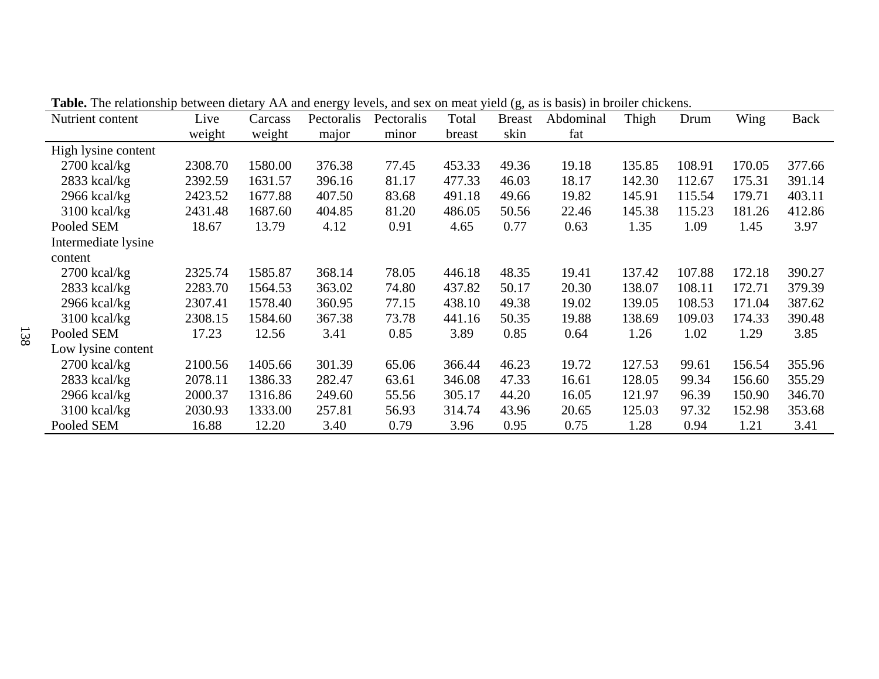**Table.** The relationship between dietary AA and energy levels, and sex on meat yield (g, as is basis) in broiler chickens.

| Nutrient content | Live weight | Carcass weight | Pectoralis major | Pectoralis minor | Total breast | Breast skin | Abdominal fat | Thigh | Drum | Wing | Back |
|---|---|---|---|---|---|---|---|---|---|---|---|
| High lysine content | | | | | | | | | | | |
| 2700 kcal/kg | 2308.70 | 1580.00 | 376.38 | 77.45 | 453.33 | 49.36 | 19.18 | 135.85 | 108.91 | 170.05 | 377.66 |
| 2833 kcal/kg | 2392.59 | 1631.57 | 396.16 | 81.17 | 477.33 | 46.03 | 18.17 | 142.30 | 112.67 | 175.31 | 391.14 |
| 2966 kcal/kg | 2423.52 | 1677.88 | 407.50 | 83.68 | 491.18 | 49.66 | 19.82 | 145.91 | 115.54 | 179.71 | 403.11 |
| 3100 kcal/kg | 2431.48 | 1687.60 | 404.85 | 81.20 | 486.05 | 50.56 | 22.46 | 145.38 | 115.23 | 181.26 | 412.86 |
| Pooled SEM | 18.67 | 13.79 | 4.12 | 0.91 | 4.65 | 0.77 | 0.63 | 1.35 | 1.09 | 1.45 | 3.97 |
| Intermediate lysine content | | | | | | | | | | | |
| 2700 kcal/kg | 2325.74 | 1585.87 | 368.14 | 78.05 | 446.18 | 48.35 | 19.41 | 137.42 | 107.88 | 172.18 | 390.27 |
| 2833 kcal/kg | 2283.70 | 1564.53 | 363.02 | 74.80 | 437.82 | 50.17 | 20.30 | 138.07 | 108.11 | 172.71 | 379.39 |
| 2966 kcal/kg | 2307.41 | 1578.40 | 360.95 | 77.15 | 438.10 | 49.38 | 19.02 | 139.05 | 108.53 | 171.04 | 387.62 |
| 3100 kcal/kg | 2308.15 | 1584.60 | 367.38 | 73.78 | 441.16 | 50.35 | 19.88 | 138.69 | 109.03 | 174.33 | 390.48 |
| Pooled SEM | 17.23 | 12.56 | 3.41 | 0.85 | 3.89 | 0.85 | 0.64 | 1.26 | 1.02 | 1.29 | 3.85 |
| Low lysine content | | | | | | | | | | | |
| 2700 kcal/kg | 2100.56 | 1405.66 | 301.39 | 65.06 | 366.44 | 46.23 | 19.72 | 127.53 | 99.61 | 156.54 | 355.96 |
| 2833 kcal/kg | 2078.11 | 1386.33 | 282.47 | 63.61 | 346.08 | 47.33 | 16.61 | 128.05 | 99.34 | 156.60 | 355.29 |
| 2966 kcal/kg | 2000.37 | 1316.86 | 249.60 | 55.56 | 305.17 | 44.20 | 16.05 | 121.97 | 96.39 | 150.90 | 346.70 |
| 3100 kcal/kg | 2030.93 | 1333.00 | 257.81 | 56.93 | 314.74 | 43.96 | 20.65 | 125.03 | 97.32 | 152.98 | 353.68 |
| Pooled SEM | 16.88 | 12.20 | 3.40 | 0.79 | 3.96 | 0.95 | 0.75 | 1.28 | 0.94 | 1.21 | 3.41 |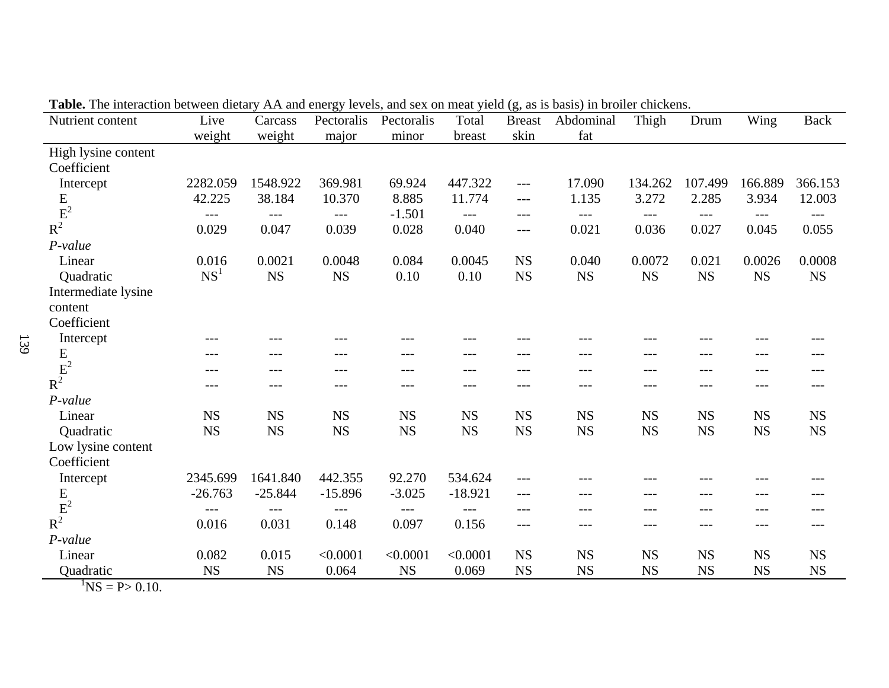**Table.** The interaction between dietary AA and energy levels, and sex on meat yield (g, as is basis) in broiler chickens.

| Nutrient content | Live weight | Carcass weight | Pectoralis major | Pectoralis minor | Total breast | Breast skin | Abdominal fat | Thigh | Drum | Wing | Back |
|---|---|---|---|---|---|---|---|---|---|---|---|
| High lysine content | | | | | | | | | | | |
| Coefficient | | | | | | | | | | | |
| Intercept | 2282.059 | 1548.922 | 369.981 | 69.924 | 447.322 | --- | 17.090 | 134.262 | 107.499 | 166.889 | 366.153 |
| E | 42.225 | 38.184 | 10.370 | 8.885 | 11.774 | --- | 1.135 | 3.272 | 2.285 | 3.934 | 12.003 |
| $E^2$ | --- | --- | --- | -1.501 | --- | --- | --- | --- | --- | --- | --- |
| $R^2$ | 0.029 | 0.047 | 0.039 | 0.028 | 0.040 | --- | 0.021 | 0.036 | 0.027 | 0.045 | 0.055 |
| *P-value* | | | | | | | | | | | |
| Linear | 0.016 | 0.0021 | 0.0048 | 0.084 | 0.0045 | NS | 0.040 | 0.0072 | 0.021 | 0.0026 | 0.0008 |
| Quadratic | NS[1] | NS | NS | 0.10 | 0.10 | NS | NS | NS | NS | NS | NS |
| Intermediate lysine content | | | | | | | | | | | |
| Coefficient | | | | | | | | | | | |
| Intercept | --- | --- | --- | --- | --- | --- | --- | --- | --- | --- | --- |
| E | --- | --- | --- | --- | --- | --- | --- | --- | --- | --- | --- |
| $E^2$ | --- | --- | --- | --- | --- | --- | --- | --- | --- | --- | --- |
| $R^2$ | --- | --- | --- | --- | --- | --- | --- | --- | --- | --- | --- |
| *P-value* | | | | | | | | | | | |
| Linear | NS | NS | NS | NS | NS | NS | NS | NS | NS | NS | NS |
| Quadratic | NS | NS | NS | NS | NS | NS | NS | NS | NS | NS | NS |
| Low lysine content | | | | | | | | | | | |
| Coefficient | | | | | | | | | | | |
| Intercept | 2345.699 | 1641.840 | 442.355 | 92.270 | 534.624 | --- | --- | --- | --- | --- | --- |
| E | -26.763 | -25.844 | -15.896 | -3.025 | -18.921 | --- | --- | --- | --- | --- | --- |
| $E^2$ | --- | --- | --- | --- | --- | --- | --- | --- | --- | --- | --- |
| $R^2$ | 0.016 | 0.031 | 0.148 | 0.097 | 0.156 | --- | --- | --- | --- | --- | --- |
| *P-value* | | | | | | | | | | | |
| Linear | 0.082 | 0.015 | <0.0001 | <0.0001 | <0.0001 | NS | NS | NS | NS | NS | NS |
| Quadratic | NS | NS | 0.064 | NS | 0.069 | NS | NS | NS | NS | NS | NS |

[1]NS = P> 0.10.